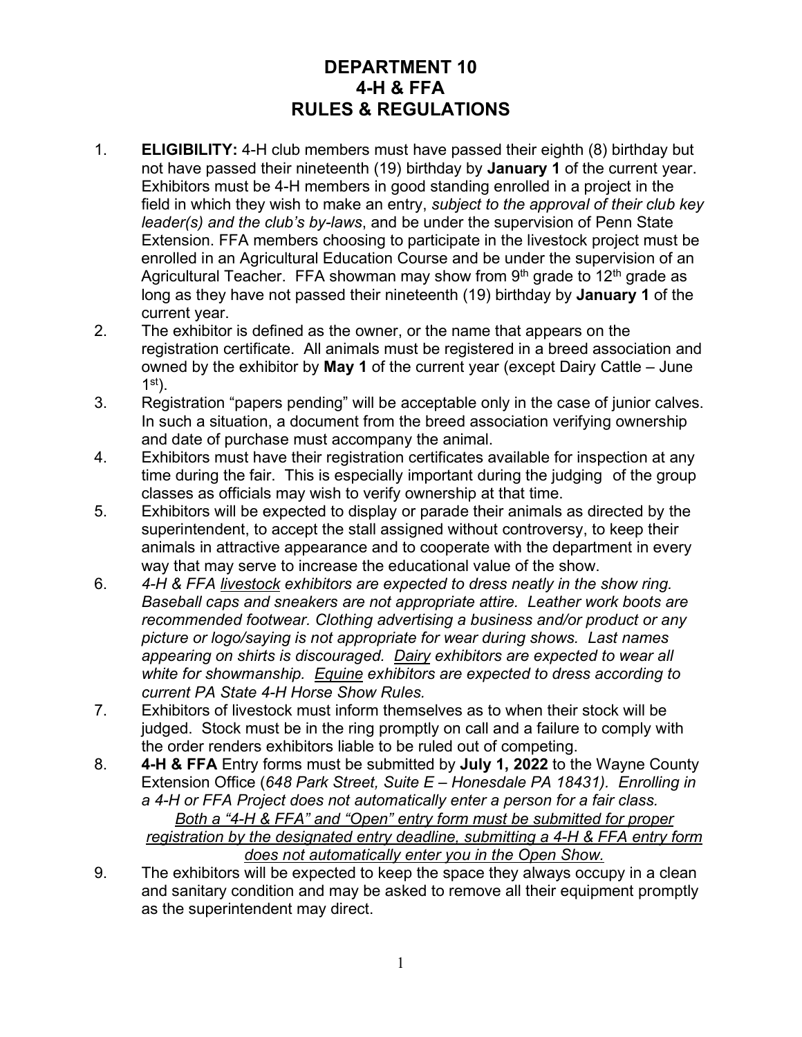# DEPARTMENT 10
# 4-H & FFA
# RULES & REGULATIONS

1. **ELIGIBILITY:** 4-H club members must have passed their eighth (8) birthday but not have passed their nineteenth (19) birthday by **January 1** of the current year. Exhibitors must be 4-H members in good standing enrolled in a project in the field in which they wish to make an entry, *subject to the approval of their club key leader(s) and the club's by-laws*, and be under the supervision of Penn State Extension. FFA members choosing to participate in the livestock project must be enrolled in an Agricultural Education Course and be under the supervision of an Agricultural Teacher. FFA showman may show from 9th grade to 12th grade as long as they have not passed their nineteenth (19) birthday by **January 1** of the current year.
2. The exhibitor is defined as the owner, or the name that appears on the registration certificate. All animals must be registered in a breed association and owned by the exhibitor by **May 1** of the current year (except Dairy Cattle – June 1st).
3. Registration "papers pending" will be acceptable only in the case of junior calves. In such a situation, a document from the breed association verifying ownership and date of purchase must accompany the animal.
4. Exhibitors must have their registration certificates available for inspection at any time during the fair. This is especially important during the judging of the group classes as officials may wish to verify ownership at that time.
5. Exhibitors will be expected to display or parade their animals as directed by the superintendent, to accept the stall assigned without controversy, to keep their animals in attractive appearance and to cooperate with the department in every way that may serve to increase the educational value of the show.
6. *4-H & FFA livestock exhibitors are expected to dress neatly in the show ring. Baseball caps and sneakers are not appropriate attire. Leather work boots are recommended footwear. Clothing advertising a business and/or product or any picture or logo/saying is not appropriate for wear during shows. Last names appearing on shirts is discouraged. Dairy exhibitors are expected to wear all white for showmanship. Equine exhibitors are expected to dress according to current PA State 4-H Horse Show Rules.*
7. Exhibitors of livestock must inform themselves as to when their stock will be judged. Stock must be in the ring promptly on call and a failure to comply with the order renders exhibitors liable to be ruled out of competing.
8. **4-H & FFA** Entry forms must be submitted by **July 1, 2022** to the Wayne County Extension Office (*648 Park Street, Suite E – Honesdale PA 18431). Enrolling in a 4-H or FFA Project does not automatically enter a person for a fair class. Both a "4-H & FFA" and "Open" entry form must be submitted for proper registration by the designated entry deadline, submitting a 4-H & FFA entry form does not automatically enter you in the Open Show.*
9. The exhibitors will be expected to keep the space they always occupy in a clean and sanitary condition and may be asked to remove all their equipment promptly as the superintendent may direct.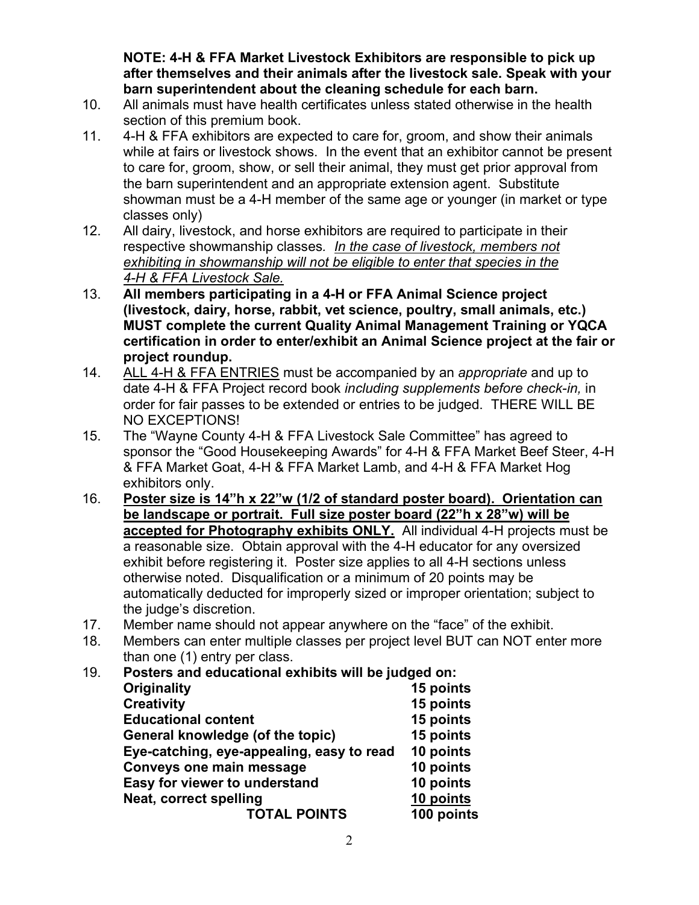**NOTE: 4-H & FFA Market Livestock Exhibitors are responsible to pick up after themselves and their animals after the livestock sale. Speak with your barn superintendent about the cleaning schedule for each barn.**

10. All animals must have health certificates unless stated otherwise in the health section of this premium book.
11. 4-H & FFA exhibitors are expected to care for, groom, and show their animals while at fairs or livestock shows. In the event that an exhibitor cannot be present to care for, groom, show, or sell their animal, they must get prior approval from the barn superintendent and an appropriate extension agent. Substitute showman must be a 4-H member of the same age or younger (in market or type classes only)
12. All dairy, livestock, and horse exhibitors are required to participate in their respective showmanship classes. <u>*In the case of livestock, members not exhibiting in showmanship will not be eligible to enter that species in the 4-H & FFA Livestock Sale.*</u>
13. **All members participating in a 4-H or FFA Animal Science project (livestock, dairy, horse, rabbit, vet science, poultry, small animals, etc.) MUST complete the current Quality Animal Management Training or YQCA certification in order to enter/exhibit an Animal Science project at the fair or project roundup.**
14. <u>ALL 4-H & FFA ENTRIES</u> must be accompanied by an *appropriate* and up to date 4-H & FFA Project record book *including supplements before check-in,* in order for fair passes to be extended or entries to be judged. THERE WILL BE NO EXCEPTIONS!
15. The "Wayne County 4-H & FFA Livestock Sale Committee" has agreed to sponsor the "Good Housekeeping Awards" for 4-H & FFA Market Beef Steer, 4-H & FFA Market Goat, 4-H & FFA Market Lamb, and 4-H & FFA Market Hog exhibitors only.
16. <u>**Poster size is 14"h x 22"w (1/2 of standard poster board). Orientation can be landscape or portrait. Full size poster board (22"h x 28"w) will be accepted for Photography exhibits ONLY.**</u> All individual 4-H projects must be a reasonable size. Obtain approval with the 4-H educator for any oversized exhibit before registering it. Poster size applies to all 4-H sections unless otherwise noted. Disqualification or a minimum of 20 points may be automatically deducted for improperly sized or improper orientation; subject to the judge's discretion.
17. Member name should not appear anywhere on the "face" of the exhibit.
18. Members can enter multiple classes per project level BUT can NOT enter more than one (1) entry per class.
19. **Posters and educational exhibits will be judged on:**

| | |
|---|---|
| **Originality** | **15 points** |
| **Creativity** | **15 points** |
| **Educational content** | **15 points** |
| **General knowledge (of the topic)** | **15 points** |
| **Eye-catching, eye-appealing, easy to read** | **10 points** |
| **Conveys one main message** | **10 points** |
| **Easy for viewer to understand** | **10 points** |
| **Neat, correct spelling** | **10 points** |
| **TOTAL POINTS** | **100 points** |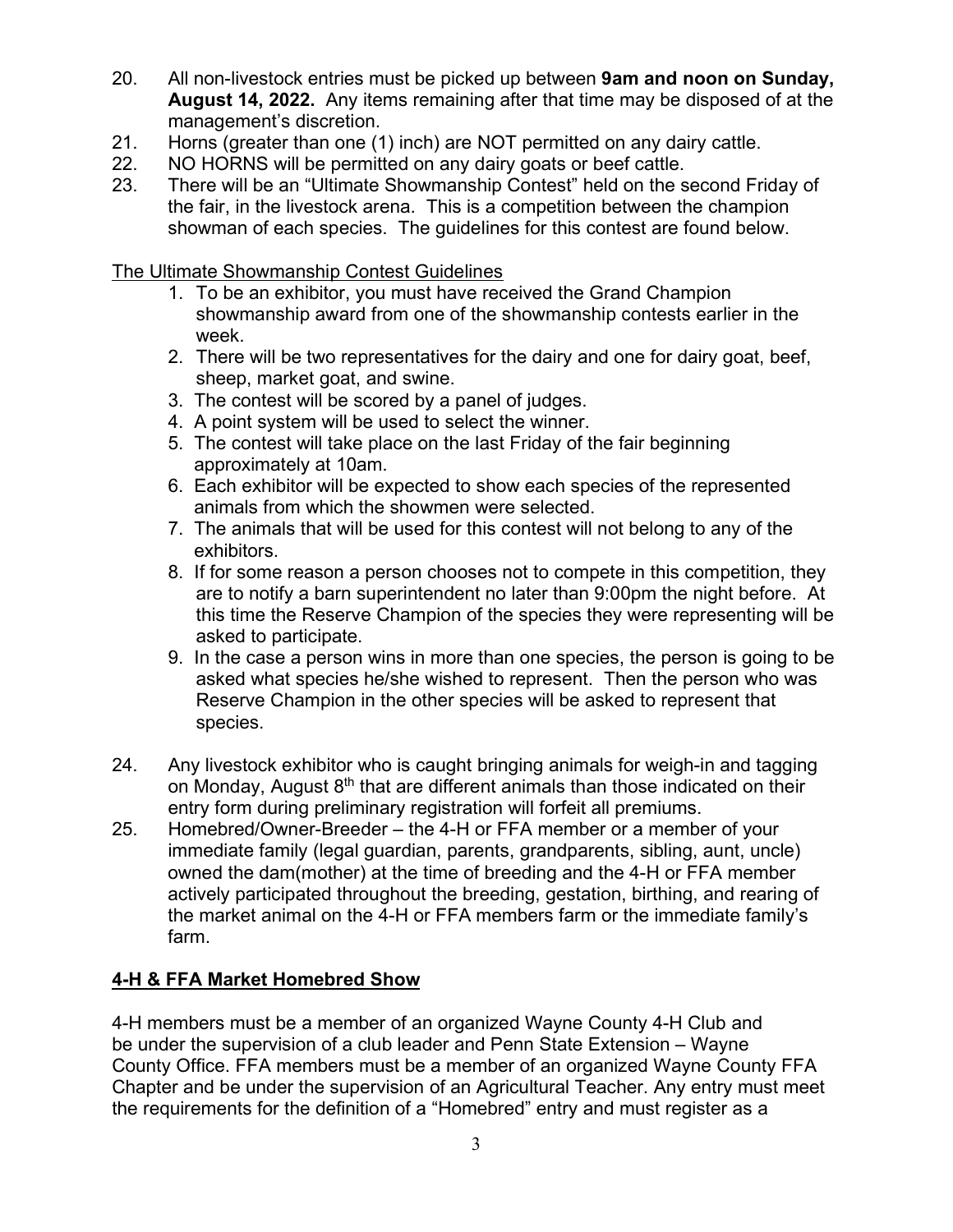20. All non-livestock entries must be picked up between **9am and noon on Sunday, August 14, 2022.** Any items remaining after that time may be disposed of at the management's discretion.
21. Horns (greater than one (1) inch) are NOT permitted on any dairy cattle.
22. NO HORNS will be permitted on any dairy goats or beef cattle.
23. There will be an "Ultimate Showmanship Contest" held on the second Friday of the fair, in the livestock arena. This is a competition between the champion showman of each species. The guidelines for this contest are found below.

<u>The Ultimate Showmanship Contest Guidelines</u>

1. To be an exhibitor, you must have received the Grand Champion showmanship award from one of the showmanship contests earlier in the week.
2. There will be two representatives for the dairy and one for dairy goat, beef, sheep, market goat, and swine.
3. The contest will be scored by a panel of judges.
4. A point system will be used to select the winner.
5. The contest will take place on the last Friday of the fair beginning approximately at 10am.
6. Each exhibitor will be expected to show each species of the represented animals from which the showmen were selected.
7. The animals that will be used for this contest will not belong to any of the exhibitors.
8. If for some reason a person chooses not to compete in this competition, they are to notify a barn superintendent no later than 9:00pm the night before. At this time the Reserve Champion of the species they were representing will be asked to participate.
9. In the case a person wins in more than one species, the person is going to be asked what species he/she wished to represent. Then the person who was Reserve Champion in the other species will be asked to represent that species.

24. Any livestock exhibitor who is caught bringing animals for weigh-in and tagging on Monday, August 8th that are different animals than those indicated on their entry form during preliminary registration will forfeit all premiums.
25. Homebred/Owner-Breeder – the 4-H or FFA member or a member of your immediate family (legal guardian, parents, grandparents, sibling, aunt, uncle) owned the dam(mother) at the time of breeding and the 4-H or FFA member actively participated throughout the breeding, gestation, birthing, and rearing of the market animal on the 4-H or FFA members farm or the immediate family's farm.

## 4-H & FFA Market Homebred Show

4-H members must be a member of an organized Wayne County 4-H Club and be under the supervision of a club leader and Penn State Extension – Wayne County Office. FFA members must be a member of an organized Wayne County FFA Chapter and be under the supervision of an Agricultural Teacher. Any entry must meet the requirements for the definition of a "Homebred" entry and must register as a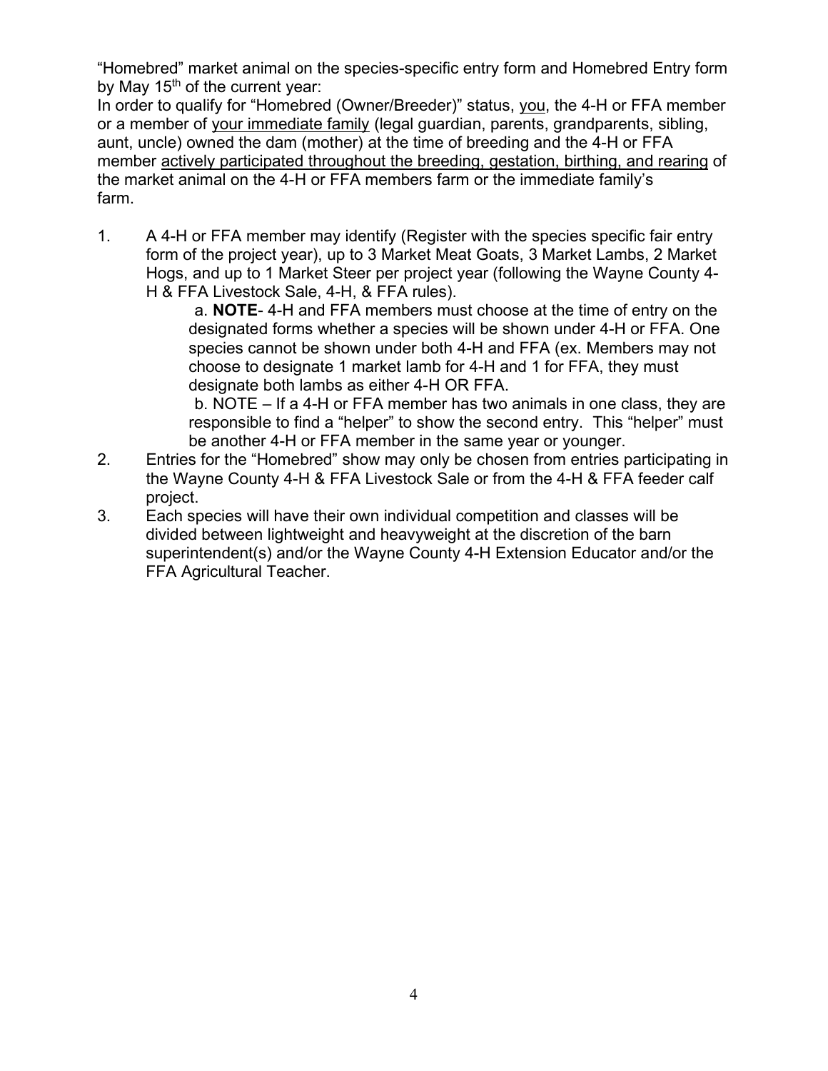"Homebred" market animal on the species-specific entry form and Homebred Entry form by May 15th of the current year:

In order to qualify for "Homebred (Owner/Breeder)" status, <u>you</u>, the 4-H or FFA member or a member of <u>your immediate family</u> (legal guardian, parents, grandparents, sibling, aunt, uncle) owned the dam (mother) at the time of breeding and the 4-H or FFA member <u>actively participated throughout the breeding, gestation, birthing, and rearing</u> of the market animal on the 4-H or FFA members farm or the immediate family's farm.

1. A 4-H or FFA member may identify (Register with the species specific fair entry form of the project year), up to 3 Market Meat Goats, 3 Market Lambs, 2 Market Hogs, and up to 1 Market Steer per project year (following the Wayne County 4-H & FFA Livestock Sale, 4-H, & FFA rules).
   a. **NOTE**- 4-H and FFA members must choose at the time of entry on the designated forms whether a species will be shown under 4-H or FFA. One species cannot be shown under both 4-H and FFA (ex. Members may not choose to designate 1 market lamb for 4-H and 1 for FFA, they must designate both lambs as either 4-H OR FFA.
   b. NOTE – If a 4-H or FFA member has two animals in one class, they are responsible to find a "helper" to show the second entry. This "helper" must be another 4-H or FFA member in the same year or younger.
2. Entries for the "Homebred" show may only be chosen from entries participating in the Wayne County 4-H & FFA Livestock Sale or from the 4-H & FFA feeder calf project.
3. Each species will have their own individual competition and classes will be divided between lightweight and heavyweight at the discretion of the barn superintendent(s) and/or the Wayne County 4-H Extension Educator and/or the FFA Agricultural Teacher.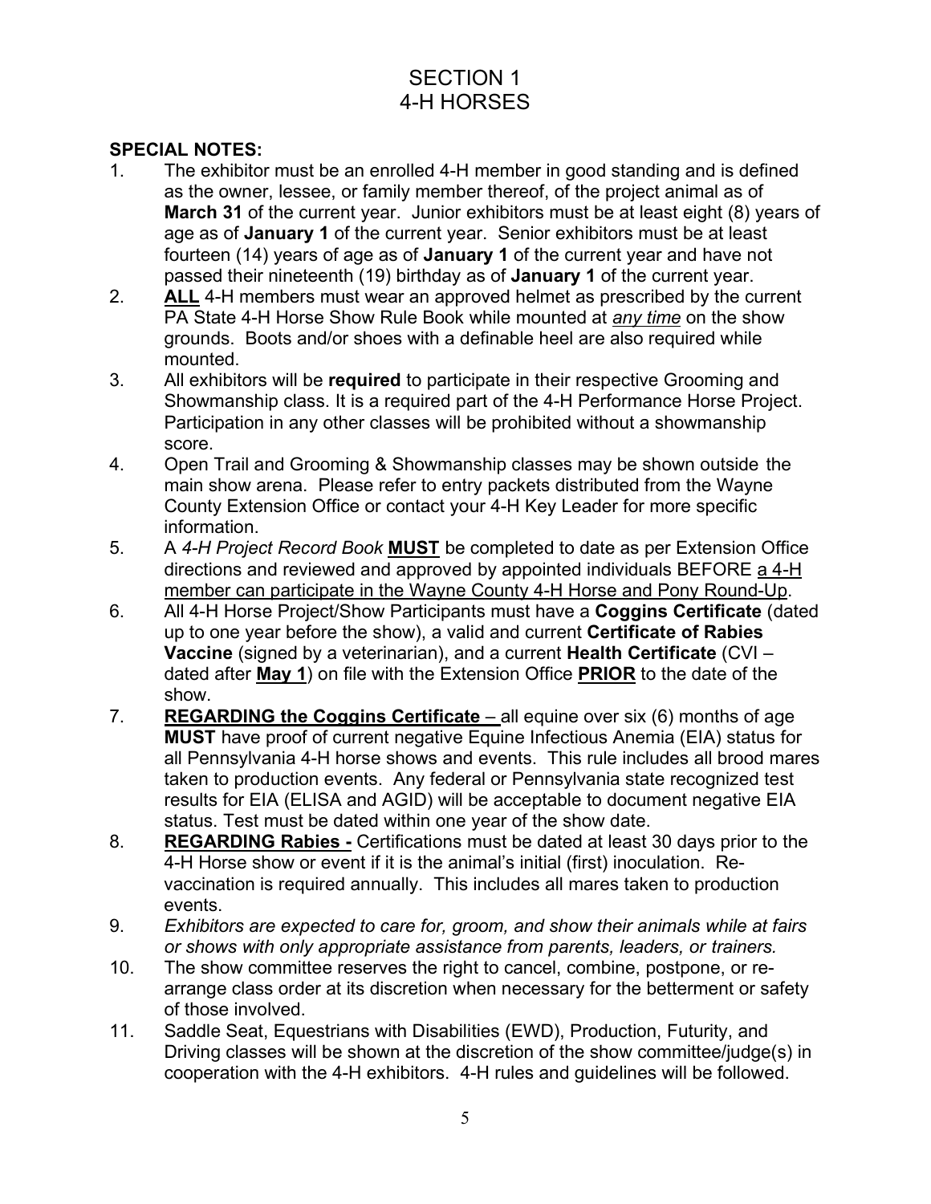# SECTION 1
# 4-H HORSES

**SPECIAL NOTES:**

1. The exhibitor must be an enrolled 4-H member in good standing and is defined as the owner, lessee, or family member thereof, of the project animal as of **March 31** of the current year. Junior exhibitors must be at least eight (8) years of age as of **January 1** of the current year. Senior exhibitors must be at least fourteen (14) years of age as of **January 1** of the current year and have not passed their nineteenth (19) birthday as of **January 1** of the current year.
2. **<u>ALL</u>** 4-H members must wear an approved helmet as prescribed by the current PA State 4-H Horse Show Rule Book while mounted at *<u>any time</u>* on the show grounds. Boots and/or shoes with a definable heel are also required while mounted.
3. All exhibitors will be **required** to participate in their respective Grooming and Showmanship class. It is a required part of the 4-H Performance Horse Project. Participation in any other classes will be prohibited without a showmanship score.
4. Open Trail and Grooming & Showmanship classes may be shown outside the main show arena. Please refer to entry packets distributed from the Wayne County Extension Office or contact your 4-H Key Leader for more specific information.
5. A *4-H Project Record Book* **<u>MUST</u>** be completed to date as per Extension Office directions and reviewed and approved by appointed individuals BEFORE <u>a 4-H member can participate in the Wayne County 4-H Horse and Pony Round-Up</u>.
6. All 4-H Horse Project/Show Participants must have a **Coggins Certificate** (dated up to one year before the show), a valid and current **Certificate of Rabies Vaccine** (signed by a veterinarian), and a current **Health Certificate** (CVI – dated after **<u>May 1</u>**) on file with the Extension Office **<u>PRIOR</u>** to the date of the show.
7. **<u>REGARDING the Coggins Certificate</u>** – all equine over six (6) months of age **MUST** have proof of current negative Equine Infectious Anemia (EIA) status for all Pennsylvania 4-H horse shows and events. This rule includes all brood mares taken to production events. Any federal or Pennsylvania state recognized test results for EIA (ELISA and AGID) will be acceptable to document negative EIA status. Test must be dated within one year of the show date.
8. **<u>REGARDING Rabies -</u>** Certifications must be dated at least 30 days prior to the 4-H Horse show or event if it is the animal's initial (first) inoculation. Re-vaccination is required annually. This includes all mares taken to production events.
9. *Exhibitors are expected to care for, groom, and show their animals while at fairs or shows with only appropriate assistance from parents, leaders, or trainers.*
10. The show committee reserves the right to cancel, combine, postpone, or re-arrange class order at its discretion when necessary for the betterment or safety of those involved.
11. Saddle Seat, Equestrians with Disabilities (EWD), Production, Futurity, and Driving classes will be shown at the discretion of the show committee/judge(s) in cooperation with the 4-H exhibitors. 4-H rules and guidelines will be followed.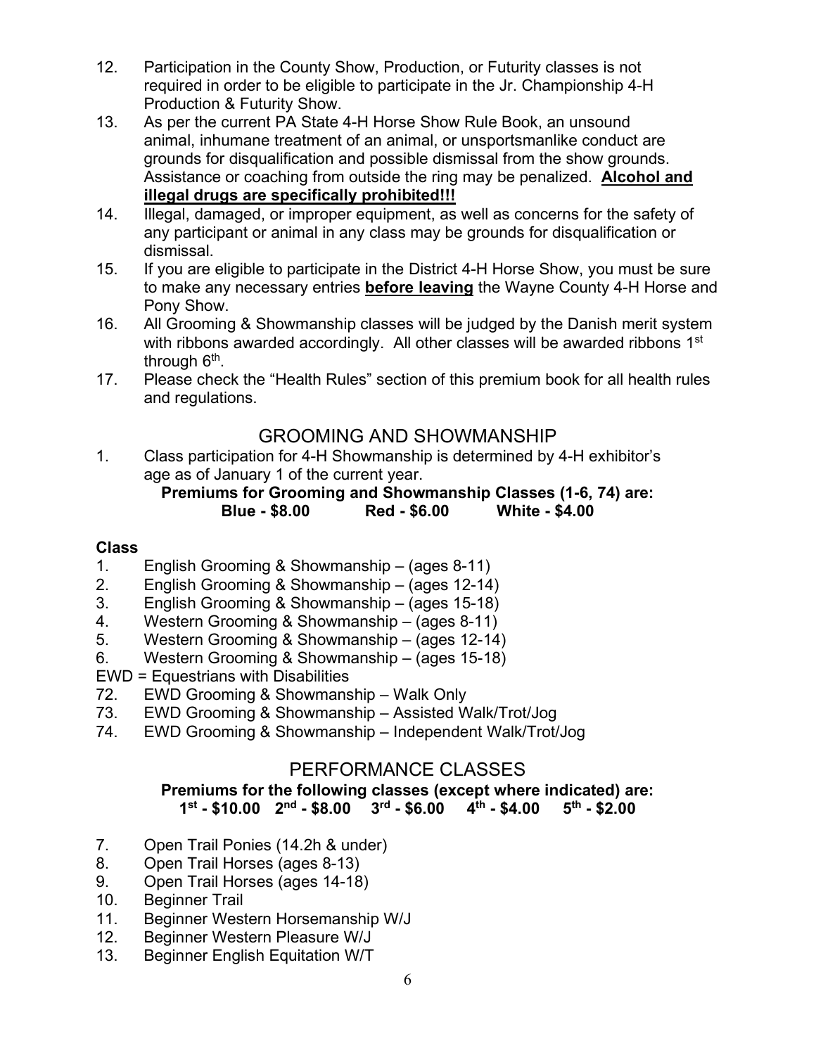12. Participation in the County Show, Production, or Futurity classes is not required in order to be eligible to participate in the Jr. Championship 4-H Production & Futurity Show.
13. As per the current PA State 4-H Horse Show Rule Book, an unsound animal, inhumane treatment of an animal, or unsportsmanlike conduct are grounds for disqualification and possible dismissal from the show grounds. Assistance or coaching from outside the ring may be penalized. **Alcohol and illegal drugs are specifically prohibited!!!**
14. Illegal, damaged, or improper equipment, as well as concerns for the safety of any participant or animal in any class may be grounds for disqualification or dismissal.
15. If you are eligible to participate in the District 4-H Horse Show, you must be sure to make any necessary entries **before leaving** the Wayne County 4-H Horse and Pony Show.
16. All Grooming & Showmanship classes will be judged by the Danish merit system with ribbons awarded accordingly. All other classes will be awarded ribbons 1st through 6th.
17. Please check the "Health Rules" section of this premium book for all health rules and regulations.

## GROOMING AND SHOWMANSHIP

1. Class participation for 4-H Showmanship is determined by 4-H exhibitor's age as of January 1 of the current year.

**Premiums for Grooming and Showmanship Classes (1-6, 74) are:**
**Blue - $8.00 Red - $6.00 White - $4.00**

**Class**

1. English Grooming & Showmanship – (ages 8-11)
2. English Grooming & Showmanship – (ages 12-14)
3. English Grooming & Showmanship – (ages 15-18)
4. Western Grooming & Showmanship – (ages 8-11)
5. Western Grooming & Showmanship – (ages 12-14)
6. Western Grooming & Showmanship – (ages 15-18)

EWD = Equestrians with Disabilities

72. EWD Grooming & Showmanship – Walk Only
73. EWD Grooming & Showmanship – Assisted Walk/Trot/Jog
74. EWD Grooming & Showmanship – Independent Walk/Trot/Jog

## PERFORMANCE CLASSES

**Premiums for the following classes (except where indicated) are:**
**1st - $10.00 2nd - $8.00 3rd - $6.00 4th - $4.00 5th - $2.00**

7. Open Trail Ponies (14.2h & under)
8. Open Trail Horses (ages 8-13)
9. Open Trail Horses (ages 14-18)
10. Beginner Trail
11. Beginner Western Horsemanship W/J
12. Beginner Western Pleasure W/J
13. Beginner English Equitation W/T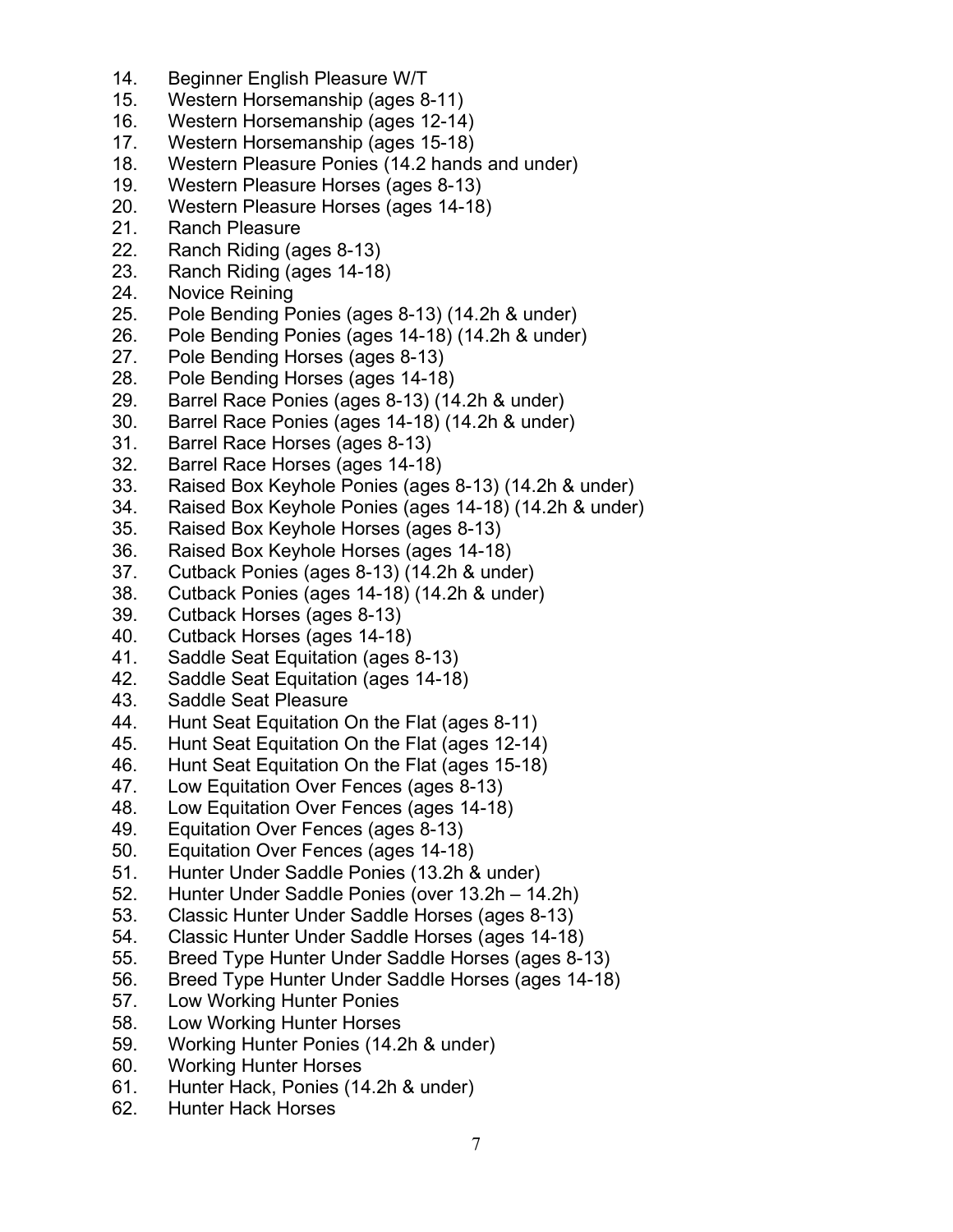14. Beginner English Pleasure W/T
15. Western Horsemanship (ages 8-11)
16. Western Horsemanship (ages 12-14)
17. Western Horsemanship (ages 15-18)
18. Western Pleasure Ponies (14.2 hands and under)
19. Western Pleasure Horses (ages 8-13)
20. Western Pleasure Horses (ages 14-18)
21. Ranch Pleasure
22. Ranch Riding (ages 8-13)
23. Ranch Riding (ages 14-18)
24. Novice Reining
25. Pole Bending Ponies (ages 8-13) (14.2h & under)
26. Pole Bending Ponies (ages 14-18) (14.2h & under)
27. Pole Bending Horses (ages 8-13)
28. Pole Bending Horses (ages 14-18)
29. Barrel Race Ponies (ages 8-13) (14.2h & under)
30. Barrel Race Ponies (ages 14-18) (14.2h & under)
31. Barrel Race Horses (ages 8-13)
32. Barrel Race Horses (ages 14-18)
33. Raised Box Keyhole Ponies (ages 8-13) (14.2h & under)
34. Raised Box Keyhole Ponies (ages 14-18) (14.2h & under)
35. Raised Box Keyhole Horses (ages 8-13)
36. Raised Box Keyhole Horses (ages 14-18)
37. Cutback Ponies (ages 8-13) (14.2h & under)
38. Cutback Ponies (ages 14-18) (14.2h & under)
39. Cutback Horses (ages 8-13)
40. Cutback Horses (ages 14-18)
41. Saddle Seat Equitation (ages 8-13)
42. Saddle Seat Equitation (ages 14-18)
43. Saddle Seat Pleasure
44. Hunt Seat Equitation On the Flat (ages 8-11)
45. Hunt Seat Equitation On the Flat (ages 12-14)
46. Hunt Seat Equitation On the Flat (ages 15-18)
47. Low Equitation Over Fences (ages 8-13)
48. Low Equitation Over Fences (ages 14-18)
49. Equitation Over Fences (ages 8-13)
50. Equitation Over Fences (ages 14-18)
51. Hunter Under Saddle Ponies (13.2h & under)
52. Hunter Under Saddle Ponies (over 13.2h – 14.2h)
53. Classic Hunter Under Saddle Horses (ages 8-13)
54. Classic Hunter Under Saddle Horses (ages 14-18)
55. Breed Type Hunter Under Saddle Horses (ages 8-13)
56. Breed Type Hunter Under Saddle Horses (ages 14-18)
57. Low Working Hunter Ponies
58. Low Working Hunter Horses
59. Working Hunter Ponies (14.2h & under)
60. Working Hunter Horses
61. Hunter Hack, Ponies (14.2h & under)
62. Hunter Hack Horses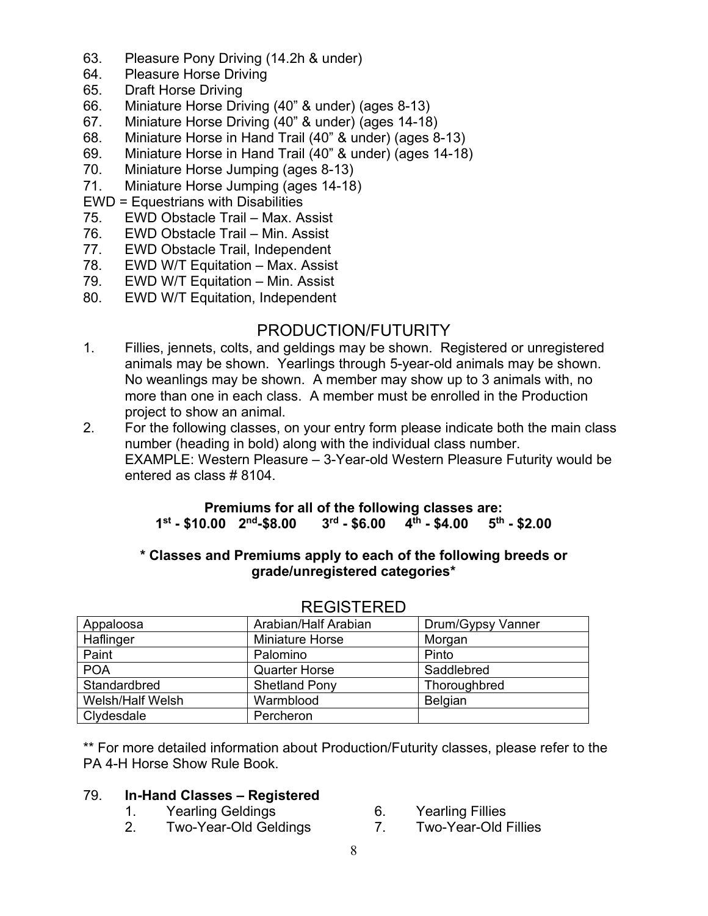63. Pleasure Pony Driving (14.2h & under)
64. Pleasure Horse Driving
65. Draft Horse Driving
66. Miniature Horse Driving (40" & under) (ages 8-13)
67. Miniature Horse Driving (40" & under) (ages 14-18)
68. Miniature Horse in Hand Trail (40" & under) (ages 8-13)
69. Miniature Horse in Hand Trail (40" & under) (ages 14-18)
70. Miniature Horse Jumping (ages 8-13)
71. Miniature Horse Jumping (ages 14-18)

EWD = Equestrians with Disabilities

75. EWD Obstacle Trail – Max. Assist
76. EWD Obstacle Trail – Min. Assist
77. EWD Obstacle Trail, Independent
78. EWD W/T Equitation – Max. Assist
79. EWD W/T Equitation – Min. Assist
80. EWD W/T Equitation, Independent

## PRODUCTION/FUTURITY

1. Fillies, jennets, colts, and geldings may be shown. Registered or unregistered animals may be shown. Yearlings through 5-year-old animals may be shown. No weanlings may be shown. A member may show up to 3 animals with, no more than one in each class. A member must be enrolled in the Production project to show an animal.
2. For the following classes, on your entry form please indicate both the main class number (heading in bold) along with the individual class number. EXAMPLE: Western Pleasure – 3-Year-old Western Pleasure Futurity would be entered as class # 8104.

**Premiums for all of the following classes are:**
**1st - $10.00 2nd-$8.00 3rd - $6.00 4th - $4.00 5th - $2.00**

**\* Classes and Premiums apply to each of the following breeds or grade/unregistered categories\***

REGISTERED

| Appaloosa | Arabian/Half Arabian | Drum/Gypsy Vanner |
|---|---|---|
| Haflinger | Miniature Horse | Morgan |
| Paint | Palomino | Pinto |
| POA | Quarter Horse | Saddlebred |
| Standardbred | Shetland Pony | Thoroughbred |
| Welsh/Half Welsh | Warmblood | Belgian |
| Clydesdale | Percheron | |

** For more detailed information about Production/Futurity classes, please refer to the PA 4-H Horse Show Rule Book.

79. **In-Hand Classes – Registered**
    1. Yearling Geldings
    2. Two-Year-Old Geldings
    6. Yearling Fillies
    7. Two-Year-Old Fillies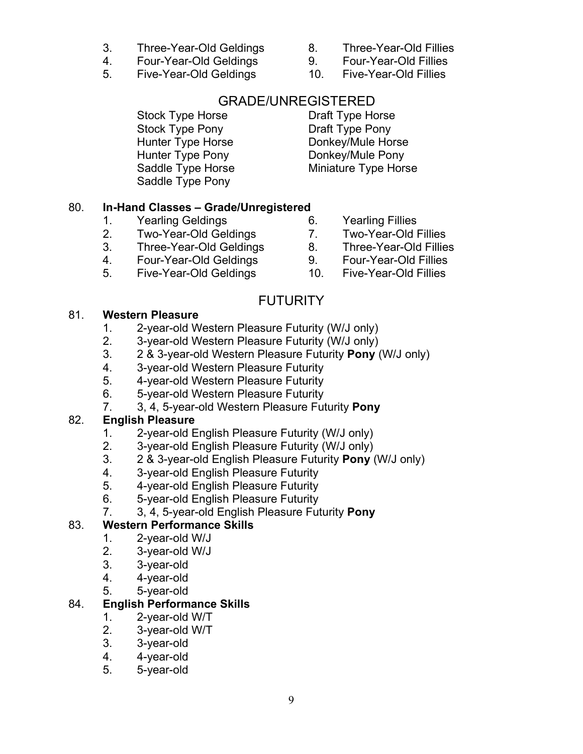3. Three-Year-Old Geldings
4. Four-Year-Old Geldings
5. Five-Year-Old Geldings
8. Three-Year-Old Fillies
9. Four-Year-Old Fillies
10. Five-Year-Old Fillies

## GRADE/UNREGISTERED

Stock Type Horse
Stock Type Pony
Hunter Type Horse
Hunter Type Pony
Saddle Type Horse
Saddle Type Pony
Draft Type Horse
Draft Type Pony
Donkey/Mule Horse
Donkey/Mule Pony
Miniature Type Horse

80. **In-Hand Classes – Grade/Unregistered**
    1. Yearling Geldings
    2. Two-Year-Old Geldings
    3. Three-Year-Old Geldings
    4. Four-Year-Old Geldings
    5. Five-Year-Old Geldings
    6. Yearling Fillies
    7. Two-Year-Old Fillies
    8. Three-Year-Old Fillies
    9. Four-Year-Old Fillies
    10. Five-Year-Old Fillies

## FUTURITY

81. **Western Pleasure**
    1. 2-year-old Western Pleasure Futurity (W/J only)
    2. 3-year-old Western Pleasure Futurity (W/J only)
    3. 2 & 3-year-old Western Pleasure Futurity **Pony** (W/J only)
    4. 3-year-old Western Pleasure Futurity
    5. 4-year-old Western Pleasure Futurity
    6. 5-year-old Western Pleasure Futurity
    7. 3, 4, 5-year-old Western Pleasure Futurity **Pony**
82. **English Pleasure**
    1. 2-year-old English Pleasure Futurity (W/J only)
    2. 3-year-old English Pleasure Futurity (W/J only)
    3. 2 & 3-year-old English Pleasure Futurity **Pony** (W/J only)
    4. 3-year-old English Pleasure Futurity
    5. 4-year-old English Pleasure Futurity
    6. 5-year-old English Pleasure Futurity
    7. 3, 4, 5-year-old English Pleasure Futurity **Pony**
83. **Western Performance Skills**
    1. 2-year-old W/J
    2. 3-year-old W/J
    3. 3-year-old
    4. 4-year-old
    5. 5-year-old
84. **English Performance Skills**
    1. 2-year-old W/T
    2. 3-year-old W/T
    3. 3-year-old
    4. 4-year-old
    5. 5-year-old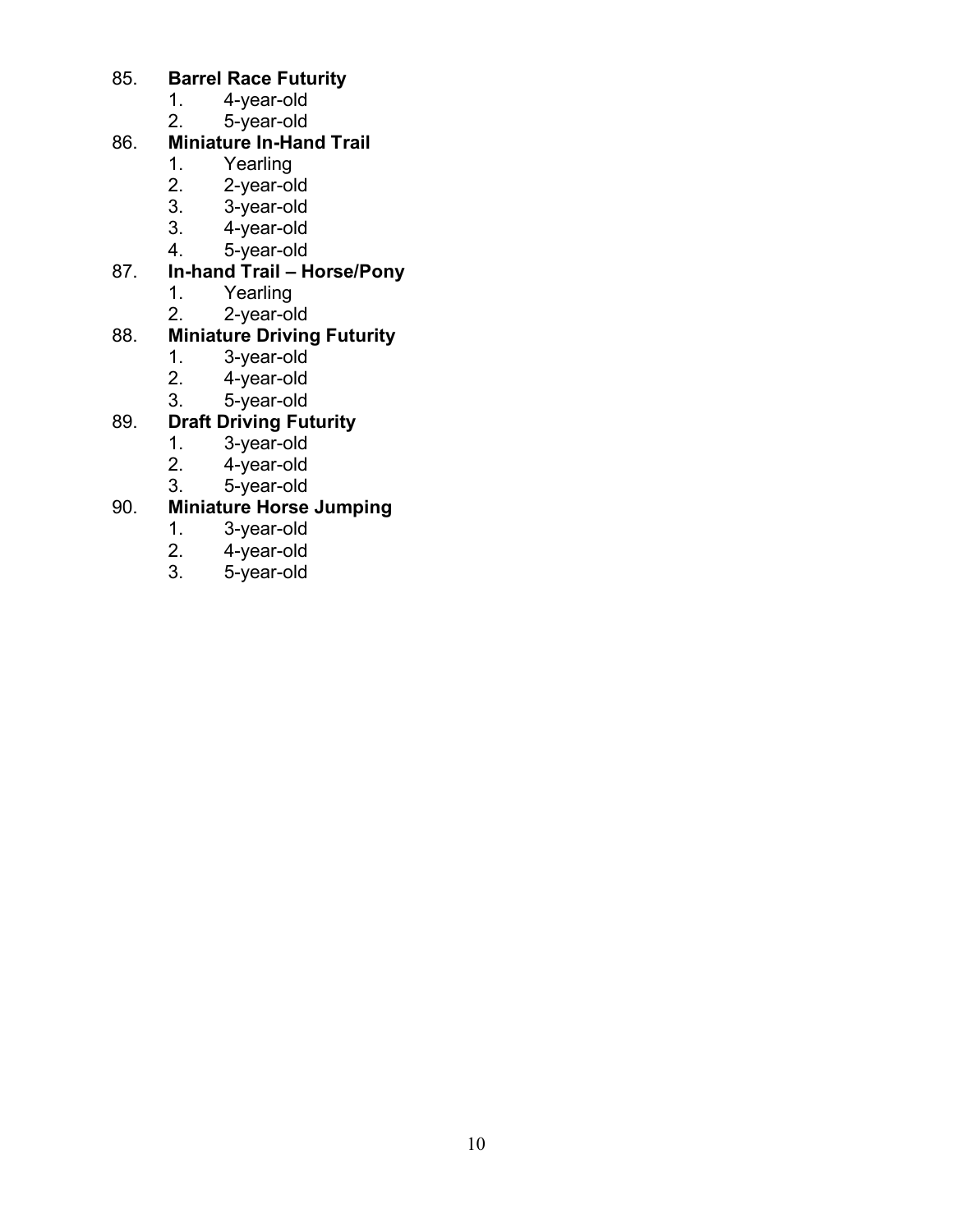85. **Barrel Race Futurity**
    1. 4-year-old
    2. 5-year-old
86. **Miniature In-Hand Trail**
    1. Yearling
    2. 2-year-old
    3. 3-year-old
    3. 4-year-old
    4. 5-year-old
87. **In-hand Trail – Horse/Pony**
    1. Yearling
    2. 2-year-old
88. **Miniature Driving Futurity**
    1. 3-year-old
    2. 4-year-old
    3. 5-year-old
89. **Draft Driving Futurity**
    1. 3-year-old
    2. 4-year-old
    3. 5-year-old
90. **Miniature Horse Jumping**
    1. 3-year-old
    2. 4-year-old
    3. 5-year-old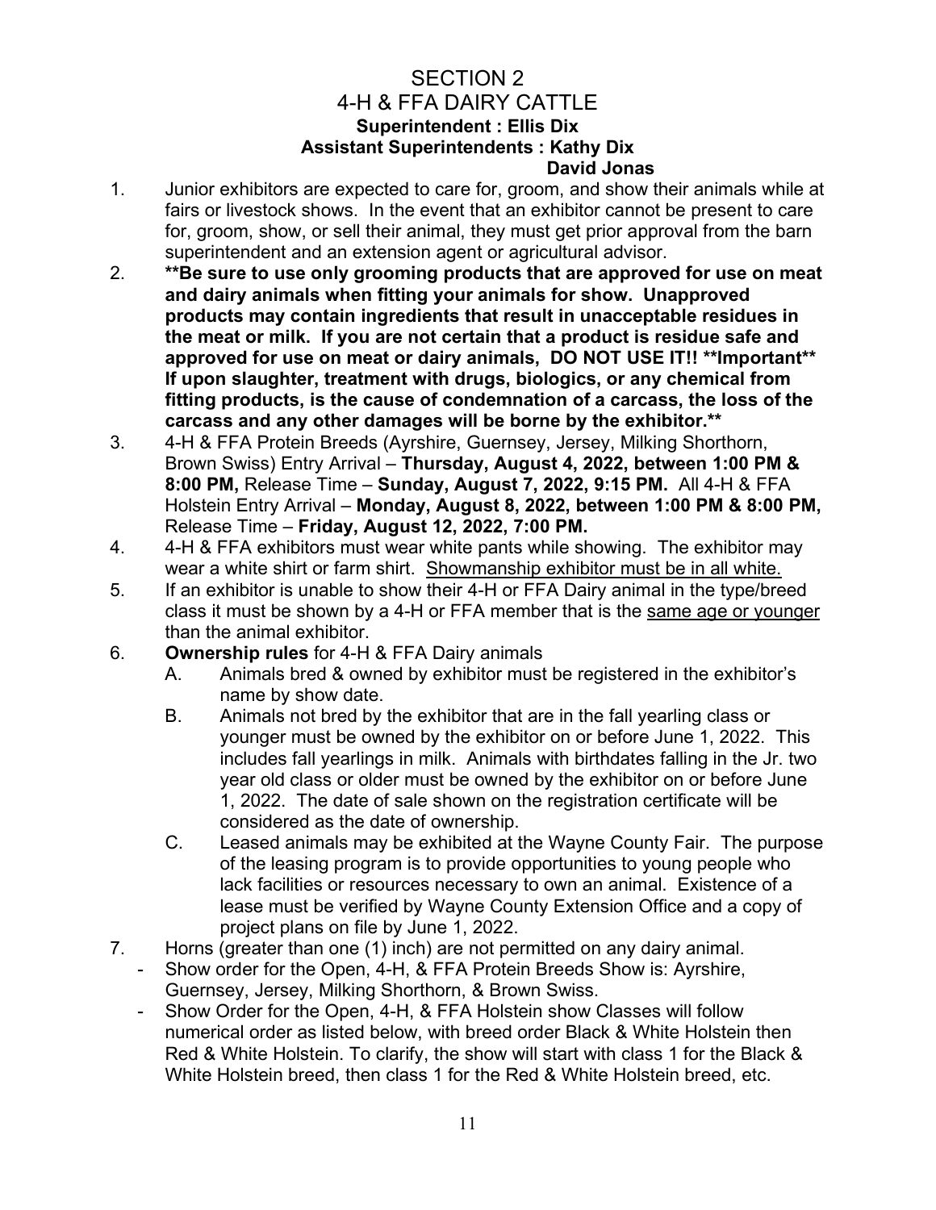# SECTION 2

## 4-H & FFA DAIRY CATTLE

**Superintendent : Ellis Dix**
**Assistant Superintendents : Kathy Dix**
**David Jonas**

1. Junior exhibitors are expected to care for, groom, and show their animals while at fairs or livestock shows. In the event that an exhibitor cannot be present to care for, groom, show, or sell their animal, they must get prior approval from the barn superintendent and an extension agent or agricultural advisor.
2. **\*\*Be sure to use only grooming products that are approved for use on meat and dairy animals when fitting your animals for show. Unapproved products may contain ingredients that result in unacceptable residues in the meat or milk. If you are not certain that a product is residue safe and approved for use on meat or dairy animals, DO NOT USE IT!! \*\*Important\*\* If upon slaughter, treatment with drugs, biologics, or any chemical from fitting products, is the cause of condemnation of a carcass, the loss of the carcass and any other damages will be borne by the exhibitor.\*\***
3. 4-H & FFA Protein Breeds (Ayrshire, Guernsey, Jersey, Milking Shorthorn, Brown Swiss) Entry Arrival – **Thursday, August 4, 2022, between 1:00 PM & 8:00 PM,** Release Time – **Sunday, August 7, 2022, 9:15 PM.** All 4-H & FFA Holstein Entry Arrival – **Monday, August 8, 2022, between 1:00 PM & 8:00 PM,** Release Time – **Friday, August 12, 2022, 7:00 PM.**
4. 4-H & FFA exhibitors must wear white pants while showing. The exhibitor may wear a white shirt or farm shirt. <u>Showmanship exhibitor must be in all white.</u>
5. If an exhibitor is unable to show their 4-H or FFA Dairy animal in the type/breed class it must be shown by a 4-H or FFA member that is the <u>same age or younger</u> than the animal exhibitor.
6. **Ownership rules** for 4-H & FFA Dairy animals
   - A. Animals bred & owned by exhibitor must be registered in the exhibitor's name by show date.
   - B. Animals not bred by the exhibitor that are in the fall yearling class or younger must be owned by the exhibitor on or before June 1, 2022. This includes fall yearlings in milk. Animals with birthdates falling in the Jr. two year old class or older must be owned by the exhibitor on or before June 1, 2022. The date of sale shown on the registration certificate will be considered as the date of ownership.
   - C. Leased animals may be exhibited at the Wayne County Fair. The purpose of the leasing program is to provide opportunities to young people who lack facilities or resources necessary to own an animal. Existence of a lease must be verified by Wayne County Extension Office and a copy of project plans on file by June 1, 2022.
7. Horns (greater than one (1) inch) are not permitted on any dairy animal.
   - Show order for the Open, 4-H, & FFA Protein Breeds Show is: Ayrshire, Guernsey, Jersey, Milking Shorthorn, & Brown Swiss.
   - Show Order for the Open, 4-H, & FFA Holstein show Classes will follow numerical order as listed below, with breed order Black & White Holstein then Red & White Holstein. To clarify, the show will start with class 1 for the Black & White Holstein breed, then class 1 for the Red & White Holstein breed, etc.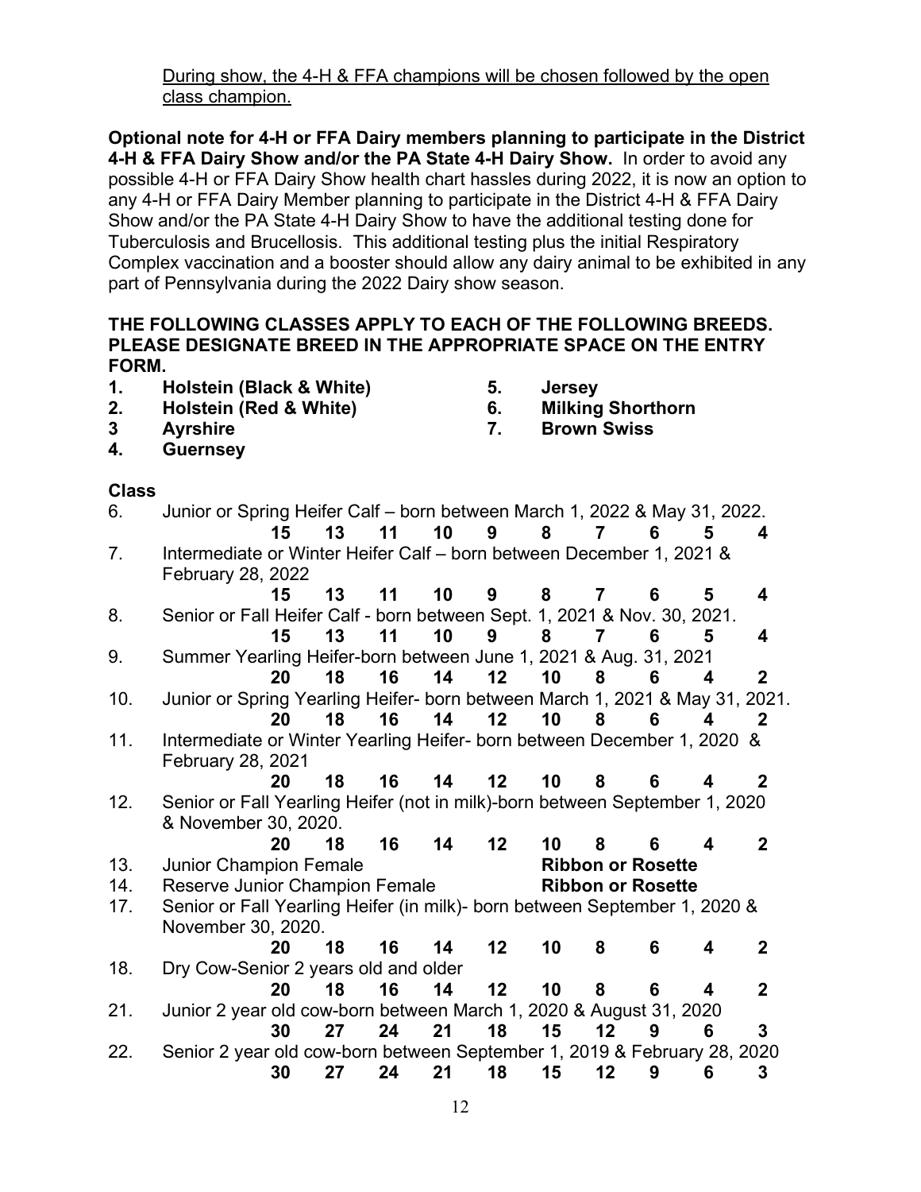<u>During show, the 4-H & FFA champions will be chosen followed by the open class champion.</u>

**Optional note for 4-H or FFA Dairy members planning to participate in the District 4-H & FFA Dairy Show and/or the PA State 4-H Dairy Show.** In order to avoid any possible 4-H or FFA Dairy Show health chart hassles during 2022, it is now an option to any 4-H or FFA Dairy Member planning to participate in the District 4-H & FFA Dairy Show and/or the PA State 4-H Dairy Show to have the additional testing done for Tuberculosis and Brucellosis. This additional testing plus the initial Respiratory Complex vaccination and a booster should allow any dairy animal to be exhibited in any part of Pennsylvania during the 2022 Dairy show season.

**THE FOLLOWING CLASSES APPLY TO EACH OF THE FOLLOWING BREEDS. PLEASE DESIGNATE BREED IN THE APPROPRIATE SPACE ON THE ENTRY FORM.**

1. **Holstein (Black & White)**
2. **Holstein (Red & White)**
3. **Ayrshire**
4. **Guernsey**
5. **Jersey**
6. **Milking Shorthorn**
7. **Brown Swiss**

**Class**

6. Junior or Spring Heifer Calf – born between March 1, 2022 & May 31, 2022.
   **15 13 11 10 9 8 7 6 5 4**
7. Intermediate or Winter Heifer Calf – born between December 1, 2021 & February 28, 2022
   **15 13 11 10 9 8 7 6 5 4**
8. Senior or Fall Heifer Calf - born between Sept. 1, 2021 & Nov. 30, 2021.
   **15 13 11 10 9 8 7 6 5 4**
9. Summer Yearling Heifer-born between June 1, 2021 & Aug. 31, 2021
   **20 18 16 14 12 10 8 6 4 2**
10. Junior or Spring Yearling Heifer- born between March 1, 2021 & May 31, 2021.
    **20 18 16 14 12 10 8 6 4 2**
11. Intermediate or Winter Yearling Heifer- born between December 1, 2020 & February 28, 2021
    **20 18 16 14 12 10 8 6 4 2**
12. Senior or Fall Yearling Heifer (not in milk)-born between September 1, 2020 & November 30, 2020.
    **20 18 16 14 12 10 8 6 4 2**
13. Junior Champion Female — **Ribbon or Rosette**
14. Reserve Junior Champion Female — **Ribbon or Rosette**
17. Senior or Fall Yearling Heifer (in milk)- born between September 1, 2020 & November 30, 2020.
    **20 18 16 14 12 10 8 6 4 2**
18. Dry Cow-Senior 2 years old and older
    **20 18 16 14 12 10 8 6 4 2**
21. Junior 2 year old cow-born between March 1, 2020 & August 31, 2020
    **30 27 24 21 18 15 12 9 6 3**
22. Senior 2 year old cow-born between September 1, 2019 & February 28, 2020
    **30 27 24 21 18 15 12 9 6 3**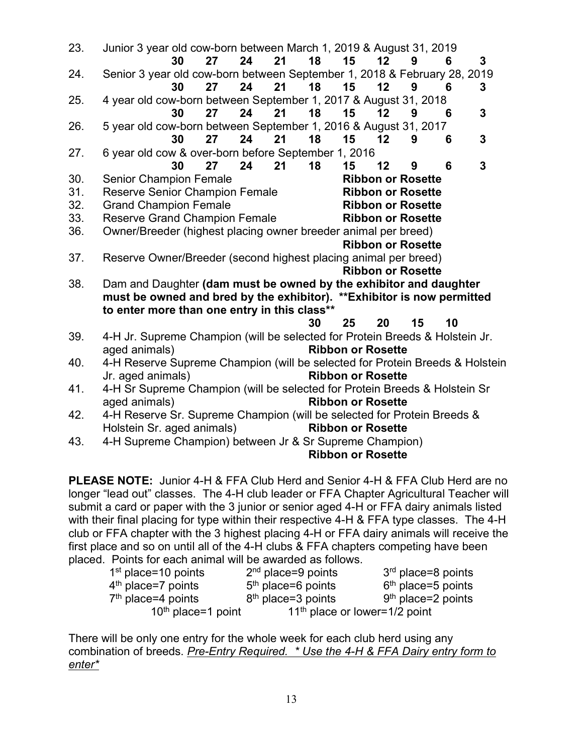23. Junior 3 year old cow-born between March 1, 2019 & August 31, 2019

**30 27 24 21 18 15 12 9 6 3**

24. Senior 3 year old cow-born between September 1, 2018 & February 28, 2019

**30 27 24 21 18 15 12 9 6 3**

25. 4 year old cow-born between September 1, 2017 & August 31, 2018

**30 27 24 21 18 15 12 9 6 3**

26. 5 year old cow-born between September 1, 2016 & August 31, 2017

**30 27 24 21 18 15 12 9 6 3**

27. 6 year old cow & over-born before September 1, 2016

**30 27 24 21 18 15 12 9 6 3**

30. Senior Champion Female **Ribbon or Rosette**
31. Reserve Senior Champion Female **Ribbon or Rosette**
32. Grand Champion Female **Ribbon or Rosette**
33. Reserve Grand Champion Female **Ribbon or Rosette**
36. Owner/Breeder (highest placing owner breeder animal per breed) **Ribbon or Rosette**
37. Reserve Owner/Breeder (second highest placing animal per breed) **Ribbon or Rosette**
38. Dam and Daughter **(dam must be owned by the exhibitor and daughter must be owned and bred by the exhibitor). **Exhibitor is now permitted to enter more than one entry in this class****

**30 25 20 15 10**

39. 4-H Jr. Supreme Champion (will be selected for Protein Breeds & Holstein Jr. aged animals) **Ribbon or Rosette**
40. 4-H Reserve Supreme Champion (will be selected for Protein Breeds & Holstein Jr. aged animals) **Ribbon or Rosette**
41. 4-H Sr Supreme Champion (will be selected for Protein Breeds & Holstein Sr aged animals) **Ribbon or Rosette**
42. 4-H Reserve Sr. Supreme Champion (will be selected for Protein Breeds & Holstein Sr. aged animals) **Ribbon or Rosette**
43. 4-H Supreme Champion) between Jr & Sr Supreme Champion) **Ribbon or Rosette**

**PLEASE NOTE:** Junior 4-H & FFA Club Herd and Senior 4-H & FFA Club Herd are no longer "lead out" classes. The 4-H club leader or FFA Chapter Agricultural Teacher will submit a card or paper with the 3 junior or senior aged 4-H or FFA dairy animals listed with their final placing for type within their respective 4-H & FFA type classes. The 4-H club or FFA chapter with the 3 highest placing 4-H or FFA dairy animals will receive the first place and so on until all of the 4-H clubs & FFA chapters competing have been placed. Points for each animal will be awarded as follows.

| | | |
|---|---|---|
| 1st place=10 points | 2nd place=9 points | 3rd place=8 points |
| 4th place=7 points | 5th place=6 points | 6th place=5 points |
| 7th place=4 points | 8th place=3 points | 9th place=2 points |
| 10th place=1 point | 11th place or lower=1/2 point | |

There will be only one entry for the whole week for each club herd using any combination of breeds. *Pre-Entry Required. * Use the 4-H & FFA Dairy entry form to enter**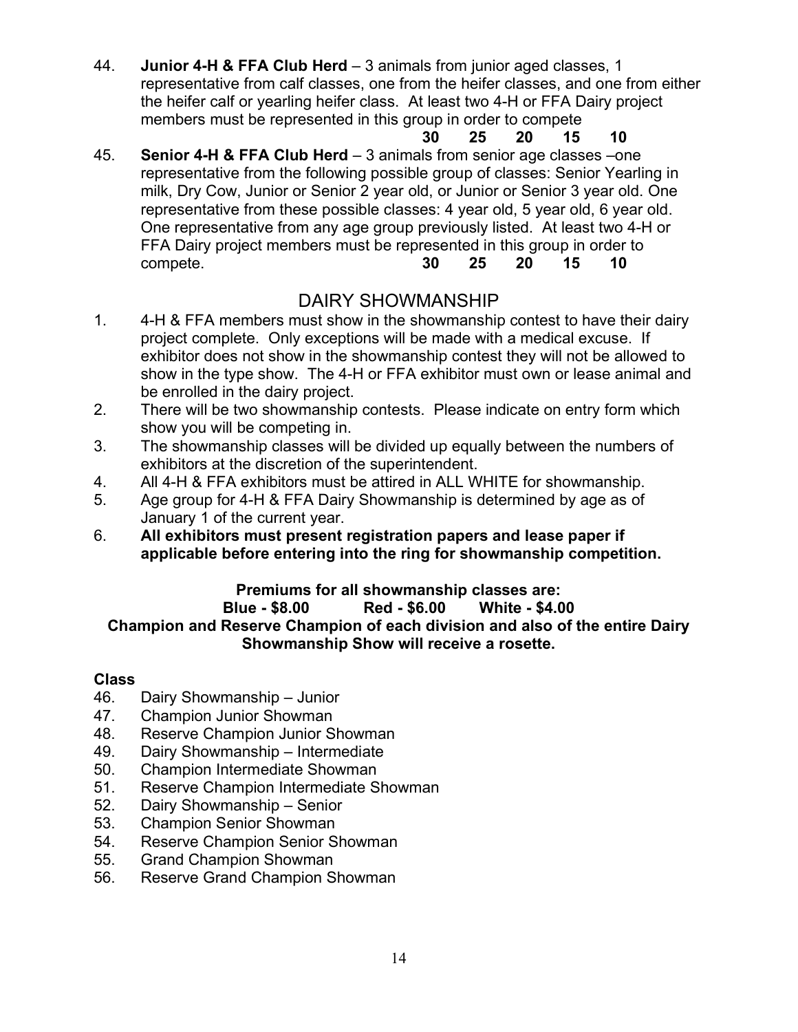44. **Junior 4-H & FFA Club Herd** – 3 animals from junior aged classes, 1 representative from calf classes, one from the heifer classes, and one from either the heifer calf or yearling heifer class. At least two 4-H or FFA Dairy project members must be represented in this group in order to compete
**30 25 20 15 10**

45. **Senior 4-H & FFA Club Herd** – 3 animals from senior age classes –one representative from the following possible group of classes: Senior Yearling in milk, Dry Cow, Junior or Senior 2 year old, or Junior or Senior 3 year old. One representative from these possible classes: 4 year old, 5 year old, 6 year old. One representative from any age group previously listed. At least two 4-H or FFA Dairy project members must be represented in this group in order to compete. **30 25 20 15 10**

## DAIRY SHOWMANSHIP

1. 4-H & FFA members must show in the showmanship contest to have their dairy project complete. Only exceptions will be made with a medical excuse. If exhibitor does not show in the showmanship contest they will not be allowed to show in the type show. The 4-H or FFA exhibitor must own or lease animal and be enrolled in the dairy project.
2. There will be two showmanship contests. Please indicate on entry form which show you will be competing in.
3. The showmanship classes will be divided up equally between the numbers of exhibitors at the discretion of the superintendent.
4. All 4-H & FFA exhibitors must be attired in ALL WHITE for showmanship.
5. Age group for 4-H & FFA Dairy Showmanship is determined by age as of January 1 of the current year.
6. **All exhibitors must present registration papers and lease paper if applicable before entering into the ring for showmanship competition.**

**Premiums for all showmanship classes are:**
**Blue - $8.00 Red - $6.00 White - $4.00**
**Champion and Reserve Champion of each division and also of the entire Dairy Showmanship Show will receive a rosette.**

**Class**

46. Dairy Showmanship – Junior
47. Champion Junior Showman
48. Reserve Champion Junior Showman
49. Dairy Showmanship – Intermediate
50. Champion Intermediate Showman
51. Reserve Champion Intermediate Showman
52. Dairy Showmanship – Senior
53. Champion Senior Showman
54. Reserve Champion Senior Showman
55. Grand Champion Showman
56. Reserve Grand Champion Showman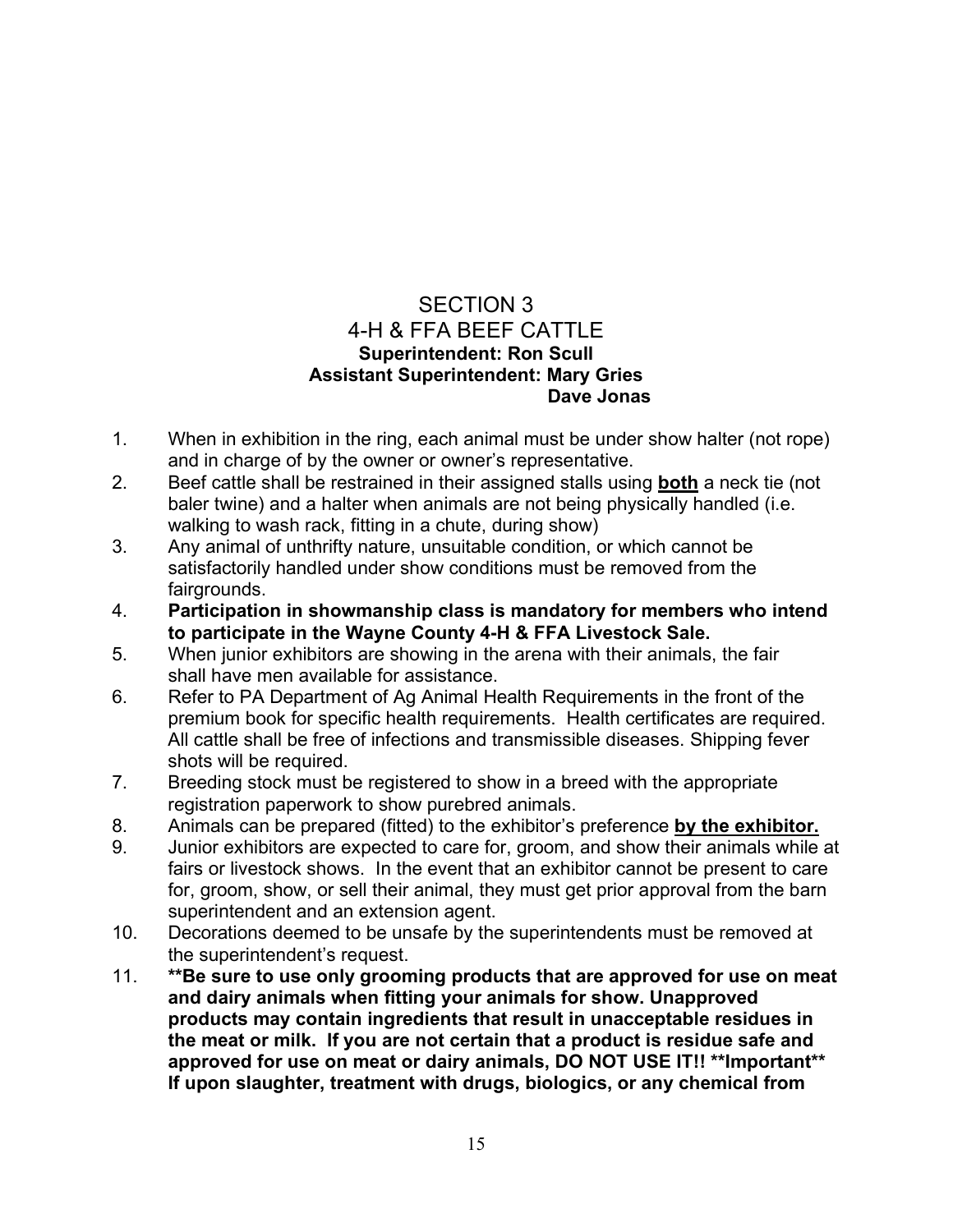# SECTION 3
## 4-H & FFA BEEF CATTLE

**Superintendent: Ron Scull**
**Assistant Superintendent: Mary Gries**
**Dave Jonas**

1. When in exhibition in the ring, each animal must be under show halter (not rope) and in charge of by the owner or owner's representative.
2. Beef cattle shall be restrained in their assigned stalls using **both** a neck tie (not baler twine) and a halter when animals are not being physically handled (i.e. walking to wash rack, fitting in a chute, during show)
3. Any animal of unthrifty nature, unsuitable condition, or which cannot be satisfactorily handled under show conditions must be removed from the fairgrounds.
4. **Participation in showmanship class is mandatory for members who intend to participate in the Wayne County 4-H & FFA Livestock Sale.**
5. When junior exhibitors are showing in the arena with their animals, the fair shall have men available for assistance.
6. Refer to PA Department of Ag Animal Health Requirements in the front of the premium book for specific health requirements. Health certificates are required. All cattle shall be free of infections and transmissible diseases. Shipping fever shots will be required.
7. Breeding stock must be registered to show in a breed with the appropriate registration paperwork to show purebred animals.
8. Animals can be prepared (fitted) to the exhibitor's preference **by the exhibitor.**
9. Junior exhibitors are expected to care for, groom, and show their animals while at fairs or livestock shows. In the event that an exhibitor cannot be present to care for, groom, show, or sell their animal, they must get prior approval from the barn superintendent and an extension agent.
10. Decorations deemed to be unsafe by the superintendents must be removed at the superintendent's request.
11. **\*\*Be sure to use only grooming products that are approved for use on meat and dairy animals when fitting your animals for show. Unapproved products may contain ingredients that result in unacceptable residues in the meat or milk. If you are not certain that a product is residue safe and approved for use on meat or dairy animals, DO NOT USE IT!! \*\*Important\*\* If upon slaughter, treatment with drugs, biologics, or any chemical from**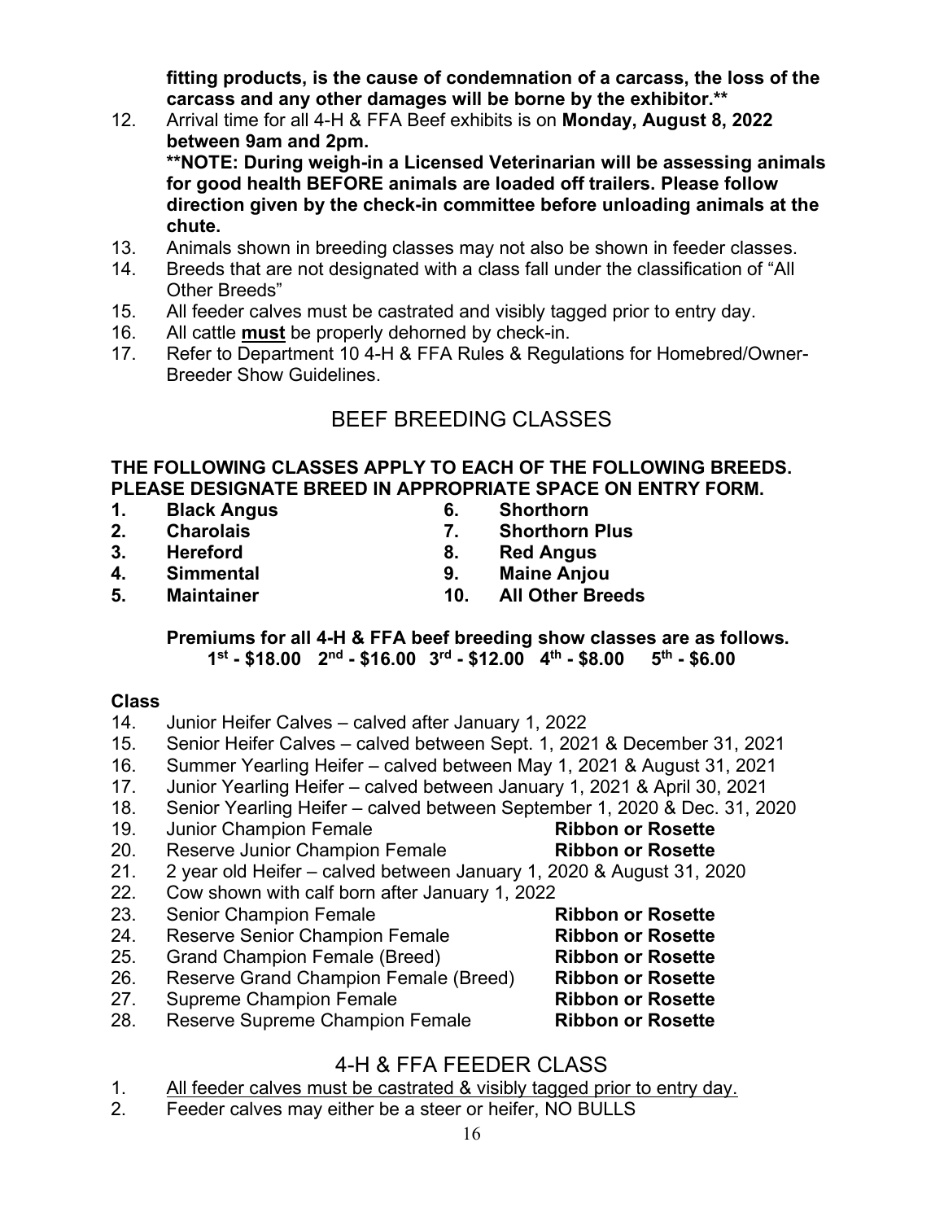**fitting products, is the cause of condemnation of a carcass, the loss of the carcass and any other damages will be borne by the exhibitor.****

12. Arrival time for all 4-H & FFA Beef exhibits is on **Monday, August 8, 2022 between 9am and 2pm.**
    **NOTE: During weigh-in a Licensed Veterinarian will be assessing animals for good health BEFORE animals are loaded off trailers. Please follow direction given by the check-in committee before unloading animals at the chute.**
13. Animals shown in breeding classes may not also be shown in feeder classes.
14. Breeds that are not designated with a class fall under the classification of "All Other Breeds"
15. All feeder calves must be castrated and visibly tagged prior to entry day.
16. All cattle **must** be properly dehorned by check-in.
17. Refer to Department 10 4-H & FFA Rules & Regulations for Homebred/Owner-Breeder Show Guidelines.

## BEEF BREEDING CLASSES

**THE FOLLOWING CLASSES APPLY TO EACH OF THE FOLLOWING BREEDS. PLEASE DESIGNATE BREED IN APPROPRIATE SPACE ON ENTRY FORM.**

1. **Black Angus**
2. **Charolais**
3. **Hereford**
4. **Simmental**
5. **Maintainer**
6. **Shorthorn**
7. **Shorthorn Plus**
8. **Red Angus**
9. **Maine Anjou**
10. **All Other Breeds**

**Premiums for all 4-H & FFA beef breeding show classes are as follows.**
**1st - \$18.00 2nd - \$16.00 3rd - \$12.00 4th - \$8.00 5th - \$6.00**

**Class**

14. Junior Heifer Calves – calved after January 1, 2022
15. Senior Heifer Calves – calved between Sept. 1, 2021 & December 31, 2021
16. Summer Yearling Heifer – calved between May 1, 2021 & August 31, 2021
17. Junior Yearling Heifer – calved between January 1, 2021 & April 30, 2021
18. Senior Yearling Heifer – calved between September 1, 2020 & Dec. 31, 2020
19. Junior Champion Female **Ribbon or Rosette**
20. Reserve Junior Champion Female **Ribbon or Rosette**
21. 2 year old Heifer – calved between January 1, 2020 & August 31, 2020
22. Cow shown with calf born after January 1, 2022
23. Senior Champion Female **Ribbon or Rosette**
24. Reserve Senior Champion Female **Ribbon or Rosette**
25. Grand Champion Female (Breed) **Ribbon or Rosette**
26. Reserve Grand Champion Female (Breed) **Ribbon or Rosette**
27. Supreme Champion Female **Ribbon or Rosette**
28. Reserve Supreme Champion Female **Ribbon or Rosette**

## 4-H & FFA FEEDER CLASS

1. <u>All feeder calves must be castrated & visibly tagged prior to entry day.</u>
2. Feeder calves may either be a steer or heifer, NO BULLS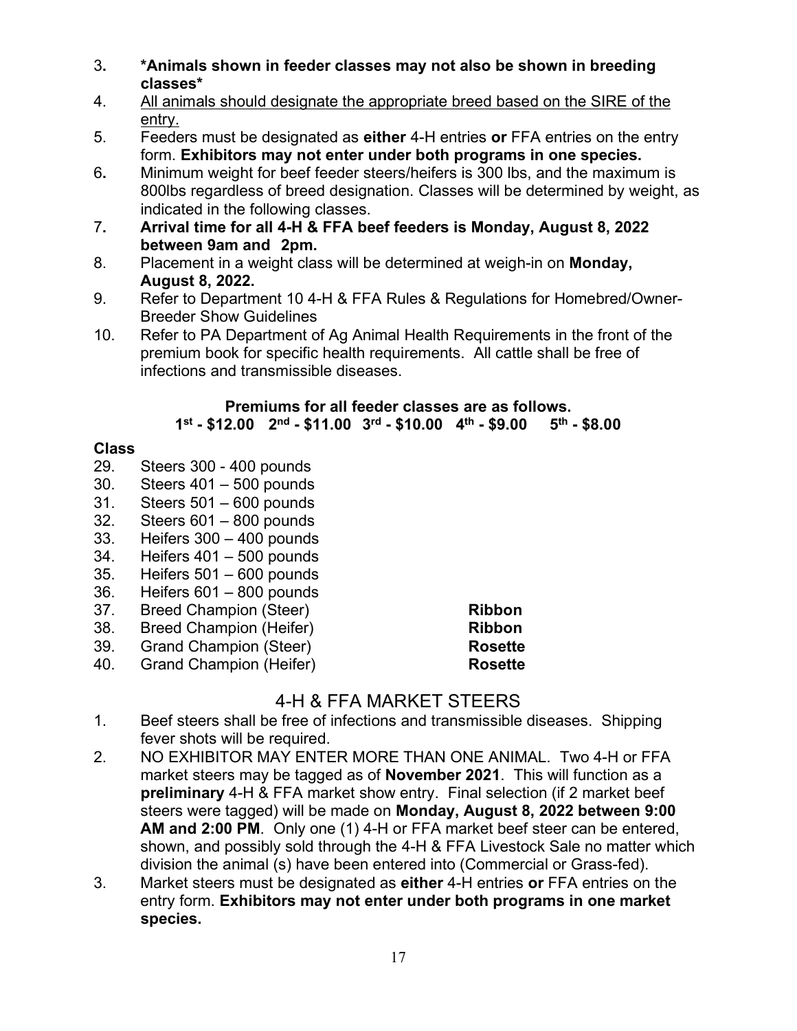3. **\*Animals shown in feeder classes may not also be shown in breeding classes\***
4. <u>All animals should designate the appropriate breed based on the SIRE of the entry.</u>
5. Feeders must be designated as **either** 4-H entries **or** FFA entries on the entry form. **Exhibitors may not enter under both programs in one species.**
6. Minimum weight for beef feeder steers/heifers is 300 lbs, and the maximum is 800lbs regardless of breed designation. Classes will be determined by weight, as indicated in the following classes.
7. **Arrival time for all 4-H & FFA beef feeders is Monday, August 8, 2022 between 9am and 2pm.**
8. Placement in a weight class will be determined at weigh-in on **Monday, August 8, 2022.**
9. Refer to Department 10 4-H & FFA Rules & Regulations for Homebred/Owner-Breeder Show Guidelines
10. Refer to PA Department of Ag Animal Health Requirements in the front of the premium book for specific health requirements. All cattle shall be free of infections and transmissible diseases.

**Premiums for all feeder classes are as follows.**
**1st - $12.00 2nd - $11.00 3rd - $10.00 4th - $9.00 5th - $8.00**

**Class**

| | | |
|---|---|---|
| 29. | Steers 300 - 400 pounds | |
| 30. | Steers 401 – 500 pounds | |
| 31. | Steers 501 – 600 pounds | |
| 32. | Steers 601 – 800 pounds | |
| 33. | Heifers 300 – 400 pounds | |
| 34. | Heifers 401 – 500 pounds | |
| 35. | Heifers 501 – 600 pounds | |
| 36. | Heifers 601 – 800 pounds | |
| 37. | Breed Champion (Steer) | **Ribbon** |
| 38. | Breed Champion (Heifer) | **Ribbon** |
| 39. | Grand Champion (Steer) | **Rosette** |
| 40. | Grand Champion (Heifer) | **Rosette** |

## 4-H & FFA MARKET STEERS

1. Beef steers shall be free of infections and transmissible diseases. Shipping fever shots will be required.
2. NO EXHIBITOR MAY ENTER MORE THAN ONE ANIMAL. Two 4-H or FFA market steers may be tagged as of **November 2021**. This will function as a **preliminary** 4-H & FFA market show entry. Final selection (if 2 market beef steers were tagged) will be made on **Monday, August 8, 2022 between 9:00 AM and 2:00 PM**. Only one (1) 4-H or FFA market beef steer can be entered, shown, and possibly sold through the 4-H & FFA Livestock Sale no matter which division the animal (s) have been entered into (Commercial or Grass-fed).
3. Market steers must be designated as **either** 4-H entries **or** FFA entries on the entry form. **Exhibitors may not enter under both programs in one market species.**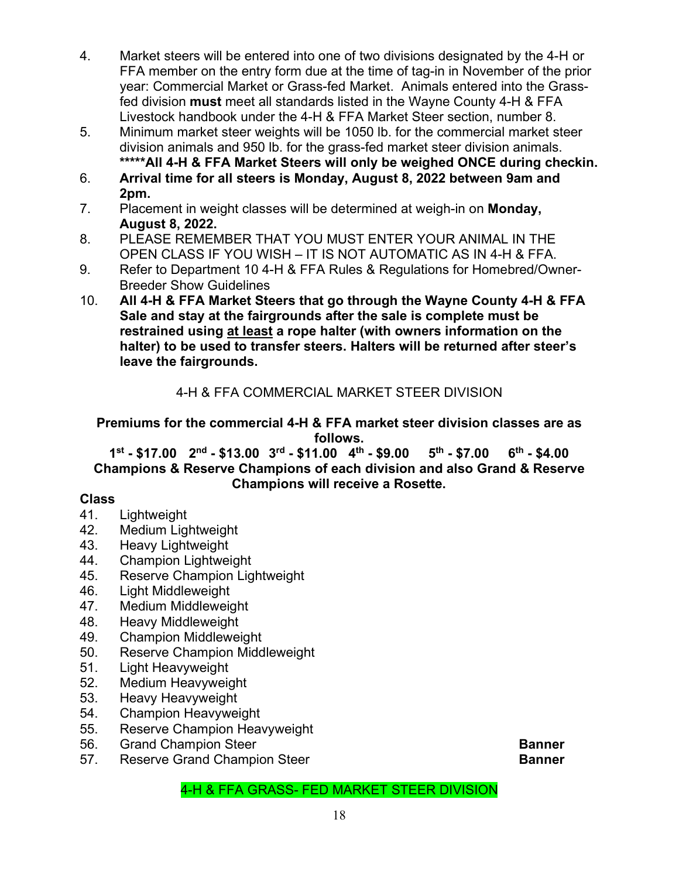4. Market steers will be entered into one of two divisions designated by the 4-H or FFA member on the entry form due at the time of tag-in in November of the prior year: Commercial Market or Grass-fed Market. Animals entered into the Grass-fed division **must** meet all standards listed in the Wayne County 4-H & FFA Livestock handbook under the 4-H & FFA Market Steer section, number 8.
5. Minimum market steer weights will be 1050 lb. for the commercial market steer division animals and 950 lb. for the grass-fed market steer division animals. **\*\*\*\*\*All 4-H & FFA Market Steers will only be weighed ONCE during checkin.**
6. **Arrival time for all steers is Monday, August 8, 2022 between 9am and 2pm.**
7. Placement in weight classes will be determined at weigh-in on **Monday, August 8, 2022.**
8. PLEASE REMEMBER THAT YOU MUST ENTER YOUR ANIMAL IN THE OPEN CLASS IF YOU WISH – IT IS NOT AUTOMATIC AS IN 4-H & FFA.
9. Refer to Department 10 4-H & FFA Rules & Regulations for Homebred/Owner-Breeder Show Guidelines
10. **All 4-H & FFA Market Steers that go through the Wayne County 4-H & FFA Sale and stay at the fairgrounds after the sale is complete must be restrained using <u>at least</u> a rope halter (with owners information on the halter) to be used to transfer steers. Halters will be returned after steer's leave the fairgrounds.**

## 4-H & FFA COMMERCIAL MARKET STEER DIVISION

**Premiums for the commercial 4-H & FFA market steer division classes are as follows.**

**1st - $17.00 2nd - $13.00 3rd - $11.00 4th - $9.00 5th - $7.00 6th - $4.00**

**Champions & Reserve Champions of each division and also Grand & Reserve Champions will receive a Rosette.**

**Class**

41. Lightweight
42. Medium Lightweight
43. Heavy Lightweight
44. Champion Lightweight
45. Reserve Champion Lightweight
46. Light Middleweight
47. Medium Middleweight
48. Heavy Middleweight
49. Champion Middleweight
50. Reserve Champion Middleweight
51. Light Heavyweight
52. Medium Heavyweight
53. Heavy Heavyweight
54. Champion Heavyweight
55. Reserve Champion Heavyweight
56. Grand Champion Steer **Banner**
57. Reserve Grand Champion Steer **Banner**

## 4-H & FFA GRASS- FED MARKET STEER DIVISION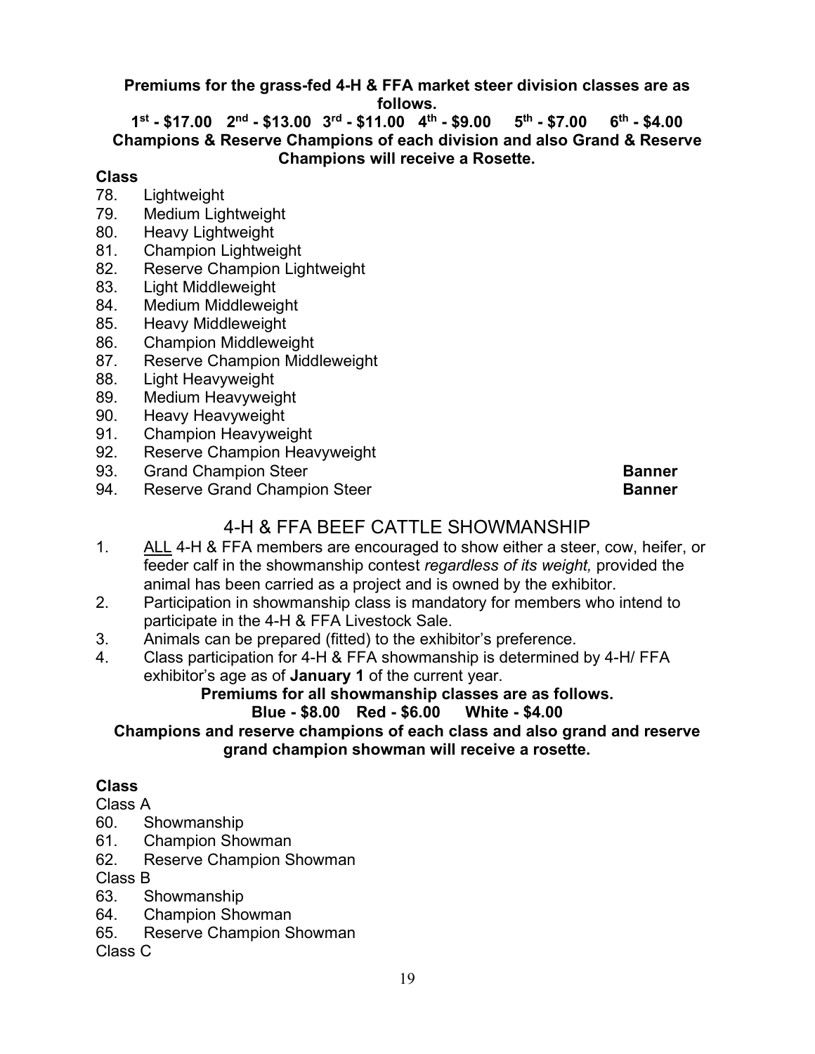**Premiums for the grass-fed 4-H & FFA market steer division classes are as follows.**

**1st - $17.00 2nd - $13.00 3rd - $11.00 4th - $9.00 5th - $7.00 6th - $4.00**

**Champions & Reserve Champions of each division and also Grand & Reserve Champions will receive a Rosette.**

**Class**

78. Lightweight
79. Medium Lightweight
80. Heavy Lightweight
81. Champion Lightweight
82. Reserve Champion Lightweight
83. Light Middleweight
84. Medium Middleweight
85. Heavy Middleweight
86. Champion Middleweight
87. Reserve Champion Middleweight
88. Light Heavyweight
89. Medium Heavyweight
90. Heavy Heavyweight
91. Champion Heavyweight
92. Reserve Champion Heavyweight
93. Grand Champion Steer **Banner**
94. Reserve Grand Champion Steer **Banner**

## 4-H & FFA BEEF CATTLE SHOWMANSHIP

1. ALL 4-H & FFA members are encouraged to show either a steer, cow, heifer, or feeder calf in the showmanship contest *regardless of its weight,* provided the animal has been carried as a project and is owned by the exhibitor.
2. Participation in showmanship class is mandatory for members who intend to participate in the 4-H & FFA Livestock Sale.
3. Animals can be prepared (fitted) to the exhibitor's preference.
4. Class participation for 4-H & FFA showmanship is determined by 4-H/ FFA exhibitor's age as of **January 1** of the current year.

**Premiums for all showmanship classes are as follows.**

**Blue - $8.00 Red - $6.00 White - $4.00**

**Champions and reserve champions of each class and also grand and reserve grand champion showman will receive a rosette.**

**Class**

Class A

60. Showmanship
61. Champion Showman
62. Reserve Champion Showman

Class B

63. Showmanship
64. Champion Showman
65. Reserve Champion Showman

Class C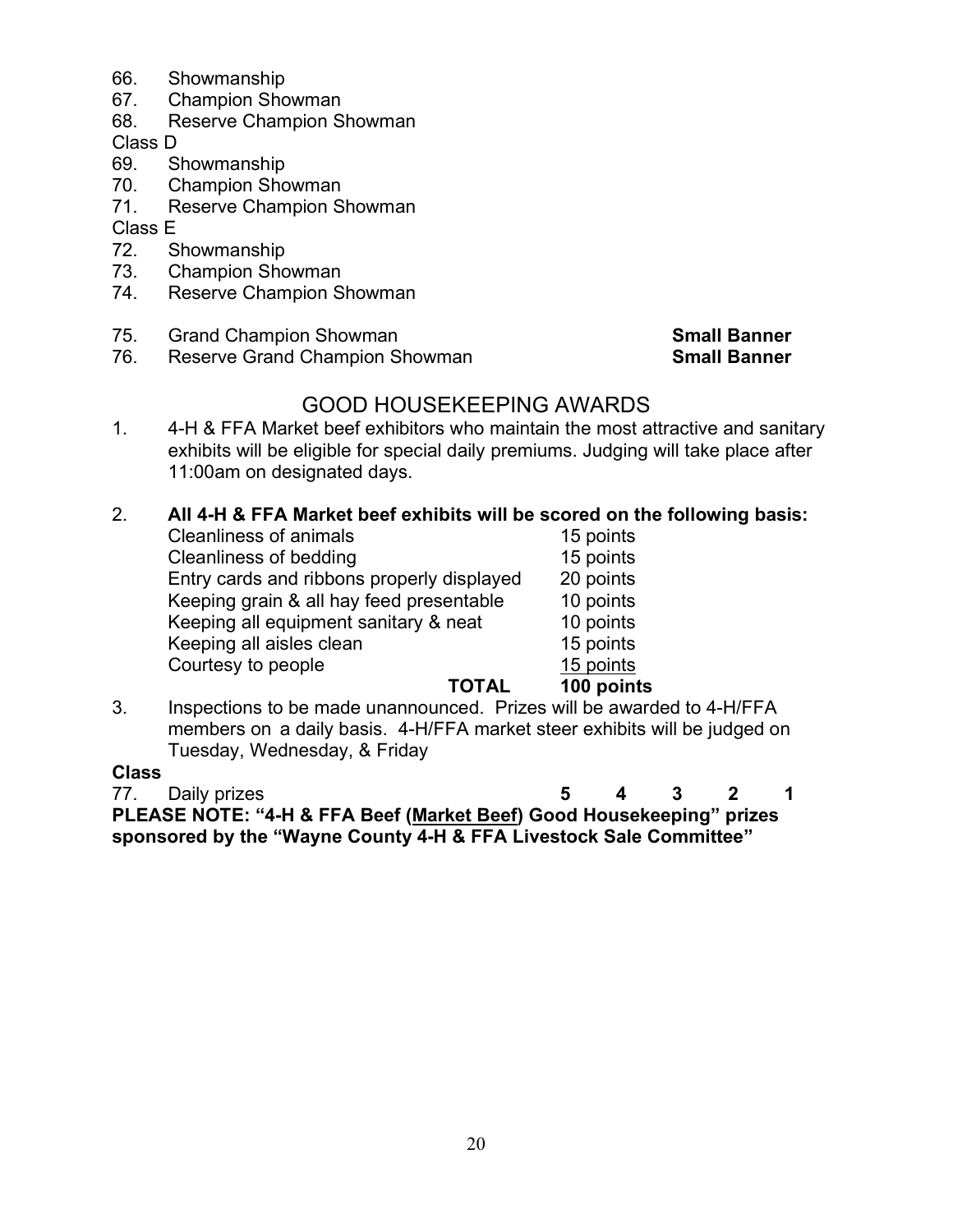66. Showmanship
67. Champion Showman
68. Reserve Champion Showman

Class D

69. Showmanship
70. Champion Showman
71. Reserve Champion Showman

Class E

72. Showmanship
73. Champion Showman
74. Reserve Champion Showman

75. Grand Champion Showman **Small Banner**
76. Reserve Grand Champion Showman **Small Banner**

## GOOD HOUSEKEEPING AWARDS

1. 4-H & FFA Market beef exhibitors who maintain the most attractive and sanitary exhibits will be eligible for special daily premiums. Judging will take place after 11:00am on designated days.

2. **All 4-H & FFA Market beef exhibits will be scored on the following basis:**

| | |
|---|---|
| Cleanliness of animals | 15 points |
| Cleanliness of bedding | 15 points |
| Entry cards and ribbons properly displayed | 20 points |
| Keeping grain & all hay feed presentable | 10 points |
| Keeping all equipment sanitary & neat | 10 points |
| Keeping all aisles clean | 15 points |
| Courtesy to people | 15 points |
| **TOTAL** | **100 points** |

3. Inspections to be made unannounced. Prizes will be awarded to 4-H/FFA members on a daily basis. 4-H/FFA market steer exhibits will be judged on Tuesday, Wednesday, & Friday

**Class**

77. Daily prizes **5 4 3 2 1**

**PLEASE NOTE: "4-H & FFA Beef (Market Beef) Good Housekeeping" prizes sponsored by the "Wayne County 4-H & FFA Livestock Sale Committee"**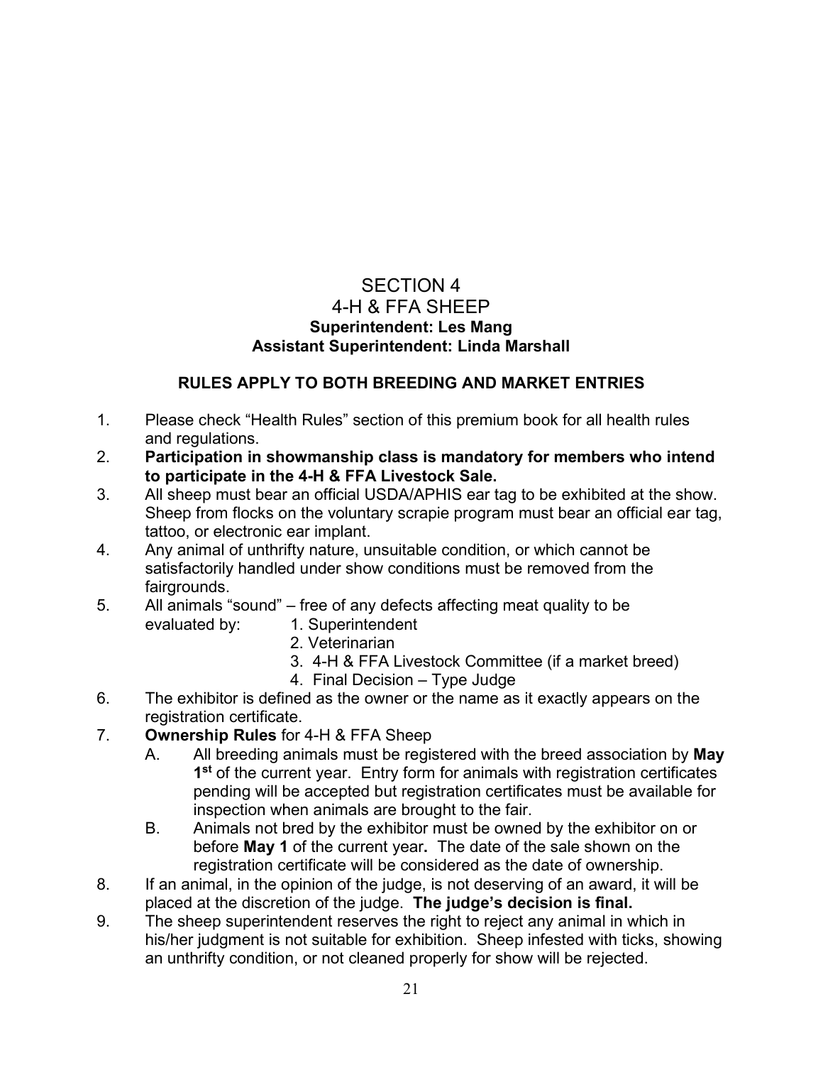# SECTION 4
# 4-H & FFA SHEEP

**Superintendent: Les Mang**
**Assistant Superintendent: Linda Marshall**

**RULES APPLY TO BOTH BREEDING AND MARKET ENTRIES**

1. Please check "Health Rules" section of this premium book for all health rules and regulations.
2. **Participation in showmanship class is mandatory for members who intend to participate in the 4-H & FFA Livestock Sale.**
3. All sheep must bear an official USDA/APHIS ear tag to be exhibited at the show. Sheep from flocks on the voluntary scrapie program must bear an official ear tag, tattoo, or electronic ear implant.
4. Any animal of unthrifty nature, unsuitable condition, or which cannot be satisfactorily handled under show conditions must be removed from the fairgrounds.
5. All animals "sound" – free of any defects affecting meat quality to be evaluated by:
   1. Superintendent
   2. Veterinarian
   3. 4-H & FFA Livestock Committee (if a market breed)
   4. Final Decision – Type Judge
6. The exhibitor is defined as the owner or the name as it exactly appears on the registration certificate.
7. **Ownership Rules** for 4-H & FFA Sheep
   A. All breeding animals must be registered with the breed association by **May 1st** of the current year. Entry form for animals with registration certificates pending will be accepted but registration certificates must be available for inspection when animals are brought to the fair.
   B. Animals not bred by the exhibitor must be owned by the exhibitor on or before **May 1** of the current year**.** The date of the sale shown on the registration certificate will be considered as the date of ownership.
8. If an animal, in the opinion of the judge, is not deserving of an award, it will be placed at the discretion of the judge. **The judge's decision is final.**
9. The sheep superintendent reserves the right to reject any animal in which in his/her judgment is not suitable for exhibition. Sheep infested with ticks, showing an unthrifty condition, or not cleaned properly for show will be rejected.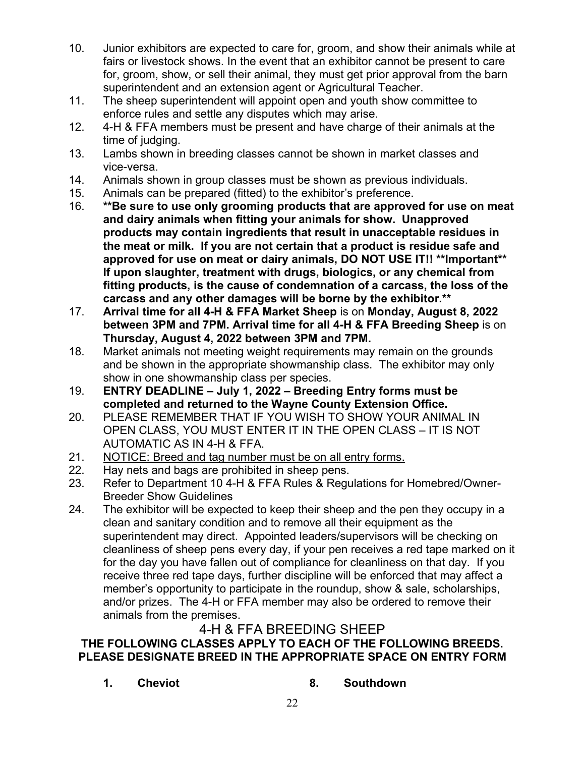10. Junior exhibitors are expected to care for, groom, and show their animals while at fairs or livestock shows. In the event that an exhibitor cannot be present to care for, groom, show, or sell their animal, they must get prior approval from the barn superintendent and an extension agent or Agricultural Teacher.
11. The sheep superintendent will appoint open and youth show committee to enforce rules and settle any disputes which may arise.
12. 4-H & FFA members must be present and have charge of their animals at the time of judging.
13. Lambs shown in breeding classes cannot be shown in market classes and vice-versa.
14. Animals shown in group classes must be shown as previous individuals.
15. Animals can be prepared (fitted) to the exhibitor's preference.
16. **\*\*Be sure to use only grooming products that are approved for use on meat and dairy animals when fitting your animals for show. Unapproved products may contain ingredients that result in unacceptable residues in the meat or milk. If you are not certain that a product is residue safe and approved for use on meat or dairy animals, DO NOT USE IT!! \*\*Important\*\* If upon slaughter, treatment with drugs, biologics, or any chemical from fitting products, is the cause of condemnation of a carcass, the loss of the carcass and any other damages will be borne by the exhibitor.\*\***
17. **Arrival time for all 4-H & FFA Market Sheep** is on **Monday, August 8, 2022 between 3PM and 7PM. Arrival time for all 4-H & FFA Breeding Sheep** is on **Thursday, August 4, 2022 between 3PM and 7PM.**
18. Market animals not meeting weight requirements may remain on the grounds and be shown in the appropriate showmanship class. The exhibitor may only show in one showmanship class per species.
19. **ENTRY DEADLINE – July 1, 2022 – Breeding Entry forms must be completed and returned to the Wayne County Extension Office.**
20. PLEASE REMEMBER THAT IF YOU WISH TO SHOW YOUR ANIMAL IN OPEN CLASS, YOU MUST ENTER IT IN THE OPEN CLASS – IT IS NOT AUTOMATIC AS IN 4-H & FFA.
21. <u>NOTICE: Breed and tag number must be on all entry forms.</u>
22. Hay nets and bags are prohibited in sheep pens.
23. Refer to Department 10 4-H & FFA Rules & Regulations for Homebred/Owner-Breeder Show Guidelines
24. The exhibitor will be expected to keep their sheep and the pen they occupy in a clean and sanitary condition and to remove all their equipment as the superintendent may direct. Appointed leaders/supervisors will be checking on cleanliness of sheep pens every day, if your pen receives a red tape marked on it for the day you have fallen out of compliance for cleanliness on that day. If you receive three red tape days, further discipline will be enforced that may affect a member's opportunity to participate in the roundup, show & sale, scholarships, and/or prizes. The 4-H or FFA member may also be ordered to remove their animals from the premises.

## 4-H & FFA BREEDING SHEEP

**THE FOLLOWING CLASSES APPLY TO EACH OF THE FOLLOWING BREEDS. PLEASE DESIGNATE BREED IN THE APPROPRIATE SPACE ON ENTRY FORM**

**1. Cheviot**

**8. Southdown**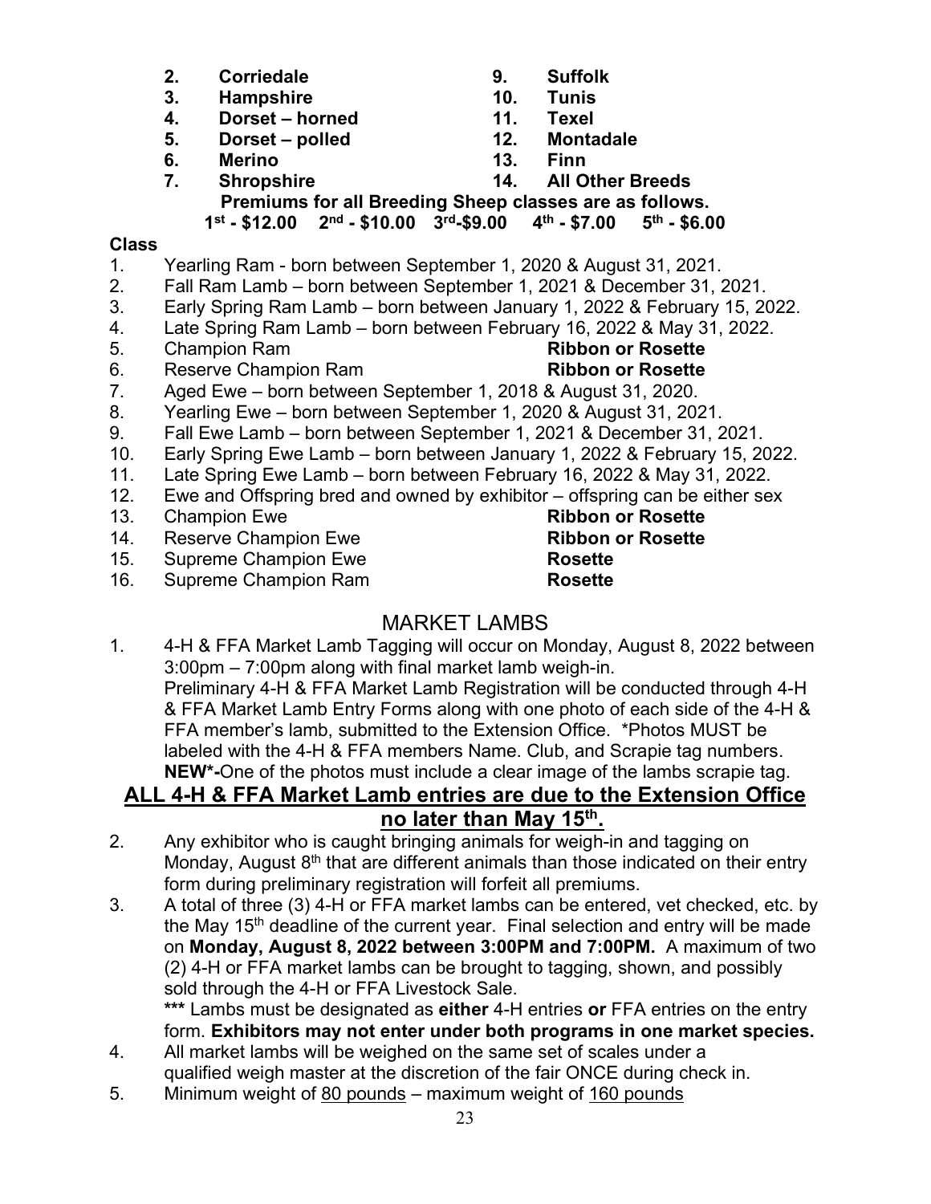**2. Corriedale**
**3. Hampshire**
**4. Dorset – horned**
**5. Dorset – polled**
**6. Merino**
**7. Shropshire**
**9. Suffolk**
**10. Tunis**
**11. Texel**
**12. Montadale**
**13. Finn**
**14. All Other Breeds**

**Premiums for all Breeding Sheep classes are as follows.**
**1st - $12.00 2nd - $10.00 3rd-$9.00 4th - $7.00 5th - $6.00**

**Class**

1. Yearling Ram - born between September 1, 2020 & August 31, 2021.
2. Fall Ram Lamb – born between September 1, 2021 & December 31, 2021.
3. Early Spring Ram Lamb – born between January 1, 2022 & February 15, 2022.
4. Late Spring Ram Lamb – born between February 16, 2022 & May 31, 2022.
5. Champion Ram **Ribbon or Rosette**
6. Reserve Champion Ram **Ribbon or Rosette**
7. Aged Ewe – born between September 1, 2018 & August 31, 2020.
8. Yearling Ewe – born between September 1, 2020 & August 31, 2021.
9. Fall Ewe Lamb – born between September 1, 2021 & December 31, 2021.
10. Early Spring Ewe Lamb – born between January 1, 2022 & February 15, 2022.
11. Late Spring Ewe Lamb – born between February 16, 2022 & May 31, 2022.
12. Ewe and Offspring bred and owned by exhibitor – offspring can be either sex
13. Champion Ewe **Ribbon or Rosette**
14. Reserve Champion Ewe **Ribbon or Rosette**
15. Supreme Champion Ewe **Rosette**
16. Supreme Champion Ram **Rosette**

## MARKET LAMBS

1. 4-H & FFA Market Lamb Tagging will occur on Monday, August 8, 2022 between 3:00pm – 7:00pm along with final market lamb weigh-in.
   Preliminary 4-H & FFA Market Lamb Registration will be conducted through 4-H & FFA Market Lamb Entry Forms along with one photo of each side of the 4-H & FFA member's lamb, submitted to the Extension Office. *Photos MUST be labeled with the 4-H & FFA members Name. Club, and Scrapie tag numbers.
   **NEW*-**One of the photos must include a clear image of the lambs scrapie tag.

**ALL 4-H & FFA Market Lamb entries are due to the Extension Office no later than May 15th.**

2. Any exhibitor who is caught bringing animals for weigh-in and tagging on Monday, August 8th that are different animals than those indicated on their entry form during preliminary registration will forfeit all premiums.
3. A total of three (3) 4-H or FFA market lambs can be entered, vet checked, etc. by the May 15th deadline of the current year. Final selection and entry will be made on **Monday, August 8, 2022 between 3:00PM and 7:00PM.** A maximum of two (2) 4-H or FFA market lambs can be brought to tagging, shown, and possibly sold through the 4-H or FFA Livestock Sale.
   **\*\*\*** Lambs must be designated as **either** 4-H entries **or** FFA entries on the entry form. **Exhibitors may not enter under both programs in one market species.**
4. All market lambs will be weighed on the same set of scales under a qualified weigh master at the discretion of the fair ONCE during check in.
5. Minimum weight of <u>80 pounds</u> – maximum weight of <u>160 pounds</u>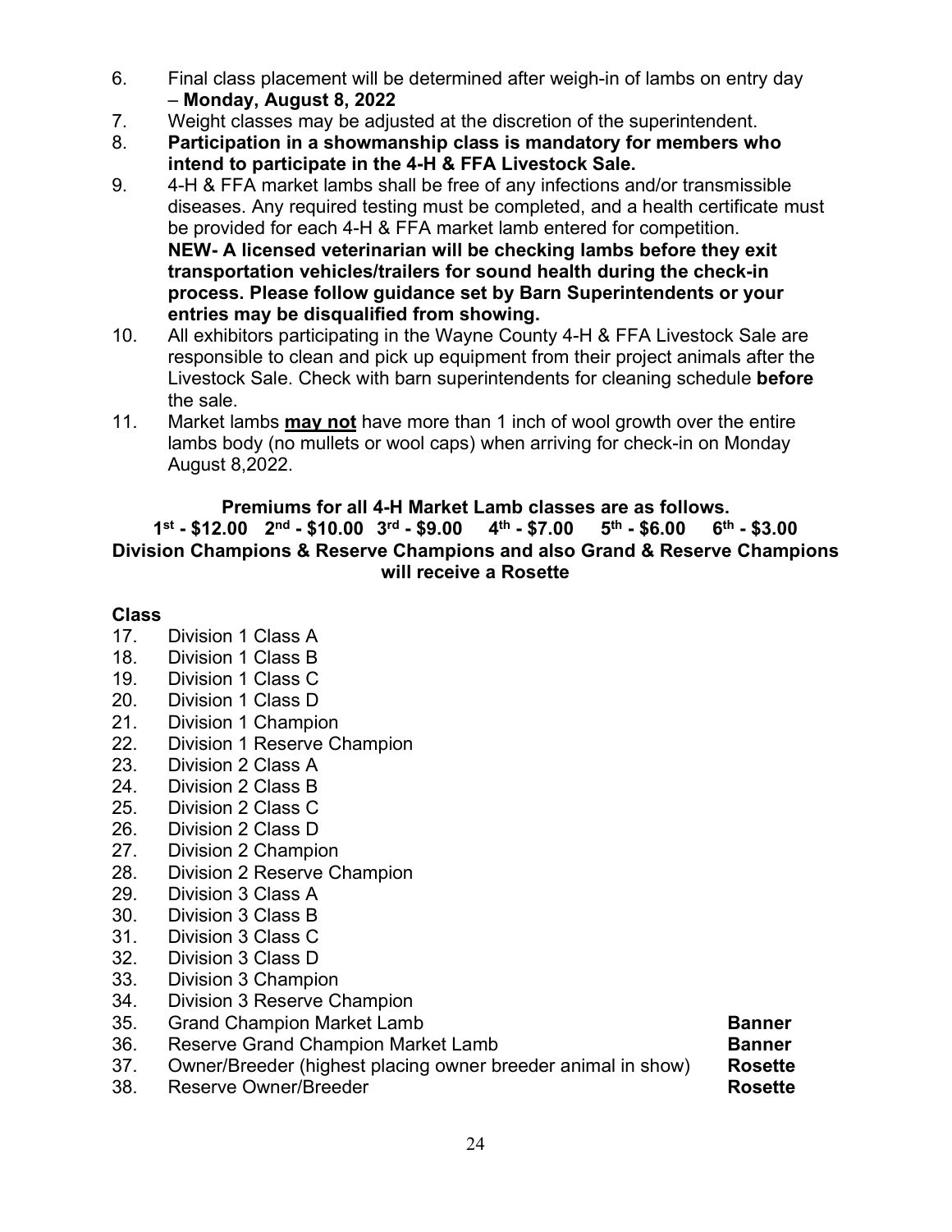6. Final class placement will be determined after weigh-in of lambs on entry day – **Monday, August 8, 2022**
7. Weight classes may be adjusted at the discretion of the superintendent.
8. **Participation in a showmanship class is mandatory for members who intend to participate in the 4-H & FFA Livestock Sale.**
9. 4-H & FFA market lambs shall be free of any infections and/or transmissible diseases. Any required testing must be completed, and a health certificate must be provided for each 4-H & FFA market lamb entered for competition. **NEW- A licensed veterinarian will be checking lambs before they exit transportation vehicles/trailers for sound health during the check-in process. Please follow guidance set by Barn Superintendents or your entries may be disqualified from showing.**
10. All exhibitors participating in the Wayne County 4-H & FFA Livestock Sale are responsible to clean and pick up equipment from their project animals after the Livestock Sale. Check with barn superintendents for cleaning schedule **before** the sale.
11. Market lambs **<u>may not</u>** have more than 1 inch of wool growth over the entire lambs body (no mullets or wool caps) when arriving for check-in on Monday August 8,2022.

**Premiums for all 4-H Market Lamb classes are as follows.**
**1st - $12.00 2nd - $10.00 3rd - $9.00 4th - $7.00 5th - $6.00 6th - $3.00**
**Division Champions & Reserve Champions and also Grand & Reserve Champions will receive a Rosette**

**Class**

17. Division 1 Class A
18. Division 1 Class B
19. Division 1 Class C
20. Division 1 Class D
21. Division 1 Champion
22. Division 1 Reserve Champion
23. Division 2 Class A
24. Division 2 Class B
25. Division 2 Class C
26. Division 2 Class D
27. Division 2 Champion
28. Division 2 Reserve Champion
29. Division 3 Class A
30. Division 3 Class B
31. Division 3 Class C
32. Division 3 Class D
33. Division 3 Champion
34. Division 3 Reserve Champion
35. Grand Champion Market Lamb **Banner**
36. Reserve Grand Champion Market Lamb **Banner**
37. Owner/Breeder (highest placing owner breeder animal in show) **Rosette**
38. Reserve Owner/Breeder **Rosette**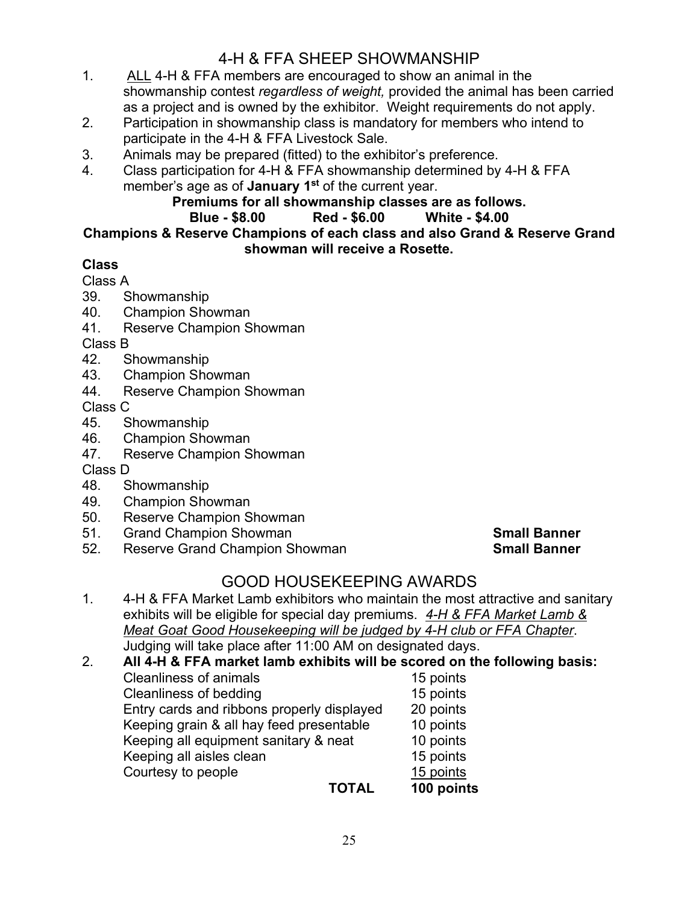## 4-H & FFA SHEEP SHOWMANSHIP

1. ALL 4-H & FFA members are encouraged to show an animal in the showmanship contest *regardless of weight,* provided the animal has been carried as a project and is owned by the exhibitor. Weight requirements do not apply.
2. Participation in showmanship class is mandatory for members who intend to participate in the 4-H & FFA Livestock Sale.
3. Animals may be prepared (fitted) to the exhibitor's preference.
4. Class participation for 4-H & FFA showmanship determined by 4-H & FFA member's age as of **January 1st** of the current year.

**Premiums for all showmanship classes are as follows.**

**Blue - $8.00 Red - $6.00 White - $4.00**

**Champions & Reserve Champions of each class and also Grand & Reserve Grand showman will receive a Rosette.**

**Class**

Class A

39. Showmanship
40. Champion Showman
41. Reserve Champion Showman

Class B

42. Showmanship
43. Champion Showman
44. Reserve Champion Showman

Class C

45. Showmanship
46. Champion Showman
47. Reserve Champion Showman

Class D

48. Showmanship
49. Champion Showman
50. Reserve Champion Showman
51. Grand Champion Showman **Small Banner**
52. Reserve Grand Champion Showman **Small Banner**

## GOOD HOUSEKEEPING AWARDS

1. 4-H & FFA Market Lamb exhibitors who maintain the most attractive and sanitary exhibits will be eligible for special day premiums. *4-H & FFA Market Lamb & Meat Goat Good Housekeeping will be judged by 4-H club or FFA Chapter*. Judging will take place after 11:00 AM on designated days.
2. **All 4-H & FFA market lamb exhibits will be scored on the following basis:**

| | |
|---|---|
| Cleanliness of animals | 15 points |
| Cleanliness of bedding | 15 points |
| Entry cards and ribbons properly displayed | 20 points |
| Keeping grain & all hay feed presentable | 10 points |
| Keeping all equipment sanitary & neat | 10 points |
| Keeping all aisles clean | 15 points |
| Courtesy to people | 15 points |
| **TOTAL** | **100 points** |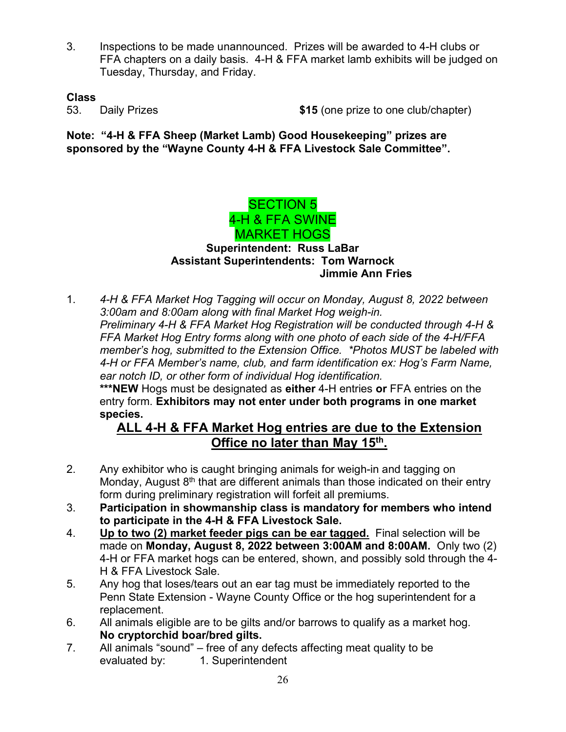3. Inspections to be made unannounced. Prizes will be awarded to 4-H clubs or FFA chapters on a daily basis. 4-H & FFA market lamb exhibits will be judged on Tuesday, Thursday, and Friday.

**Class**

53. Daily Prizes **$15** (one prize to one club/chapter)

**Note: "4-H & FFA Sheep (Market Lamb) Good Housekeeping" prizes are sponsored by the "Wayne County 4-H & FFA Livestock Sale Committee".**

# SECTION 5
# 4-H & FFA SWINE
# MARKET HOGS

**Superintendent: Russ LaBar**
**Assistant Superintendents: Tom Warnock**
**Jimmie Ann Fries**

1. *4-H & FFA Market Hog Tagging will occur on Monday, August 8, 2022 between 3:00am and 8:00am along with final Market Hog weigh-in.*
   *Preliminary 4-H & FFA Market Hog Registration will be conducted through 4-H & FFA Market Hog Entry forms along with one photo of each side of the 4-H/FFA member's hog, submitted to the Extension Office. \*Photos MUST be labeled with 4-H or FFA Member's name, club, and farm identification ex: Hog's Farm Name, ear notch ID, or other form of individual Hog identification.*
   **\*\*\*NEW** Hogs must be designated as **either** 4-H entries **or** FFA entries on the entry form. **Exhibitors may not enter under both programs in one market species.**

   **<u>ALL 4-H & FFA Market Hog entries are due to the Extension Office no later than May 15th.</u>**

2. Any exhibitor who is caught bringing animals for weigh-in and tagging on Monday, August 8th that are different animals than those indicated on their entry form during preliminary registration will forfeit all premiums.
3. **Participation in showmanship class is mandatory for members who intend to participate in the 4-H & FFA Livestock Sale.**
4. **<u>Up to two (2) market feeder pigs can be ear tagged.</u>** Final selection will be made on **Monday, August 8, 2022 between 3:00AM and 8:00AM.** Only two (2) 4-H or FFA market hogs can be entered, shown, and possibly sold through the 4-H & FFA Livestock Sale.
5. Any hog that loses/tears out an ear tag must be immediately reported to the Penn State Extension - Wayne County Office or the hog superintendent for a replacement.
6. All animals eligible are to be gilts and/or barrows to qualify as a market hog. **No cryptorchid boar/bred gilts.**
7. All animals "sound" – free of any defects affecting meat quality to be evaluated by: 1. Superintendent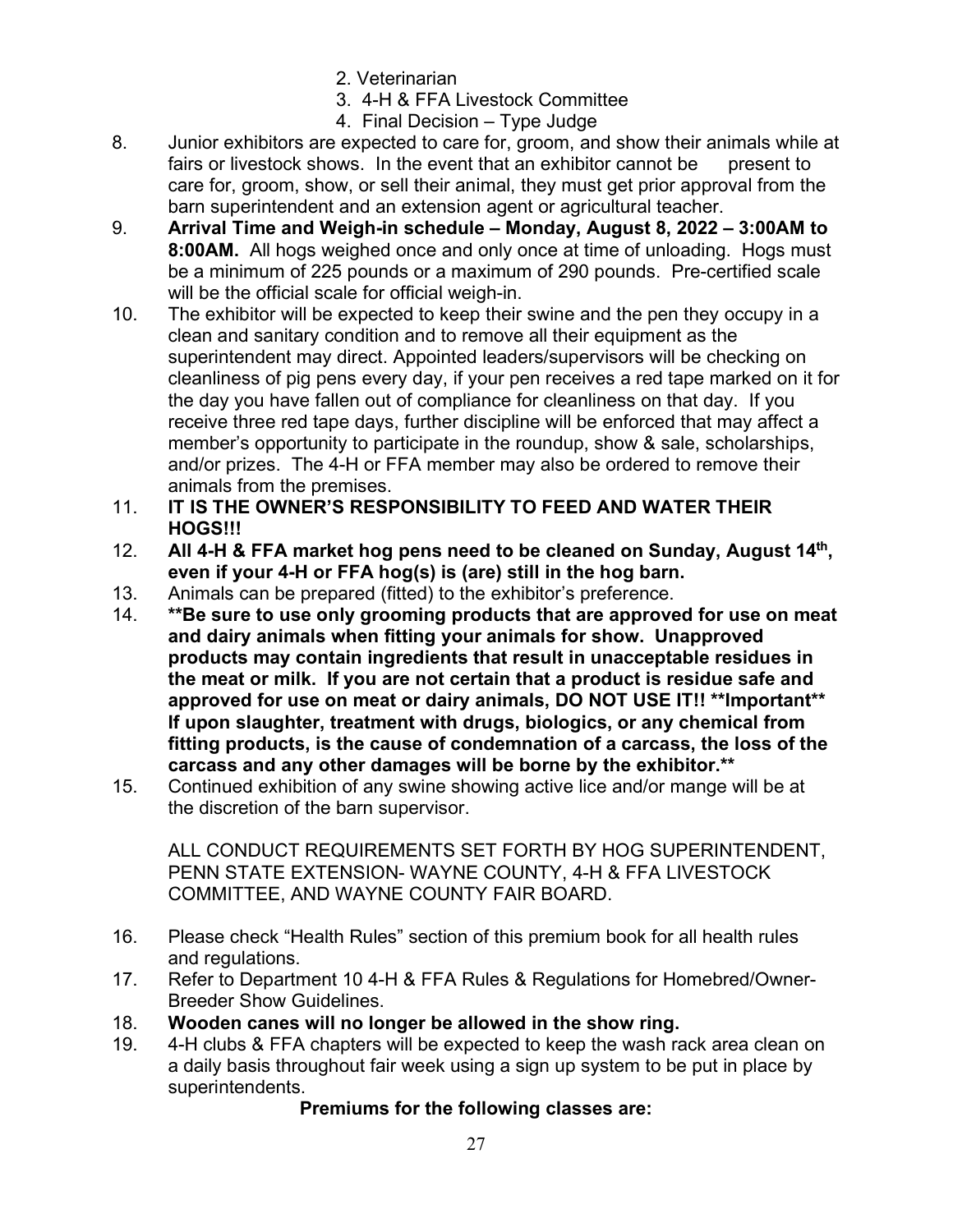2. Veterinarian
3. 4-H & FFA Livestock Committee
4. Final Decision – Type Judge

8. Junior exhibitors are expected to care for, groom, and show their animals while at fairs or livestock shows. In the event that an exhibitor cannot be present to care for, groom, show, or sell their animal, they must get prior approval from the barn superintendent and an extension agent or agricultural teacher.
9. **Arrival Time and Weigh-in schedule – Monday, August 8, 2022 – 3:00AM to 8:00AM.** All hogs weighed once and only once at time of unloading. Hogs must be a minimum of 225 pounds or a maximum of 290 pounds. Pre-certified scale will be the official scale for official weigh-in.
10. The exhibitor will be expected to keep their swine and the pen they occupy in a clean and sanitary condition and to remove all their equipment as the superintendent may direct. Appointed leaders/supervisors will be checking on cleanliness of pig pens every day, if your pen receives a red tape marked on it for the day you have fallen out of compliance for cleanliness on that day. If you receive three red tape days, further discipline will be enforced that may affect a member's opportunity to participate in the roundup, show & sale, scholarships, and/or prizes. The 4-H or FFA member may also be ordered to remove their animals from the premises.
11. **IT IS THE OWNER'S RESPONSIBILITY TO FEED AND WATER THEIR HOGS!!!**
12. **All 4-H & FFA market hog pens need to be cleaned on Sunday, August 14th, even if your 4-H or FFA hog(s) is (are) still in the hog barn.**
13. Animals can be prepared (fitted) to the exhibitor's preference.
14. **\*\*Be sure to use only grooming products that are approved for use on meat and dairy animals when fitting your animals for show. Unapproved products may contain ingredients that result in unacceptable residues in the meat or milk. If you are not certain that a product is residue safe and approved for use on meat or dairy animals, DO NOT USE IT!! \*\*Important\*\* If upon slaughter, treatment with drugs, biologics, or any chemical from fitting products, is the cause of condemnation of a carcass, the loss of the carcass and any other damages will be borne by the exhibitor.\*\***
15. Continued exhibition of any swine showing active lice and/or mange will be at the discretion of the barn supervisor.

    ALL CONDUCT REQUIREMENTS SET FORTH BY HOG SUPERINTENDENT, PENN STATE EXTENSION- WAYNE COUNTY, 4-H & FFA LIVESTOCK COMMITTEE, AND WAYNE COUNTY FAIR BOARD.

16. Please check "Health Rules" section of this premium book for all health rules and regulations.
17. Refer to Department 10 4-H & FFA Rules & Regulations for Homebred/Owner-Breeder Show Guidelines.
18. **Wooden canes will no longer be allowed in the show ring.**
19. 4-H clubs & FFA chapters will be expected to keep the wash rack area clean on a daily basis throughout fair week using a sign up system to be put in place by superintendents.

**Premiums for the following classes are:**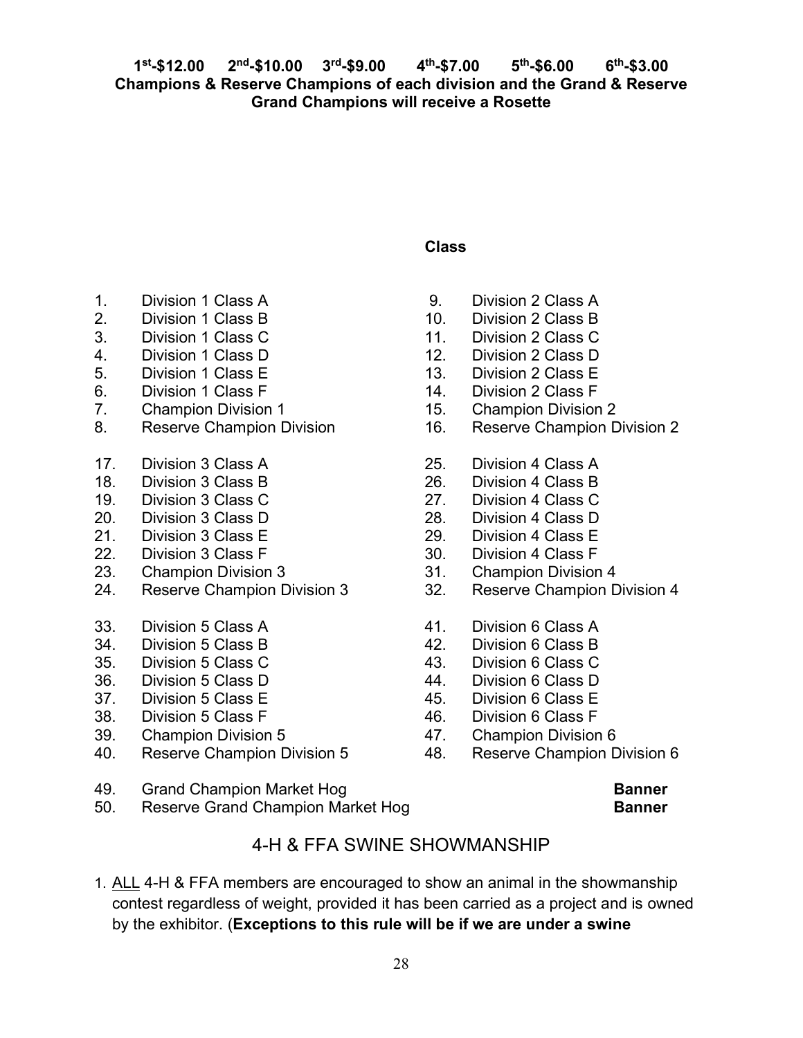**1st-$12.00 2nd-$10.00 3rd-$9.00 4th-$7.00 5th-$6.00 6th-$3.00**
**Champions & Reserve Champions of each division and the Grand & Reserve Grand Champions will receive a Rosette**

**Class**

1. Division 1 Class A
2. Division 1 Class B
3. Division 1 Class C
4. Division 1 Class D
5. Division 1 Class E
6. Division 1 Class F
7. Champion Division 1
8. Reserve Champion Division

9. Division 2 Class A
10. Division 2 Class B
11. Division 2 Class C
12. Division 2 Class D
13. Division 2 Class E
14. Division 2 Class F
15. Champion Division 2
16. Reserve Champion Division 2

17. Division 3 Class A
18. Division 3 Class B
19. Division 3 Class C
20. Division 3 Class D
21. Division 3 Class E
22. Division 3 Class F
23. Champion Division 3
24. Reserve Champion Division 3

25. Division 4 Class A
26. Division 4 Class B
27. Division 4 Class C
28. Division 4 Class D
29. Division 4 Class E
30. Division 4 Class F
31. Champion Division 4
32. Reserve Champion Division 4

33. Division 5 Class A
34. Division 5 Class B
35. Division 5 Class C
36. Division 5 Class D
37. Division 5 Class E
38. Division 5 Class F
39. Champion Division 5
40. Reserve Champion Division 5

41. Division 6 Class A
42. Division 6 Class B
43. Division 6 Class C
44. Division 6 Class D
45. Division 6 Class E
46. Division 6 Class F
47. Champion Division 6
48. Reserve Champion Division 6

49. Grand Champion Market Hog **Banner**
50. Reserve Grand Champion Market Hog **Banner**

## 4-H & FFA SWINE SHOWMANSHIP

1. ALL 4-H & FFA members are encouraged to show an animal in the showmanship contest regardless of weight, provided it has been carried as a project and is owned by the exhibitor. (**Exceptions to this rule will be if we are under a swine**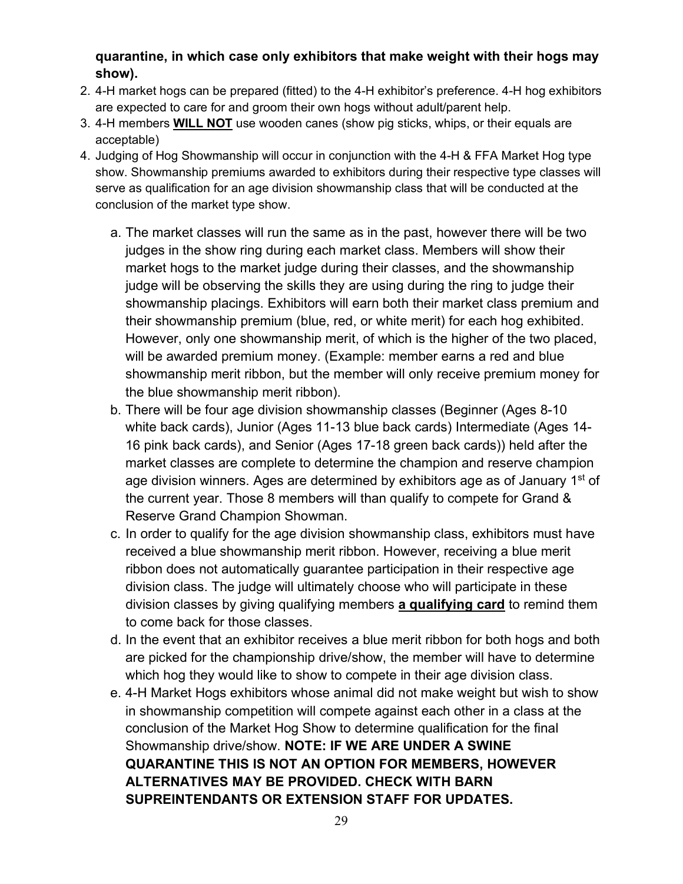**quarantine, in which case only exhibitors that make weight with their hogs may show).**

2. 4-H market hogs can be prepared (fitted) to the 4-H exhibitor's preference. 4-H hog exhibitors are expected to care for and groom their own hogs without adult/parent help.
3. 4-H members **WILL NOT** use wooden canes (show pig sticks, whips, or their equals are acceptable)
4. Judging of Hog Showmanship will occur in conjunction with the 4-H & FFA Market Hog type show. Showmanship premiums awarded to exhibitors during their respective type classes will serve as qualification for an age division showmanship class that will be conducted at the conclusion of the market type show.
   a. The market classes will run the same as in the past, however there will be two judges in the show ring during each market class. Members will show their market hogs to the market judge during their classes, and the showmanship judge will be observing the skills they are using during the ring to judge their showmanship placings. Exhibitors will earn both their market class premium and their showmanship premium (blue, red, or white merit) for each hog exhibited. However, only one showmanship merit, of which is the higher of the two placed, will be awarded premium money. (Example: member earns a red and blue showmanship merit ribbon, but the member will only receive premium money for the blue showmanship merit ribbon).
   b. There will be four age division showmanship classes (Beginner (Ages 8-10 white back cards), Junior (Ages 11-13 blue back cards) Intermediate (Ages 14-16 pink back cards), and Senior (Ages 17-18 green back cards)) held after the market classes are complete to determine the champion and reserve champion age division winners. Ages are determined by exhibitors age as of January 1st of the current year. Those 8 members will than qualify to compete for Grand & Reserve Grand Champion Showman.
   c. In order to qualify for the age division showmanship class, exhibitors must have received a blue showmanship merit ribbon. However, receiving a blue merit ribbon does not automatically guarantee participation in their respective age division class. The judge will ultimately choose who will participate in these division classes by giving qualifying members **a qualifying card** to remind them to come back for those classes.
   d. In the event that an exhibitor receives a blue merit ribbon for both hogs and both are picked for the championship drive/show, the member will have to determine which hog they would like to show to compete in their age division class.
   e. 4-H Market Hogs exhibitors whose animal did not make weight but wish to show in showmanship competition will compete against each other in a class at the conclusion of the Market Hog Show to determine qualification for the final Showmanship drive/show. **NOTE: IF WE ARE UNDER A SWINE QUARANTINE THIS IS NOT AN OPTION FOR MEMBERS, HOWEVER ALTERNATIVES MAY BE PROVIDED. CHECK WITH BARN SUPREINTENDANTS OR EXTENSION STAFF FOR UPDATES.**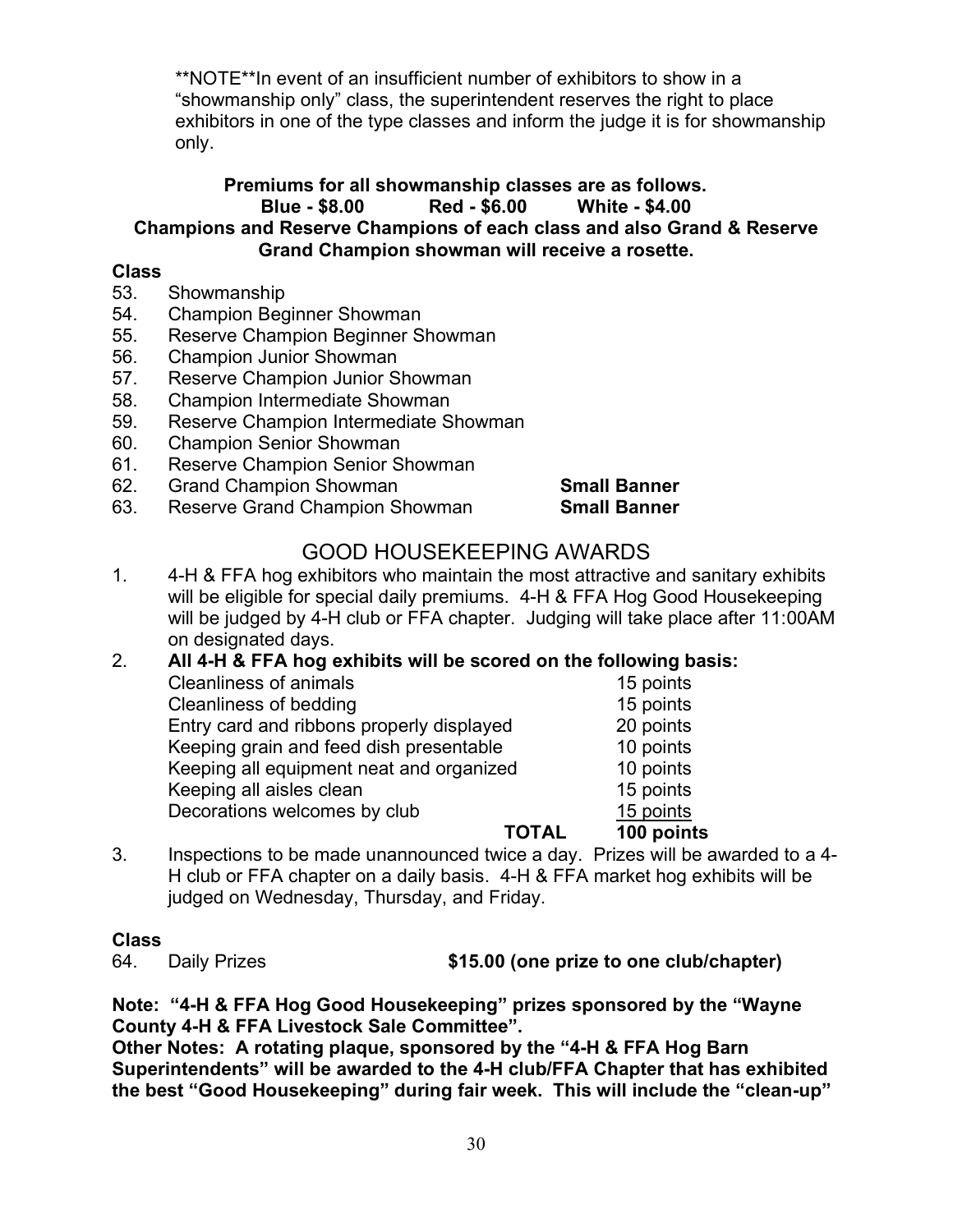**NOTE**In event of an insufficient number of exhibitors to show in a "showmanship only" class, the superintendent reserves the right to place exhibitors in one of the type classes and inform the judge it is for showmanship only.

**Premiums for all showmanship classes are as follows.**
**Blue - $8.00 Red - $6.00 White - $4.00**
**Champions and Reserve Champions of each class and also Grand & Reserve Grand Champion showman will receive a rosette.**

**Class**

| Class | Description | Award |
|---|---|---|
| 53. | Showmanship | |
| 54. | Champion Beginner Showman | |
| 55. | Reserve Champion Beginner Showman | |
| 56. | Champion Junior Showman | |
| 57. | Reserve Champion Junior Showman | |
| 58. | Champion Intermediate Showman | |
| 59. | Reserve Champion Intermediate Showman | |
| 60. | Champion Senior Showman | |
| 61. | Reserve Champion Senior Showman | |
| 62. | Grand Champion Showman | **Small Banner** |
| 63. | Reserve Grand Champion Showman | **Small Banner** |

## GOOD HOUSEKEEPING AWARDS

1. 4-H & FFA hog exhibitors who maintain the most attractive and sanitary exhibits will be eligible for special daily premiums. 4-H & FFA Hog Good Housekeeping will be judged by 4-H club or FFA chapter. Judging will take place after 11:00AM on designated days.
2. **All 4-H & FFA hog exhibits will be scored on the following basis:**

| Criteria | Points |
|---|---|
| Cleanliness of animals | 15 points |
| Cleanliness of bedding | 15 points |
| Entry card and ribbons properly displayed | 20 points |
| Keeping grain and feed dish presentable | 10 points |
| Keeping all equipment neat and organized | 10 points |
| Keeping all aisles clean | 15 points |
| Decorations welcomes by club | 15 points |
| **TOTAL** | **100 points** |

3. Inspections to be made unannounced twice a day. Prizes will be awarded to a 4-H club or FFA chapter on a daily basis. 4-H & FFA market hog exhibits will be judged on Wednesday, Thursday, and Friday.

**Class**

64. Daily Prizes **$15.00 (one prize to one club/chapter)**

**Note: "4-H & FFA Hog Good Housekeeping" prizes sponsored by the "Wayne County 4-H & FFA Livestock Sale Committee".**

**Other Notes: A rotating plaque, sponsored by the "4-H & FFA Hog Barn Superintendents" will be awarded to the 4-H club/FFA Chapter that has exhibited the best "Good Housekeeping" during fair week. This will include the "clean-up"**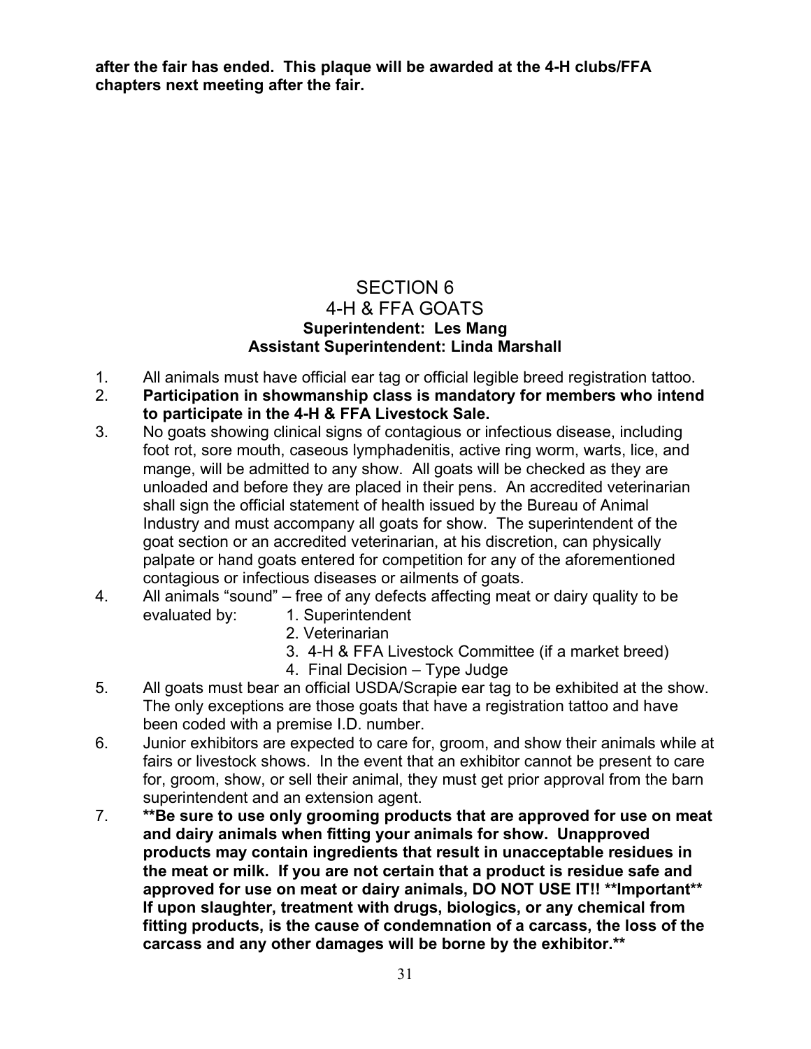**after the fair has ended. This plaque will be awarded at the 4-H clubs/FFA chapters next meeting after the fair.**

# SECTION 6
## 4-H & FFA GOATS
**Superintendent: Les Mang**
**Assistant Superintendent: Linda Marshall**

1. All animals must have official ear tag or official legible breed registration tattoo.
2. **Participation in showmanship class is mandatory for members who intend to participate in the 4-H & FFA Livestock Sale.**
3. No goats showing clinical signs of contagious or infectious disease, including foot rot, sore mouth, caseous lymphadenitis, active ring worm, warts, lice, and mange, will be admitted to any show. All goats will be checked as they are unloaded and before they are placed in their pens. An accredited veterinarian shall sign the official statement of health issued by the Bureau of Animal Industry and must accompany all goats for show. The superintendent of the goat section or an accredited veterinarian, at his discretion, can physically palpate or hand goats entered for competition for any of the aforementioned contagious or infectious diseases or ailments of goats.
4. All animals "sound" – free of any defects affecting meat or dairy quality to be evaluated by:
   1. Superintendent
   2. Veterinarian
   3. 4-H & FFA Livestock Committee (if a market breed)
   4. Final Decision – Type Judge
5. All goats must bear an official USDA/Scrapie ear tag to be exhibited at the show. The only exceptions are those goats that have a registration tattoo and have been coded with a premise I.D. number.
6. Junior exhibitors are expected to care for, groom, and show their animals while at fairs or livestock shows. In the event that an exhibitor cannot be present to care for, groom, show, or sell their animal, they must get prior approval from the barn superintendent and an extension agent.
7. **\*\*Be sure to use only grooming products that are approved for use on meat and dairy animals when fitting your animals for show. Unapproved products may contain ingredients that result in unacceptable residues in the meat or milk. If you are not certain that a product is residue safe and approved for use on meat or dairy animals, DO NOT USE IT!! \*\*Important\*\* If upon slaughter, treatment with drugs, biologics, or any chemical from fitting products, is the cause of condemnation of a carcass, the loss of the carcass and any other damages will be borne by the exhibitor.\*\***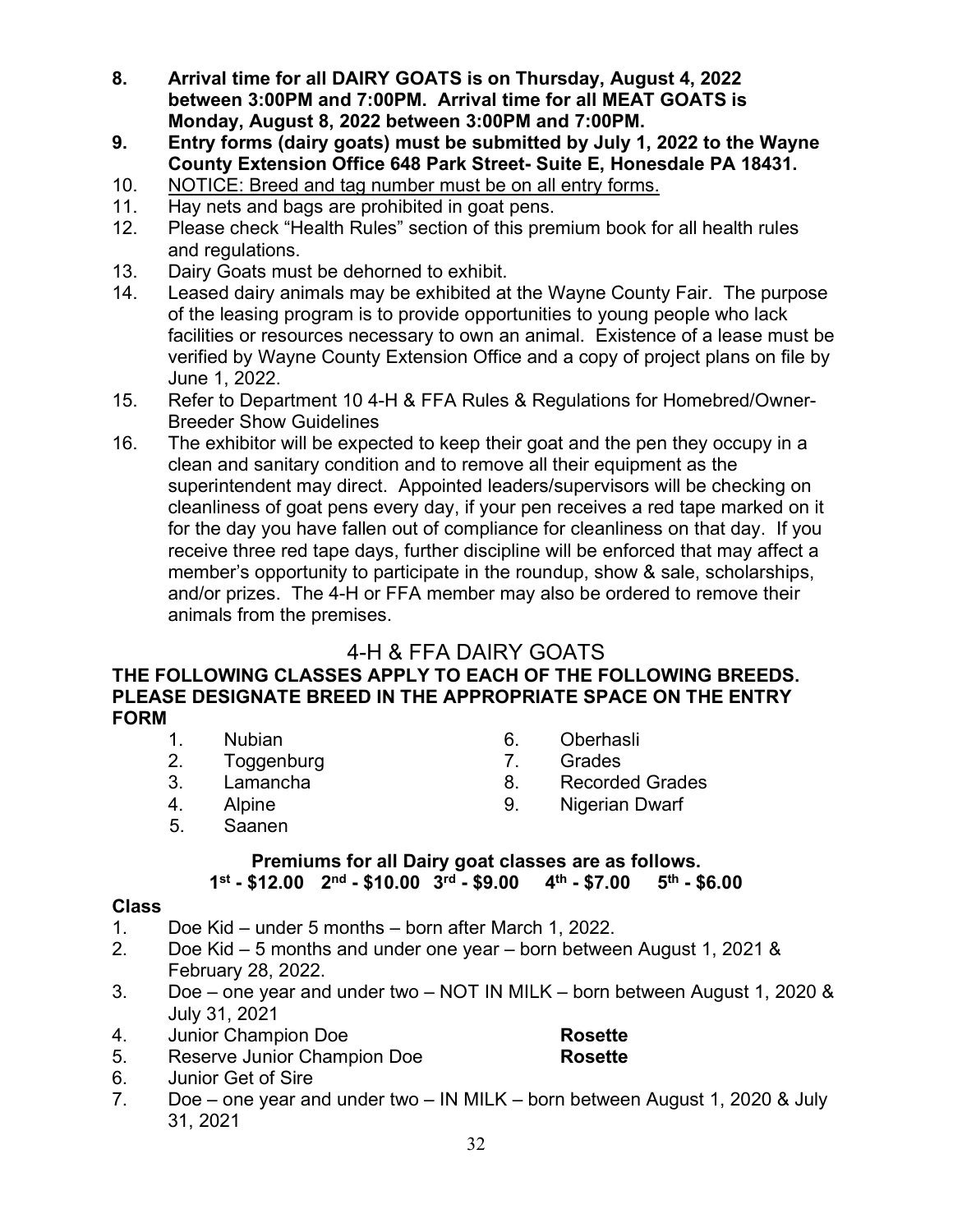8. **Arrival time for all DAIRY GOATS is on Thursday, August 4, 2022 between 3:00PM and 7:00PM. Arrival time for all MEAT GOATS is Monday, August 8, 2022 between 3:00PM and 7:00PM.**
9. **Entry forms (dairy goats) must be submitted by July 1, 2022 to the Wayne County Extension Office 648 Park Street- Suite E, Honesdale PA 18431.**
10. NOTICE: Breed and tag number must be on all entry forms.
11. Hay nets and bags are prohibited in goat pens.
12. Please check "Health Rules" section of this premium book for all health rules and regulations.
13. Dairy Goats must be dehorned to exhibit.
14. Leased dairy animals may be exhibited at the Wayne County Fair. The purpose of the leasing program is to provide opportunities to young people who lack facilities or resources necessary to own an animal. Existence of a lease must be verified by Wayne County Extension Office and a copy of project plans on file by June 1, 2022.
15. Refer to Department 10 4-H & FFA Rules & Regulations for Homebred/Owner-Breeder Show Guidelines
16. The exhibitor will be expected to keep their goat and the pen they occupy in a clean and sanitary condition and to remove all their equipment as the superintendent may direct. Appointed leaders/supervisors will be checking on cleanliness of goat pens every day, if your pen receives a red tape marked on it for the day you have fallen out of compliance for cleanliness on that day. If you receive three red tape days, further discipline will be enforced that may affect a member's opportunity to participate in the roundup, show & sale, scholarships, and/or prizes. The 4-H or FFA member may also be ordered to remove their animals from the premises.

## 4-H & FFA DAIRY GOATS

**THE FOLLOWING CLASSES APPLY TO EACH OF THE FOLLOWING BREEDS. PLEASE DESIGNATE BREED IN THE APPROPRIATE SPACE ON THE ENTRY FORM**

1. Nubian
2. Toggenburg
3. Lamancha
4. Alpine
5. Saanen
6. Oberhasli
7. Grades
8. Recorded Grades
9. Nigerian Dwarf

**Premiums for all Dairy goat classes are as follows.**
**1st - $12.00 2nd - $10.00 3rd - $9.00 4th - $7.00 5th - $6.00**

**Class**

1. Doe Kid – under 5 months – born after March 1, 2022.
2. Doe Kid – 5 months and under one year – born between August 1, 2021 & February 28, 2022.
3. Doe – one year and under two – NOT IN MILK – born between August 1, 2020 & July 31, 2021
4. Junior Champion Doe **Rosette**
5. Reserve Junior Champion Doe **Rosette**
6. Junior Get of Sire
7. Doe – one year and under two – IN MILK – born between August 1, 2020 & July 31, 2021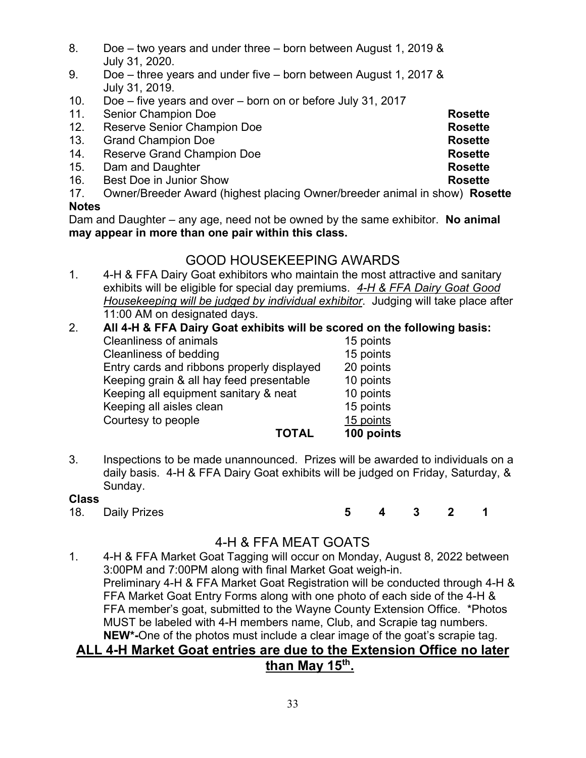8. Doe – two years and under three – born between August 1, 2019 & July 31, 2020.
9. Doe – three years and under five – born between August 1, 2017 & July 31, 2019.
10. Doe – five years and over – born on or before July 31, 2017
11. Senior Champion Doe **Rosette**
12. Reserve Senior Champion Doe **Rosette**
13. Grand Champion Doe **Rosette**
14. Reserve Grand Champion Doe **Rosette**
15. Dam and Daughter **Rosette**
16. Best Doe in Junior Show **Rosette**
17. Owner/Breeder Award (highest placing Owner/breeder animal in show) **Rosette**

**Notes**

Dam and Daughter – any age, need not be owned by the same exhibitor. **No animal may appear in more than one pair within this class.**

## GOOD HOUSEKEEPING AWARDS

1. 4-H & FFA Dairy Goat exhibitors who maintain the most attractive and sanitary exhibits will be eligible for special day premiums. *4-H & FFA Dairy Goat Good Housekeeping will be judged by individual exhibitor*. Judging will take place after 11:00 AM on designated days.
2. **All 4-H & FFA Dairy Goat exhibits will be scored on the following basis:**

| | |
|---|---|
| Cleanliness of animals | 15 points |
| Cleanliness of bedding | 15 points |
| Entry cards and ribbons properly displayed | 20 points |
| Keeping grain & all hay feed presentable | 10 points |
| Keeping all equipment sanitary & neat | 10 points |
| Keeping all aisles clean | 15 points |
| Courtesy to people | 15 points |
| **TOTAL** | **100 points** |

3. Inspections to be made unannounced. Prizes will be awarded to individuals on a daily basis. 4-H & FFA Dairy Goat exhibits will be judged on Friday, Saturday, & Sunday.

**Class**

| | | | | | | |
|---|---|---|---|---|---|---|
| 18. | Daily Prizes | **5** | **4** | **3** | **2** | **1** |

## 4-H & FFA MEAT GOATS

1. 4-H & FFA Market Goat Tagging will occur on Monday, August 8, 2022 between 3:00PM and 7:00PM along with final Market Goat weigh-in.
   Preliminary 4-H & FFA Market Goat Registration will be conducted through 4-H & FFA Market Goat Entry Forms along with one photo of each side of the 4-H & FFA member's goat, submitted to the Wayne County Extension Office. *Photos MUST be labeled with 4-H members name, Club, and Scrapie tag numbers. **NEW*-**One of the photos must include a clear image of the goat's scrapie tag.

**ALL 4-H Market Goat entries are due to the Extension Office no later than May 15th.**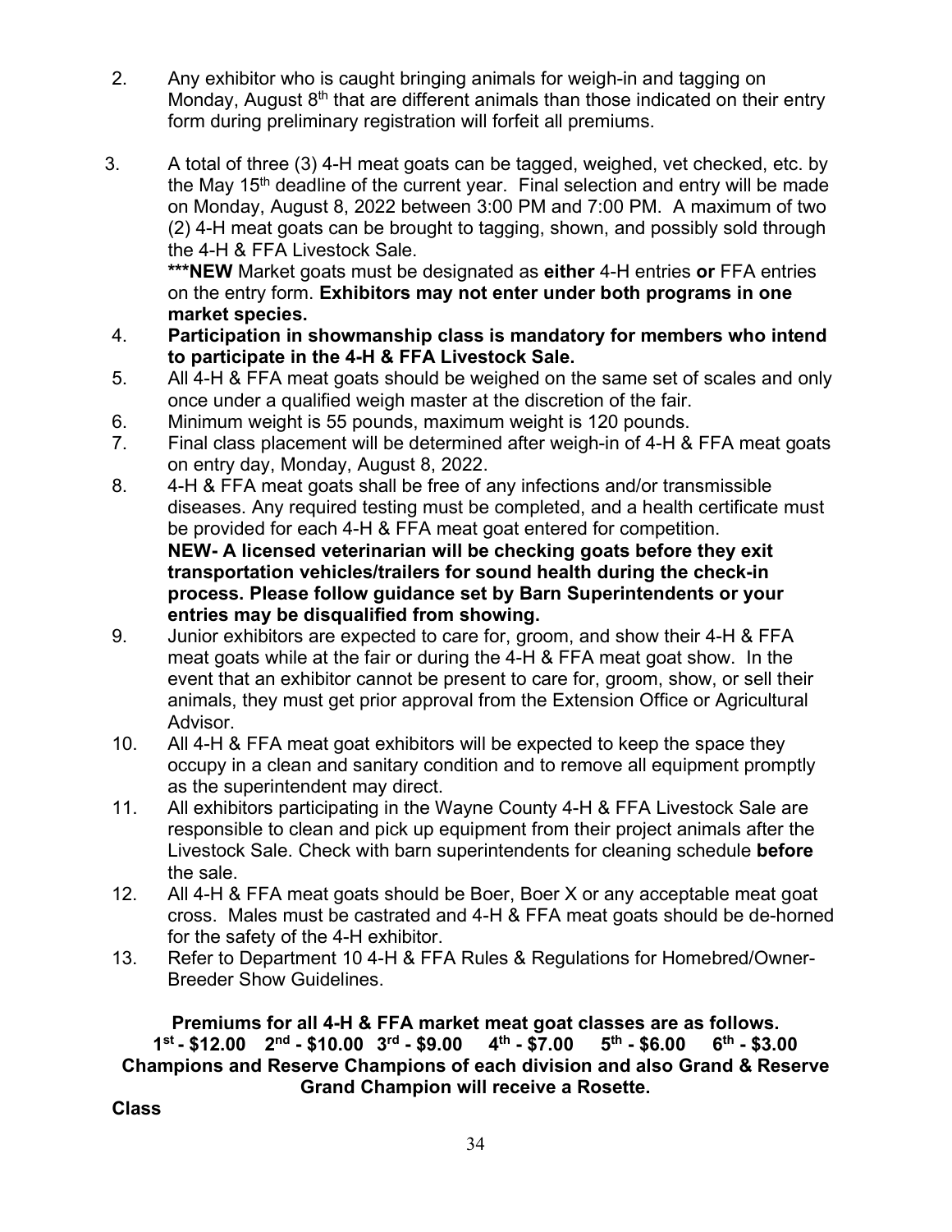2. Any exhibitor who is caught bringing animals for weigh-in and tagging on Monday, August 8th that are different animals than those indicated on their entry form during preliminary registration will forfeit all premiums.

3. A total of three (3) 4-H meat goats can be tagged, weighed, vet checked, etc. by the May 15th deadline of the current year. Final selection and entry will be made on Monday, August 8, 2022 between 3:00 PM and 7:00 PM. A maximum of two (2) 4-H meat goats can be brought to tagging, shown, and possibly sold through the 4-H & FFA Livestock Sale.
   ***NEW** Market goats must be designated as **either** 4-H entries **or** FFA entries on the entry form. **Exhibitors may not enter under both programs in one market species.**
4. **Participation in showmanship class is mandatory for members who intend to participate in the 4-H & FFA Livestock Sale.**
5. All 4-H & FFA meat goats should be weighed on the same set of scales and only once under a qualified weigh master at the discretion of the fair.
6. Minimum weight is 55 pounds, maximum weight is 120 pounds.
7. Final class placement will be determined after weigh-in of 4-H & FFA meat goats on entry day, Monday, August 8, 2022.
8. 4-H & FFA meat goats shall be free of any infections and/or transmissible diseases. Any required testing must be completed, and a health certificate must be provided for each 4-H & FFA meat goat entered for competition.
   **NEW- A licensed veterinarian will be checking goats before they exit transportation vehicles/trailers for sound health during the check-in process. Please follow guidance set by Barn Superintendents or your entries may be disqualified from showing.**
9. Junior exhibitors are expected to care for, groom, and show their 4-H & FFA meat goats while at the fair or during the 4-H & FFA meat goat show. In the event that an exhibitor cannot be present to care for, groom, show, or sell their animals, they must get prior approval from the Extension Office or Agricultural Advisor.
10. All 4-H & FFA meat goat exhibitors will be expected to keep the space they occupy in a clean and sanitary condition and to remove all equipment promptly as the superintendent may direct.
11. All exhibitors participating in the Wayne County 4-H & FFA Livestock Sale are responsible to clean and pick up equipment from their project animals after the Livestock Sale. Check with barn superintendents for cleaning schedule **before** the sale.
12. All 4-H & FFA meat goats should be Boer, Boer X or any acceptable meat goat cross. Males must be castrated and 4-H & FFA meat goats should be de-horned for the safety of the 4-H exhibitor.
13. Refer to Department 10 4-H & FFA Rules & Regulations for Homebred/Owner-Breeder Show Guidelines.

**Premiums for all 4-H & FFA market meat goat classes are as follows.**
**1st - $12.00 2nd - $10.00 3rd - $9.00 4th - $7.00 5th - $6.00 6th - $3.00**
**Champions and Reserve Champions of each division and also Grand & Reserve Grand Champion will receive a Rosette.**

**Class**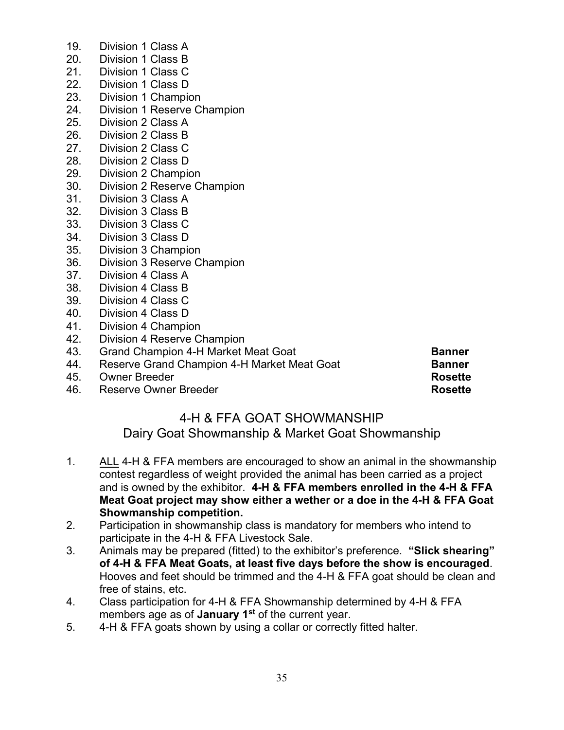19. Division 1 Class A
20. Division 1 Class B
21. Division 1 Class C
22. Division 1 Class D
23. Division 1 Champion
24. Division 1 Reserve Champion
25. Division 2 Class A
26. Division 2 Class B
27. Division 2 Class C
28. Division 2 Class D
29. Division 2 Champion
30. Division 2 Reserve Champion
31. Division 3 Class A
32. Division 3 Class B
33. Division 3 Class C
34. Division 3 Class D
35. Division 3 Champion
36. Division 3 Reserve Champion
37. Division 4 Class A
38. Division 4 Class B
39. Division 4 Class C
40. Division 4 Class D
41. Division 4 Champion
42. Division 4 Reserve Champion
43. Grand Champion 4-H Market Meat Goat **Banner**
44. Reserve Grand Champion 4-H Market Meat Goat **Banner**
45. Owner Breeder **Rosette**
46. Reserve Owner Breeder **Rosette**

## 4-H & FFA GOAT SHOWMANSHIP
### Dairy Goat Showmanship & Market Goat Showmanship

1. ALL 4-H & FFA members are encouraged to show an animal in the showmanship contest regardless of weight provided the animal has been carried as a project and is owned by the exhibitor. **4-H & FFA members enrolled in the 4-H & FFA Meat Goat project may show either a wether or a doe in the 4-H & FFA Goat Showmanship competition.**
2. Participation in showmanship class is mandatory for members who intend to participate in the 4-H & FFA Livestock Sale.
3. Animals may be prepared (fitted) to the exhibitor's preference. **"Slick shearing" of 4-H & FFA Meat Goats, at least five days before the show is encouraged**. Hooves and feet should be trimmed and the 4-H & FFA goat should be clean and free of stains, etc.
4. Class participation for 4-H & FFA Showmanship determined by 4-H & FFA members age as of **January 1st** of the current year.
5. 4-H & FFA goats shown by using a collar or correctly fitted halter.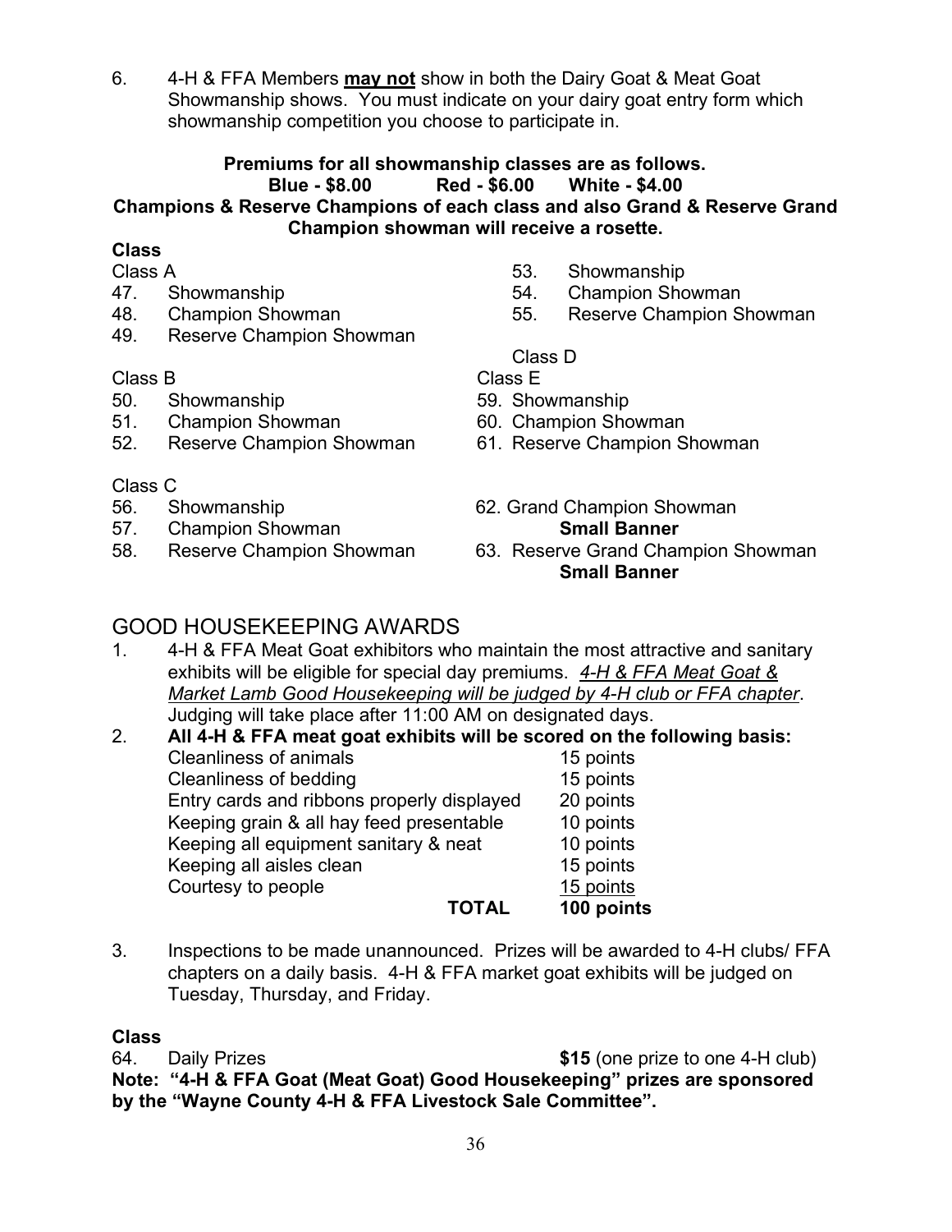6. 4-H & FFA Members **may not** show in both the Dairy Goat & Meat Goat Showmanship shows. You must indicate on your dairy goat entry form which showmanship competition you choose to participate in.

**Premiums for all showmanship classes are as follows.**
**Blue - $8.00 Red - $6.00 White - $4.00**
**Champions & Reserve Champions of each class and also Grand & Reserve Grand Champion showman will receive a rosette.**

**Class**

Class A
47. Showmanship
48. Champion Showman
49. Reserve Champion Showman

Class B
50. Showmanship
51. Champion Showman
52. Reserve Champion Showman

Class C
56. Showmanship
57. Champion Showman
58. Reserve Champion Showman

Class D
53. Showmanship
54. Champion Showman
55. Reserve Champion Showman

Class E
59. Showmanship
60. Champion Showman
61. Reserve Champion Showman

62. Grand Champion Showman
**Small Banner**
63. Reserve Grand Champion Showman
**Small Banner**

## GOOD HOUSEKEEPING AWARDS

1. 4-H & FFA Meat Goat exhibitors who maintain the most attractive and sanitary exhibits will be eligible for special day premiums. *4-H & FFA Meat Goat & Market Lamb Good Housekeeping will be judged by 4-H club or FFA chapter*. Judging will take place after 11:00 AM on designated days.
2. **All 4-H & FFA meat goat exhibits will be scored on the following basis:**

| | |
|---|---|
| Cleanliness of animals | 15 points |
| Cleanliness of bedding | 15 points |
| Entry cards and ribbons properly displayed | 20 points |
| Keeping grain & all hay feed presentable | 10 points |
| Keeping all equipment sanitary & neat | 10 points |
| Keeping all aisles clean | 15 points |
| Courtesy to people | 15 points |
| **TOTAL** | **100 points** |

3. Inspections to be made unannounced. Prizes will be awarded to 4-H clubs/ FFA chapters on a daily basis. 4-H & FFA market goat exhibits will be judged on Tuesday, Thursday, and Friday.

**Class**

64. Daily Prizes **$15** (one prize to one 4-H club)

**Note: "4-H & FFA Goat (Meat Goat) Good Housekeeping" prizes are sponsored by the "Wayne County 4-H & FFA Livestock Sale Committee".**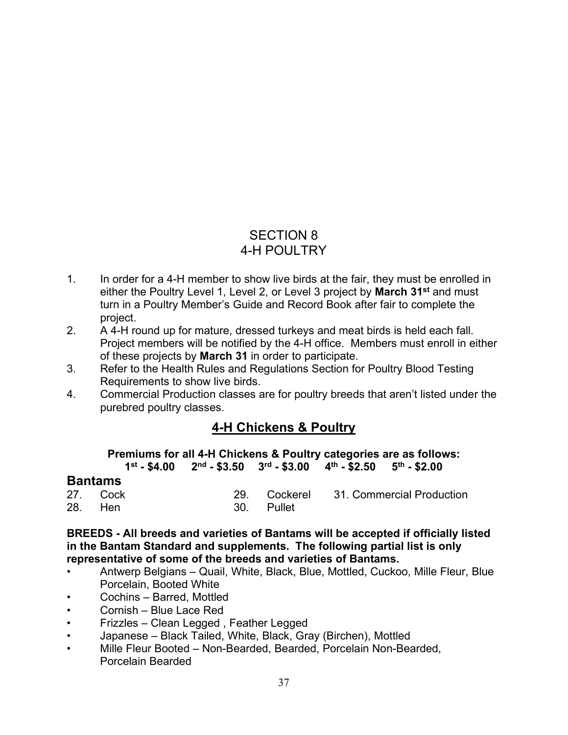# SECTION 8
# 4-H POULTRY

1. In order for a 4-H member to show live birds at the fair, they must be enrolled in either the Poultry Level 1, Level 2, or Level 3 project by **March 31st** and must turn in a Poultry Member's Guide and Record Book after fair to complete the project.
2. A 4-H round up for mature, dressed turkeys and meat birds is held each fall. Project members will be notified by the 4-H office. Members must enroll in either of these projects by **March 31** in order to participate.
3. Refer to the Health Rules and Regulations Section for Poultry Blood Testing Requirements to show live birds.
4. Commercial Production classes are for poultry breeds that aren't listed under the purebred poultry classes.

## 4-H Chickens & Poultry

**Premiums for all 4-H Chickens & Poultry categories are as follows:**
**1st - $4.00  2nd - $3.50  3rd - $3.00  4th - $2.50  5th - $2.00**

### Bantams

27. Cock
28. Hen
29. Cockerel
30. Pullet
31. Commercial Production

**BREEDS - All breeds and varieties of Bantams will be accepted if officially listed in the Bantam Standard and supplements. The following partial list is only representative of some of the breeds and varieties of Bantams.**

- Antwerp Belgians – Quail, White, Black, Blue, Mottled, Cuckoo, Mille Fleur, Blue Porcelain, Booted White
- Cochins – Barred, Mottled
- Cornish – Blue Lace Red
- Frizzles – Clean Legged , Feather Legged
- Japanese – Black Tailed, White, Black, Gray (Birchen), Mottled
- Mille Fleur Booted – Non-Bearded, Bearded, Porcelain Non-Bearded, Porcelain Bearded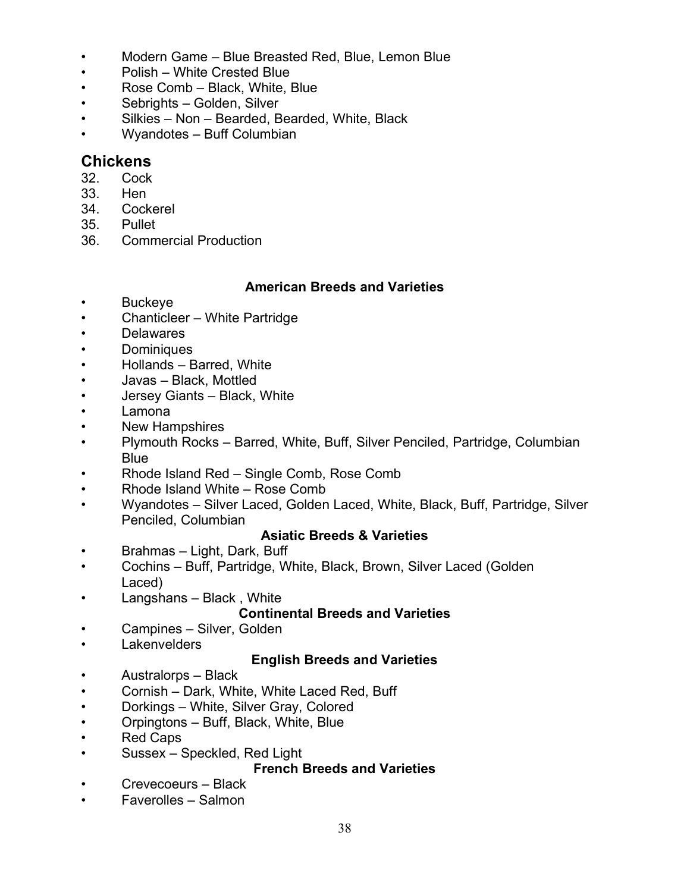- Modern Game – Blue Breasted Red, Blue, Lemon Blue
- Polish – White Crested Blue
- Rose Comb – Black, White, Blue
- Sebrights – Golden, Silver
- Silkies – Non – Bearded, Bearded, White, Black
- Wyandotes – Buff Columbian

## Chickens

32. Cock
33. Hen
34. Cockerel
35. Pullet
36. Commercial Production

**American Breeds and Varieties**

- Buckeye
- Chanticleer – White Partridge
- Delawares
- Dominiques
- Hollands – Barred, White
- Javas – Black, Mottled
- Jersey Giants – Black, White
- Lamona
- New Hampshires
- Plymouth Rocks – Barred, White, Buff, Silver Penciled, Partridge, Columbian Blue
- Rhode Island Red – Single Comb, Rose Comb
- Rhode Island White – Rose Comb
- Wyandotes – Silver Laced, Golden Laced, White, Black, Buff, Partridge, Silver Penciled, Columbian

**Asiatic Breeds & Varieties**

- Brahmas – Light, Dark, Buff
- Cochins – Buff, Partridge, White, Black, Brown, Silver Laced (Golden Laced)
- Langshans – Black , White

**Continental Breeds and Varieties**

- Campines – Silver, Golden
- Lakenvelders

**English Breeds and Varieties**

- Australorps – Black
- Cornish – Dark, White, White Laced Red, Buff
- Dorkings – White, Silver Gray, Colored
- Orpingtons – Buff, Black, White, Blue
- Red Caps
- Sussex – Speckled, Red Light

**French Breeds and Varieties**

- Crevecoeurs – Black
- Faverolles – Salmon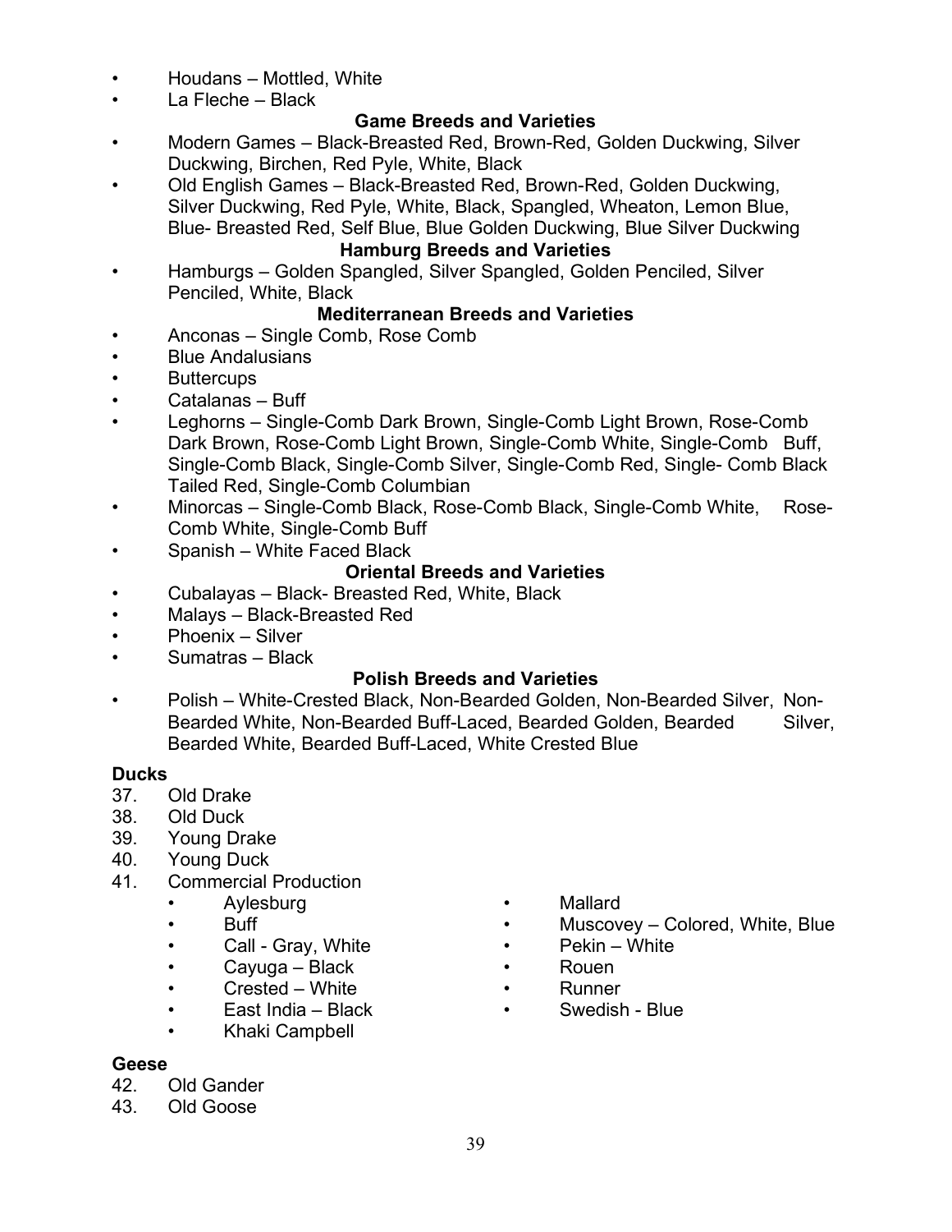- Houdans – Mottled, White
- La Fleche – Black

**Game Breeds and Varieties**

- Modern Games – Black-Breasted Red, Brown-Red, Golden Duckwing, Silver Duckwing, Birchen, Red Pyle, White, Black
- Old English Games – Black-Breasted Red, Brown-Red, Golden Duckwing, Silver Duckwing, Red Pyle, White, Black, Spangled, Wheaton, Lemon Blue, Blue- Breasted Red, Self Blue, Blue Golden Duckwing, Blue Silver Duckwing

**Hamburg Breeds and Varieties**

- Hamburgs – Golden Spangled, Silver Spangled, Golden Penciled, Silver Penciled, White, Black

**Mediterranean Breeds and Varieties**

- Anconas – Single Comb, Rose Comb
- Blue Andalusians
- Buttercups
- Catalanas – Buff
- Leghorns – Single-Comb Dark Brown, Single-Comb Light Brown, Rose-Comb Dark Brown, Rose-Comb Light Brown, Single-Comb White, Single-Comb Buff, Single-Comb Black, Single-Comb Silver, Single-Comb Red, Single- Comb Black Tailed Red, Single-Comb Columbian
- Minorcas – Single-Comb Black, Rose-Comb Black, Single-Comb White, Rose-Comb White, Single-Comb Buff
- Spanish – White Faced Black

**Oriental Breeds and Varieties**

- Cubalayas – Black- Breasted Red, White, Black
- Malays – Black-Breasted Red
- Phoenix – Silver
- Sumatras – Black

**Polish Breeds and Varieties**

- Polish – White-Crested Black, Non-Bearded Golden, Non-Bearded Silver, Non-Bearded White, Non-Bearded Buff-Laced, Bearded Golden, Bearded Silver, Bearded White, Bearded Buff-Laced, White Crested Blue

**Ducks**

37. Old Drake
38. Old Duck
39. Young Drake
40. Young Duck
41. Commercial Production
    - Aylesburg
    - Buff
    - Call - Gray, White
    - Cayuga – Black
    - Crested – White
    - East India – Black
    - Khaki Campbell
    - Mallard
    - Muscovey – Colored, White, Blue
    - Pekin – White
    - Rouen
    - Runner
    - Swedish - Blue

**Geese**

42. Old Gander
43. Old Goose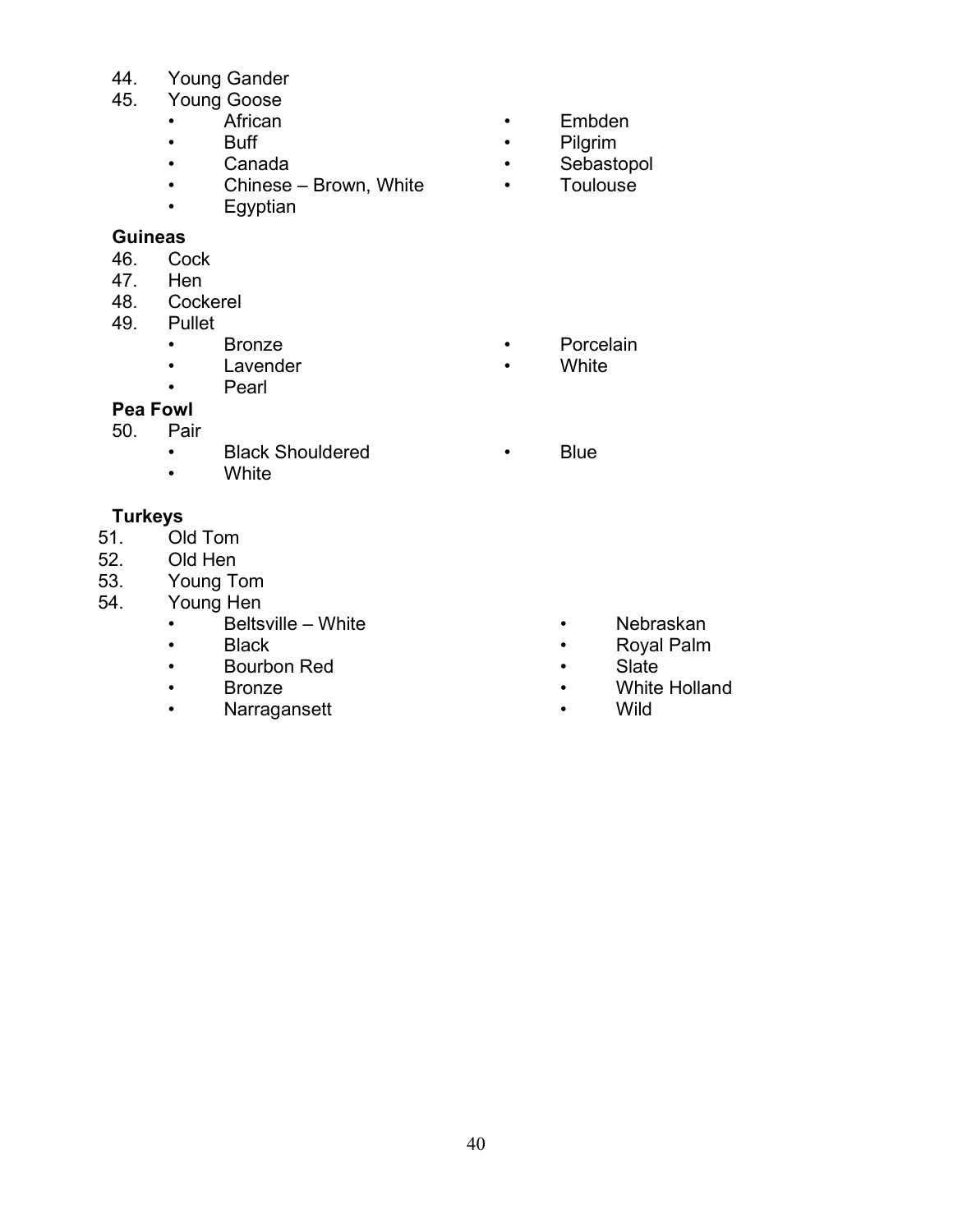44. Young Gander
45. Young Goose
    - African
    - Buff
    - Canada
    - Chinese – Brown, White
    - Egyptian
    - Embden
    - Pilgrim
    - Sebastopol
    - Toulouse

**Guineas**

46. Cock
47. Hen
48. Cockerel
49. Pullet
    - Bronze
    - Lavender
    - Pearl
    - Porcelain
    - White

**Pea Fowl**

50. Pair
    - Black Shouldered
    - White
    - Blue

**Turkeys**

51. Old Tom
52. Old Hen
53. Young Tom
54. Young Hen
    - Beltsville – White
    - Black
    - Bourbon Red
    - Bronze
    - Narragansett
    - Nebraskan
    - Royal Palm
    - Slate
    - White Holland
    - Wild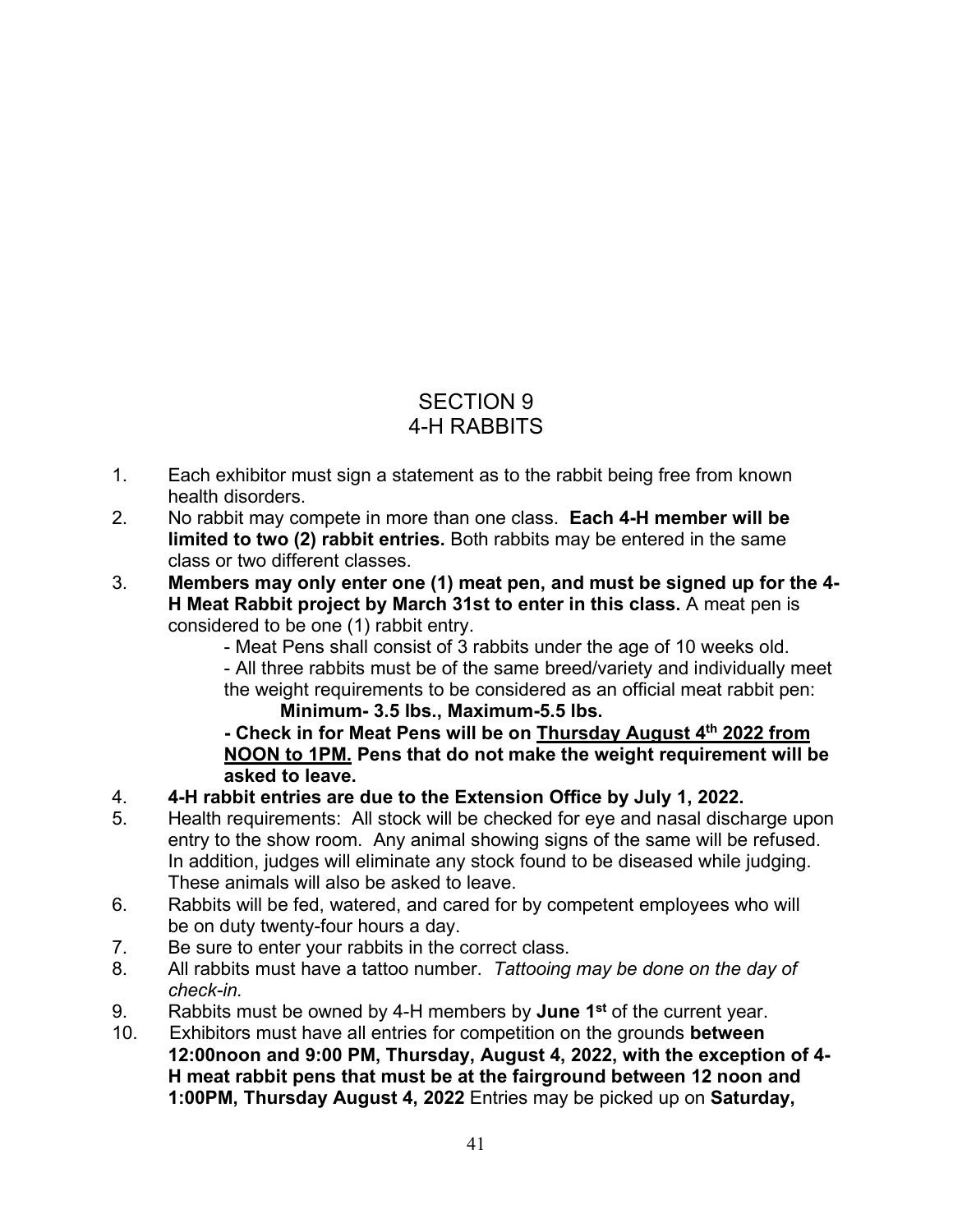# SECTION 9
# 4-H RABBITS

1. Each exhibitor must sign a statement as to the rabbit being free from known health disorders.
2. No rabbit may compete in more than one class. **Each 4-H member will be limited to two (2) rabbit entries.** Both rabbits may be entered in the same class or two different classes.
3. **Members may only enter one (1) meat pen, and must be signed up for the 4-H Meat Rabbit project by March 31st to enter in this class.** A meat pen is considered to be one (1) rabbit entry.
   - Meat Pens shall consist of 3 rabbits under the age of 10 weeks old.
   - All three rabbits must be of the same breed/variety and individually meet the weight requirements to be considered as an official meat rabbit pen:
     **Minimum- 3.5 lbs., Maximum-5.5 lbs.**
   - **Check in for Meat Pens will be on <u>Thursday August 4th 2022 from NOON to 1PM.</u> Pens that do not make the weight requirement will be asked to leave.**
4. **4-H rabbit entries are due to the Extension Office by July 1, 2022.**
5. Health requirements: All stock will be checked for eye and nasal discharge upon entry to the show room. Any animal showing signs of the same will be refused. In addition, judges will eliminate any stock found to be diseased while judging. These animals will also be asked to leave.
6. Rabbits will be fed, watered, and cared for by competent employees who will be on duty twenty-four hours a day.
7. Be sure to enter your rabbits in the correct class.
8. All rabbits must have a tattoo number. *Tattooing may be done on the day of check-in.*
9. Rabbits must be owned by 4-H members by **June 1st** of the current year.
10. Exhibitors must have all entries for competition on the grounds **between 12:00noon and 9:00 PM, Thursday, August 4, 2022, with the exception of 4-H meat rabbit pens that must be at the fairground between 12 noon and 1:00PM, Thursday August 4, 2022** Entries may be picked up on **Saturday,**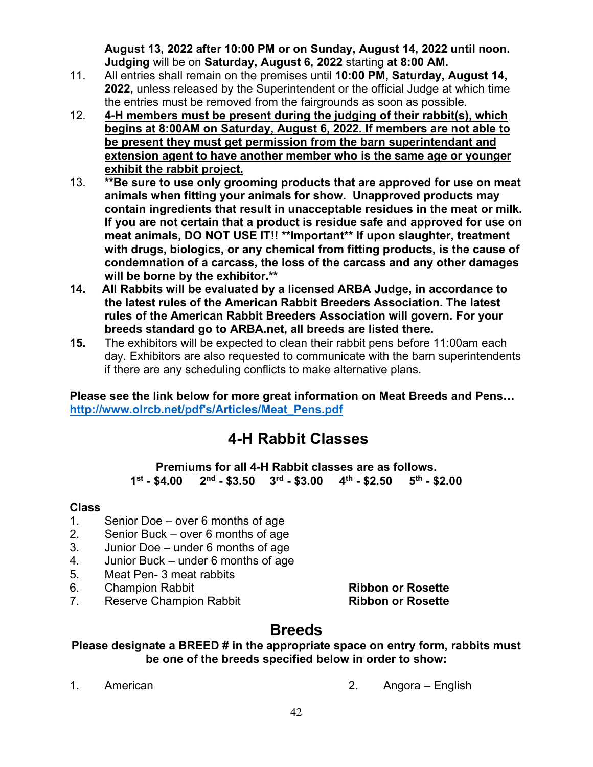**August 13, 2022 after 10:00 PM or on Sunday, August 14, 2022 until noon. Judging** will be on **Saturday, August 6, 2022** starting **at 8:00 AM.**

11. All entries shall remain on the premises until **10:00 PM, Saturday, August 14, 2022,** unless released by the Superintendent or the official Judge at which time the entries must be removed from the fairgrounds as soon as possible.
12. <u>**4-H members must be present during the judging of their rabbit(s), which begins at 8:00AM on Saturday, August 6, 2022. If members are not able to be present they must get permission from the barn superintendant and extension agent to have another member who is the same age or younger exhibit the rabbit project.**</u>
13. **\*\*Be sure to use only grooming products that are approved for use on meat animals when fitting your animals for show. Unapproved products may contain ingredients that result in unacceptable residues in the meat or milk. If you are not certain that a product is residue safe and approved for use on meat animals, DO NOT USE IT!! \*\*Important\*\* If upon slaughter, treatment with drugs, biologics, or any chemical from fitting products, is the cause of condemnation of a carcass, the loss of the carcass and any other damages will be borne by the exhibitor.\*\***
14. **All Rabbits will be evaluated by a licensed ARBA Judge, in accordance to the latest rules of the American Rabbit Breeders Association. The latest rules of the American Rabbit Breeders Association will govern. For your breeds standard go to ARBA.net, all breeds are listed there.**
15. The exhibitors will be expected to clean their rabbit pens before 11:00am each day. Exhibitors are also requested to communicate with the barn superintendents if there are any scheduling conflicts to make alternative plans.

**Please see the link below for more great information on Meat Breeds and Pens…**
**http://www.olrcb.net/pdf's/Articles/Meat_Pens.pdf**

## 4-H Rabbit Classes

**Premiums for all 4-H Rabbit classes are as follows.**
**1st - $4.00 2nd - $3.50 3rd - $3.00 4th - $2.50 5th - $2.00**

**Class**

1. Senior Doe – over 6 months of age
2. Senior Buck – over 6 months of age
3. Junior Doe – under 6 months of age
4. Junior Buck – under 6 months of age
5. Meat Pen- 3 meat rabbits
6. Champion Rabbit **Ribbon or Rosette**
7. Reserve Champion Rabbit **Ribbon or Rosette**

## Breeds

**Please designate a BREED # in the appropriate space on entry form, rabbits must be one of the breeds specified below in order to show:**

1. American
2. Angora – English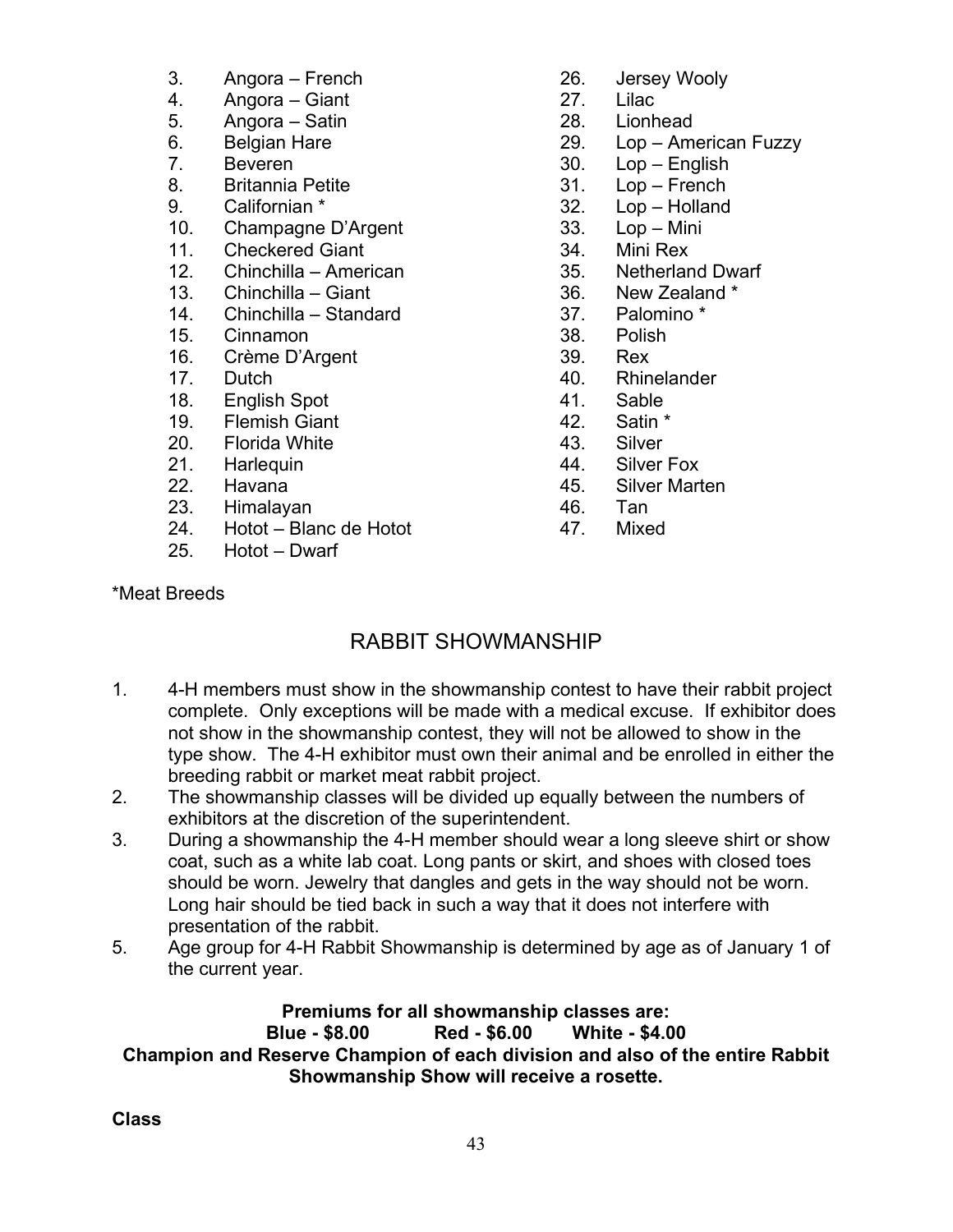3. Angora – French
4. Angora – Giant
5. Angora – Satin
6. Belgian Hare
7. Beveren
8. Britannia Petite
9. Californian *
10. Champagne D'Argent
11. Checkered Giant
12. Chinchilla – American
13. Chinchilla – Giant
14. Chinchilla – Standard
15. Cinnamon
16. Crème D'Argent
17. Dutch
18. English Spot
19. Flemish Giant
20. Florida White
21. Harlequin
22. Havana
23. Himalayan
24. Hotot – Blanc de Hotot
25. Hotot – Dwarf
26. Jersey Wooly
27. Lilac
28. Lionhead
29. Lop – American Fuzzy
30. Lop – English
31. Lop – French
32. Lop – Holland
33. Lop – Mini
34. Mini Rex
35. Netherland Dwarf
36. New Zealand *
37. Palomino *
38. Polish
39. Rex
40. Rhinelander
41. Sable
42. Satin *
43. Silver
44. Silver Fox
45. Silver Marten
46. Tan
47. Mixed

*Meat Breeds

## RABBIT SHOWMANSHIP

1. 4-H members must show in the showmanship contest to have their rabbit project complete. Only exceptions will be made with a medical excuse. If exhibitor does not show in the showmanship contest, they will not be allowed to show in the type show. The 4-H exhibitor must own their animal and be enrolled in either the breeding rabbit or market meat rabbit project.
2. The showmanship classes will be divided up equally between the numbers of exhibitors at the discretion of the superintendent.
3. During a showmanship the 4-H member should wear a long sleeve shirt or show coat, such as a white lab coat. Long pants or skirt, and shoes with closed toes should be worn. Jewelry that dangles and gets in the way should not be worn. Long hair should be tied back in such a way that it does not interfere with presentation of the rabbit.
5. Age group for 4-H Rabbit Showmanship is determined by age as of January 1 of the current year.

**Premiums for all showmanship classes are:**
**Blue - $8.00 Red - $6.00 White - $4.00**
**Champion and Reserve Champion of each division and also of the entire Rabbit Showmanship Show will receive a rosette.**

**Class**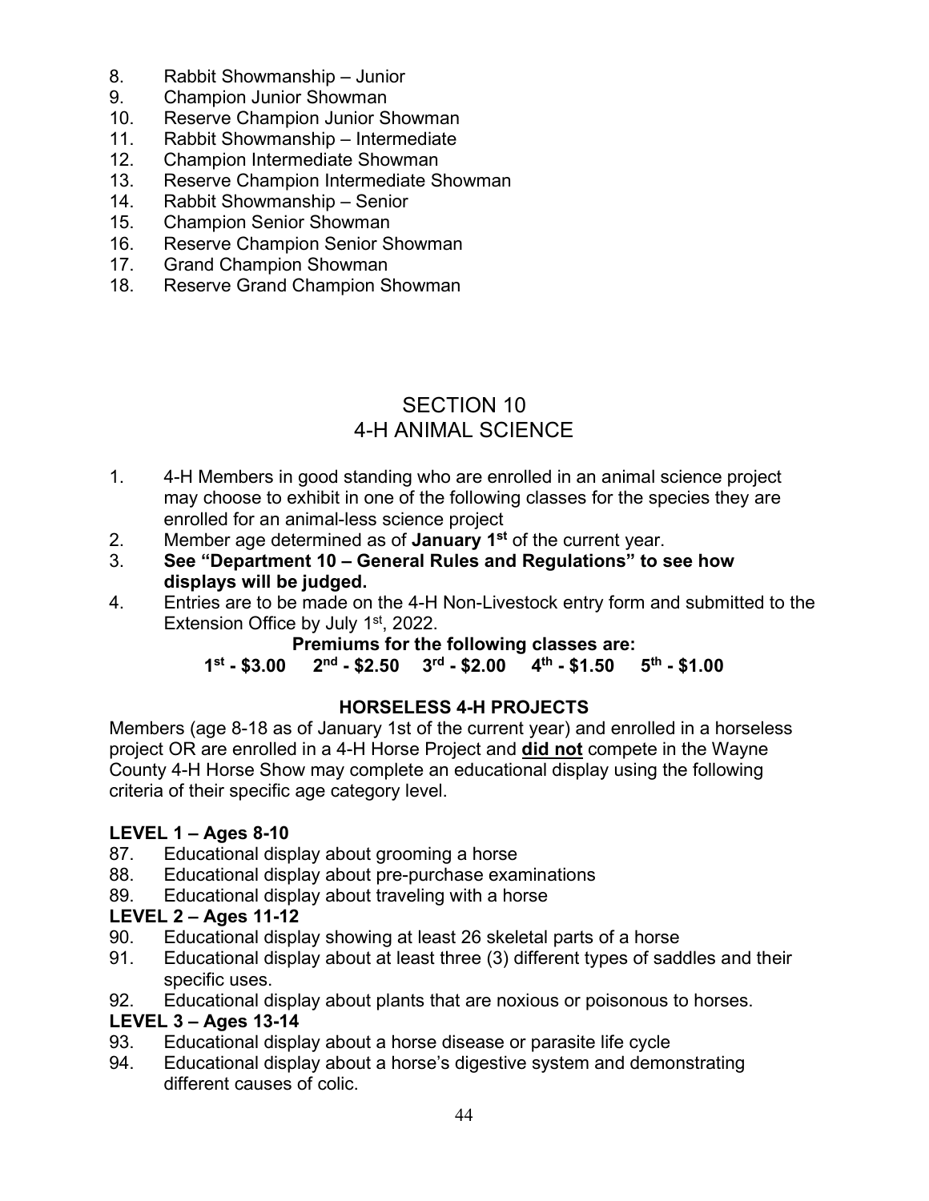8. Rabbit Showmanship – Junior
9. Champion Junior Showman
10. Reserve Champion Junior Showman
11. Rabbit Showmanship – Intermediate
12. Champion Intermediate Showman
13. Reserve Champion Intermediate Showman
14. Rabbit Showmanship – Senior
15. Champion Senior Showman
16. Reserve Champion Senior Showman
17. Grand Champion Showman
18. Reserve Grand Champion Showman

# SECTION 10
# 4-H ANIMAL SCIENCE

1. 4-H Members in good standing who are enrolled in an animal science project may choose to exhibit in one of the following classes for the species they are enrolled for an animal-less science project
2. Member age determined as of **January 1st** of the current year.
3. **See "Department 10 – General Rules and Regulations" to see how displays will be judged.**
4. Entries are to be made on the 4-H Non-Livestock entry form and submitted to the Extension Office by July 1st, 2022.

**Premiums for the following classes are:**
**1st - $3.00   2nd - $2.50   3rd - $2.00   4th - $1.50   5th - $1.00**

## HORSELESS 4-H PROJECTS

Members (age 8-18 as of January 1st of the current year) and enrolled in a horseless project OR are enrolled in a 4-H Horse Project and **did not** compete in the Wayne County 4-H Horse Show may complete an educational display using the following criteria of their specific age category level.

### LEVEL 1 – Ages 8-10

87. Educational display about grooming a horse
88. Educational display about pre-purchase examinations
89. Educational display about traveling with a horse

### LEVEL 2 – Ages 11-12

90. Educational display showing at least 26 skeletal parts of a horse
91. Educational display about at least three (3) different types of saddles and their specific uses.
92. Educational display about plants that are noxious or poisonous to horses.

### LEVEL 3 – Ages 13-14

93. Educational display about a horse disease or parasite life cycle
94. Educational display about a horse's digestive system and demonstrating different causes of colic.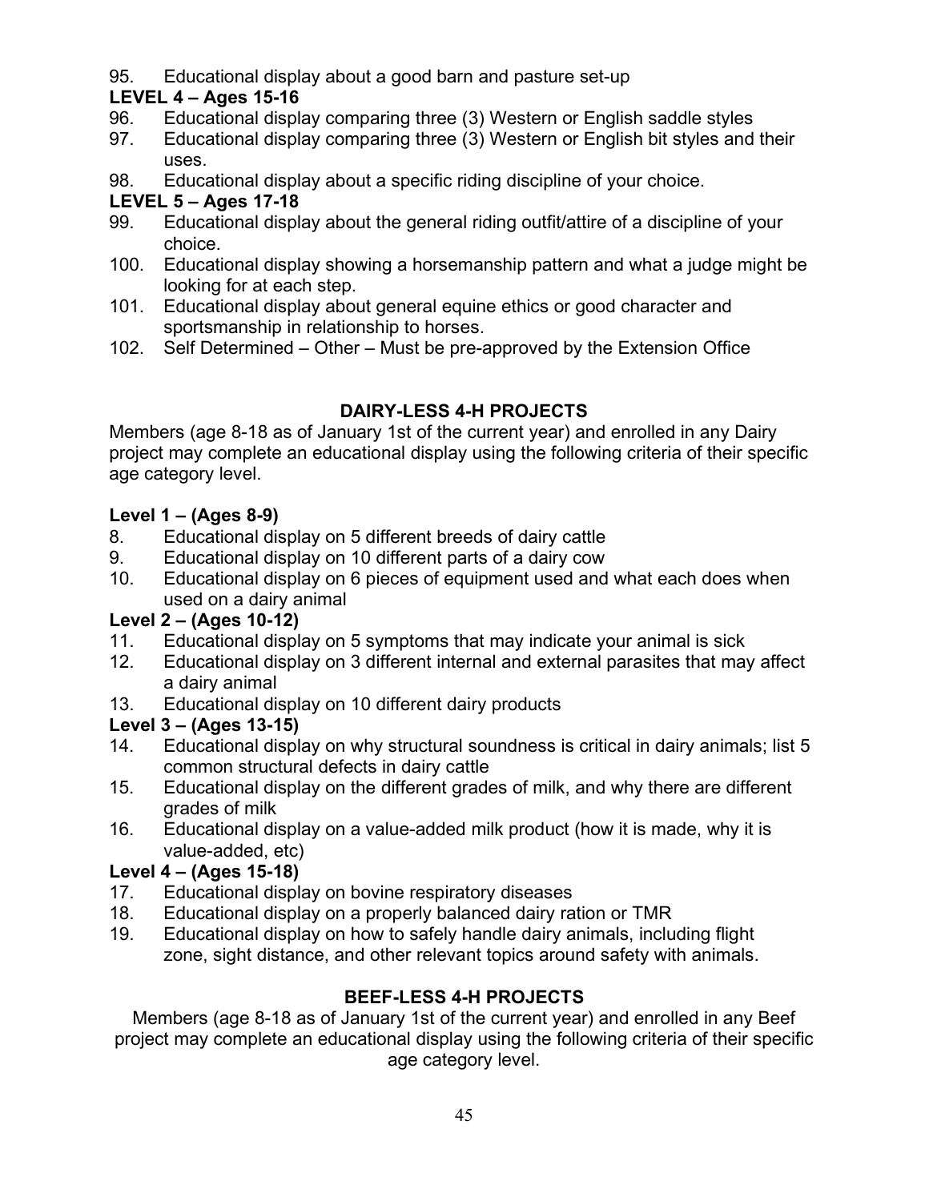95. Educational display about a good barn and pasture set-up

**LEVEL 4 – Ages 15-16**

96. Educational display comparing three (3) Western or English saddle styles
97. Educational display comparing three (3) Western or English bit styles and their uses.
98. Educational display about a specific riding discipline of your choice.

**LEVEL 5 – Ages 17-18**

99. Educational display about the general riding outfit/attire of a discipline of your choice.
100. Educational display showing a horsemanship pattern and what a judge might be looking for at each step.
101. Educational display about general equine ethics or good character and sportsmanship in relationship to horses.
102. Self Determined – Other – Must be pre-approved by the Extension Office

## DAIRY-LESS 4-H PROJECTS

Members (age 8-18 as of January 1st of the current year) and enrolled in any Dairy project may complete an educational display using the following criteria of their specific age category level.

**Level 1 – (Ages 8-9)**

8. Educational display on 5 different breeds of dairy cattle
9. Educational display on 10 different parts of a dairy cow
10. Educational display on 6 pieces of equipment used and what each does when used on a dairy animal

**Level 2 – (Ages 10-12)**

11. Educational display on 5 symptoms that may indicate your animal is sick
12. Educational display on 3 different internal and external parasites that may affect a dairy animal
13. Educational display on 10 different dairy products

**Level 3 – (Ages 13-15)**

14. Educational display on why structural soundness is critical in dairy animals; list 5 common structural defects in dairy cattle
15. Educational display on the different grades of milk, and why there are different grades of milk
16. Educational display on a value-added milk product (how it is made, why it is value-added, etc)

**Level 4 – (Ages 15-18)**

17. Educational display on bovine respiratory diseases
18. Educational display on a properly balanced dairy ration or TMR
19. Educational display on how to safely handle dairy animals, including flight zone, sight distance, and other relevant topics around safety with animals.

## BEEF-LESS 4-H PROJECTS

Members (age 8-18 as of January 1st of the current year) and enrolled in any Beef project may complete an educational display using the following criteria of their specific age category level.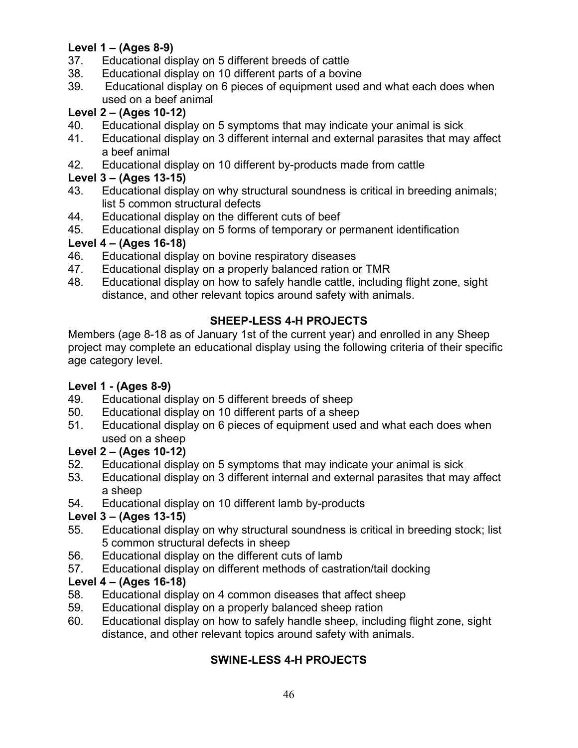**Level 1 – (Ages 8-9)**

37. Educational display on 5 different breeds of cattle
38. Educational display on 10 different parts of a bovine
39. Educational display on 6 pieces of equipment used and what each does when used on a beef animal

**Level 2 – (Ages 10-12)**

40. Educational display on 5 symptoms that may indicate your animal is sick
41. Educational display on 3 different internal and external parasites that may affect a beef animal
42. Educational display on 10 different by-products made from cattle

**Level 3 – (Ages 13-15)**

43. Educational display on why structural soundness is critical in breeding animals; list 5 common structural defects
44. Educational display on the different cuts of beef
45. Educational display on 5 forms of temporary or permanent identification

**Level 4 – (Ages 16-18)**

46. Educational display on bovine respiratory diseases
47. Educational display on a properly balanced ration or TMR
48. Educational display on how to safely handle cattle, including flight zone, sight distance, and other relevant topics around safety with animals.

## SHEEP-LESS 4-H PROJECTS

Members (age 8-18 as of January 1st of the current year) and enrolled in any Sheep project may complete an educational display using the following criteria of their specific age category level.

**Level 1 - (Ages 8-9)**

49. Educational display on 5 different breeds of sheep
50. Educational display on 10 different parts of a sheep
51. Educational display on 6 pieces of equipment used and what each does when used on a sheep

**Level 2 – (Ages 10-12)**

52. Educational display on 5 symptoms that may indicate your animal is sick
53. Educational display on 3 different internal and external parasites that may affect a sheep
54. Educational display on 10 different lamb by-products

**Level 3 – (Ages 13-15)**

55. Educational display on why structural soundness is critical in breeding stock; list 5 common structural defects in sheep
56. Educational display on the different cuts of lamb
57. Educational display on different methods of castration/tail docking

**Level 4 – (Ages 16-18)**

58. Educational display on 4 common diseases that affect sheep
59. Educational display on a properly balanced sheep ration
60. Educational display on how to safely handle sheep, including flight zone, sight distance, and other relevant topics around safety with animals.

## SWINE-LESS 4-H PROJECTS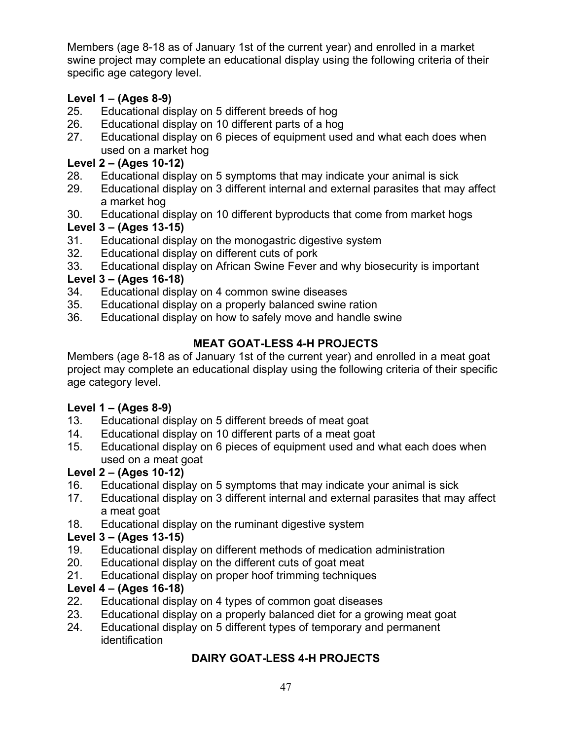Members (age 8-18 as of January 1st of the current year) and enrolled in a market swine project may complete an educational display using the following criteria of their specific age category level.

**Level 1 – (Ages 8-9)**

25. Educational display on 5 different breeds of hog
26. Educational display on 10 different parts of a hog
27. Educational display on 6 pieces of equipment used and what each does when used on a market hog

**Level 2 – (Ages 10-12)**

28. Educational display on 5 symptoms that may indicate your animal is sick
29. Educational display on 3 different internal and external parasites that may affect a market hog
30. Educational display on 10 different byproducts that come from market hogs

**Level 3 – (Ages 13-15)**

31. Educational display on the monogastric digestive system
32. Educational display on different cuts of pork
33. Educational display on African Swine Fever and why biosecurity is important

**Level 3 – (Ages 16-18)**

34. Educational display on 4 common swine diseases
35. Educational display on a properly balanced swine ration
36. Educational display on how to safely move and handle swine

## MEAT GOAT-LESS 4-H PROJECTS

Members (age 8-18 as of January 1st of the current year) and enrolled in a meat goat project may complete an educational display using the following criteria of their specific age category level.

**Level 1 – (Ages 8-9)**

13. Educational display on 5 different breeds of meat goat
14. Educational display on 10 different parts of a meat goat
15. Educational display on 6 pieces of equipment used and what each does when used on a meat goat

**Level 2 – (Ages 10-12)**

16. Educational display on 5 symptoms that may indicate your animal is sick
17. Educational display on 3 different internal and external parasites that may affect a meat goat
18. Educational display on the ruminant digestive system

**Level 3 – (Ages 13-15)**

19. Educational display on different methods of medication administration
20. Educational display on the different cuts of goat meat
21. Educational display on proper hoof trimming techniques

**Level 4 – (Ages 16-18)**

22. Educational display on 4 types of common goat diseases
23. Educational display on a properly balanced diet for a growing meat goat
24. Educational display on 5 different types of temporary and permanent identification

## DAIRY GOAT-LESS 4-H PROJECTS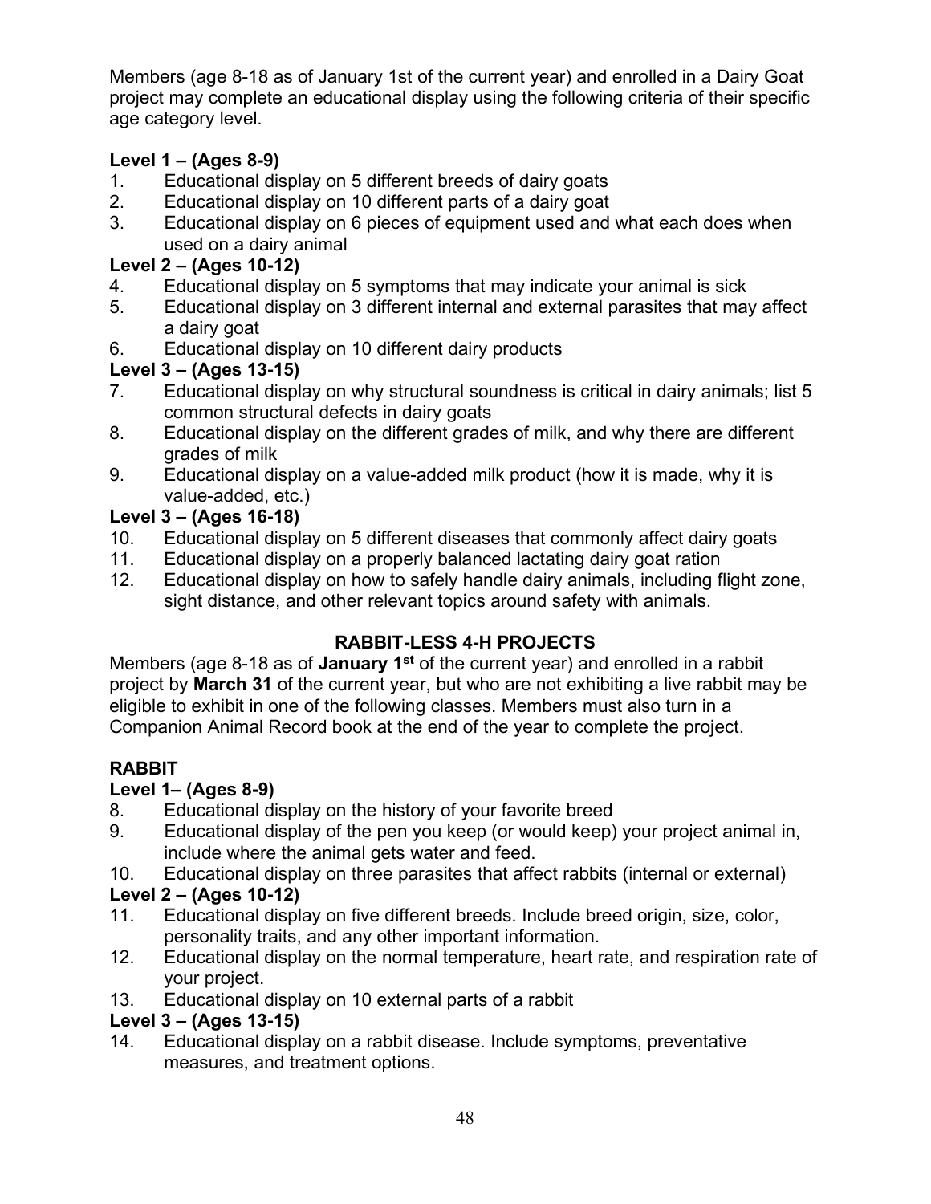Members (age 8-18 as of January 1st of the current year) and enrolled in a Dairy Goat project may complete an educational display using the following criteria of their specific age category level.

**Level 1 – (Ages 8-9)**

1. Educational display on 5 different breeds of dairy goats
2. Educational display on 10 different parts of a dairy goat
3. Educational display on 6 pieces of equipment used and what each does when used on a dairy animal

**Level 2 – (Ages 10-12)**

4. Educational display on 5 symptoms that may indicate your animal is sick
5. Educational display on 3 different internal and external parasites that may affect a dairy goat
6. Educational display on 10 different dairy products

**Level 3 – (Ages 13-15)**

7. Educational display on why structural soundness is critical in dairy animals; list 5 common structural defects in dairy goats
8. Educational display on the different grades of milk, and why there are different grades of milk
9. Educational display on a value-added milk product (how it is made, why it is value-added, etc.)

**Level 3 – (Ages 16-18)**

10. Educational display on 5 different diseases that commonly affect dairy goats
11. Educational display on a properly balanced lactating dairy goat ration
12. Educational display on how to safely handle dairy animals, including flight zone, sight distance, and other relevant topics around safety with animals.

## RABBIT-LESS 4-H PROJECTS

Members (age 8-18 as of **January 1st** of the current year) and enrolled in a rabbit project by **March 31** of the current year, but who are not exhibiting a live rabbit may be eligible to exhibit in one of the following classes. Members must also turn in a Companion Animal Record book at the end of the year to complete the project.

### RABBIT

**Level 1– (Ages 8-9)**

8. Educational display on the history of your favorite breed
9. Educational display of the pen you keep (or would keep) your project animal in, include where the animal gets water and feed.
10. Educational display on three parasites that affect rabbits (internal or external)

**Level 2 – (Ages 10-12)**

11. Educational display on five different breeds. Include breed origin, size, color, personality traits, and any other important information.
12. Educational display on the normal temperature, heart rate, and respiration rate of your project.
13. Educational display on 10 external parts of a rabbit

**Level 3 – (Ages 13-15)**

14. Educational display on a rabbit disease. Include symptoms, preventative measures, and treatment options.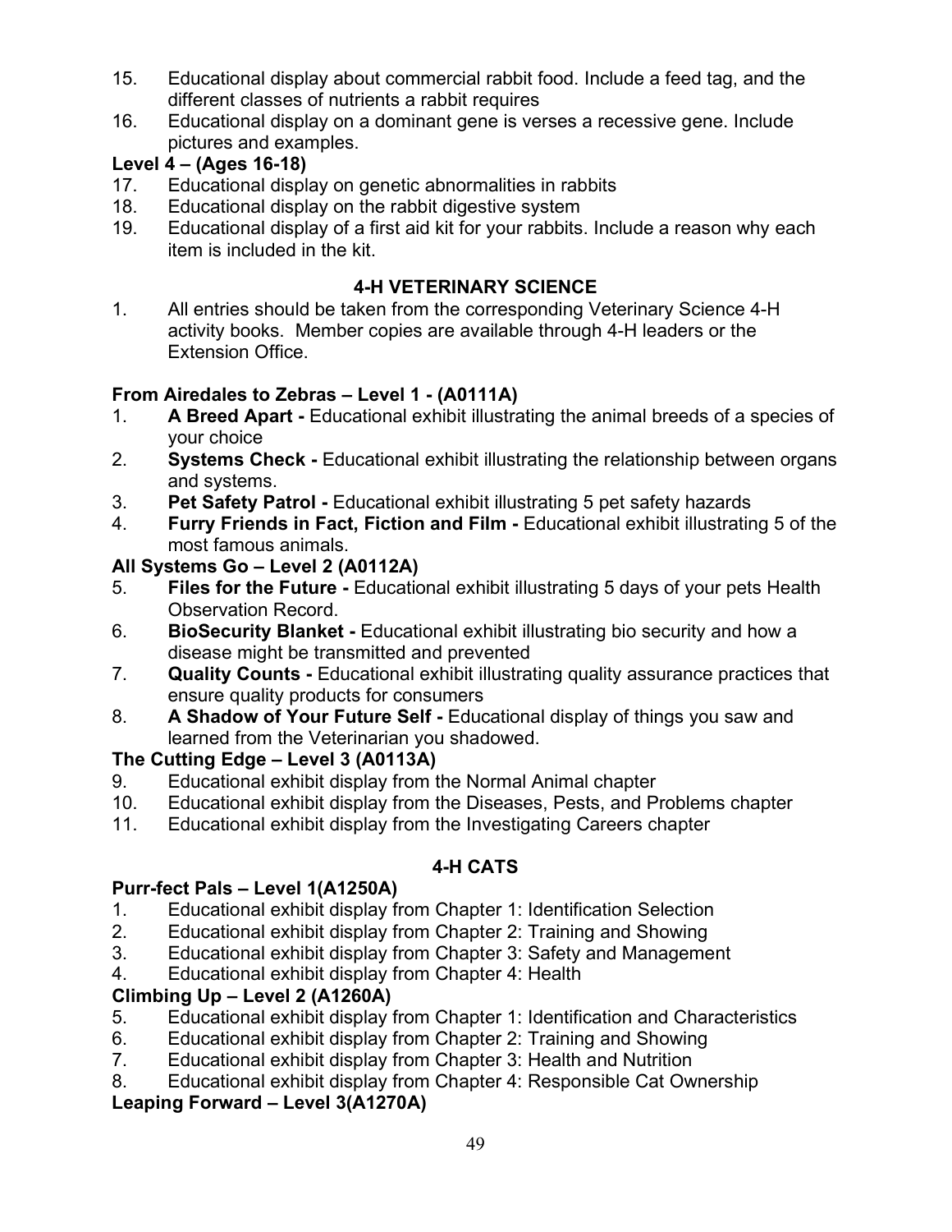15. Educational display about commercial rabbit food. Include a feed tag, and the different classes of nutrients a rabbit requires
16. Educational display on a dominant gene is verses a recessive gene. Include pictures and examples.

**Level 4 – (Ages 16-18)**

17. Educational display on genetic abnormalities in rabbits
18. Educational display on the rabbit digestive system
19. Educational display of a first aid kit for your rabbits. Include a reason why each item is included in the kit.

## 4-H VETERINARY SCIENCE

1. All entries should be taken from the corresponding Veterinary Science 4-H activity books. Member copies are available through 4-H leaders or the Extension Office.

**From Airedales to Zebras – Level 1 - (A0111A)**

1. **A Breed Apart -** Educational exhibit illustrating the animal breeds of a species of your choice
2. **Systems Check -** Educational exhibit illustrating the relationship between organs and systems.
3. **Pet Safety Patrol -** Educational exhibit illustrating 5 pet safety hazards
4. **Furry Friends in Fact, Fiction and Film -** Educational exhibit illustrating 5 of the most famous animals.

**All Systems Go – Level 2 (A0112A)**

5. **Files for the Future -** Educational exhibit illustrating 5 days of your pets Health Observation Record.
6. **BioSecurity Blanket -** Educational exhibit illustrating bio security and how a disease might be transmitted and prevented
7. **Quality Counts -** Educational exhibit illustrating quality assurance practices that ensure quality products for consumers
8. **A Shadow of Your Future Self -** Educational display of things you saw and learned from the Veterinarian you shadowed.

**The Cutting Edge – Level 3 (A0113A)**

9. Educational exhibit display from the Normal Animal chapter
10. Educational exhibit display from the Diseases, Pests, and Problems chapter
11. Educational exhibit display from the Investigating Careers chapter

## 4-H CATS

**Purr-fect Pals – Level 1(A1250A)**

1. Educational exhibit display from Chapter 1: Identification Selection
2. Educational exhibit display from Chapter 2: Training and Showing
3. Educational exhibit display from Chapter 3: Safety and Management
4. Educational exhibit display from Chapter 4: Health

**Climbing Up – Level 2 (A1260A)**

5. Educational exhibit display from Chapter 1: Identification and Characteristics
6. Educational exhibit display from Chapter 2: Training and Showing
7. Educational exhibit display from Chapter 3: Health and Nutrition
8. Educational exhibit display from Chapter 4: Responsible Cat Ownership

**Leaping Forward – Level 3(A1270A)**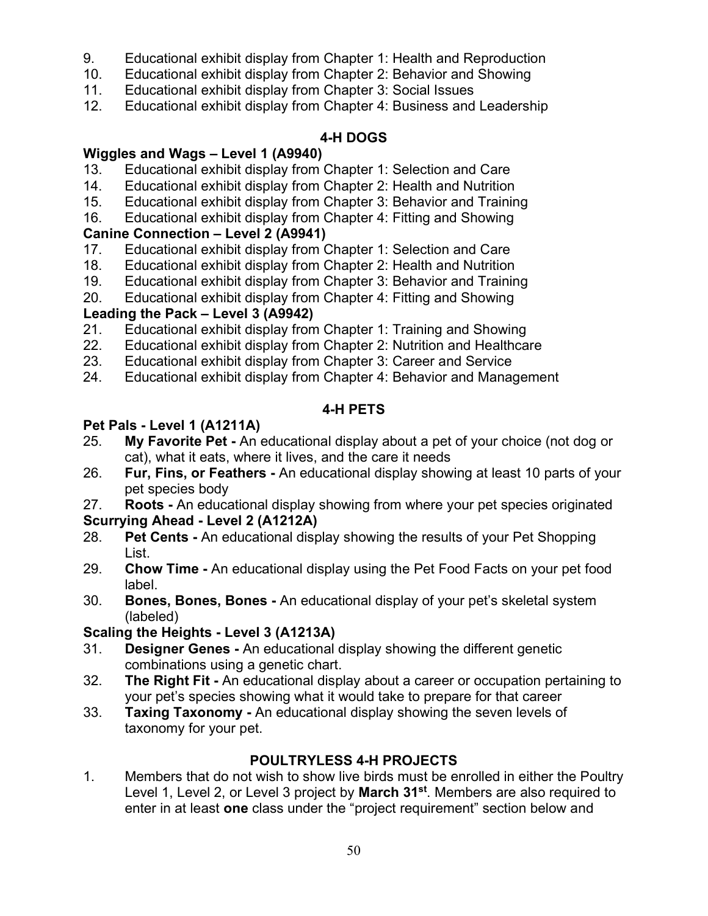9. Educational exhibit display from Chapter 1: Health and Reproduction
10. Educational exhibit display from Chapter 2: Behavior and Showing
11. Educational exhibit display from Chapter 3: Social Issues
12. Educational exhibit display from Chapter 4: Business and Leadership

## 4-H DOGS

### Wiggles and Wags – Level 1 (A9940)

13. Educational exhibit display from Chapter 1: Selection and Care
14. Educational exhibit display from Chapter 2: Health and Nutrition
15. Educational exhibit display from Chapter 3: Behavior and Training
16. Educational exhibit display from Chapter 4: Fitting and Showing

### Canine Connection – Level 2 (A9941)

17. Educational exhibit display from Chapter 1: Selection and Care
18. Educational exhibit display from Chapter 2: Health and Nutrition
19. Educational exhibit display from Chapter 3: Behavior and Training
20. Educational exhibit display from Chapter 4: Fitting and Showing

### Leading the Pack – Level 3 (A9942)

21. Educational exhibit display from Chapter 1: Training and Showing
22. Educational exhibit display from Chapter 2: Nutrition and Healthcare
23. Educational exhibit display from Chapter 3: Career and Service
24. Educational exhibit display from Chapter 4: Behavior and Management

## 4-H PETS

### Pet Pals - Level 1 (A1211A)

25. **My Favorite Pet -** An educational display about a pet of your choice (not dog or cat), what it eats, where it lives, and the care it needs
26. **Fur, Fins, or Feathers -** An educational display showing at least 10 parts of your pet species body
27. **Roots -** An educational display showing from where your pet species originated

### Scurrying Ahead - Level 2 (A1212A)

28. **Pet Cents -** An educational display showing the results of your Pet Shopping List.
29. **Chow Time -** An educational display using the Pet Food Facts on your pet food label.
30. **Bones, Bones, Bones -** An educational display of your pet's skeletal system (labeled)

### Scaling the Heights - Level 3 (A1213A)

31. **Designer Genes -** An educational display showing the different genetic combinations using a genetic chart.
32. **The Right Fit -** An educational display about a career or occupation pertaining to your pet's species showing what it would take to prepare for that career
33. **Taxing Taxonomy -** An educational display showing the seven levels of taxonomy for your pet.

## POULTRYLESS 4-H PROJECTS

1. Members that do not wish to show live birds must be enrolled in either the Poultry Level 1, Level 2, or Level 3 project by **March 31st**. Members are also required to enter in at least **one** class under the "project requirement" section below and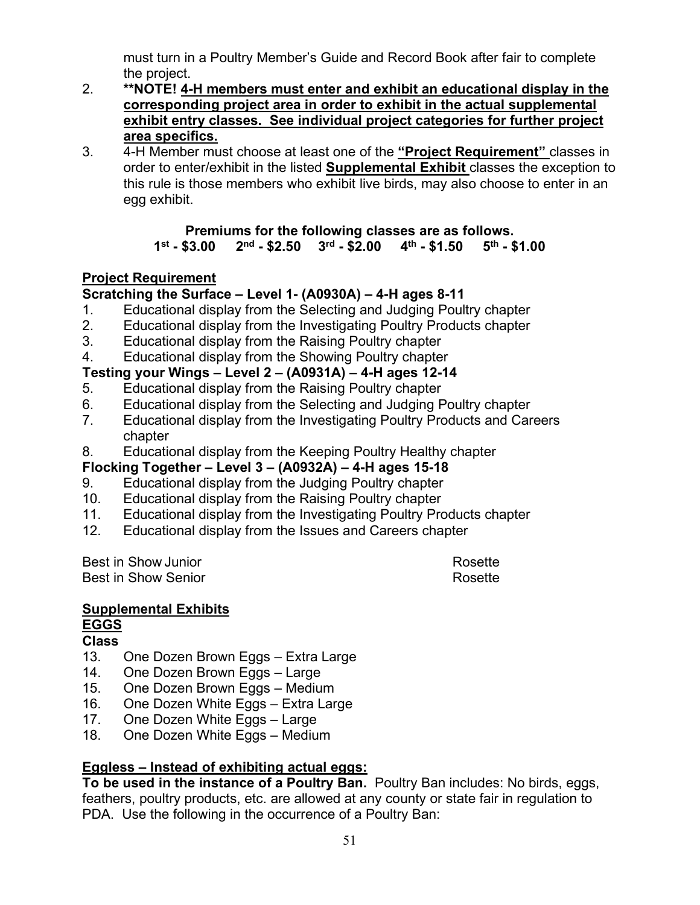must turn in a Poultry Member's Guide and Record Book after fair to complete the project.

2. ****NOTE! <u>4-H members must enter and exhibit an educational display in the corresponding project area in order to exhibit in the actual supplemental exhibit entry classes. See individual project categories for further project area specifics.</u>**
3. 4-H Member must choose at least one of the **"Project Requirement"** classes in order to enter/exhibit in the listed **Supplemental Exhibit** classes the exception to this rule is those members who exhibit live birds, may also choose to enter in an egg exhibit.

**Premiums for the following classes are as follows.**
**1st - $3.00 2nd - $2.50 3rd - $2.00 4th - $1.50 5th - $1.00**

**<u>Project Requirement</u>**

**Scratching the Surface – Level 1- (A0930A) – 4-H ages 8-11**

1. Educational display from the Selecting and Judging Poultry chapter
2. Educational display from the Investigating Poultry Products chapter
3. Educational display from the Raising Poultry chapter
4. Educational display from the Showing Poultry chapter

**Testing your Wings – Level 2 – (A0931A) – 4-H ages 12-14**

5. Educational display from the Raising Poultry chapter
6. Educational display from the Selecting and Judging Poultry chapter
7. Educational display from the Investigating Poultry Products and Careers chapter
8. Educational display from the Keeping Poultry Healthy chapter

**Flocking Together – Level 3 – (A0932A) – 4-H ages 15-18**

9. Educational display from the Judging Poultry chapter
10. Educational display from the Raising Poultry chapter
11. Educational display from the Investigating Poultry Products chapter
12. Educational display from the Issues and Careers chapter

Best in Show Junior Rosette
Best in Show Senior Rosette

**<u>Supplemental Exhibits</u>**

**<u>EGGS</u>**

**Class**

13. One Dozen Brown Eggs – Extra Large
14. One Dozen Brown Eggs – Large
15. One Dozen Brown Eggs – Medium
16. One Dozen White Eggs – Extra Large
17. One Dozen White Eggs – Large
18. One Dozen White Eggs – Medium

**<u>Eggless – Instead of exhibiting actual eggs:</u>**

**To be used in the instance of a Poultry Ban.** Poultry Ban includes: No birds, eggs, feathers, poultry products, etc. are allowed at any county or state fair in regulation to PDA. Use the following in the occurrence of a Poultry Ban: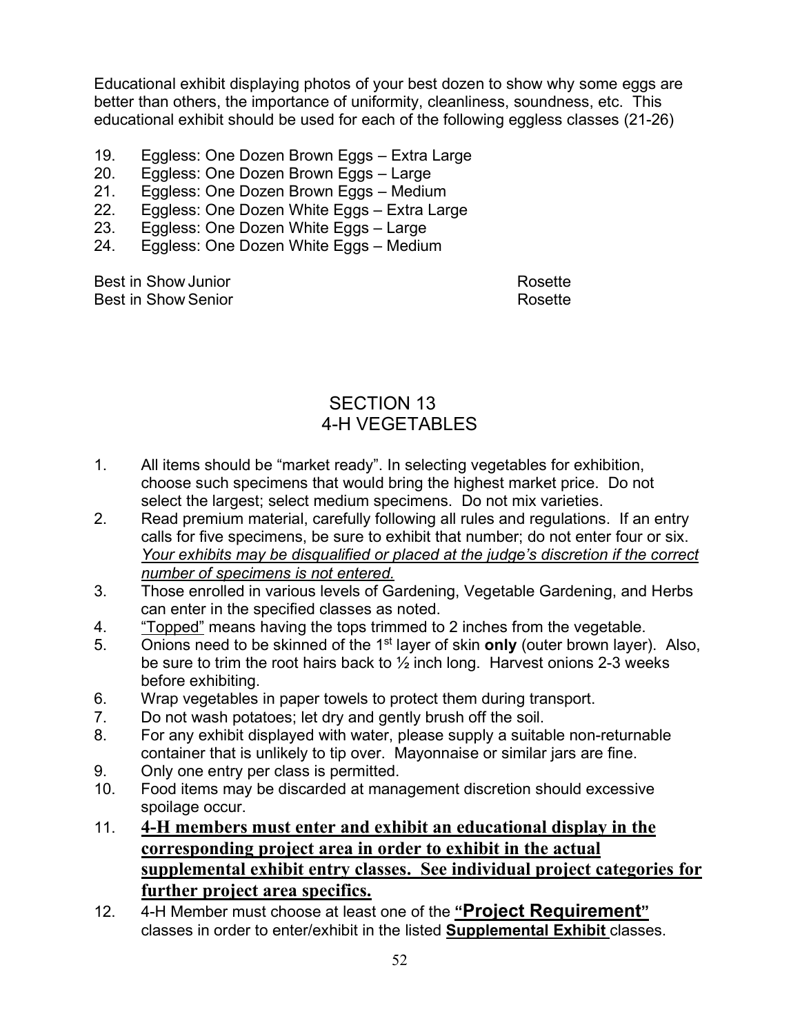Educational exhibit displaying photos of your best dozen to show why some eggs are better than others, the importance of uniformity, cleanliness, soundness, etc. This educational exhibit should be used for each of the following eggless classes (21-26)

19. Eggless: One Dozen Brown Eggs – Extra Large
20. Eggless: One Dozen Brown Eggs – Large
21. Eggless: One Dozen Brown Eggs – Medium
22. Eggless: One Dozen White Eggs – Extra Large
23. Eggless: One Dozen White Eggs – Large
24. Eggless: One Dozen White Eggs – Medium

| | |
|---|---|
| Best in Show Junior | Rosette |
| Best in Show Senior | Rosette |

## SECTION 13
## 4-H VEGETABLES

1. All items should be "market ready". In selecting vegetables for exhibition, choose such specimens that would bring the highest market price. Do not select the largest; select medium specimens. Do not mix varieties.
2. Read premium material, carefully following all rules and regulations. If an entry calls for five specimens, be sure to exhibit that number; do not enter four or six. *Your exhibits may be disqualified or placed at the judge's discretion if the correct number of specimens is not entered.*
3. Those enrolled in various levels of Gardening, Vegetable Gardening, and Herbs can enter in the specified classes as noted.
4. "Topped" means having the tops trimmed to 2 inches from the vegetable.
5. Onions need to be skinned of the 1st layer of skin **only** (outer brown layer). Also, be sure to trim the root hairs back to ½ inch long. Harvest onions 2-3 weeks before exhibiting.
6. Wrap vegetables in paper towels to protect them during transport.
7. Do not wash potatoes; let dry and gently brush off the soil.
8. For any exhibit displayed with water, please supply a suitable non-returnable container that is unlikely to tip over. Mayonnaise or similar jars are fine.
9. Only one entry per class is permitted.
10. Food items may be discarded at management discretion should excessive spoilage occur.
11. **4-H members must enter and exhibit an educational display in the corresponding project area in order to exhibit in the actual supplemental exhibit entry classes. See individual project categories for further project area specifics.**
12. 4-H Member must choose at least one of the **"Project Requirement"** classes in order to enter/exhibit in the listed **Supplemental Exhibit** classes.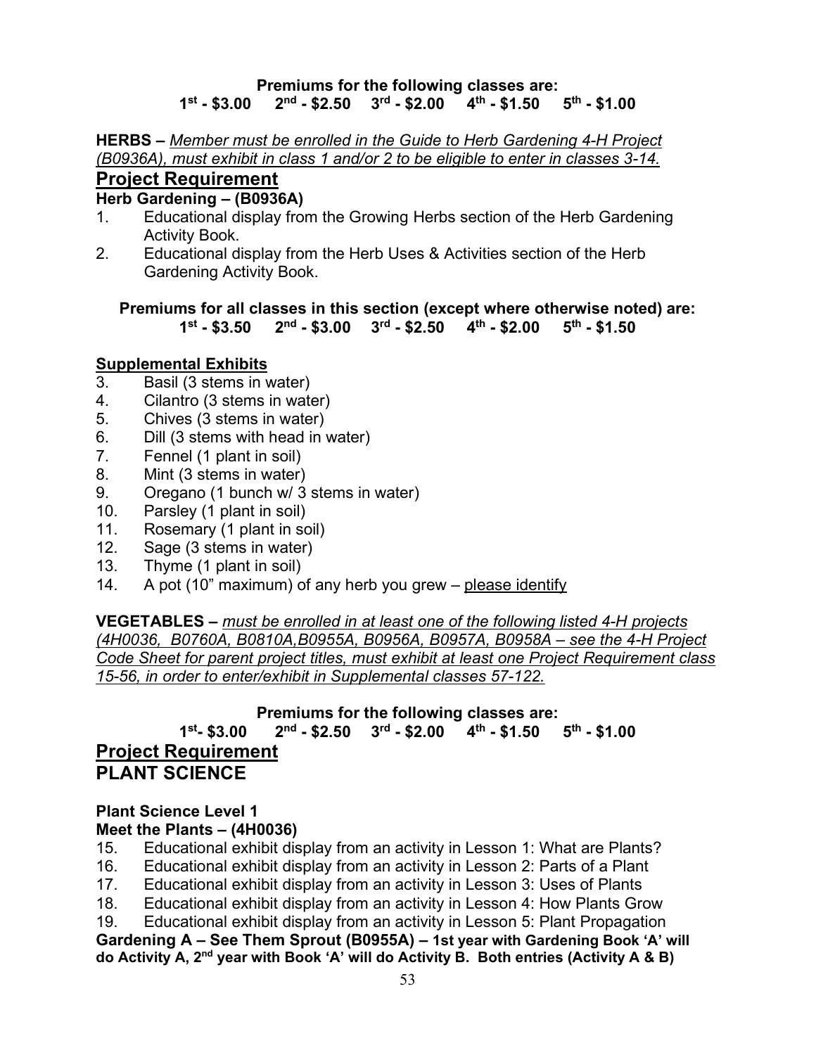**Premiums for the following classes are:**
**1st - $3.00    2nd - $2.50    3rd - $2.00    4th - $1.50    5th - $1.00**

**HERBS –** *Member must be enrolled in the Guide to Herb Gardening 4-H Project (B0936A), must exhibit in class 1 and/or 2 to be eligible to enter in classes 3-14.*

## Project Requirement

### Herb Gardening – (B0936A)

1. Educational display from the Growing Herbs section of the Herb Gardening Activity Book.
2. Educational display from the Herb Uses & Activities section of the Herb Gardening Activity Book.

**Premiums for all classes in this section (except where otherwise noted) are:**
**1st - $3.50    2nd - $3.00    3rd - $2.50    4th - $2.00    5th - $1.50**

**Supplemental Exhibits**

3. Basil (3 stems in water)
4. Cilantro (3 stems in water)
5. Chives (3 stems in water)
6. Dill (3 stems with head in water)
7. Fennel (1 plant in soil)
8. Mint (3 stems in water)
9. Oregano (1 bunch w/ 3 stems in water)
10. Parsley (1 plant in soil)
11. Rosemary (1 plant in soil)
12. Sage (3 stems in water)
13. Thyme (1 plant in soil)
14. A pot (10" maximum) of any herb you grew – please identify

**VEGETABLES –** *must be enrolled in at least one of the following listed 4-H projects (4H0036, B0760A, B0810A,B0955A, B0956A, B0957A, B0958A – see the 4-H Project Code Sheet for parent project titles, must exhibit at least one Project Requirement class 15-56, in order to enter/exhibit in Supplemental classes 57-122.*

**Premiums for the following classes are:**
**1st- $3.00    2nd - $2.50    3rd - $2.00    4th - $1.50    5th - $1.00**

## Project Requirement

## PLANT SCIENCE

### Plant Science Level 1

### Meet the Plants – (4H0036)

15. Educational exhibit display from an activity in Lesson 1: What are Plants?
16. Educational exhibit display from an activity in Lesson 2: Parts of a Plant
17. Educational exhibit display from an activity in Lesson 3: Uses of Plants
18. Educational exhibit display from an activity in Lesson 4: How Plants Grow
19. Educational exhibit display from an activity in Lesson 5: Plant Propagation

**Gardening A – See Them Sprout (B0955A) – 1st year with Gardening Book 'A' will do Activity A, 2nd year with Book 'A' will do Activity B. Both entries (Activity A & B)**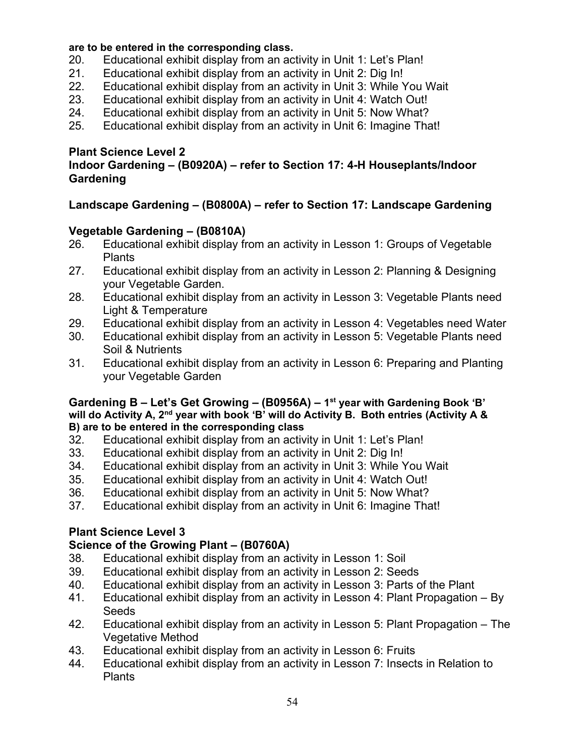**are to be entered in the corresponding class.**

20. Educational exhibit display from an activity in Unit 1: Let's Plan!
21. Educational exhibit display from an activity in Unit 2: Dig In!
22. Educational exhibit display from an activity in Unit 3: While You Wait
23. Educational exhibit display from an activity in Unit 4: Watch Out!
24. Educational exhibit display from an activity in Unit 5: Now What?
25. Educational exhibit display from an activity in Unit 6: Imagine That!

**Plant Science Level 2**

**Indoor Gardening – (B0920A) – refer to Section 17: 4-H Houseplants/Indoor Gardening**

**Landscape Gardening – (B0800A) – refer to Section 17: Landscape Gardening**

**Vegetable Gardening – (B0810A)**

26. Educational exhibit display from an activity in Lesson 1: Groups of Vegetable Plants
27. Educational exhibit display from an activity in Lesson 2: Planning & Designing your Vegetable Garden.
28. Educational exhibit display from an activity in Lesson 3: Vegetable Plants need Light & Temperature
29. Educational exhibit display from an activity in Lesson 4: Vegetables need Water
30. Educational exhibit display from an activity in Lesson 5: Vegetable Plants need Soil & Nutrients
31. Educational exhibit display from an activity in Lesson 6: Preparing and Planting your Vegetable Garden

**Gardening B – Let's Get Growing – (B0956A) – 1st year with Gardening Book 'B' will do Activity A, 2nd year with book 'B' will do Activity B. Both entries (Activity A & B) are to be entered in the corresponding class**

32. Educational exhibit display from an activity in Unit 1: Let's Plan!
33. Educational exhibit display from an activity in Unit 2: Dig In!
34. Educational exhibit display from an activity in Unit 3: While You Wait
35. Educational exhibit display from an activity in Unit 4: Watch Out!
36. Educational exhibit display from an activity in Unit 5: Now What?
37. Educational exhibit display from an activity in Unit 6: Imagine That!

**Plant Science Level 3**

**Science of the Growing Plant – (B0760A)**

38. Educational exhibit display from an activity in Lesson 1: Soil
39. Educational exhibit display from an activity in Lesson 2: Seeds
40. Educational exhibit display from an activity in Lesson 3: Parts of the Plant
41. Educational exhibit display from an activity in Lesson 4: Plant Propagation – By Seeds
42. Educational exhibit display from an activity in Lesson 5: Plant Propagation – The Vegetative Method
43. Educational exhibit display from an activity in Lesson 6: Fruits
44. Educational exhibit display from an activity in Lesson 7: Insects in Relation to Plants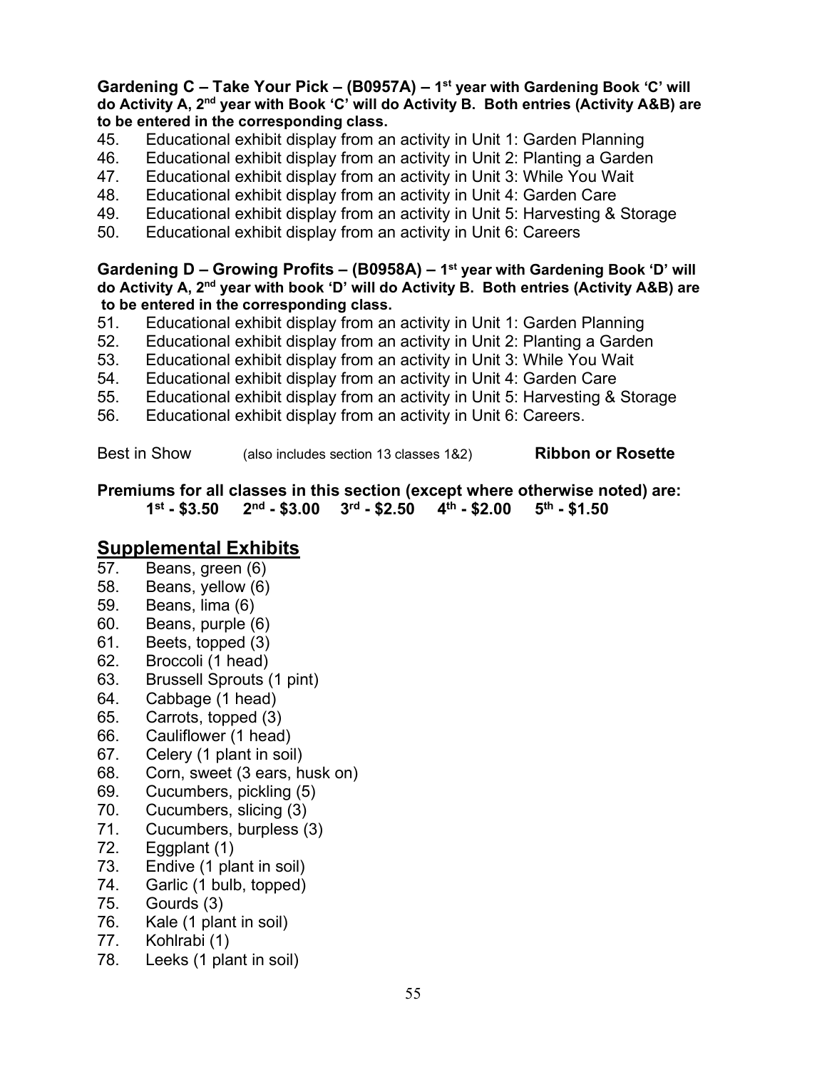**Gardening C – Take Your Pick – (B0957A) – 1st year with Gardening Book 'C' will do Activity A, 2nd year with Book 'C' will do Activity B. Both entries (Activity A&B) are to be entered in the corresponding class.**

45. Educational exhibit display from an activity in Unit 1: Garden Planning
46. Educational exhibit display from an activity in Unit 2: Planting a Garden
47. Educational exhibit display from an activity in Unit 3: While You Wait
48. Educational exhibit display from an activity in Unit 4: Garden Care
49. Educational exhibit display from an activity in Unit 5: Harvesting & Storage
50. Educational exhibit display from an activity in Unit 6: Careers

**Gardening D – Growing Profits – (B0958A) – 1st year with Gardening Book 'D' will do Activity A, 2nd year with book 'D' will do Activity B. Both entries (Activity A&B) are to be entered in the corresponding class.**

51. Educational exhibit display from an activity in Unit 1: Garden Planning
52. Educational exhibit display from an activity in Unit 2: Planting a Garden
53. Educational exhibit display from an activity in Unit 3: While You Wait
54. Educational exhibit display from an activity in Unit 4: Garden Care
55. Educational exhibit display from an activity in Unit 5: Harvesting & Storage
56. Educational exhibit display from an activity in Unit 6: Careers.

Best in Show (also includes section 13 classes 1&2) **Ribbon or Rosette**

**Premiums for all classes in this section (except where otherwise noted) are:**
**1st - $3.50  2nd - $3.00  3rd - $2.50  4th - $2.00  5th - $1.50**

## Supplemental Exhibits

57. Beans, green (6)
58. Beans, yellow (6)
59. Beans, lima (6)
60. Beans, purple (6)
61. Beets, topped (3)
62. Broccoli (1 head)
63. Brussell Sprouts (1 pint)
64. Cabbage (1 head)
65. Carrots, topped (3)
66. Cauliflower (1 head)
67. Celery (1 plant in soil)
68. Corn, sweet (3 ears, husk on)
69. Cucumbers, pickling (5)
70. Cucumbers, slicing (3)
71. Cucumbers, burpless (3)
72. Eggplant (1)
73. Endive (1 plant in soil)
74. Garlic (1 bulb, topped)
75. Gourds (3)
76. Kale (1 plant in soil)
77. Kohlrabi (1)
78. Leeks (1 plant in soil)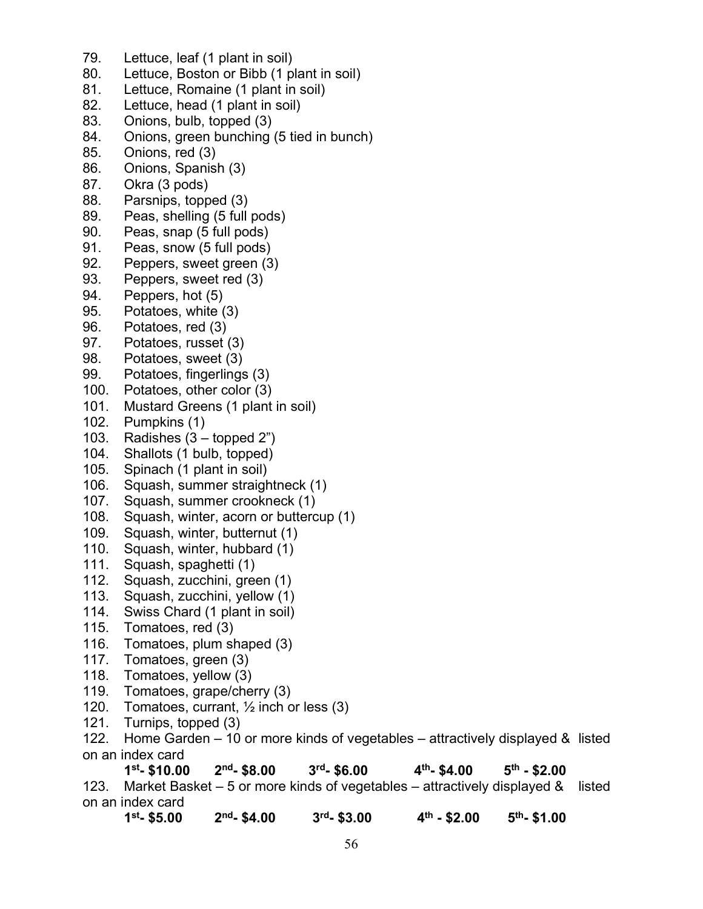79. Lettuce, leaf (1 plant in soil)
80. Lettuce, Boston or Bibb (1 plant in soil)
81. Lettuce, Romaine (1 plant in soil)
82. Lettuce, head (1 plant in soil)
83. Onions, bulb, topped (3)
84. Onions, green bunching (5 tied in bunch)
85. Onions, red (3)
86. Onions, Spanish (3)
87. Okra (3 pods)
88. Parsnips, topped (3)
89. Peas, shelling (5 full pods)
90. Peas, snap (5 full pods)
91. Peas, snow (5 full pods)
92. Peppers, sweet green (3)
93. Peppers, sweet red (3)
94. Peppers, hot (5)
95. Potatoes, white (3)
96. Potatoes, red (3)
97. Potatoes, russet (3)
98. Potatoes, sweet (3)
99. Potatoes, fingerlings (3)
100. Potatoes, other color (3)
101. Mustard Greens (1 plant in soil)
102. Pumpkins (1)
103. Radishes (3 – topped 2")
104. Shallots (1 bulb, topped)
105. Spinach (1 plant in soil)
106. Squash, summer straightneck (1)
107. Squash, summer crookneck (1)
108. Squash, winter, acorn or buttercup (1)
109. Squash, winter, butternut (1)
110. Squash, winter, hubbard (1)
111. Squash, spaghetti (1)
112. Squash, zucchini, green (1)
113. Squash, zucchini, yellow (1)
114. Swiss Chard (1 plant in soil)
115. Tomatoes, red (3)
116. Tomatoes, plum shaped (3)
117. Tomatoes, green (3)
118. Tomatoes, yellow (3)
119. Tomatoes, grape/cherry (3)
120. Tomatoes, currant, ½ inch or less (3)
121. Turnips, topped (3)
122. Home Garden – 10 or more kinds of vegetables – attractively displayed & listed on an index card

**1st- $10.00 2nd- $8.00 3rd- $6.00 4th- $4.00 5th - $2.00**

123. Market Basket – 5 or more kinds of vegetables – attractively displayed & listed on an index card

**1st- $5.00 2nd- $4.00 3rd- $3.00 4th - $2.00 5th- $1.00**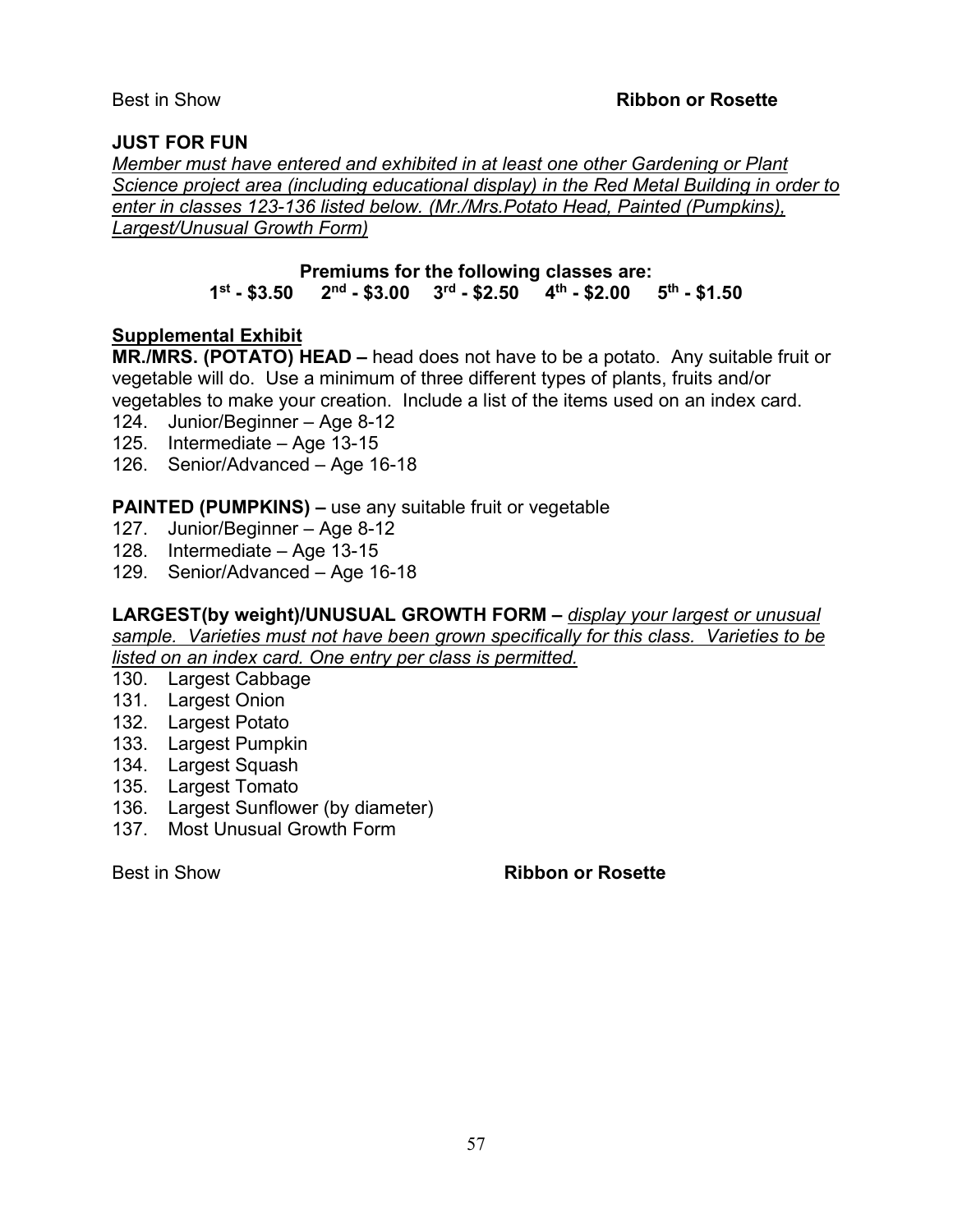Best in Show **Ribbon or Rosette**

**JUST FOR FUN**

*Member must have entered and exhibited in at least one other Gardening or Plant Science project area (including educational display) in the Red Metal Building in order to enter in classes 123-136 listed below. (Mr./Mrs.Potato Head, Painted (Pumpkins), Largest/Unusual Growth Form)*

**Premiums for the following classes are:**
**1st - $3.50 2nd - $3.00 3rd - $2.50 4th - $2.00 5th - $1.50**

**Supplemental Exhibit**

**MR./MRS. (POTATO) HEAD –** head does not have to be a potato. Any suitable fruit or vegetable will do. Use a minimum of three different types of plants, fruits and/or vegetables to make your creation. Include a list of the items used on an index card.

124. Junior/Beginner – Age 8-12
125. Intermediate – Age 13-15
126. Senior/Advanced – Age 16-18

**PAINTED (PUMPKINS) –** use any suitable fruit or vegetable

127. Junior/Beginner – Age 8-12
128. Intermediate – Age 13-15
129. Senior/Advanced – Age 16-18

**LARGEST(by weight)/UNUSUAL GROWTH FORM –** *display your largest or unusual sample. Varieties must not have been grown specifically for this class. Varieties to be listed on an index card. One entry per class is permitted.*

130. Largest Cabbage
131. Largest Onion
132. Largest Potato
133. Largest Pumpkin
134. Largest Squash
135. Largest Tomato
136. Largest Sunflower (by diameter)
137. Most Unusual Growth Form

Best in Show **Ribbon or Rosette**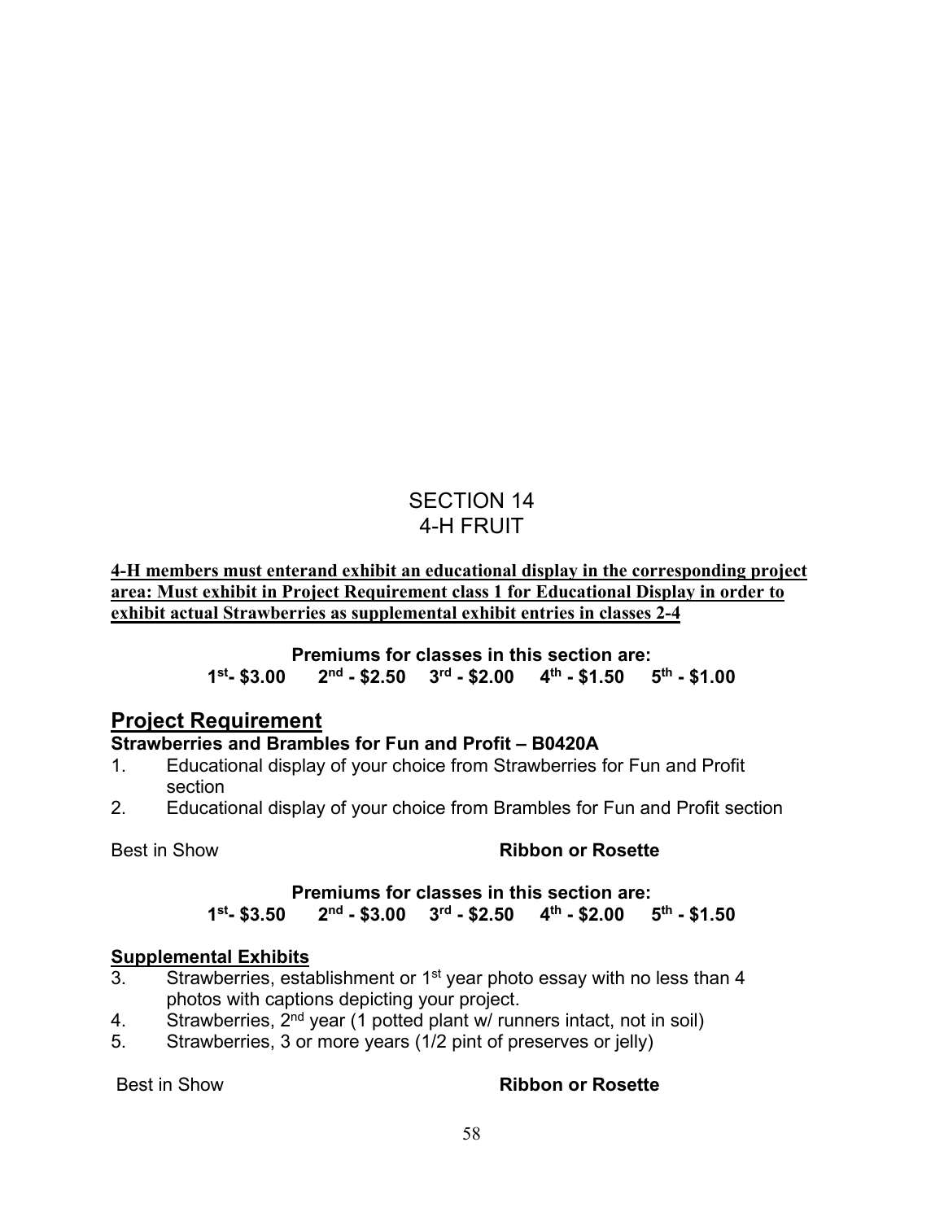# SECTION 14
# 4-H FRUIT

**4-H members must enterand exhibit an educational display in the corresponding project area: Must exhibit in Project Requirement class 1 for Educational Display in order to exhibit actual Strawberries as supplemental exhibit entries in classes 2-4**

**Premiums for classes in this section are:**
**1st- $3.00 2nd - $2.50 3rd - $2.00 4th - $1.50 5th - $1.00**

## Project Requirement

### Strawberries and Brambles for Fun and Profit – B0420A

1. Educational display of your choice from Strawberries for Fun and Profit section
2. Educational display of your choice from Brambles for Fun and Profit section

Best in Show **Ribbon or Rosette**

**Premiums for classes in this section are:**
**1st- $3.50 2nd - $3.00 3rd - $2.50 4th - $2.00 5th - $1.50**

### Supplemental Exhibits

3. Strawberries, establishment or 1st year photo essay with no less than 4 photos with captions depicting your project.
4. Strawberries, 2nd year (1 potted plant w/ runners intact, not in soil)
5. Strawberries, 3 or more years (1/2 pint of preserves or jelly)

Best in Show **Ribbon or Rosette**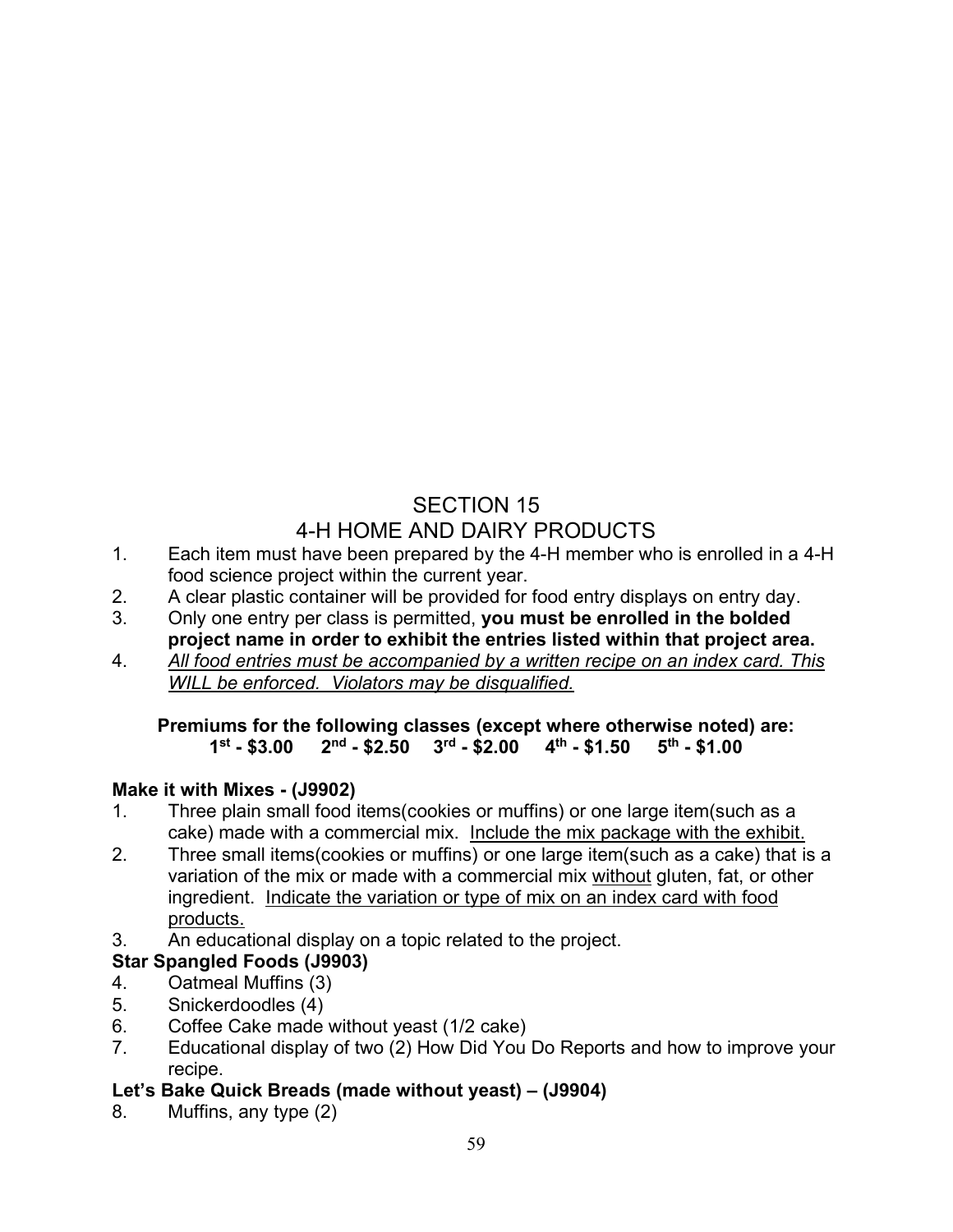# SECTION 15
# 4-H HOME AND DAIRY PRODUCTS

1. Each item must have been prepared by the 4-H member who is enrolled in a 4-H food science project within the current year.
2. A clear plastic container will be provided for food entry displays on entry day.
3. Only one entry per class is permitted, **you must be enrolled in the bolded project name in order to exhibit the entries listed within that project area.**
4. *All food entries must be accompanied by a written recipe on an index card. This WILL be enforced. Violators may be disqualified.*

**Premiums for the following classes (except where otherwise noted) are:**
**1st - $3.00 2nd - $2.50 3rd - $2.00 4th - $1.50 5th - $1.00**

**Make it with Mixes - (J9902)**

1. Three plain small food items(cookies or muffins) or one large item(such as a cake) made with a commercial mix. Include the mix package with the exhibit.
2. Three small items(cookies or muffins) or one large item(such as a cake) that is a variation of the mix or made with a commercial mix without gluten, fat, or other ingredient. Indicate the variation or type of mix on an index card with food products.
3. An educational display on a topic related to the project.

**Star Spangled Foods (J9903)**

4. Oatmeal Muffins (3)
5. Snickerdoodles (4)
6. Coffee Cake made without yeast (1/2 cake)
7. Educational display of two (2) How Did You Do Reports and how to improve your recipe.

**Let's Bake Quick Breads (made without yeast) – (J9904)**

8. Muffins, any type (2)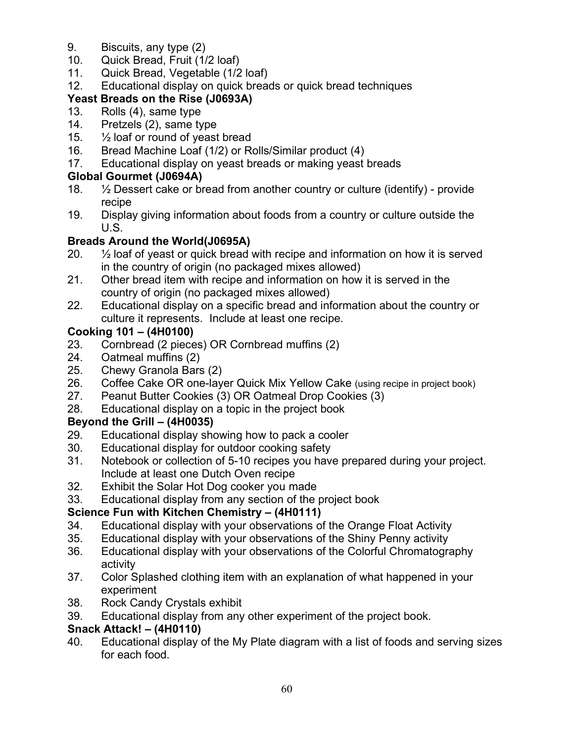9. Biscuits, any type (2)
10. Quick Bread, Fruit (1/2 loaf)
11. Quick Bread, Vegetable (1/2 loaf)
12. Educational display on quick breads or quick bread techniques

**Yeast Breads on the Rise (J0693A)**

13. Rolls (4), same type
14. Pretzels (2), same type
15. ½ loaf or round of yeast bread
16. Bread Machine Loaf (1/2) or Rolls/Similar product (4)
17. Educational display on yeast breads or making yeast breads

**Global Gourmet (J0694A)**

18. ½ Dessert cake or bread from another country or culture (identify) - provide recipe
19. Display giving information about foods from a country or culture outside the U.S.

**Breads Around the World(J0695A)**

20. ½ loaf of yeast or quick bread with recipe and information on how it is served in the country of origin (no packaged mixes allowed)
21. Other bread item with recipe and information on how it is served in the country of origin (no packaged mixes allowed)
22. Educational display on a specific bread and information about the country or culture it represents. Include at least one recipe.

**Cooking 101 – (4H0100)**

23. Cornbread (2 pieces) OR Cornbread muffins (2)
24. Oatmeal muffins (2)
25. Chewy Granola Bars (2)
26. Coffee Cake OR one-layer Quick Mix Yellow Cake (using recipe in project book)
27. Peanut Butter Cookies (3) OR Oatmeal Drop Cookies (3)
28. Educational display on a topic in the project book

**Beyond the Grill – (4H0035)**

29. Educational display showing how to pack a cooler
30. Educational display for outdoor cooking safety
31. Notebook or collection of 5-10 recipes you have prepared during your project. Include at least one Dutch Oven recipe
32. Exhibit the Solar Hot Dog cooker you made
33. Educational display from any section of the project book

**Science Fun with Kitchen Chemistry – (4H0111)**

34. Educational display with your observations of the Orange Float Activity
35. Educational display with your observations of the Shiny Penny activity
36. Educational display with your observations of the Colorful Chromatography activity
37. Color Splashed clothing item with an explanation of what happened in your experiment
38. Rock Candy Crystals exhibit
39. Educational display from any other experiment of the project book.

**Snack Attack! – (4H0110)**

40. Educational display of the My Plate diagram with a list of foods and serving sizes for each food.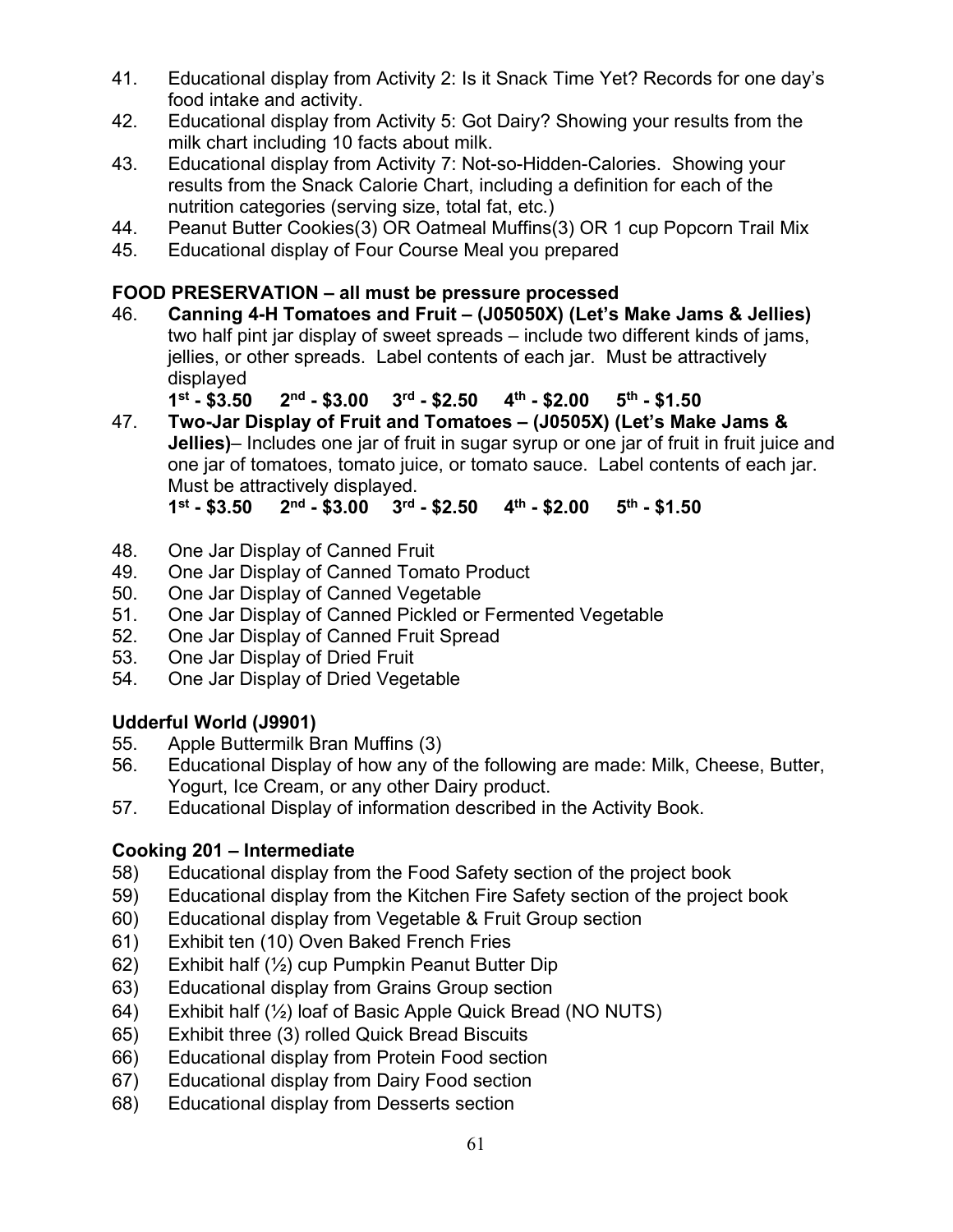41. Educational display from Activity 2: Is it Snack Time Yet? Records for one day's food intake and activity.
42. Educational display from Activity 5: Got Dairy? Showing your results from the milk chart including 10 facts about milk.
43. Educational display from Activity 7: Not-so-Hidden-Calories. Showing your results from the Snack Calorie Chart, including a definition for each of the nutrition categories (serving size, total fat, etc.)
44. Peanut Butter Cookies(3) OR Oatmeal Muffins(3) OR 1 cup Popcorn Trail Mix
45. Educational display of Four Course Meal you prepared

**FOOD PRESERVATION – all must be pressure processed**

46. **Canning 4-H Tomatoes and Fruit – (J05050X) (Let's Make Jams & Jellies)** two half pint jar display of sweet spreads – include two different kinds of jams, jellies, or other spreads. Label contents of each jar. Must be attractively displayed
    **1st - $3.50 2nd - $3.00 3rd - $2.50 4th - $2.00 5th - $1.50**
47. **Two-Jar Display of Fruit and Tomatoes – (J0505X) (Let's Make Jams & Jellies)**– Includes one jar of fruit in sugar syrup or one jar of fruit in fruit juice and one jar of tomatoes, tomato juice, or tomato sauce. Label contents of each jar. Must be attractively displayed.
    **1st - $3.50 2nd - $3.00 3rd - $2.50 4th - $2.00 5th - $1.50**

48. One Jar Display of Canned Fruit
49. One Jar Display of Canned Tomato Product
50. One Jar Display of Canned Vegetable
51. One Jar Display of Canned Pickled or Fermented Vegetable
52. One Jar Display of Canned Fruit Spread
53. One Jar Display of Dried Fruit
54. One Jar Display of Dried Vegetable

**Udderful World (J9901)**

55. Apple Buttermilk Bran Muffins (3)
56. Educational Display of how any of the following are made: Milk, Cheese, Butter, Yogurt, Ice Cream, or any other Dairy product.
57. Educational Display of information described in the Activity Book.

**Cooking 201 – Intermediate**

58) Educational display from the Food Safety section of the project book
59) Educational display from the Kitchen Fire Safety section of the project book
60) Educational display from Vegetable & Fruit Group section
61) Exhibit ten (10) Oven Baked French Fries
62) Exhibit half (½) cup Pumpkin Peanut Butter Dip
63) Educational display from Grains Group section
64) Exhibit half (½) loaf of Basic Apple Quick Bread (NO NUTS)
65) Exhibit three (3) rolled Quick Bread Biscuits
66) Educational display from Protein Food section
67) Educational display from Dairy Food section
68) Educational display from Desserts section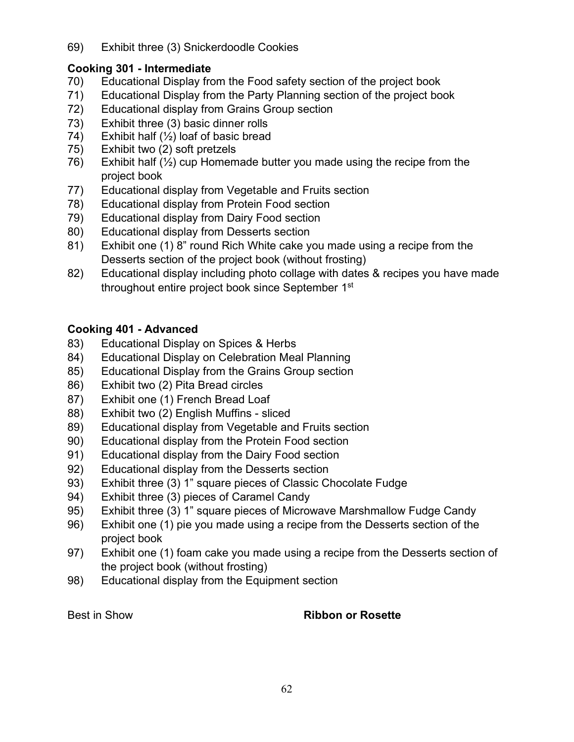69) Exhibit three (3) Snickerdoodle Cookies

**Cooking 301 - Intermediate**

70) Educational Display from the Food safety section of the project book
71) Educational Display from the Party Planning section of the project book
72) Educational display from Grains Group section
73) Exhibit three (3) basic dinner rolls
74) Exhibit half (½) loaf of basic bread
75) Exhibit two (2) soft pretzels
76) Exhibit half (½) cup Homemade butter you made using the recipe from the project book
77) Educational display from Vegetable and Fruits section
78) Educational display from Protein Food section
79) Educational display from Dairy Food section
80) Educational display from Desserts section
81) Exhibit one (1) 8" round Rich White cake you made using a recipe from the Desserts section of the project book (without frosting)
82) Educational display including photo collage with dates & recipes you have made throughout entire project book since September 1st

**Cooking 401 - Advanced**

83) Educational Display on Spices & Herbs
84) Educational Display on Celebration Meal Planning
85) Educational Display from the Grains Group section
86) Exhibit two (2) Pita Bread circles
87) Exhibit one (1) French Bread Loaf
88) Exhibit two (2) English Muffins - sliced
89) Educational display from Vegetable and Fruits section
90) Educational display from the Protein Food section
91) Educational display from the Dairy Food section
92) Educational display from the Desserts section
93) Exhibit three (3) 1" square pieces of Classic Chocolate Fudge
94) Exhibit three (3) pieces of Caramel Candy
95) Exhibit three (3) 1" square pieces of Microwave Marshmallow Fudge Candy
96) Exhibit one (1) pie you made using a recipe from the Desserts section of the project book
97) Exhibit one (1) foam cake you made using a recipe from the Desserts section of the project book (without frosting)
98) Educational display from the Equipment section

Best in Show **Ribbon or Rosette**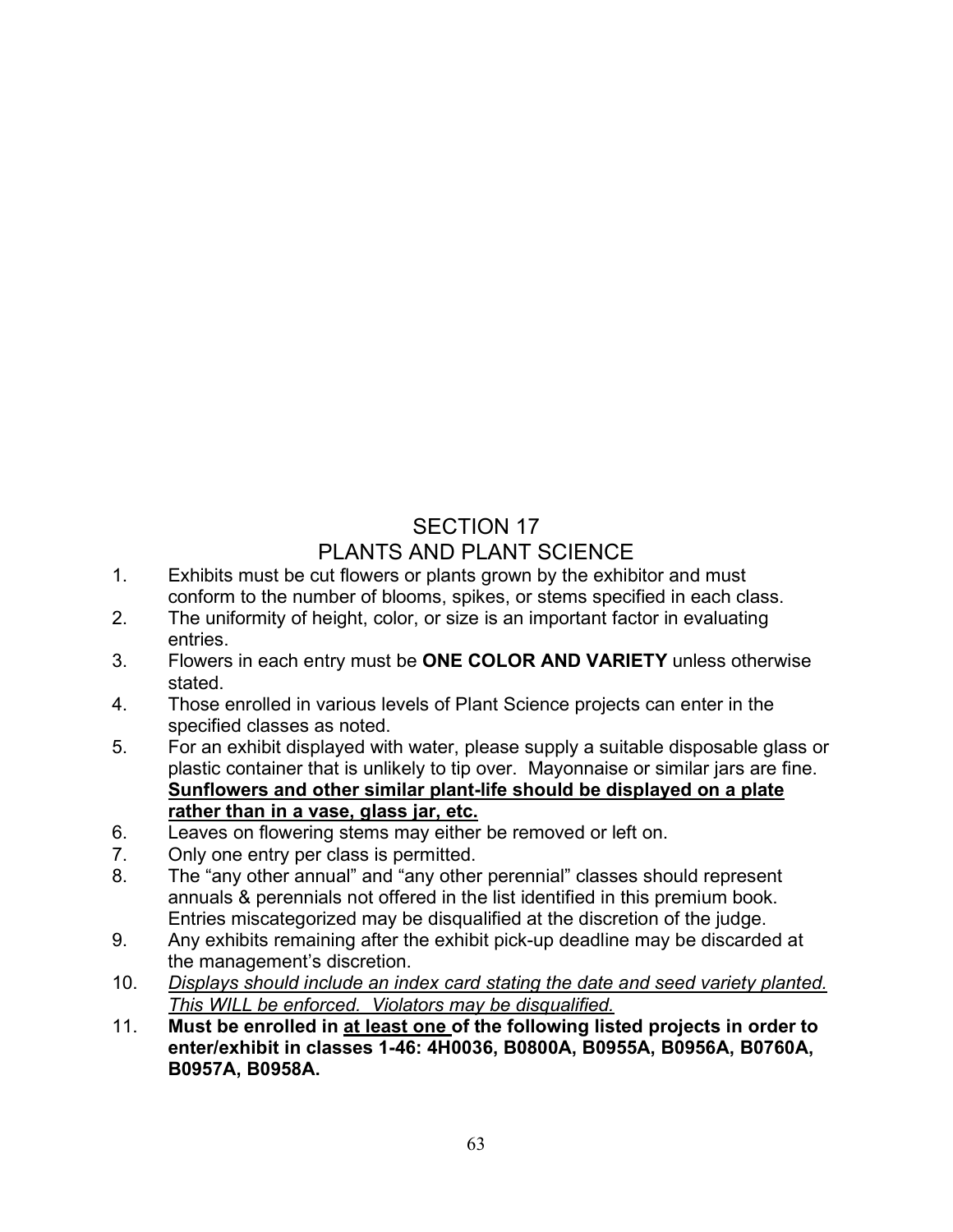# SECTION 17
# PLANTS AND PLANT SCIENCE

1. Exhibits must be cut flowers or plants grown by the exhibitor and must conform to the number of blooms, spikes, or stems specified in each class.
2. The uniformity of height, color, or size is an important factor in evaluating entries.
3. Flowers in each entry must be **ONE COLOR AND VARIETY** unless otherwise stated.
4. Those enrolled in various levels of Plant Science projects can enter in the specified classes as noted.
5. For an exhibit displayed with water, please supply a suitable disposable glass or plastic container that is unlikely to tip over. Mayonnaise or similar jars are fine. <u>**Sunflowers and other similar plant-life should be displayed on a plate rather than in a vase, glass jar, etc.**</u>
6. Leaves on flowering stems may either be removed or left on.
7. Only one entry per class is permitted.
8. The "any other annual" and "any other perennial" classes should represent annuals & perennials not offered in the list identified in this premium book. Entries miscategorized may be disqualified at the discretion of the judge.
9. Any exhibits remaining after the exhibit pick-up deadline may be discarded at the management's discretion.
10. <u>*Displays should include an index card stating the date and seed variety planted. This WILL be enforced. Violators may be disqualified.*</u>
11. **Must be enrolled in <u>at least one</u> of the following listed projects in order to enter/exhibit in classes 1-46: 4H0036, B0800A, B0955A, B0956A, B0760A, B0957A, B0958A.**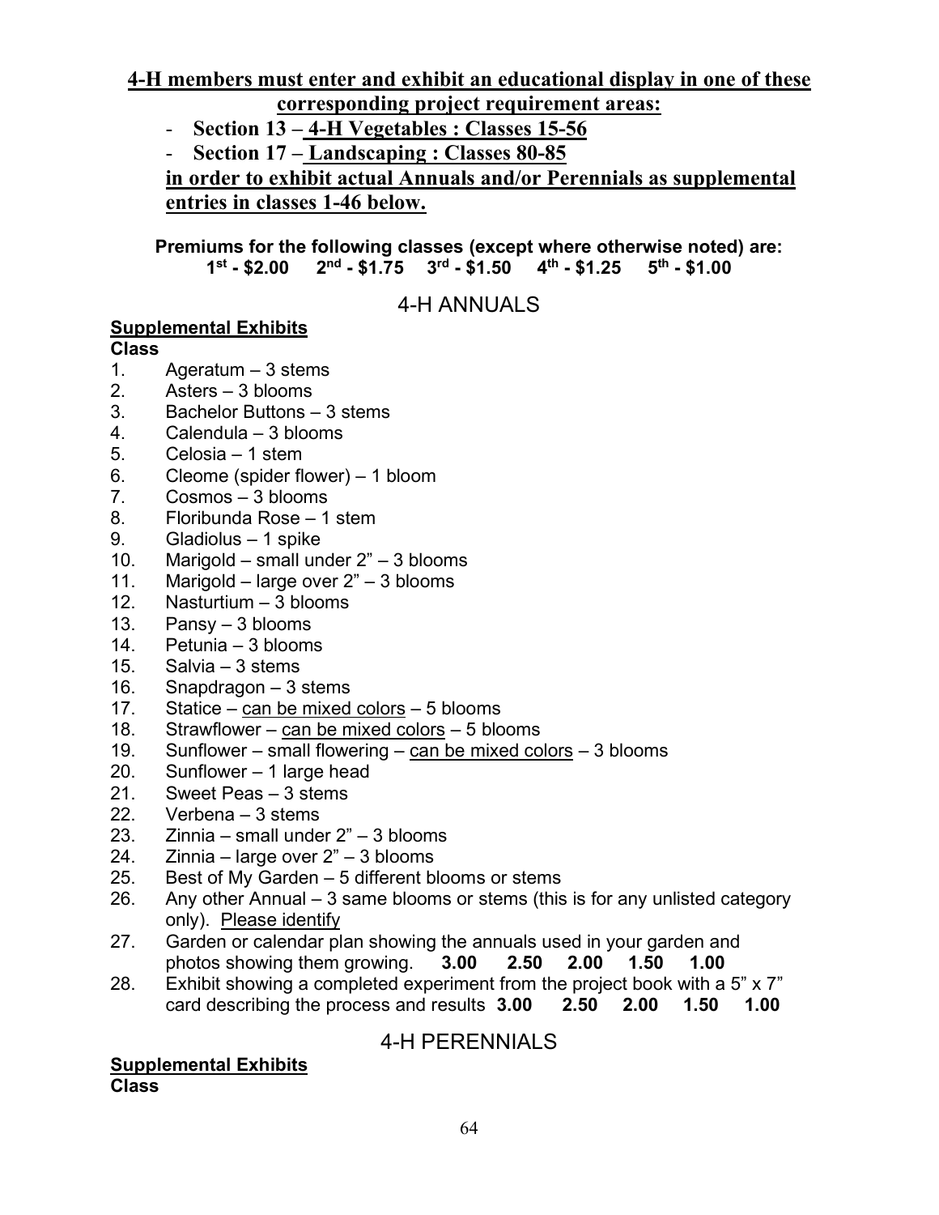**4-H members must enter and exhibit an educational display in one of these corresponding project requirement areas:**

- **Section 13 – 4-H Vegetables : Classes 15-56**
- **Section 17 – Landscaping : Classes 80-85**

**in order to exhibit actual Annuals and/or Perennials as supplemental entries in classes 1-46 below.**

**Premiums for the following classes (except where otherwise noted) are:**
**1st - $2.00 2nd - $1.75 3rd - $1.50 4th - $1.25 5th - $1.00**

## 4-H ANNUALS

**Supplemental Exhibits**

**Class**

1. Ageratum – 3 stems
2. Asters – 3 blooms
3. Bachelor Buttons – 3 stems
4. Calendula – 3 blooms
5. Celosia – 1 stem
6. Cleome (spider flower) – 1 bloom
7. Cosmos – 3 blooms
8. Floribunda Rose – 1 stem
9. Gladiolus – 1 spike
10. Marigold – small under 2" – 3 blooms
11. Marigold – large over 2" – 3 blooms
12. Nasturtium – 3 blooms
13. Pansy – 3 blooms
14. Petunia – 3 blooms
15. Salvia – 3 stems
16. Snapdragon – 3 stems
17. Statice – can be mixed colors – 5 blooms
18. Strawflower – can be mixed colors – 5 blooms
19. Sunflower – small flowering – can be mixed colors – 3 blooms
20. Sunflower – 1 large head
21. Sweet Peas – 3 stems
22. Verbena – 3 stems
23. Zinnia – small under 2" – 3 blooms
24. Zinnia – large over 2" – 3 blooms
25. Best of My Garden – 5 different blooms or stems
26. Any other Annual – 3 same blooms or stems (this is for any unlisted category only). Please identify
27. Garden or calendar plan showing the annuals used in your garden and photos showing them growing. **3.00 2.50 2.00 1.50 1.00**
28. Exhibit showing a completed experiment from the project book with a 5" x 7" card describing the process and results **3.00 2.50 2.00 1.50 1.00**

## 4-H PERENNIALS

**Supplemental Exhibits**

**Class**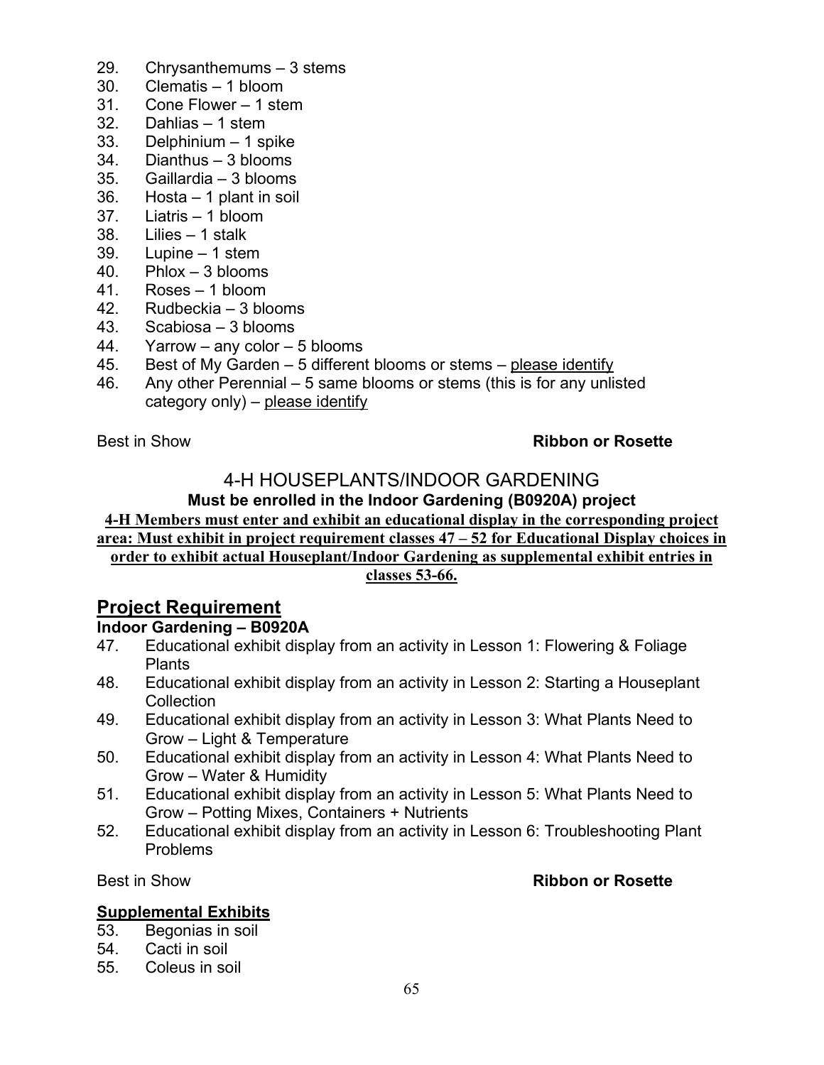29. Chrysanthemums – 3 stems
30. Clematis – 1 bloom
31. Cone Flower – 1 stem
32. Dahlias – 1 stem
33. Delphinium – 1 spike
34. Dianthus – 3 blooms
35. Gaillardia – 3 blooms
36. Hosta – 1 plant in soil
37. Liatris – 1 bloom
38. Lilies – 1 stalk
39. Lupine – 1 stem
40. Phlox – 3 blooms
41. Roses – 1 bloom
42. Rudbeckia – 3 blooms
43. Scabiosa – 3 blooms
44. Yarrow – any color – 5 blooms
45. Best of My Garden – 5 different blooms or stems – please identify
46. Any other Perennial – 5 same blooms or stems (this is for any unlisted category only) – please identify

Best in Show **Ribbon or Rosette**

## 4-H HOUSEPLANTS/INDOOR GARDENING

**Must be enrolled in the Indoor Gardening (B0920A) project**

**4-H Members must enter and exhibit an educational display in the corresponding project area: Must exhibit in project requirement classes 47 – 52 for Educational Display choices in order to exhibit actual Houseplant/Indoor Gardening as supplemental exhibit entries in classes 53-66.**

## Project Requirement

### Indoor Gardening – B0920A

47. Educational exhibit display from an activity in Lesson 1: Flowering & Foliage Plants
48. Educational exhibit display from an activity in Lesson 2: Starting a Houseplant Collection
49. Educational exhibit display from an activity in Lesson 3: What Plants Need to Grow – Light & Temperature
50. Educational exhibit display from an activity in Lesson 4: What Plants Need to Grow – Water & Humidity
51. Educational exhibit display from an activity in Lesson 5: What Plants Need to Grow – Potting Mixes, Containers + Nutrients
52. Educational exhibit display from an activity in Lesson 6: Troubleshooting Plant Problems

Best in Show **Ribbon or Rosette**

### Supplemental Exhibits

53. Begonias in soil
54. Cacti in soil
55. Coleus in soil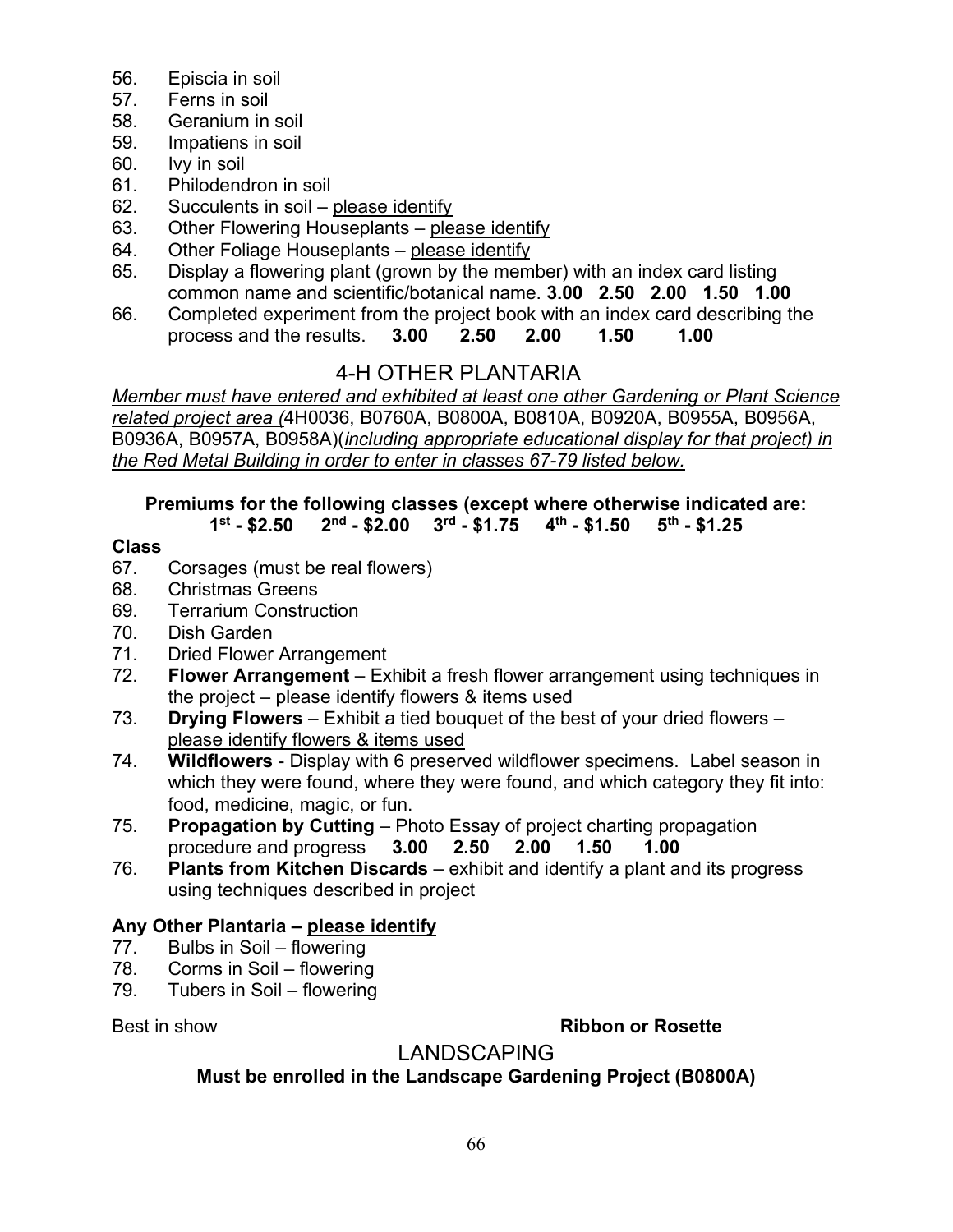56. Episcia in soil
57. Ferns in soil
58. Geranium in soil
59. Impatiens in soil
60. Ivy in soil
61. Philodendron in soil
62. Succulents in soil – please identify
63. Other Flowering Houseplants – please identify
64. Other Foliage Houseplants – please identify
65. Display a flowering plant (grown by the member) with an index card listing common name and scientific/botanical name. **3.00 2.50 2.00 1.50 1.00**
66. Completed experiment from the project book with an index card describing the process and the results. **3.00 2.50 2.00 1.50 1.00**

## 4-H OTHER PLANTARIA

*Member must have entered and exhibited at least one other Gardening or Plant Science related project area (*4H0036, B0760A, B0800A, B0810A, B0920A, B0955A, B0956A, B0936A, B0957A, B0958A)(*including appropriate educational display for that project) in the Red Metal Building in order to enter in classes 67-79 listed below.*

**Premiums for the following classes (except where otherwise indicated are:**
**1st - $2.50 2nd - $2.00 3rd - $1.75 4th - $1.50 5th - $1.25**

**Class**

67. Corsages (must be real flowers)
68. Christmas Greens
69. Terrarium Construction
70. Dish Garden
71. Dried Flower Arrangement
72. **Flower Arrangement** – Exhibit a fresh flower arrangement using techniques in the project – please identify flowers & items used
73. **Drying Flowers** – Exhibit a tied bouquet of the best of your dried flowers – please identify flowers & items used
74. **Wildflowers** - Display with 6 preserved wildflower specimens. Label season in which they were found, where they were found, and which category they fit into: food, medicine, magic, or fun.
75. **Propagation by Cutting** – Photo Essay of project charting propagation procedure and progress **3.00 2.50 2.00 1.50 1.00**
76. **Plants from Kitchen Discards** – exhibit and identify a plant and its progress using techniques described in project

**Any Other Plantaria – please identify**

77. Bulbs in Soil – flowering
78. Corms in Soil – flowering
79. Tubers in Soil – flowering

Best in show **Ribbon or Rosette**

## LANDSCAPING

**Must be enrolled in the Landscape Gardening Project (B0800A)**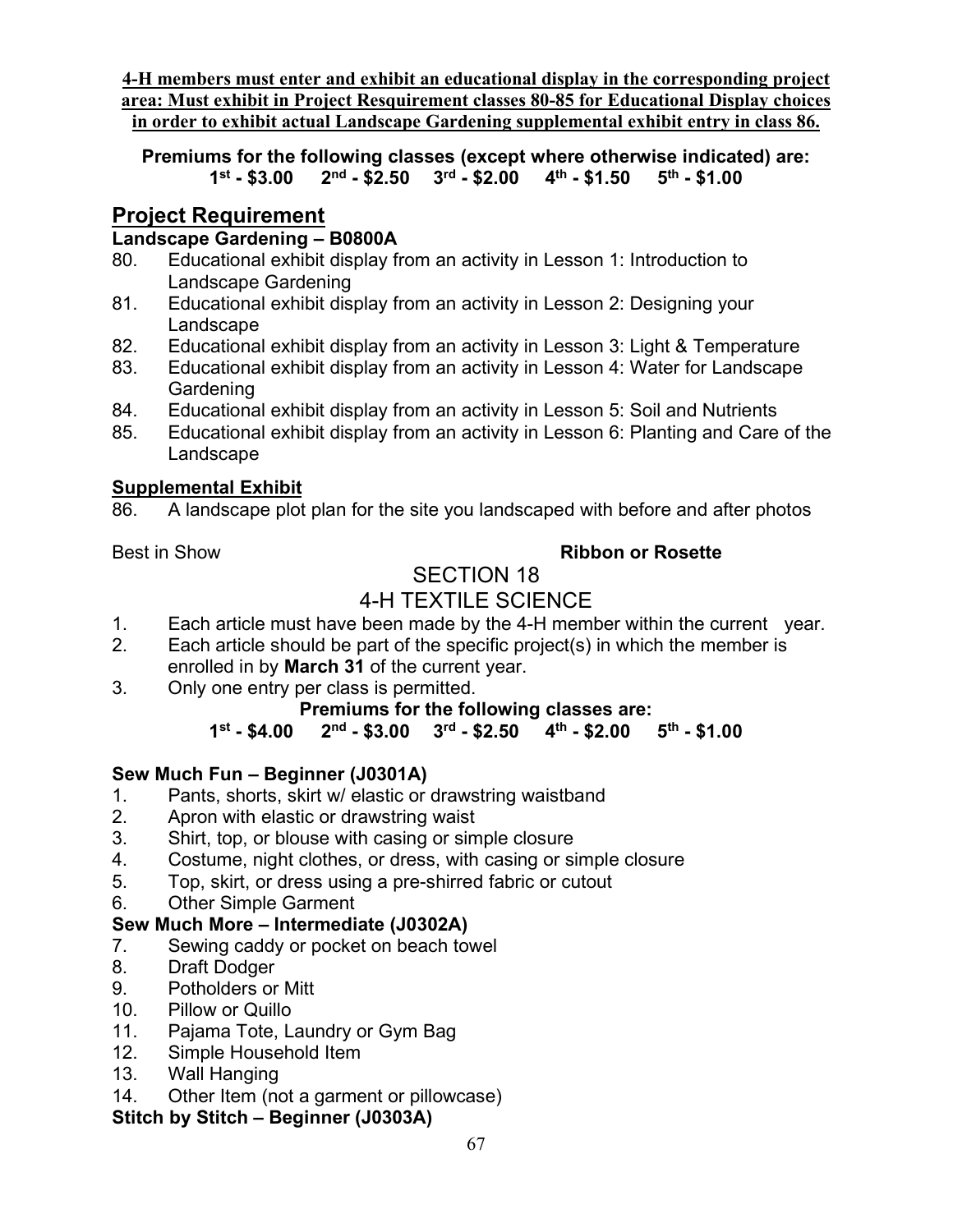**4-H members must enter and exhibit an educational display in the corresponding project area: Must exhibit in Project Resquirement classes 80-85 for Educational Display choices in order to exhibit actual Landscape Gardening supplemental exhibit entry in class 86.**

**Premiums for the following classes (except where otherwise indicated) are:**
**1st - $3.00  2nd - $2.50  3rd - $2.00  4th - $1.50  5th - $1.00**

## Project Requirement

### Landscape Gardening – B0800A

80. Educational exhibit display from an activity in Lesson 1: Introduction to Landscape Gardening
81. Educational exhibit display from an activity in Lesson 2: Designing your Landscape
82. Educational exhibit display from an activity in Lesson 3: Light & Temperature
83. Educational exhibit display from an activity in Lesson 4: Water for Landscape Gardening
84. Educational exhibit display from an activity in Lesson 5: Soil and Nutrients
85. Educational exhibit display from an activity in Lesson 6: Planting and Care of the Landscape

### Supplemental Exhibit

86. A landscape plot plan for the site you landscaped with before and after photos

Best in Show **Ribbon or Rosette**

## SECTION 18
## 4-H TEXTILE SCIENCE

1. Each article must have been made by the 4-H member within the current year.
2. Each article should be part of the specific project(s) in which the member is enrolled in by **March 31** of the current year.
3. Only one entry per class is permitted.

**Premiums for the following classes are:**
**1st - $4.00  2nd - $3.00  3rd - $2.50  4th - $2.00  5th - $1.00**

### Sew Much Fun – Beginner (J0301A)

1. Pants, shorts, skirt w/ elastic or drawstring waistband
2. Apron with elastic or drawstring waist
3. Shirt, top, or blouse with casing or simple closure
4. Costume, night clothes, or dress, with casing or simple closure
5. Top, skirt, or dress using a pre-shirred fabric or cutout
6. Other Simple Garment

### Sew Much More – Intermediate (J0302A)

7. Sewing caddy or pocket on beach towel
8. Draft Dodger
9. Potholders or Mitt
10. Pillow or Quillo
11. Pajama Tote, Laundry or Gym Bag
12. Simple Household Item
13. Wall Hanging
14. Other Item (not a garment or pillowcase)

### Stitch by Stitch – Beginner (J0303A)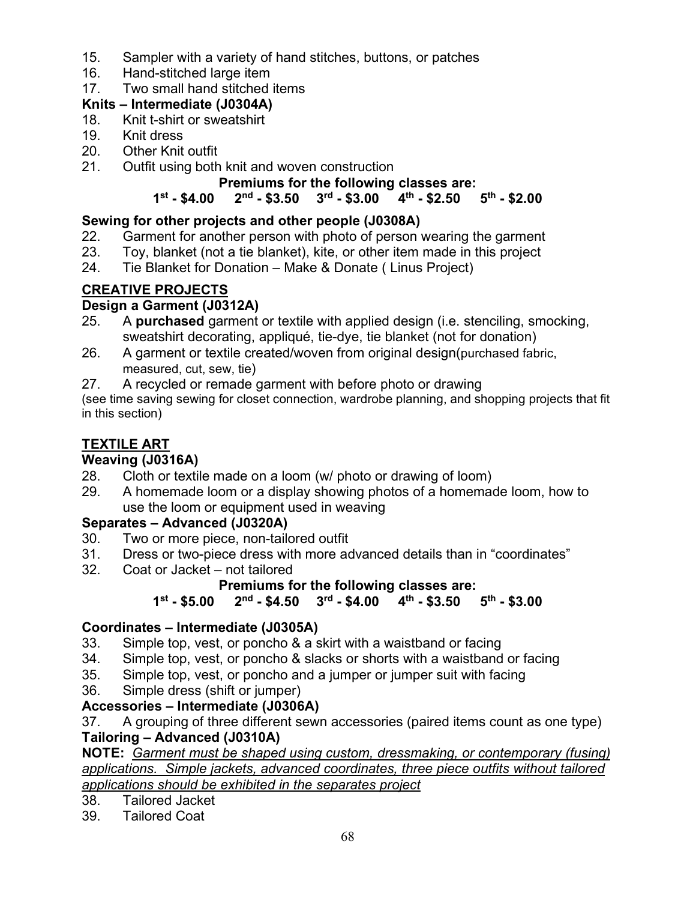15. Sampler with a variety of hand stitches, buttons, or patches
16. Hand-stitched large item
17. Two small hand stitched items

**Knits – Intermediate (J0304A)**

18. Knit t-shirt or sweatshirt
19. Knit dress
20. Other Knit outfit
21. Outfit using both knit and woven construction

**Premiums for the following classes are:**
**1st - $4.00 2nd - $3.50 3rd - $3.00 4th - $2.50 5th - $2.00**

**Sewing for other projects and other people (J0308A)**

22. Garment for another person with photo of person wearing the garment
23. Toy, blanket (not a tie blanket), kite, or other item made in this project
24. Tie Blanket for Donation – Make & Donate ( Linus Project)

## CREATIVE PROJECTS

**Design a Garment (J0312A)**

25. A **purchased** garment or textile with applied design (i.e. stenciling, smocking, sweatshirt decorating, appliqué, tie-dye, tie blanket (not for donation)
26. A garment or textile created/woven from original design(purchased fabric, measured, cut, sew, tie)
27. A recycled or remade garment with before photo or drawing

(see time saving sewing for closet connection, wardrobe planning, and shopping projects that fit in this section)

## TEXTILE ART

**Weaving (J0316A)**

28. Cloth or textile made on a loom (w/ photo or drawing of loom)
29. A homemade loom or a display showing photos of a homemade loom, how to use the loom or equipment used in weaving

**Separates – Advanced (J0320A)**

30. Two or more piece, non-tailored outfit
31. Dress or two-piece dress with more advanced details than in "coordinates"
32. Coat or Jacket – not tailored

**Premiums for the following classes are:**
**1st - $5.00 2nd - $4.50 3rd - $4.00 4th - $3.50 5th - $3.00**

**Coordinates – Intermediate (J0305A)**

33. Simple top, vest, or poncho & a skirt with a waistband or facing
34. Simple top, vest, or poncho & slacks or shorts with a waistband or facing
35. Simple top, vest, or poncho and a jumper or jumper suit with facing
36. Simple dress (shift or jumper)

**Accessories – Intermediate (J0306A)**

37. A grouping of three different sewn accessories (paired items count as one type)

**Tailoring – Advanced (J0310A)**

**NOTE:** *Garment must be shaped using custom, dressmaking, or contemporary (fusing) applications. Simple jackets, advanced coordinates, three piece outfits without tailored applications should be exhibited in the separates project*

38. Tailored Jacket
39. Tailored Coat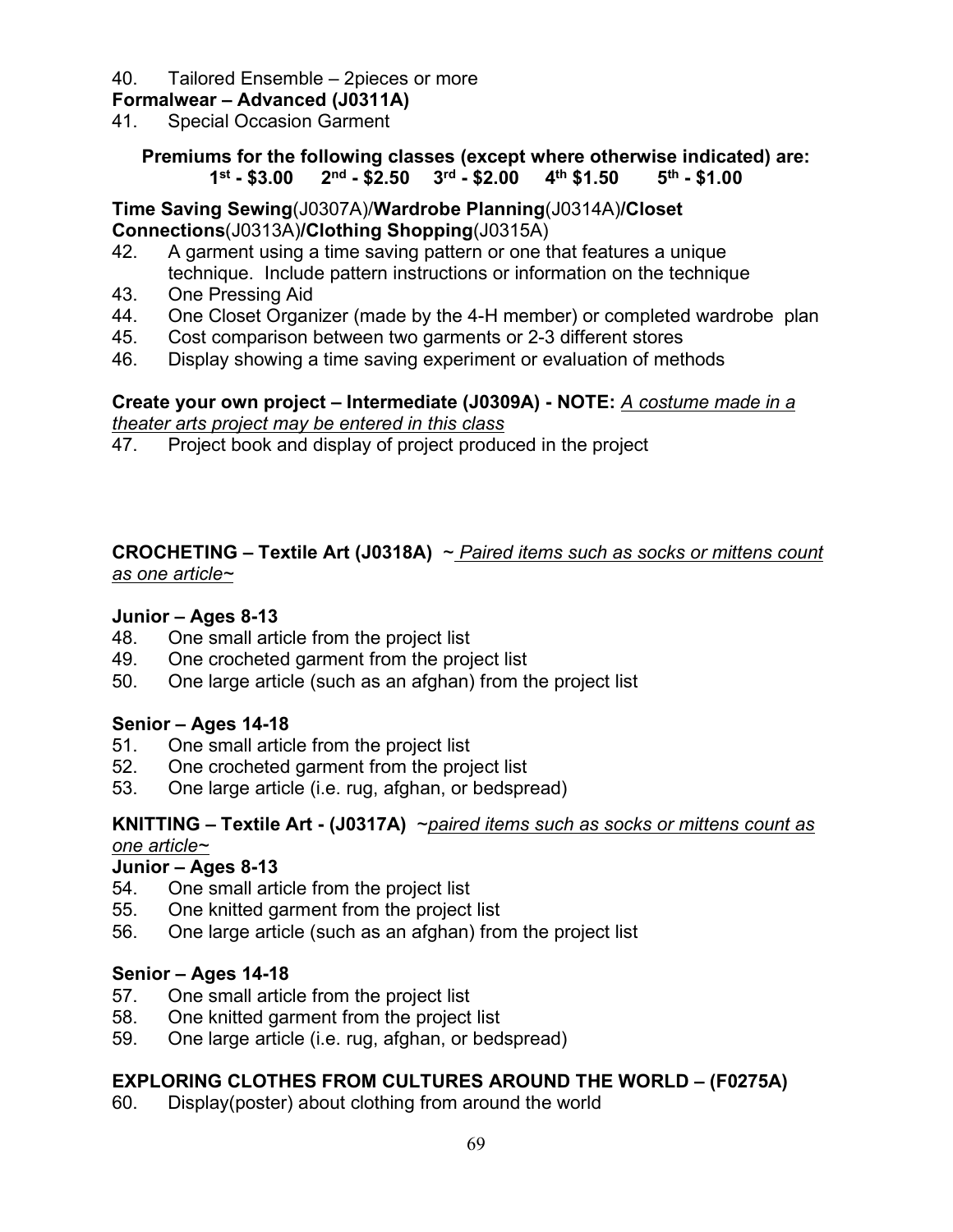40. Tailored Ensemble – 2pieces or more

**Formalwear – Advanced (J0311A)**

41. Special Occasion Garment

**Premiums for the following classes (except where otherwise indicated) are:**
**1st - $3.00 2nd - $2.50 3rd - $2.00 4th $1.50 5th - $1.00**

**Time Saving Sewing**(J0307A)/**Wardrobe Planning**(J0314A)**/Closet Connections**(J0313A)**/Clothing Shopping**(J0315A)

42. A garment using a time saving pattern or one that features a unique technique. Include pattern instructions or information on the technique
43. One Pressing Aid
44. One Closet Organizer (made by the 4-H member) or completed wardrobe plan
45. Cost comparison between two garments or 2-3 different stores
46. Display showing a time saving experiment or evaluation of methods

**Create your own project – Intermediate (J0309A) - NOTE:** *A costume made in a theater arts project may be entered in this class*

47. Project book and display of project produced in the project

**CROCHETING – Textile Art (J0318A)** *~ Paired items such as socks or mittens count as one article~*

**Junior – Ages 8-13**

48. One small article from the project list
49. One crocheted garment from the project list
50. One large article (such as an afghan) from the project list

**Senior – Ages 14-18**

51. One small article from the project list
52. One crocheted garment from the project list
53. One large article (i.e. rug, afghan, or bedspread)

**KNITTING – Textile Art - (J0317A)** *~paired items such as socks or mittens count as one article~*

**Junior – Ages 8-13**

54. One small article from the project list
55. One knitted garment from the project list
56. One large article (such as an afghan) from the project list

**Senior – Ages 14-18**

57. One small article from the project list
58. One knitted garment from the project list
59. One large article (i.e. rug, afghan, or bedspread)

**EXPLORING CLOTHES FROM CULTURES AROUND THE WORLD – (F0275A)**

60. Display(poster) about clothing from around the world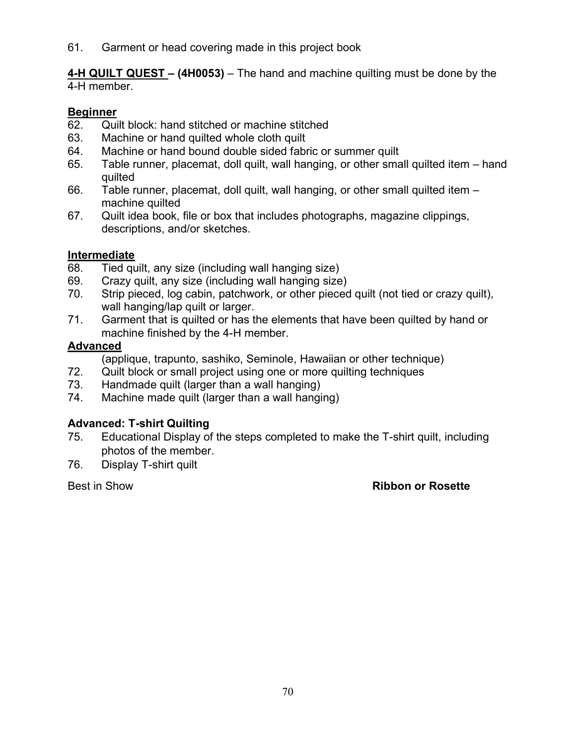61. Garment or head covering made in this project book

**4-H QUILT QUEST – (4H0053)** – The hand and machine quilting must be done by the 4-H member.

**Beginner**

62. Quilt block: hand stitched or machine stitched
63. Machine or hand quilted whole cloth quilt
64. Machine or hand bound double sided fabric or summer quilt
65. Table runner, placemat, doll quilt, wall hanging, or other small quilted item – hand quilted
66. Table runner, placemat, doll quilt, wall hanging, or other small quilted item – machine quilted
67. Quilt idea book, file or box that includes photographs, magazine clippings, descriptions, and/or sketches.

**Intermediate**

68. Tied quilt, any size (including wall hanging size)
69. Crazy quilt, any size (including wall hanging size)
70. Strip pieced, log cabin, patchwork, or other pieced quilt (not tied or crazy quilt), wall hanging/lap quilt or larger.
71. Garment that is quilted or has the elements that have been quilted by hand or machine finished by the 4-H member.

**Advanced**

(applique, trapunto, sashiko, Seminole, Hawaiian or other technique)

72. Quilt block or small project using one or more quilting techniques
73. Handmade quilt (larger than a wall hanging)
74. Machine made quilt (larger than a wall hanging)

**Advanced: T-shirt Quilting**

75. Educational Display of the steps completed to make the T-shirt quilt, including photos of the member.
76. Display T-shirt quilt

Best in Show **Ribbon or Rosette**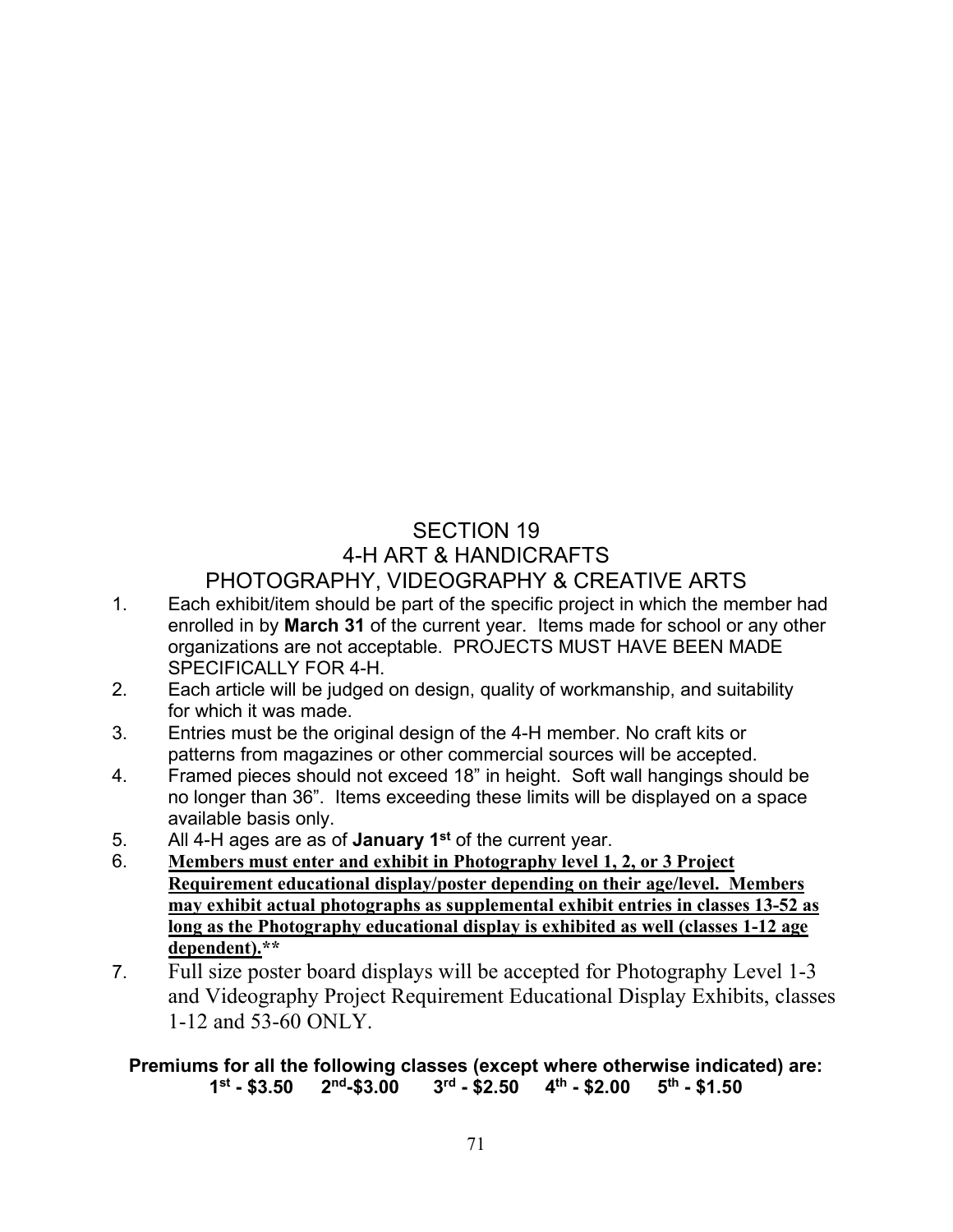# SECTION 19
## 4-H ART & HANDICRAFTS
## PHOTOGRAPHY, VIDEOGRAPHY & CREATIVE ARTS

1. Each exhibit/item should be part of the specific project in which the member had enrolled in by **March 31** of the current year. Items made for school or any other organizations are not acceptable. PROJECTS MUST HAVE BEEN MADE SPECIFICALLY FOR 4-H.
2. Each article will be judged on design, quality of workmanship, and suitability for which it was made.
3. Entries must be the original design of the 4-H member. No craft kits or patterns from magazines or other commercial sources will be accepted.
4. Framed pieces should not exceed 18" in height. Soft wall hangings should be no longer than 36". Items exceeding these limits will be displayed on a space available basis only.
5. All 4-H ages are as of **January 1st** of the current year.
6. <u>**Members must enter and exhibit in Photography level 1, 2, or 3 Project Requirement educational display/poster depending on their age/level. Members may exhibit actual photographs as supplemental exhibit entries in classes 13-52 as long as the Photography educational display is exhibited as well (classes 1-12 age dependent).**</u>**
7. Full size poster board displays will be accepted for Photography Level 1-3 and Videography Project Requirement Educational Display Exhibits, classes 1-12 and 53-60 ONLY.

**Premiums for all the following classes (except where otherwise indicated) are:**
**1st - $3.50 2nd-$3.00 3rd - $2.50 4th - $2.00 5th - $1.50**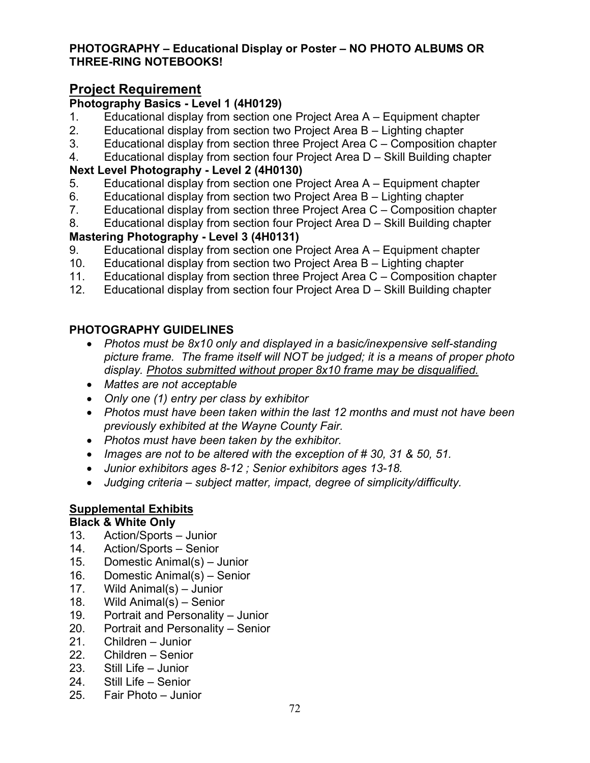**PHOTOGRAPHY – Educational Display or Poster – NO PHOTO ALBUMS OR THREE-RING NOTEBOOKS!**

## Project Requirement

**Photography Basics - Level 1 (4H0129)**

1. Educational display from section one Project Area A – Equipment chapter
2. Educational display from section two Project Area B – Lighting chapter
3. Educational display from section three Project Area C – Composition chapter
4. Educational display from section four Project Area D – Skill Building chapter

**Next Level Photography - Level 2 (4H0130)**

5. Educational display from section one Project Area A – Equipment chapter
6. Educational display from section two Project Area B – Lighting chapter
7. Educational display from section three Project Area C – Composition chapter
8. Educational display from section four Project Area D – Skill Building chapter

**Mastering Photography - Level 3 (4H0131)**

9. Educational display from section one Project Area A – Equipment chapter
10. Educational display from section two Project Area B – Lighting chapter
11. Educational display from section three Project Area C – Composition chapter
12. Educational display from section four Project Area D – Skill Building chapter

**PHOTOGRAPHY GUIDELINES**

- *Photos must be 8x10 only and displayed in a basic/inexpensive self-standing picture frame. The frame itself will NOT be judged; it is a means of proper photo display. <u>Photos submitted without proper 8x10 frame may be disqualified.</u>*
- *Mattes are not acceptable*
- *Only one (1) entry per class by exhibitor*
- *Photos must have been taken within the last 12 months and must not have been previously exhibited at the Wayne County Fair.*
- *Photos must have been taken by the exhibitor.*
- *Images are not to be altered with the exception of # 30, 31 & 50, 51.*
- *Junior exhibitors ages 8-12 ; Senior exhibitors ages 13-18.*
- *Judging criteria – subject matter, impact, degree of simplicity/difficulty.*

**<u>Supplemental Exhibits</u>**

**Black & White Only**

13. Action/Sports – Junior
14. Action/Sports – Senior
15. Domestic Animal(s) – Junior
16. Domestic Animal(s) – Senior
17. Wild Animal(s) – Junior
18. Wild Animal(s) – Senior
19. Portrait and Personality – Junior
20. Portrait and Personality – Senior
21. Children – Junior
22. Children – Senior
23. Still Life – Junior
24. Still Life – Senior
25. Fair Photo – Junior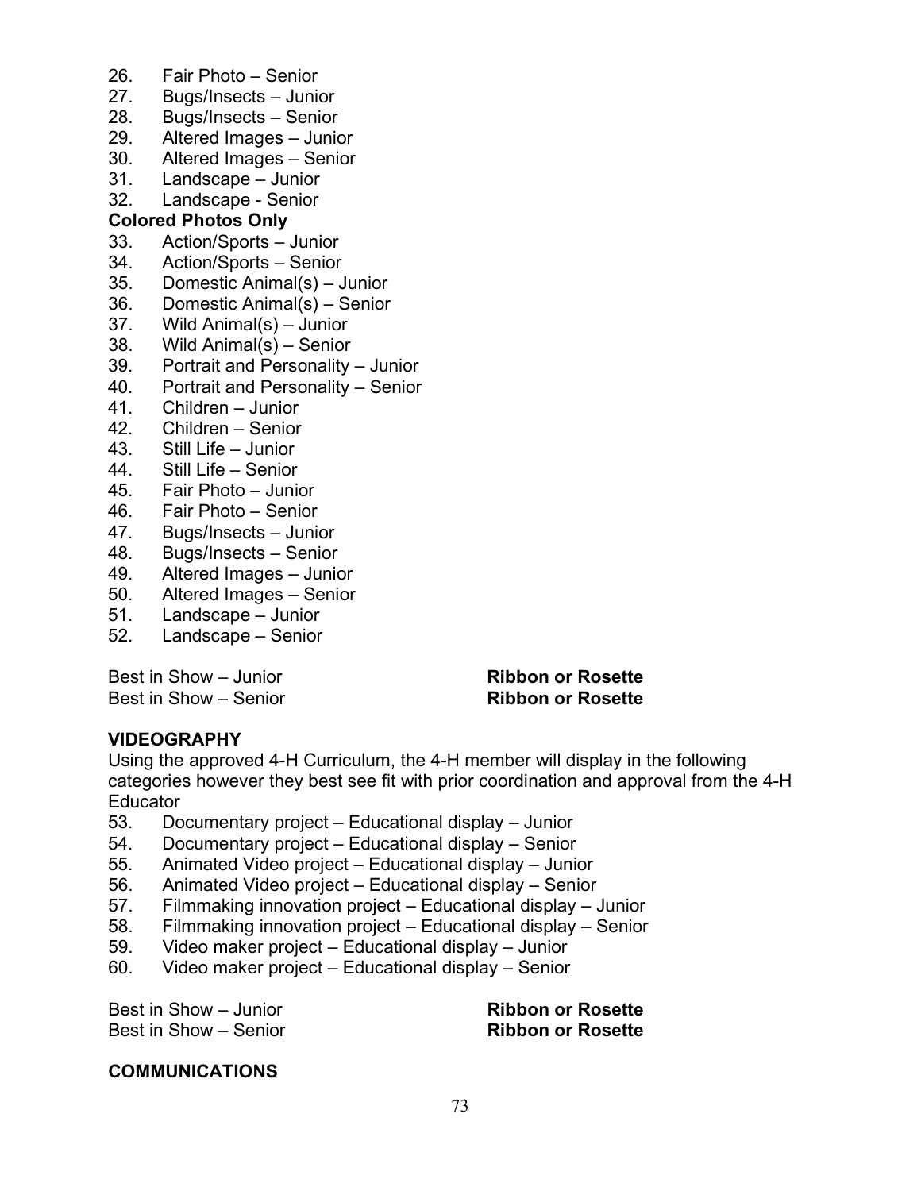26. Fair Photo – Senior
27. Bugs/Insects – Junior
28. Bugs/Insects – Senior
29. Altered Images – Junior
30. Altered Images – Senior
31. Landscape – Junior
32. Landscape - Senior

**Colored Photos Only**

33. Action/Sports – Junior
34. Action/Sports – Senior
35. Domestic Animal(s) – Junior
36. Domestic Animal(s) – Senior
37. Wild Animal(s) – Junior
38. Wild Animal(s) – Senior
39. Portrait and Personality – Junior
40. Portrait and Personality – Senior
41. Children – Junior
42. Children – Senior
43. Still Life – Junior
44. Still Life – Senior
45. Fair Photo – Junior
46. Fair Photo – Senior
47. Bugs/Insects – Junior
48. Bugs/Insects – Senior
49. Altered Images – Junior
50. Altered Images – Senior
51. Landscape – Junior
52. Landscape – Senior

Best in Show – Junior **Ribbon or Rosette**
Best in Show – Senior **Ribbon or Rosette**

**VIDEOGRAPHY**

Using the approved 4-H Curriculum, the 4-H member will display in the following categories however they best see fit with prior coordination and approval from the 4-H Educator

53. Documentary project – Educational display – Junior
54. Documentary project – Educational display – Senior
55. Animated Video project – Educational display – Junior
56. Animated Video project – Educational display – Senior
57. Filmmaking innovation project – Educational display – Junior
58. Filmmaking innovation project – Educational display – Senior
59. Video maker project – Educational display – Junior
60. Video maker project – Educational display – Senior

Best in Show – Junior **Ribbon or Rosette**
Best in Show – Senior **Ribbon or Rosette**

**COMMUNICATIONS**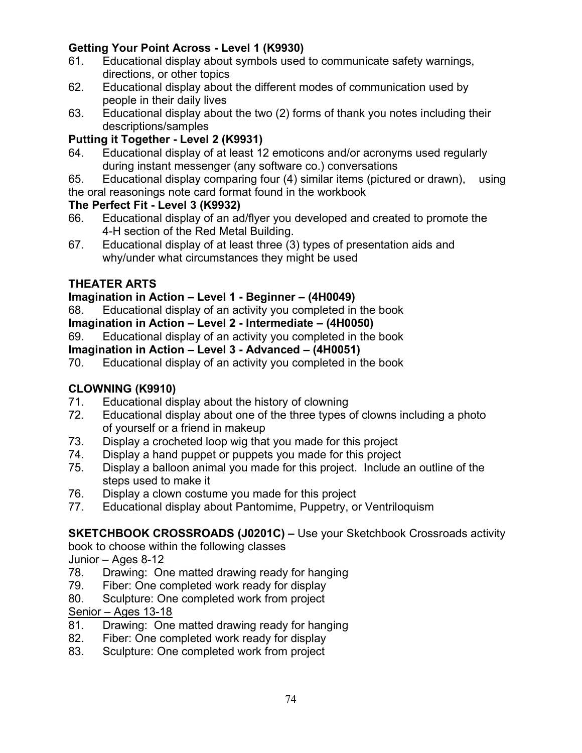**Getting Your Point Across - Level 1 (K9930)**

61. Educational display about symbols used to communicate safety warnings, directions, or other topics
62. Educational display about the different modes of communication used by people in their daily lives
63. Educational display about the two (2) forms of thank you notes including their descriptions/samples

**Putting it Together - Level 2 (K9931)**

64. Educational display of at least 12 emoticons and/or acronyms used regularly during instant messenger (any software co.) conversations
65. Educational display comparing four (4) similar items (pictured or drawn), using the oral reasonings note card format found in the workbook

**The Perfect Fit - Level 3 (K9932)**

66. Educational display of an ad/flyer you developed and created to promote the 4-H section of the Red Metal Building.
67. Educational display of at least three (3) types of presentation aids and why/under what circumstances they might be used

**THEATER ARTS**

**Imagination in Action – Level 1 - Beginner – (4H0049)**

68. Educational display of an activity you completed in the book

**Imagination in Action – Level 2 - Intermediate – (4H0050)**

69. Educational display of an activity you completed in the book

**Imagination in Action – Level 3 - Advanced – (4H0051)**

70. Educational display of an activity you completed in the book

**CLOWNING (K9910)**

71. Educational display about the history of clowning
72. Educational display about one of the three types of clowns including a photo of yourself or a friend in makeup
73. Display a crocheted loop wig that you made for this project
74. Display a hand puppet or puppets you made for this project
75. Display a balloon animal you made for this project. Include an outline of the steps used to make it
76. Display a clown costume you made for this project
77. Educational display about Pantomime, Puppetry, or Ventriloquism

**SKETCHBOOK CROSSROADS (J0201C) –** Use your Sketchbook Crossroads activity book to choose within the following classes

<u>Junior – Ages 8-12</u>

78. Drawing: One matted drawing ready for hanging
79. Fiber: One completed work ready for display
80. Sculpture: One completed work from project

<u>Senior – Ages 13-18</u>

81. Drawing: One matted drawing ready for hanging
82. Fiber: One completed work ready for display
83. Sculpture: One completed work from project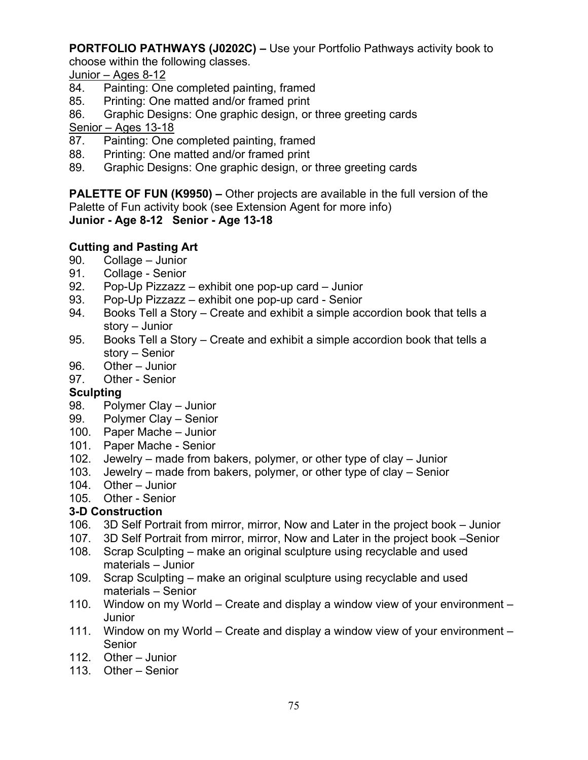**PORTFOLIO PATHWAYS (J0202C) –** Use your Portfolio Pathways activity book to choose within the following classes.

Junior – Ages 8-12

84. Painting: One completed painting, framed
85. Printing: One matted and/or framed print
86. Graphic Designs: One graphic design, or three greeting cards

Senior – Ages 13-18

87. Painting: One completed painting, framed
88. Printing: One matted and/or framed print
89. Graphic Designs: One graphic design, or three greeting cards

**PALETTE OF FUN (K9950) –** Other projects are available in the full version of the Palette of Fun activity book (see Extension Agent for more info)

**Junior - Age 8-12   Senior - Age 13-18**

**Cutting and Pasting Art**

90. Collage – Junior
91. Collage - Senior
92. Pop-Up Pizzazz – exhibit one pop-up card – Junior
93. Pop-Up Pizzazz – exhibit one pop-up card - Senior
94. Books Tell a Story – Create and exhibit a simple accordion book that tells a story – Junior
95. Books Tell a Story – Create and exhibit a simple accordion book that tells a story – Senior
96. Other – Junior
97. Other - Senior

**Sculpting**

98. Polymer Clay – Junior
99. Polymer Clay – Senior
100. Paper Mache – Junior
101. Paper Mache - Senior
102. Jewelry – made from bakers, polymer, or other type of clay – Junior
103. Jewelry – made from bakers, polymer, or other type of clay – Senior
104. Other – Junior
105. Other - Senior

**3-D Construction**

106. 3D Self Portrait from mirror, mirror, Now and Later in the project book – Junior
107. 3D Self Portrait from mirror, mirror, Now and Later in the project book –Senior
108. Scrap Sculpting – make an original sculpture using recyclable and used materials – Junior
109. Scrap Sculpting – make an original sculpture using recyclable and used materials – Senior
110. Window on my World – Create and display a window view of your environment – Junior
111. Window on my World – Create and display a window view of your environment – Senior
112. Other – Junior
113. Other – Senior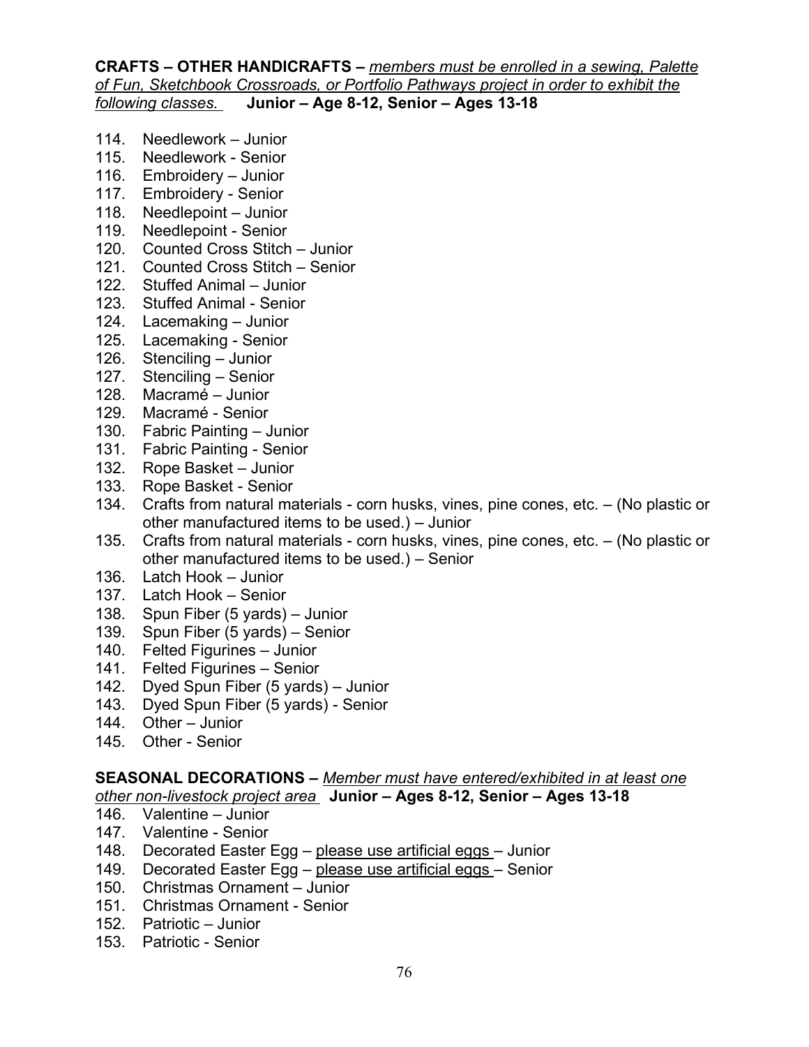**CRAFTS – OTHER HANDICRAFTS –** *members must be enrolled in a sewing, Palette of Fun, Sketchbook Crossroads, or Portfolio Pathways project in order to exhibit the following classes.* **Junior – Age 8-12, Senior – Ages 13-18**

114. Needlework – Junior
115. Needlework - Senior
116. Embroidery – Junior
117. Embroidery - Senior
118. Needlepoint – Junior
119. Needlepoint - Senior
120. Counted Cross Stitch – Junior
121. Counted Cross Stitch – Senior
122. Stuffed Animal – Junior
123. Stuffed Animal - Senior
124. Lacemaking – Junior
125. Lacemaking - Senior
126. Stenciling – Junior
127. Stenciling – Senior
128. Macramé – Junior
129. Macramé - Senior
130. Fabric Painting – Junior
131. Fabric Painting - Senior
132. Rope Basket – Junior
133. Rope Basket - Senior
134. Crafts from natural materials - corn husks, vines, pine cones, etc. – (No plastic or other manufactured items to be used.) – Junior
135. Crafts from natural materials - corn husks, vines, pine cones, etc. – (No plastic or other manufactured items to be used.) – Senior
136. Latch Hook – Junior
137. Latch Hook – Senior
138. Spun Fiber (5 yards) – Junior
139. Spun Fiber (5 yards) – Senior
140. Felted Figurines – Junior
141. Felted Figurines – Senior
142. Dyed Spun Fiber (5 yards) – Junior
143. Dyed Spun Fiber (5 yards) - Senior
144. Other – Junior
145. Other - Senior

**SEASONAL DECORATIONS –** *Member must have entered/exhibited in at least one other non-livestock project area* **Junior – Ages 8-12, Senior – Ages 13-18**

146. Valentine – Junior
147. Valentine - Senior
148. Decorated Easter Egg – please use artificial eggs – Junior
149. Decorated Easter Egg – please use artificial eggs – Senior
150. Christmas Ornament – Junior
151. Christmas Ornament - Senior
152. Patriotic – Junior
153. Patriotic - Senior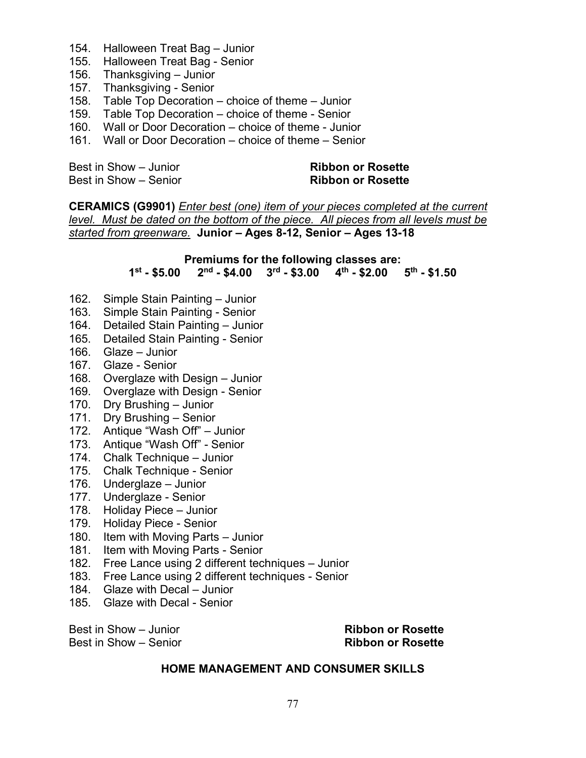154. Halloween Treat Bag – Junior
155. Halloween Treat Bag - Senior
156. Thanksgiving – Junior
157. Thanksgiving - Senior
158. Table Top Decoration – choice of theme – Junior
159. Table Top Decoration – choice of theme - Senior
160. Wall or Door Decoration – choice of theme - Junior
161. Wall or Door Decoration – choice of theme – Senior

Best in Show – Junior **Ribbon or Rosette**
Best in Show – Senior **Ribbon or Rosette**

**CERAMICS (G9901)** _Enter best (one) item of your pieces completed at the current level. Must be dated on the bottom of the piece. All pieces from all levels must be started from greenware._ **Junior – Ages 8-12, Senior – Ages 13-18**

**Premiums for the following classes are:**
**1st - $5.00 2nd - $4.00 3rd - $3.00 4th - $2.00 5th - $1.50**

162. Simple Stain Painting – Junior
163. Simple Stain Painting - Senior
164. Detailed Stain Painting – Junior
165. Detailed Stain Painting - Senior
166. Glaze – Junior
167. Glaze - Senior
168. Overglaze with Design – Junior
169. Overglaze with Design - Senior
170. Dry Brushing – Junior
171. Dry Brushing – Senior
172. Antique "Wash Off" – Junior
173. Antique "Wash Off" - Senior
174. Chalk Technique – Junior
175. Chalk Technique - Senior
176. Underglaze – Junior
177. Underglaze - Senior
178. Holiday Piece – Junior
179. Holiday Piece - Senior
180. Item with Moving Parts – Junior
181. Item with Moving Parts - Senior
182. Free Lance using 2 different techniques – Junior
183. Free Lance using 2 different techniques - Senior
184. Glaze with Decal – Junior
185. Glaze with Decal - Senior

Best in Show – Junior **Ribbon or Rosette**
Best in Show – Senior **Ribbon or Rosette**

## HOME MANAGEMENT AND CONSUMER SKILLS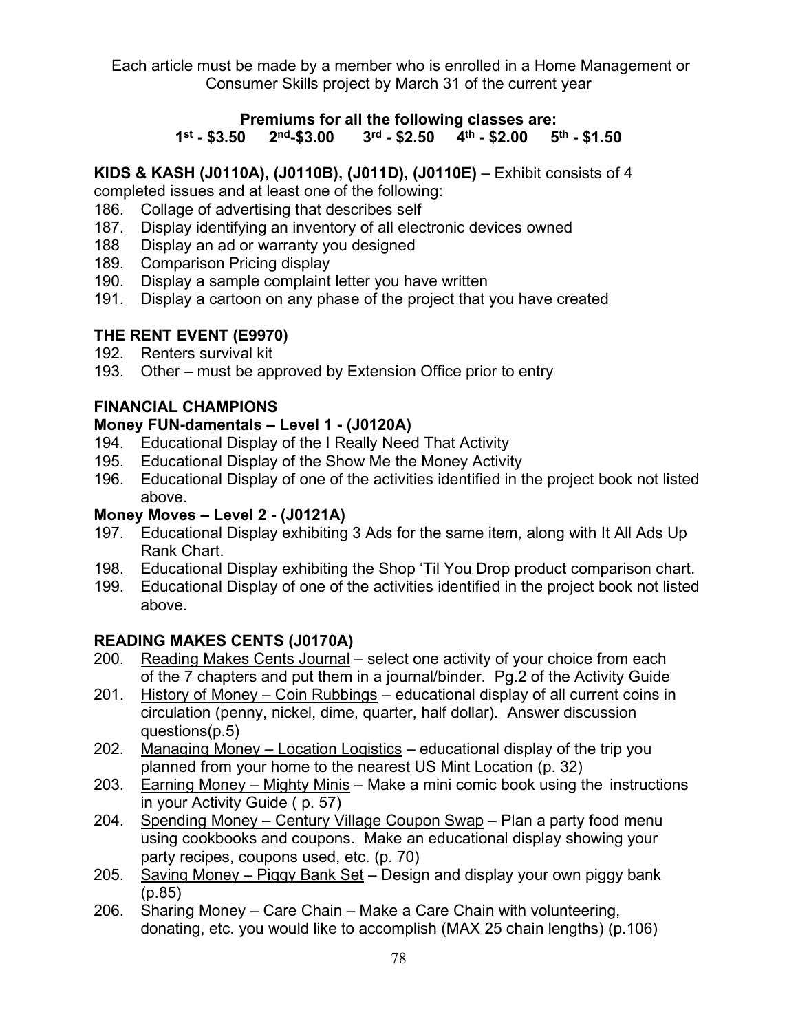Each article must be made by a member who is enrolled in a Home Management or Consumer Skills project by March 31 of the current year

**Premiums for all the following classes are:**
**1st - $3.50  2nd-$3.00  3rd - $2.50  4th - $2.00  5th - $1.50**

**KIDS & KASH (J0110A), (J0110B), (J011D), (J0110E)** – Exhibit consists of 4 completed issues and at least one of the following:

186. Collage of advertising that describes self
187. Display identifying an inventory of all electronic devices owned
188 Display an ad or warranty you designed
189. Comparison Pricing display
190. Display a sample complaint letter you have written
191. Display a cartoon on any phase of the project that you have created

**THE RENT EVENT (E9970)**

192. Renters survival kit
193. Other – must be approved by Extension Office prior to entry

**FINANCIAL CHAMPIONS**

**Money FUN-damentals – Level 1 - (J0120A)**

194. Educational Display of the I Really Need That Activity
195. Educational Display of the Show Me the Money Activity
196. Educational Display of one of the activities identified in the project book not listed above.

**Money Moves – Level 2 - (J0121A)**

197. Educational Display exhibiting 3 Ads for the same item, along with It All Ads Up Rank Chart.
198. Educational Display exhibiting the Shop 'Til You Drop product comparison chart.
199. Educational Display of one of the activities identified in the project book not listed above.

**READING MAKES CENTS (J0170A)**

200. Reading Makes Cents Journal – select one activity of your choice from each of the 7 chapters and put them in a journal/binder. Pg.2 of the Activity Guide
201. History of Money – Coin Rubbings – educational display of all current coins in circulation (penny, nickel, dime, quarter, half dollar). Answer discussion questions(p.5)
202. Managing Money – Location Logistics – educational display of the trip you planned from your home to the nearest US Mint Location (p. 32)
203. Earning Money – Mighty Minis – Make a mini comic book using the instructions in your Activity Guide ( p. 57)
204. Spending Money – Century Village Coupon Swap – Plan a party food menu using cookbooks and coupons. Make an educational display showing your party recipes, coupons used, etc. (p. 70)
205. Saving Money – Piggy Bank Set – Design and display your own piggy bank (p.85)
206. Sharing Money – Care Chain – Make a Care Chain with volunteering, donating, etc. you would like to accomplish (MAX 25 chain lengths) (p.106)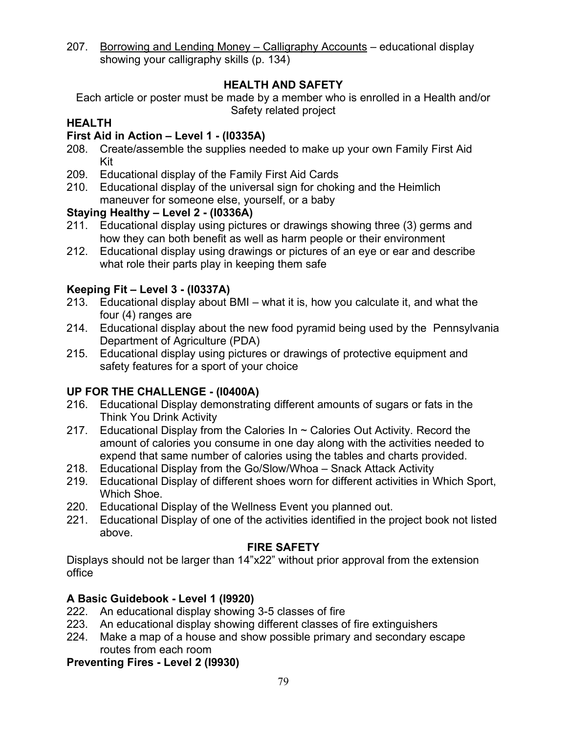207. Borrowing and Lending Money – Calligraphy Accounts – educational display showing your calligraphy skills (p. 134)

## HEALTH AND SAFETY

Each article or poster must be made by a member who is enrolled in a Health and/or Safety related project

### HEALTH

**First Aid in Action – Level 1 - (I0335A)**

208. Create/assemble the supplies needed to make up your own Family First Aid Kit
209. Educational display of the Family First Aid Cards
210. Educational display of the universal sign for choking and the Heimlich maneuver for someone else, yourself, or a baby

**Staying Healthy – Level 2 - (I0336A)**

211. Educational display using pictures or drawings showing three (3) germs and how they can both benefit as well as harm people or their environment
212. Educational display using drawings or pictures of an eye or ear and describe what role their parts play in keeping them safe

**Keeping Fit – Level 3 - (I0337A)**

213. Educational display about BMI – what it is, how you calculate it, and what the four (4) ranges are
214. Educational display about the new food pyramid being used by the Pennsylvania Department of Agriculture (PDA)
215. Educational display using pictures or drawings of protective equipment and safety features for a sport of your choice

**UP FOR THE CHALLENGE - (I0400A)**

216. Educational Display demonstrating different amounts of sugars or fats in the Think You Drink Activity
217. Educational Display from the Calories In ~ Calories Out Activity. Record the amount of calories you consume in one day along with the activities needed to expend that same number of calories using the tables and charts provided.
218. Educational Display from the Go/Slow/Whoa – Snack Attack Activity
219. Educational Display of different shoes worn for different activities in Which Sport, Which Shoe.
220. Educational Display of the Wellness Event you planned out.
221. Educational Display of one of the activities identified in the project book not listed above.

### FIRE SAFETY

Displays should not be larger than 14"x22" without prior approval from the extension office

**A Basic Guidebook - Level 1 (I9920)**

222. An educational display showing 3-5 classes of fire
223. An educational display showing different classes of fire extinguishers
224. Make a map of a house and show possible primary and secondary escape routes from each room

**Preventing Fires - Level 2 (I9930)**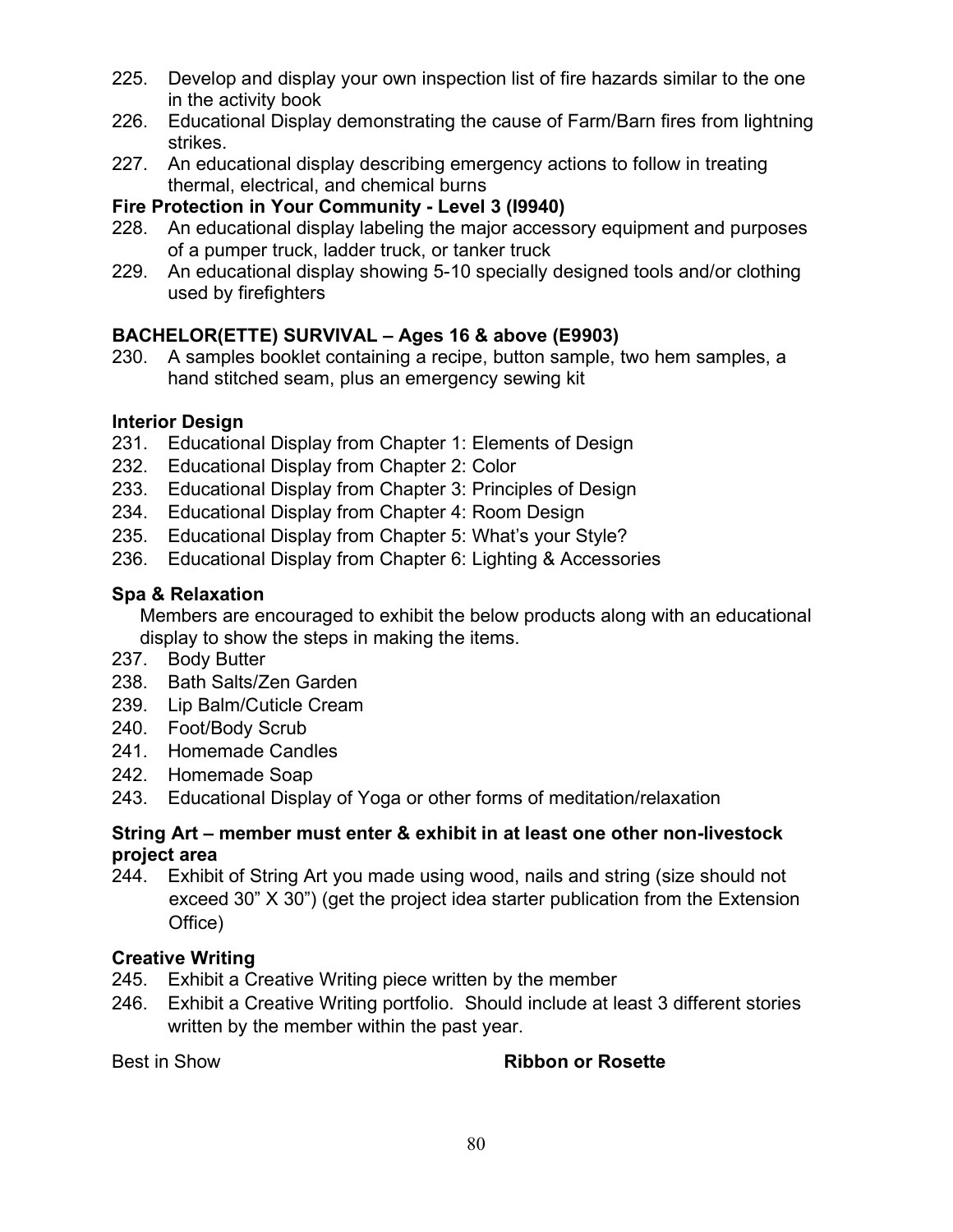225. Develop and display your own inspection list of fire hazards similar to the one in the activity book
226. Educational Display demonstrating the cause of Farm/Barn fires from lightning strikes.
227. An educational display describing emergency actions to follow in treating thermal, electrical, and chemical burns

**Fire Protection in Your Community - Level 3 (I9940)**

228. An educational display labeling the major accessory equipment and purposes of a pumper truck, ladder truck, or tanker truck
229. An educational display showing 5-10 specially designed tools and/or clothing used by firefighters

**BACHELOR(ETTE) SURVIVAL – Ages 16 & above (E9903)**

230. A samples booklet containing a recipe, button sample, two hem samples, a hand stitched seam, plus an emergency sewing kit

**Interior Design**

231. Educational Display from Chapter 1: Elements of Design
232. Educational Display from Chapter 2: Color
233. Educational Display from Chapter 3: Principles of Design
234. Educational Display from Chapter 4: Room Design
235. Educational Display from Chapter 5: What's your Style?
236. Educational Display from Chapter 6: Lighting & Accessories

**Spa & Relaxation**

Members are encouraged to exhibit the below products along with an educational display to show the steps in making the items.

237. Body Butter
238. Bath Salts/Zen Garden
239. Lip Balm/Cuticle Cream
240. Foot/Body Scrub
241. Homemade Candles
242. Homemade Soap
243. Educational Display of Yoga or other forms of meditation/relaxation

**String Art – member must enter & exhibit in at least one other non-livestock project area**

244. Exhibit of String Art you made using wood, nails and string (size should not exceed 30" X 30") (get the project idea starter publication from the Extension Office)

**Creative Writing**

245. Exhibit a Creative Writing piece written by the member
246. Exhibit a Creative Writing portfolio. Should include at least 3 different stories written by the member within the past year.

Best in Show **Ribbon or Rosette**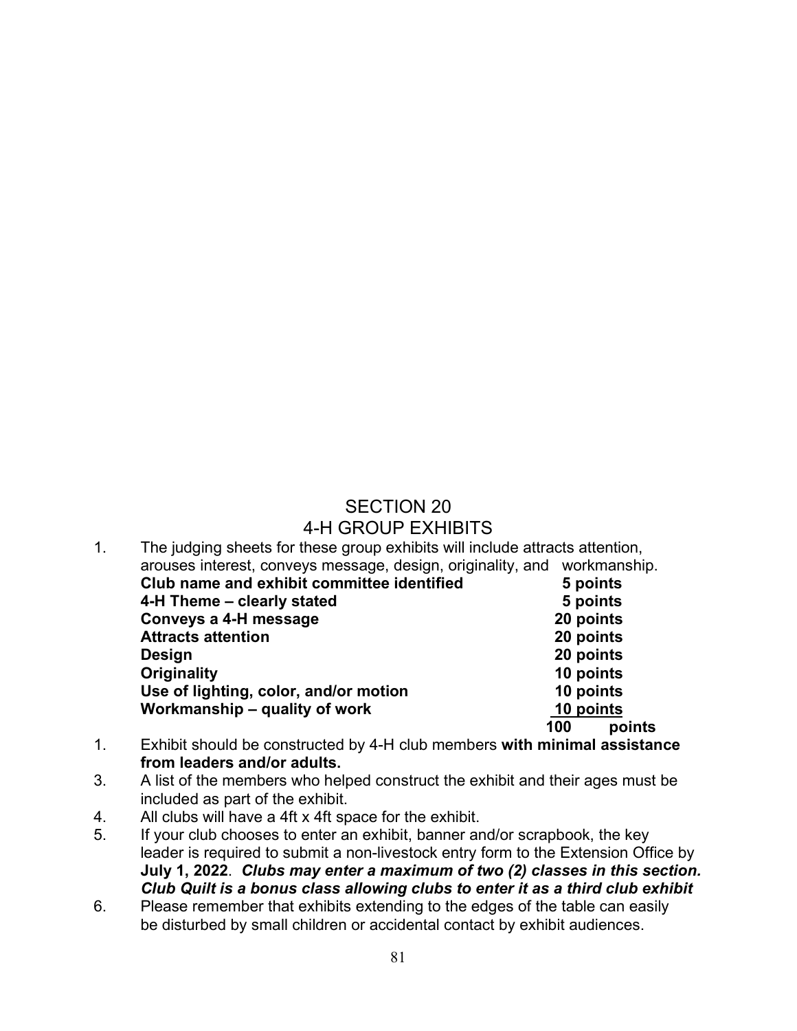# SECTION 20
# 4-H GROUP EXHIBITS

1. The judging sheets for these group exhibits will include attracts attention, arouses interest, conveys message, design, originality, and workmanship.

| | |
|---|---|
| **Club name and exhibit committee identified** | **5 points** |
| **4-H Theme – clearly stated** | **5 points** |
| **Conveys a 4-H message** | **20 points** |
| **Attracts attention** | **20 points** |
| **Design** | **20 points** |
| **Originality** | **10 points** |
| **Use of lighting, color, and/or motion** | **10 points** |
| **Workmanship – quality of work** | **10 points** |
| | **100 points** |

1. Exhibit should be constructed by 4-H club members **with minimal assistance from leaders and/or adults.**
3. A list of the members who helped construct the exhibit and their ages must be included as part of the exhibit.
4. All clubs will have a 4ft x 4ft space for the exhibit.
5. If your club chooses to enter an exhibit, banner and/or scrapbook, the key leader is required to submit a non-livestock entry form to the Extension Office by **July 1, 2022**. ***Clubs may enter a maximum of two (2) classes in this section. Club Quilt is a bonus class allowing clubs to enter it as a third club exhibit***
6. Please remember that exhibits extending to the edges of the table can easily be disturbed by small children or accidental contact by exhibit audiences.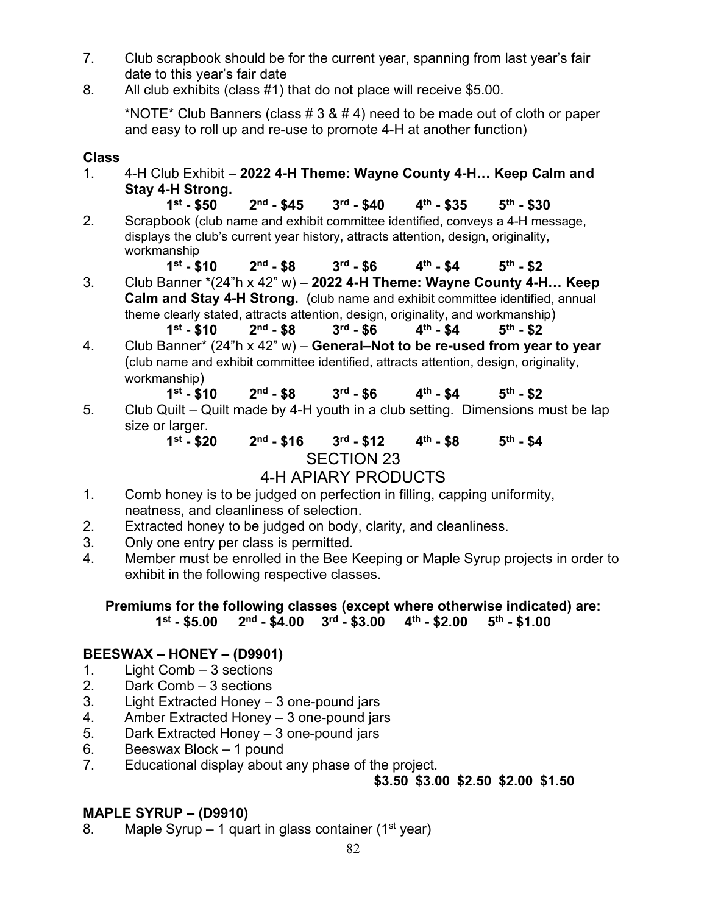7. Club scrapbook should be for the current year, spanning from last year's fair date to this year's fair date
8. All club exhibits (class #1) that do not place will receive $5.00.

   *NOTE* Club Banners (class # 3 & # 4) need to be made out of cloth or paper and easy to roll up and re-use to promote 4-H at another function)

**Class**

1. 4-H Club Exhibit – **2022 4-H Theme: Wayne County 4-H… Keep Calm and Stay 4-H Strong.**

   **1st - $50 2nd - $45 3rd - $40 4th - $35 5th - $30**

2. Scrapbook (club name and exhibit committee identified, conveys a 4-H message, displays the club's current year history, attracts attention, design, originality, workmanship

   **1st - $10 2nd - $8 3rd - $6 4th - $4 5th - $2**

3. Club Banner *(24"h x 42" w) – **2022 4-H Theme: Wayne County 4-H… Keep Calm and Stay 4-H Strong.** (club name and exhibit committee identified, annual theme clearly stated, attracts attention, design, originality, and workmanship)

   **1st - $10 2nd - $8 3rd - $6 4th - $4 5th - $2**

4. Club Banner* (24"h x 42" w) – **General–Not to be re-used from year to year** (club name and exhibit committee identified, attracts attention, design, originality, workmanship)

   **1st - $10 2nd - $8 3rd - $6 4th - $4 5th - $2**

5. Club Quilt – Quilt made by 4-H youth in a club setting. Dimensions must be lap size or larger.

   **1st - $20 2nd - $16 3rd - $12 4th - $8 5th - $4**

## SECTION 23
## 4-H APIARY PRODUCTS

1. Comb honey is to be judged on perfection in filling, capping uniformity, neatness, and cleanliness of selection.
2. Extracted honey to be judged on body, clarity, and cleanliness.
3. Only one entry per class is permitted.
4. Member must be enrolled in the Bee Keeping or Maple Syrup projects in order to exhibit in the following respective classes.

**Premiums for the following classes (except where otherwise indicated) are:**
**1st - $5.00 2nd - $4.00 3rd - $3.00 4th - $2.00 5th - $1.00**

**BEESWAX – HONEY – (D9901)**

1. Light Comb – 3 sections
2. Dark Comb – 3 sections
3. Light Extracted Honey – 3 one-pound jars
4. Amber Extracted Honey – 3 one-pound jars
5. Dark Extracted Honey – 3 one-pound jars
6. Beeswax Block – 1 pound
7. Educational display about any phase of the project.

   **$3.50 $3.00 $2.50 $2.00 $1.50**

**MAPLE SYRUP – (D9910)**

8. Maple Syrup – 1 quart in glass container (1st year)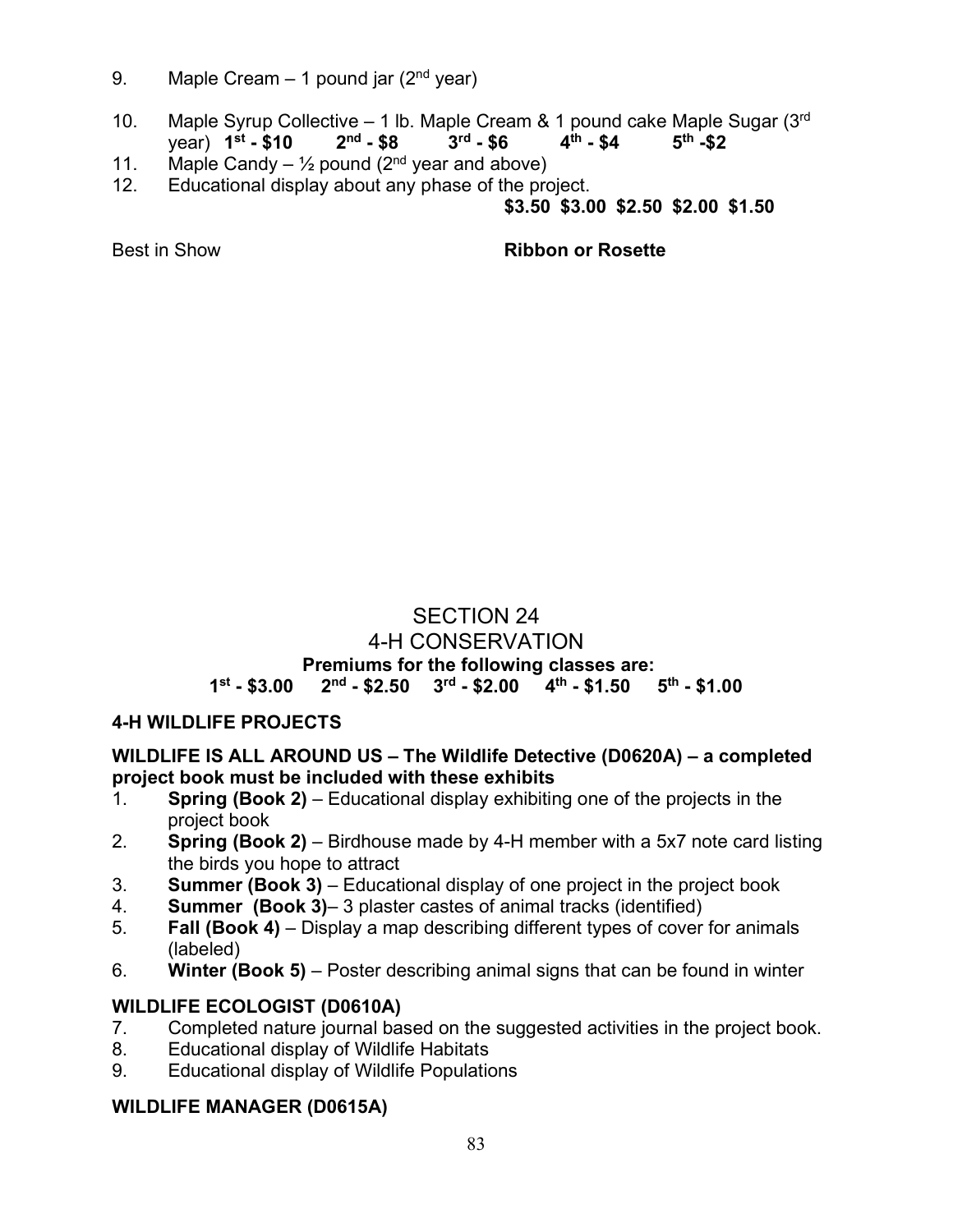9. Maple Cream – 1 pound jar (2nd year)

10. Maple Syrup Collective – 1 lb. Maple Cream & 1 pound cake Maple Sugar (3rd year) **1st - $10 2nd - $8 3rd - $6 4th - $4 5th -$2**
11. Maple Candy – ½ pound (2nd year and above)
12. Educational display about any phase of the project.
**$3.50 $3.00 $2.50 $2.00 $1.50**

Best in Show **Ribbon or Rosette**

# SECTION 24
# 4-H CONSERVATION

**Premiums for the following classes are:**
**1st - $3.00 2nd - $2.50 3rd - $2.00 4th - $1.50 5th - $1.00**

### 4-H WILDLIFE PROJECTS

**WILDLIFE IS ALL AROUND US – The Wildlife Detective (D0620A) – a completed project book must be included with these exhibits**

1. **Spring (Book 2)** – Educational display exhibiting one of the projects in the project book
2. **Spring (Book 2)** – Birdhouse made by 4-H member with a 5x7 note card listing the birds you hope to attract
3. **Summer (Book 3)** – Educational display of one project in the project book
4. **Summer (Book 3)**– 3 plaster castes of animal tracks (identified)
5. **Fall (Book 4)** – Display a map describing different types of cover for animals (labeled)
6. **Winter (Book 5)** – Poster describing animal signs that can be found in winter

**WILDLIFE ECOLOGIST (D0610A)**

7. Completed nature journal based on the suggested activities in the project book.
8. Educational display of Wildlife Habitats
9. Educational display of Wildlife Populations

**WILDLIFE MANAGER (D0615A)**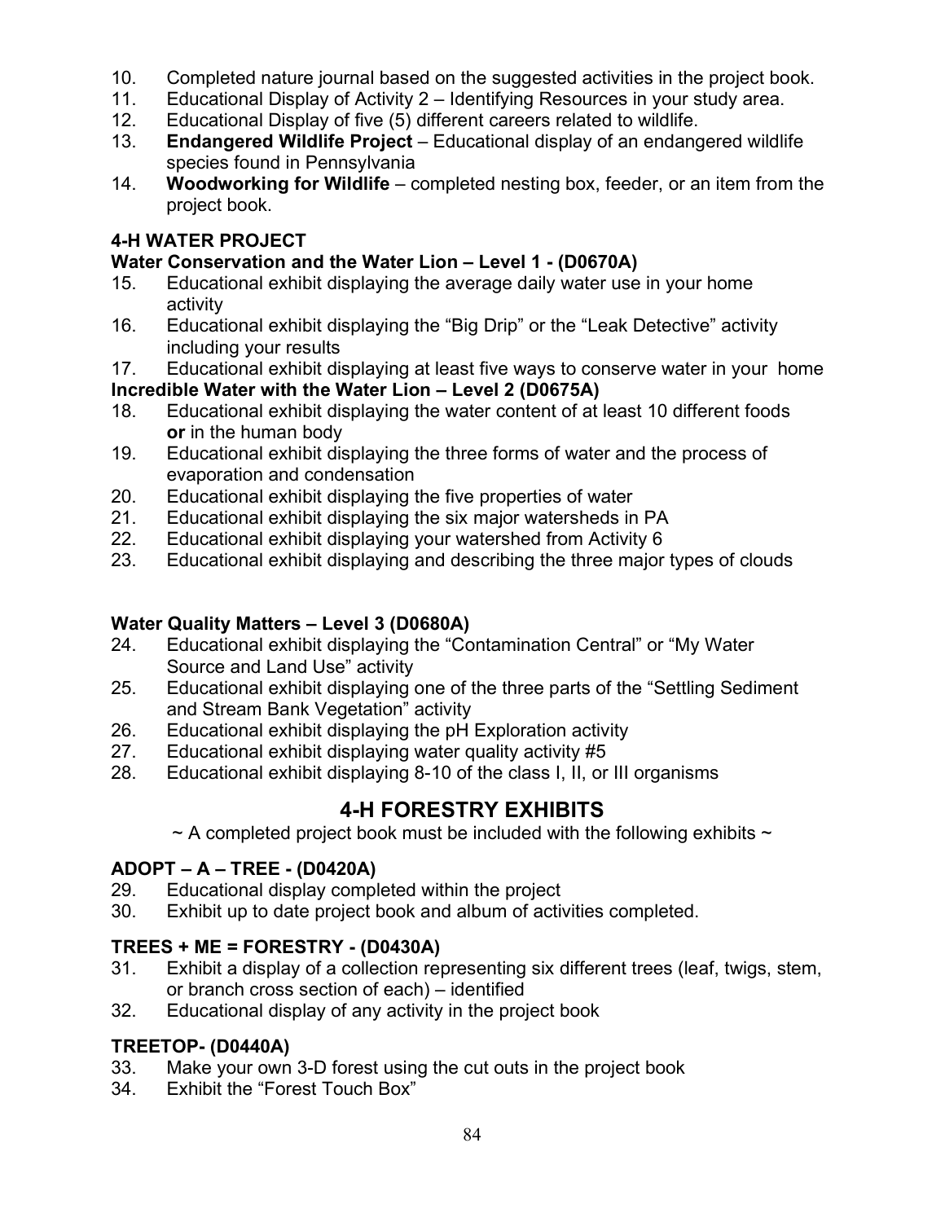10. Completed nature journal based on the suggested activities in the project book.
11. Educational Display of Activity 2 – Identifying Resources in your study area.
12. Educational Display of five (5) different careers related to wildlife.
13. **Endangered Wildlife Project** – Educational display of an endangered wildlife species found in Pennsylvania
14. **Woodworking for Wildlife** – completed nesting box, feeder, or an item from the project book.

**4-H WATER PROJECT**

**Water Conservation and the Water Lion – Level 1 - (D0670A)**

15. Educational exhibit displaying the average daily water use in your home activity
16. Educational exhibit displaying the "Big Drip" or the "Leak Detective" activity including your results
17. Educational exhibit displaying at least five ways to conserve water in your home

**Incredible Water with the Water Lion – Level 2 (D0675A)**

18. Educational exhibit displaying the water content of at least 10 different foods **or** in the human body
19. Educational exhibit displaying the three forms of water and the process of evaporation and condensation
20. Educational exhibit displaying the five properties of water
21. Educational exhibit displaying the six major watersheds in PA
22. Educational exhibit displaying your watershed from Activity 6
23. Educational exhibit displaying and describing the three major types of clouds

**Water Quality Matters – Level 3 (D0680A)**

24. Educational exhibit displaying the "Contamination Central" or "My Water Source and Land Use" activity
25. Educational exhibit displaying one of the three parts of the "Settling Sediment and Stream Bank Vegetation" activity
26. Educational exhibit displaying the pH Exploration activity
27. Educational exhibit displaying water quality activity #5
28. Educational exhibit displaying 8-10 of the class I, II, or III organisms

## 4-H FORESTRY EXHIBITS

~ A completed project book must be included with the following exhibits ~

**ADOPT – A – TREE - (D0420A)**

29. Educational display completed within the project
30. Exhibit up to date project book and album of activities completed.

**TREES + ME = FORESTRY - (D0430A)**

31. Exhibit a display of a collection representing six different trees (leaf, twigs, stem, or branch cross section of each) – identified
32. Educational display of any activity in the project book

**TREETOP- (D0440A)**

33. Make your own 3-D forest using the cut outs in the project book
34. Exhibit the "Forest Touch Box"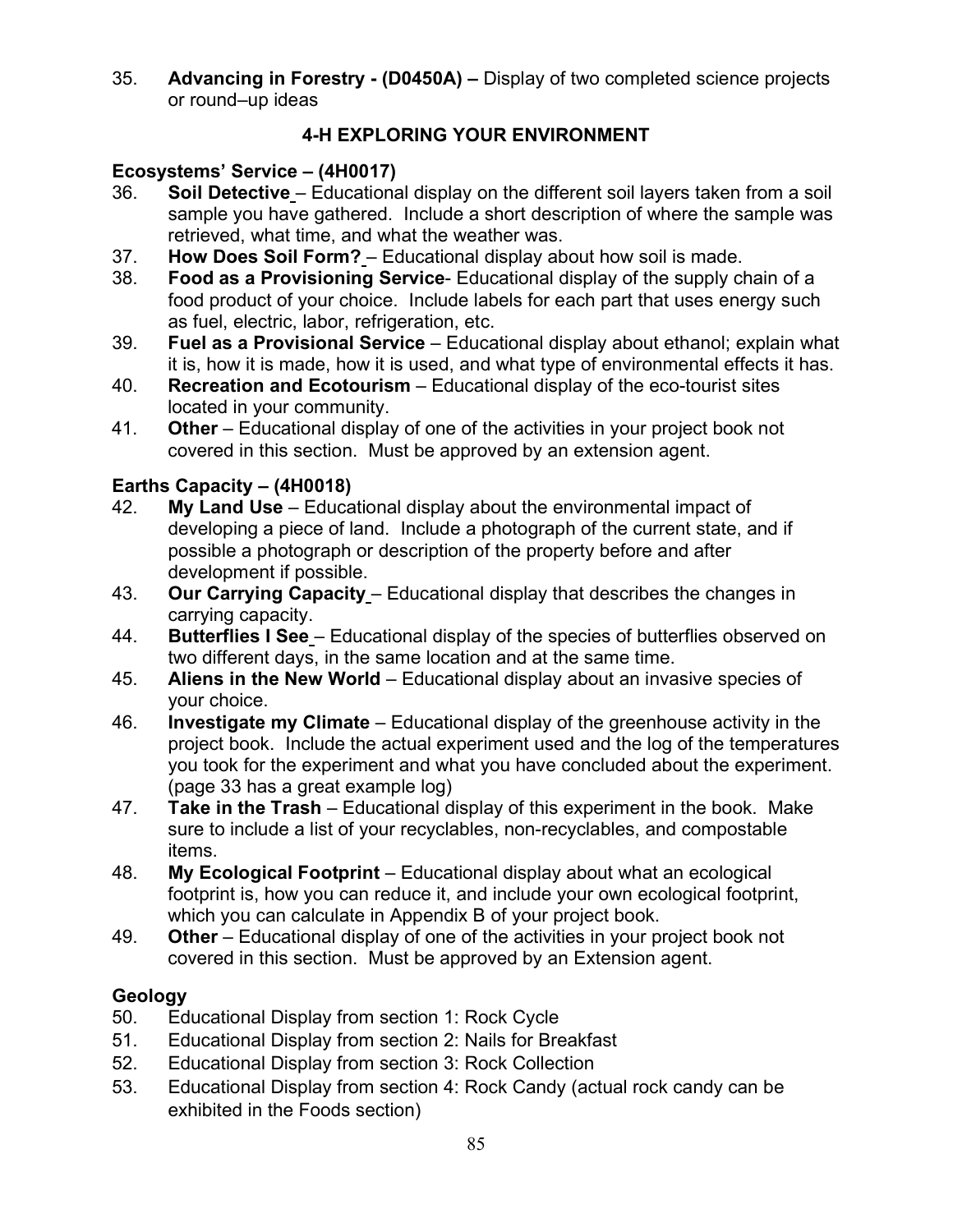35. **Advancing in Forestry - (D0450A) –** Display of two completed science projects or round–up ideas

## 4-H EXPLORING YOUR ENVIRONMENT

### Ecosystems' Service – (4H0017)

36. **Soil Detective** – Educational display on the different soil layers taken from a soil sample you have gathered. Include a short description of where the sample was retrieved, what time, and what the weather was.
37. **How Does Soil Form?** – Educational display about how soil is made.
38. **Food as a Provisioning Service**- Educational display of the supply chain of a food product of your choice. Include labels for each part that uses energy such as fuel, electric, labor, refrigeration, etc.
39. **Fuel as a Provisional Service** – Educational display about ethanol; explain what it is, how it is made, how it is used, and what type of environmental effects it has.
40. **Recreation and Ecotourism** – Educational display of the eco-tourist sites located in your community.
41. **Other** – Educational display of one of the activities in your project book not covered in this section. Must be approved by an extension agent.

### Earths Capacity – (4H0018)

42. **My Land Use** – Educational display about the environmental impact of developing a piece of land. Include a photograph of the current state, and if possible a photograph or description of the property before and after development if possible.
43. **Our Carrying Capacity** – Educational display that describes the changes in carrying capacity.
44. **Butterflies I See** – Educational display of the species of butterflies observed on two different days, in the same location and at the same time.
45. **Aliens in the New World** – Educational display about an invasive species of your choice.
46. **Investigate my Climate** – Educational display of the greenhouse activity in the project book. Include the actual experiment used and the log of the temperatures you took for the experiment and what you have concluded about the experiment. (page 33 has a great example log)
47. **Take in the Trash** – Educational display of this experiment in the book. Make sure to include a list of your recyclables, non-recyclables, and compostable items.
48. **My Ecological Footprint** – Educational display about what an ecological footprint is, how you can reduce it, and include your own ecological footprint, which you can calculate in Appendix B of your project book.
49. **Other** – Educational display of one of the activities in your project book not covered in this section. Must be approved by an Extension agent.

### Geology

50. Educational Display from section 1: Rock Cycle
51. Educational Display from section 2: Nails for Breakfast
52. Educational Display from section 3: Rock Collection
53. Educational Display from section 4: Rock Candy (actual rock candy can be exhibited in the Foods section)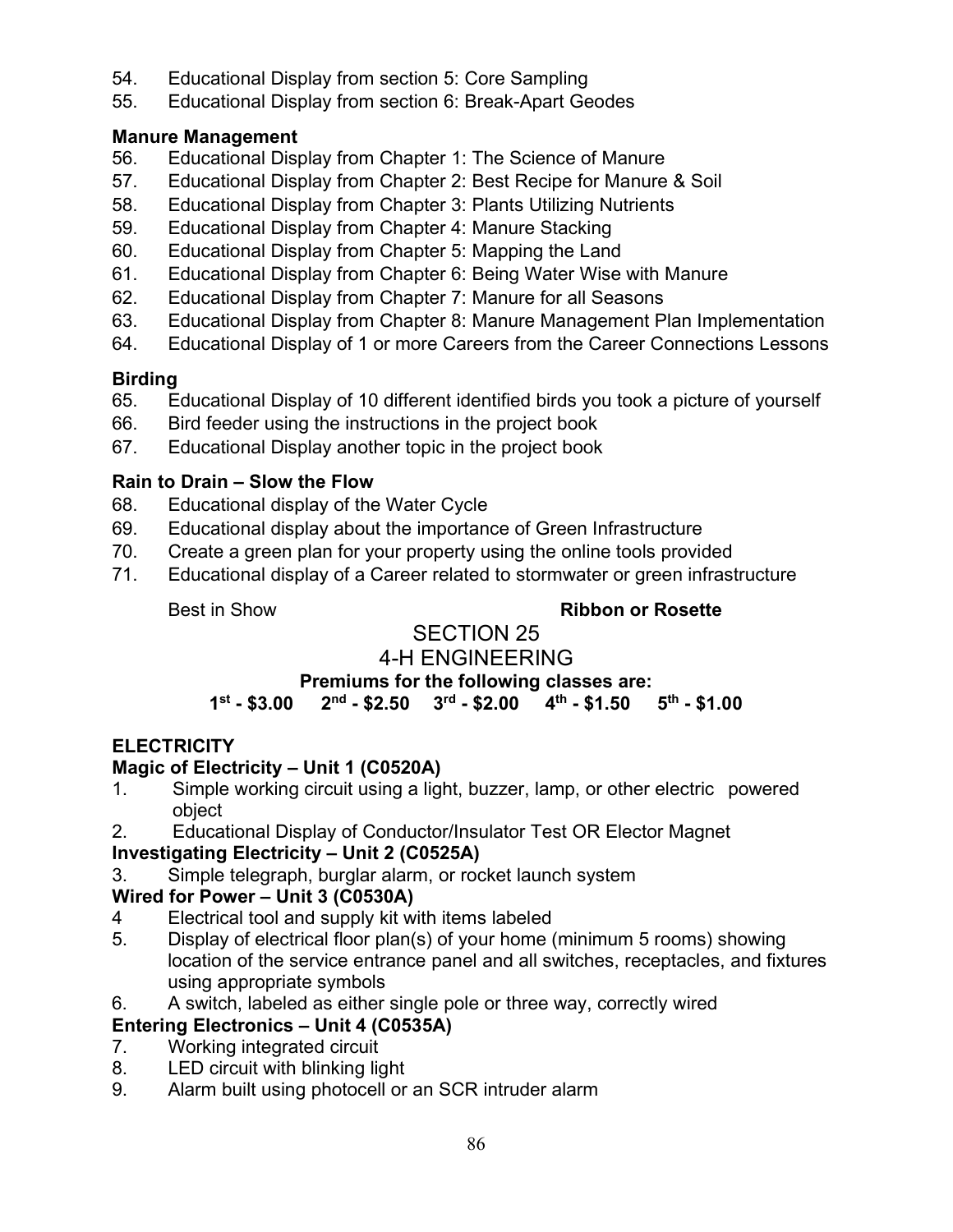54. Educational Display from section 5: Core Sampling
55. Educational Display from section 6: Break-Apart Geodes

**Manure Management**

56. Educational Display from Chapter 1: The Science of Manure
57. Educational Display from Chapter 2: Best Recipe for Manure & Soil
58. Educational Display from Chapter 3: Plants Utilizing Nutrients
59. Educational Display from Chapter 4: Manure Stacking
60. Educational Display from Chapter 5: Mapping the Land
61. Educational Display from Chapter 6: Being Water Wise with Manure
62. Educational Display from Chapter 7: Manure for all Seasons
63. Educational Display from Chapter 8: Manure Management Plan Implementation
64. Educational Display of 1 or more Careers from the Career Connections Lessons

**Birding**

65. Educational Display of 10 different identified birds you took a picture of yourself
66. Bird feeder using the instructions in the project book
67. Educational Display another topic in the project book

**Rain to Drain – Slow the Flow**

68. Educational display of the Water Cycle
69. Educational display about the importance of Green Infrastructure
70. Create a green plan for your property using the online tools provided
71. Educational display of a Career related to stormwater or green infrastructure

Best in Show **Ribbon or Rosette**

## SECTION 25
## 4-H ENGINEERING

**Premiums for the following classes are:**
**1st - $3.00 2nd - $2.50 3rd - $2.00 4th - $1.50 5th - $1.00**

**ELECTRICITY**

**Magic of Electricity – Unit 1 (C0520A)**

1. Simple working circuit using a light, buzzer, lamp, or other electric powered object
2. Educational Display of Conductor/Insulator Test OR Elector Magnet

**Investigating Electricity – Unit 2 (C0525A)**

3. Simple telegraph, burglar alarm, or rocket launch system

**Wired for Power – Unit 3 (C0530A)**

4. Electrical tool and supply kit with items labeled
5. Display of electrical floor plan(s) of your home (minimum 5 rooms) showing location of the service entrance panel and all switches, receptacles, and fixtures using appropriate symbols
6. A switch, labeled as either single pole or three way, correctly wired

**Entering Electronics – Unit 4 (C0535A)**

7. Working integrated circuit
8. LED circuit with blinking light
9. Alarm built using photocell or an SCR intruder alarm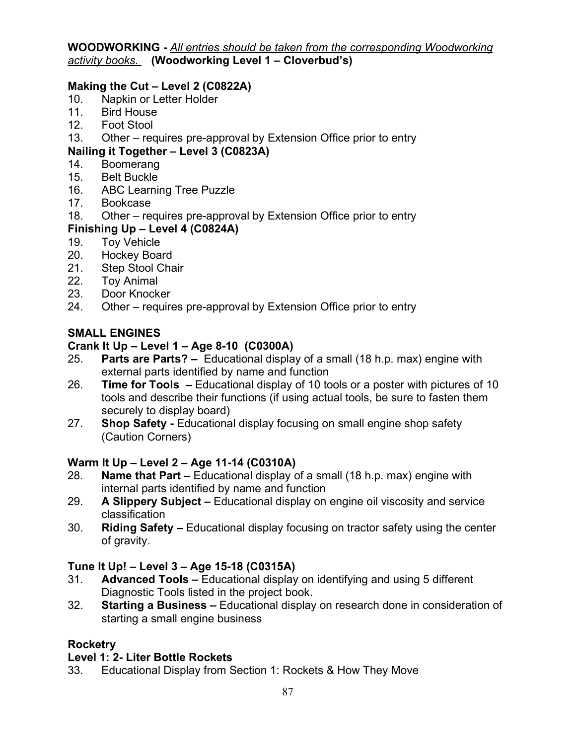**WOODWORKING -** *All entries should be taken from the corresponding Woodworking activity books.* **(Woodworking Level 1 – Cloverbud's)**

**Making the Cut – Level 2 (C0822A)**

10. Napkin or Letter Holder
11. Bird House
12. Foot Stool
13. Other – requires pre-approval by Extension Office prior to entry

**Nailing it Together – Level 3 (C0823A)**

14. Boomerang
15. Belt Buckle
16. ABC Learning Tree Puzzle
17. Bookcase
18. Other – requires pre-approval by Extension Office prior to entry

**Finishing Up – Level 4 (C0824A)**

19. Toy Vehicle
20. Hockey Board
21. Step Stool Chair
22. Toy Animal
23. Door Knocker
24. Other – requires pre-approval by Extension Office prior to entry

**SMALL ENGINES**

**Crank It Up – Level 1 – Age 8-10 (C0300A)**

25. **Parts are Parts? –** Educational display of a small (18 h.p. max) engine with external parts identified by name and function
26. **Time for Tools –** Educational display of 10 tools or a poster with pictures of 10 tools and describe their functions (if using actual tools, be sure to fasten them securely to display board)
27. **Shop Safety -** Educational display focusing on small engine shop safety (Caution Corners)

**Warm It Up – Level 2 – Age 11-14 (C0310A)**

28. **Name that Part –** Educational display of a small (18 h.p. max) engine with internal parts identified by name and function
29. **A Slippery Subject –** Educational display on engine oil viscosity and service classification
30. **Riding Safety –** Educational display focusing on tractor safety using the center of gravity.

**Tune It Up! – Level 3 – Age 15-18 (C0315A)**

31. **Advanced Tools –** Educational display on identifying and using 5 different Diagnostic Tools listed in the project book.
32. **Starting a Business –** Educational display on research done in consideration of starting a small engine business

**Rocketry**

**Level 1: 2- Liter Bottle Rockets**

33. Educational Display from Section 1: Rockets & How They Move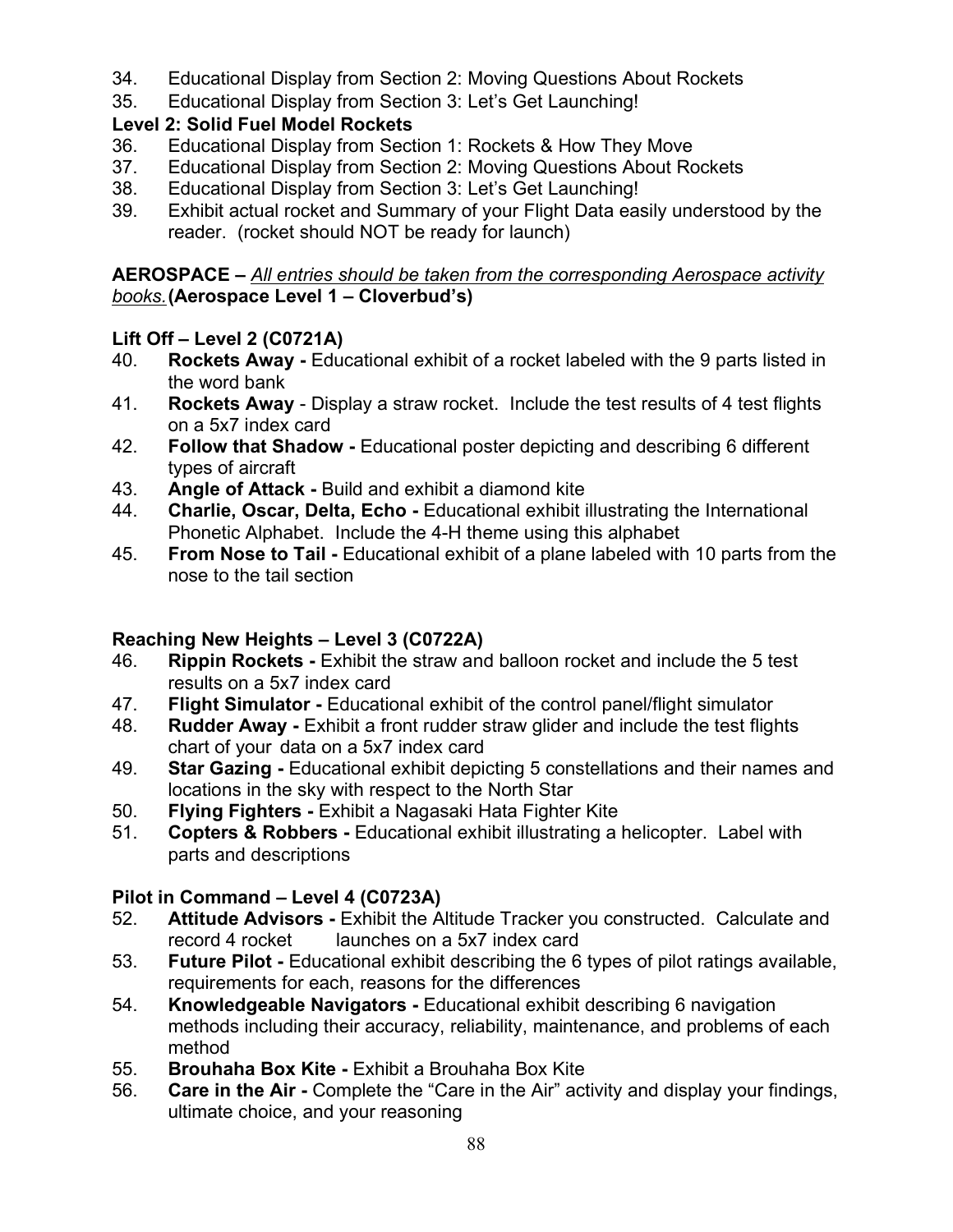34. Educational Display from Section 2: Moving Questions About Rockets
35. Educational Display from Section 3: Let's Get Launching!

**Level 2: Solid Fuel Model Rockets**

36. Educational Display from Section 1: Rockets & How They Move
37. Educational Display from Section 2: Moving Questions About Rockets
38. Educational Display from Section 3: Let's Get Launching!
39. Exhibit actual rocket and Summary of your Flight Data easily understood by the reader. (rocket should NOT be ready for launch)

**AEROSPACE –** ***<u>All entries should be taken from the corresponding Aerospace activity books.</u>*** **(Aerospace Level 1 – Cloverbud's)**

**Lift Off – Level 2 (C0721A)**

40. **Rockets Away -** Educational exhibit of a rocket labeled with the 9 parts listed in the word bank
41. **Rockets Away** - Display a straw rocket. Include the test results of 4 test flights on a 5x7 index card
42. **Follow that Shadow -** Educational poster depicting and describing 6 different types of aircraft
43. **Angle of Attack -** Build and exhibit a diamond kite
44. **Charlie, Oscar, Delta, Echo -** Educational exhibit illustrating the International Phonetic Alphabet. Include the 4-H theme using this alphabet
45. **From Nose to Tail -** Educational exhibit of a plane labeled with 10 parts from the nose to the tail section

**Reaching New Heights – Level 3 (C0722A)**

46. **Rippin Rockets -** Exhibit the straw and balloon rocket and include the 5 test results on a 5x7 index card
47. **Flight Simulator -** Educational exhibit of the control panel/flight simulator
48. **Rudder Away -** Exhibit a front rudder straw glider and include the test flights chart of your data on a 5x7 index card
49. **Star Gazing -** Educational exhibit depicting 5 constellations and their names and locations in the sky with respect to the North Star
50. **Flying Fighters -** Exhibit a Nagasaki Hata Fighter Kite
51. **Copters & Robbers -** Educational exhibit illustrating a helicopter. Label with parts and descriptions

**Pilot in Command – Level 4 (C0723A)**

52. **Attitude Advisors -** Exhibit the Altitude Tracker you constructed. Calculate and record 4 rocket launches on a 5x7 index card
53. **Future Pilot -** Educational exhibit describing the 6 types of pilot ratings available, requirements for each, reasons for the differences
54. **Knowledgeable Navigators -** Educational exhibit describing 6 navigation methods including their accuracy, reliability, maintenance, and problems of each method
55. **Brouhaha Box Kite -** Exhibit a Brouhaha Box Kite
56. **Care in the Air -** Complete the "Care in the Air" activity and display your findings, ultimate choice, and your reasoning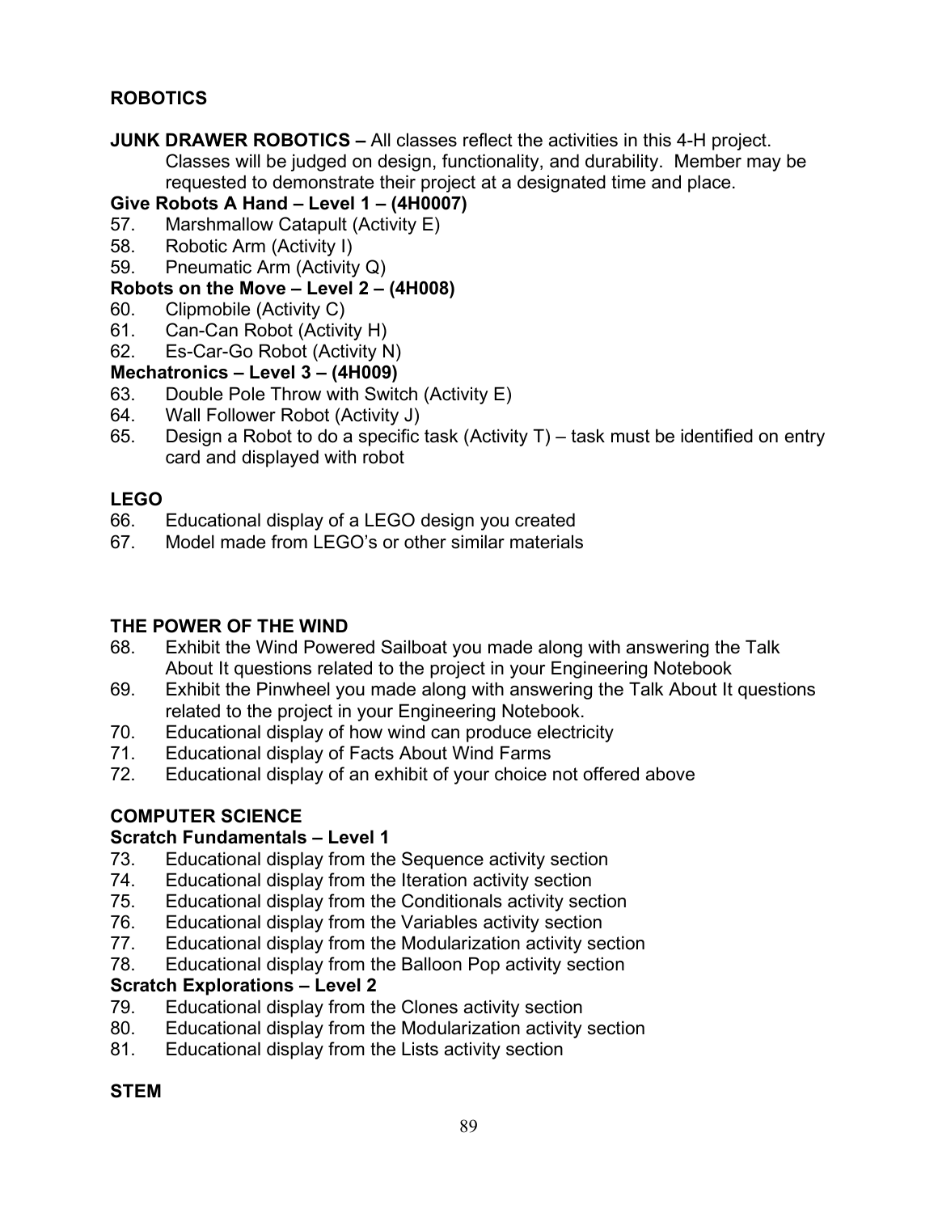## ROBOTICS

**JUNK DRAWER ROBOTICS –** All classes reflect the activities in this 4-H project. Classes will be judged on design, functionality, and durability. Member may be requested to demonstrate their project at a designated time and place.

**Give Robots A Hand – Level 1 – (4H0007)**

57. Marshmallow Catapult (Activity E)
58. Robotic Arm (Activity I)
59. Pneumatic Arm (Activity Q)

**Robots on the Move – Level 2 – (4H008)**

60. Clipmobile (Activity C)
61. Can-Can Robot (Activity H)
62. Es-Car-Go Robot (Activity N)

**Mechatronics – Level 3 – (4H009)**

63. Double Pole Throw with Switch (Activity E)
64. Wall Follower Robot (Activity J)
65. Design a Robot to do a specific task (Activity T) – task must be identified on entry card and displayed with robot

## LEGO

66. Educational display of a LEGO design you created
67. Model made from LEGO's or other similar materials

## THE POWER OF THE WIND

68. Exhibit the Wind Powered Sailboat you made along with answering the Talk About It questions related to the project in your Engineering Notebook
69. Exhibit the Pinwheel you made along with answering the Talk About It questions related to the project in your Engineering Notebook.
70. Educational display of how wind can produce electricity
71. Educational display of Facts About Wind Farms
72. Educational display of an exhibit of your choice not offered above

## COMPUTER SCIENCE

**Scratch Fundamentals – Level 1**

73. Educational display from the Sequence activity section
74. Educational display from the Iteration activity section
75. Educational display from the Conditionals activity section
76. Educational display from the Variables activity section
77. Educational display from the Modularization activity section
78. Educational display from the Balloon Pop activity section

**Scratch Explorations – Level 2**

79. Educational display from the Clones activity section
80. Educational display from the Modularization activity section
81. Educational display from the Lists activity section

## STEM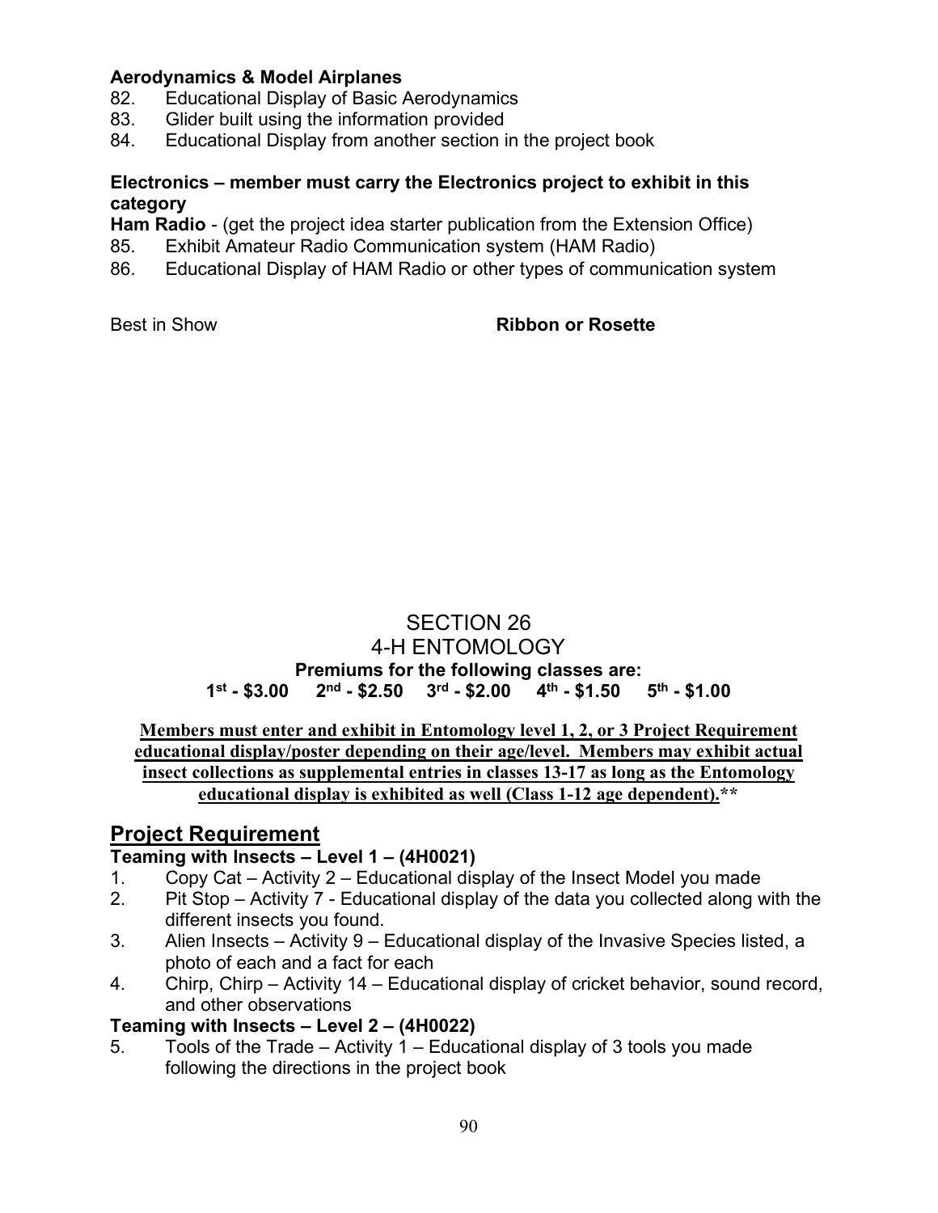**Aerodynamics & Model Airplanes**

82. Educational Display of Basic Aerodynamics
83. Glider built using the information provided
84. Educational Display from another section in the project book

**Electronics – member must carry the Electronics project to exhibit in this category**

**Ham Radio** - (get the project idea starter publication from the Extension Office)

85. Exhibit Amateur Radio Communication system (HAM Radio)
86. Educational Display of HAM Radio or other types of communication system

Best in Show **Ribbon or Rosette**

# SECTION 26
# 4-H ENTOMOLOGY

**Premiums for the following classes are:**
**1st - $3.00 2nd - $2.50 3rd - $2.00 4th - $1.50 5th - $1.00**

**Members must enter and exhibit in Entomology level 1, 2, or 3 Project Requirement educational display/poster depending on their age/level. Members may exhibit actual insect collections as supplemental entries in classes 13-17 as long as the Entomology educational display is exhibited as well (Class 1-12 age dependent).****

## Project Requirement

**Teaming with Insects – Level 1 – (4H0021)**

1. Copy Cat – Activity 2 – Educational display of the Insect Model you made
2. Pit Stop – Activity 7 - Educational display of the data you collected along with the different insects you found.
3. Alien Insects – Activity 9 – Educational display of the Invasive Species listed, a photo of each and a fact for each
4. Chirp, Chirp – Activity 14 – Educational display of cricket behavior, sound record, and other observations

**Teaming with Insects – Level 2 – (4H0022)**

5. Tools of the Trade – Activity 1 – Educational display of 3 tools you made following the directions in the project book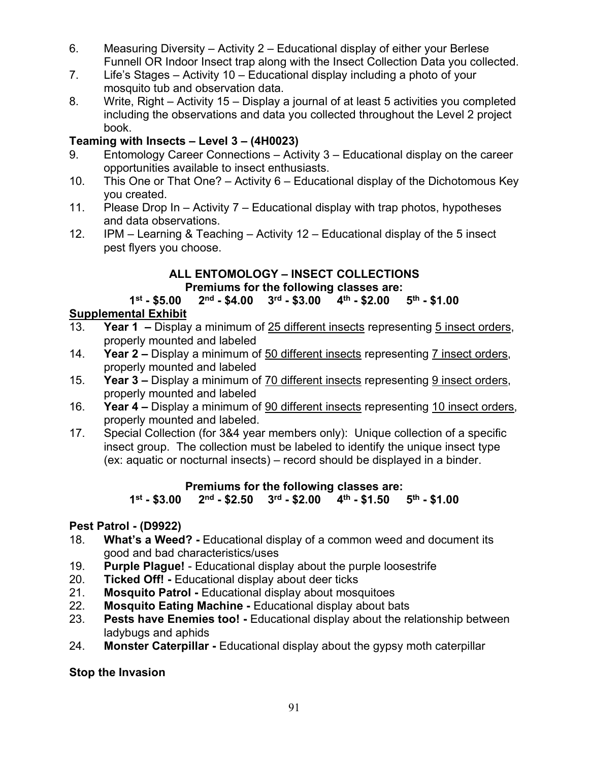6. Measuring Diversity – Activity 2 – Educational display of either your Berlese Funnell OR Indoor Insect trap along with the Insect Collection Data you collected.
7. Life's Stages – Activity 10 – Educational display including a photo of your mosquito tub and observation data.
8. Write, Right – Activity 15 – Display a journal of at least 5 activities you completed including the observations and data you collected throughout the Level 2 project book.

**Teaming with Insects – Level 3 – (4H0023)**

9. Entomology Career Connections – Activity 3 – Educational display on the career opportunities available to insect enthusiasts.
10. This One or That One? – Activity 6 – Educational display of the Dichotomous Key you created.
11. Please Drop In – Activity 7 – Educational display with trap photos, hypotheses and data observations.
12. IPM – Learning & Teaching – Activity 12 – Educational display of the 5 insect pest flyers you choose.

**ALL ENTOMOLOGY – INSECT COLLECTIONS**

**Premiums for the following classes are:**

**1st - $5.00 2nd - $4.00 3rd - $3.00 4th - $2.00 5th - $1.00**

**Supplemental Exhibit**

13. **Year 1 –** Display a minimum of 25 different insects representing 5 insect orders, properly mounted and labeled
14. **Year 2 –** Display a minimum of 50 different insects representing 7 insect orders, properly mounted and labeled
15. **Year 3 –** Display a minimum of 70 different insects representing 9 insect orders, properly mounted and labeled
16. **Year 4 –** Display a minimum of 90 different insects representing 10 insect orders, properly mounted and labeled.
17. Special Collection (for 3&4 year members only): Unique collection of a specific insect group. The collection must be labeled to identify the unique insect type (ex: aquatic or nocturnal insects) – record should be displayed in a binder.

**Premiums for the following classes are:**

**1st - $3.00 2nd - $2.50 3rd - $2.00 4th - $1.50 5th - $1.00**

**Pest Patrol - (D9922)**

18. **What's a Weed? -** Educational display of a common weed and document its good and bad characteristics/uses
19. **Purple Plague!** - Educational display about the purple loosestrife
20. **Ticked Off! -** Educational display about deer ticks
21. **Mosquito Patrol -** Educational display about mosquitoes
22. **Mosquito Eating Machine -** Educational display about bats
23. **Pests have Enemies too! -** Educational display about the relationship between ladybugs and aphids
24. **Monster Caterpillar -** Educational display about the gypsy moth caterpillar

**Stop the Invasion**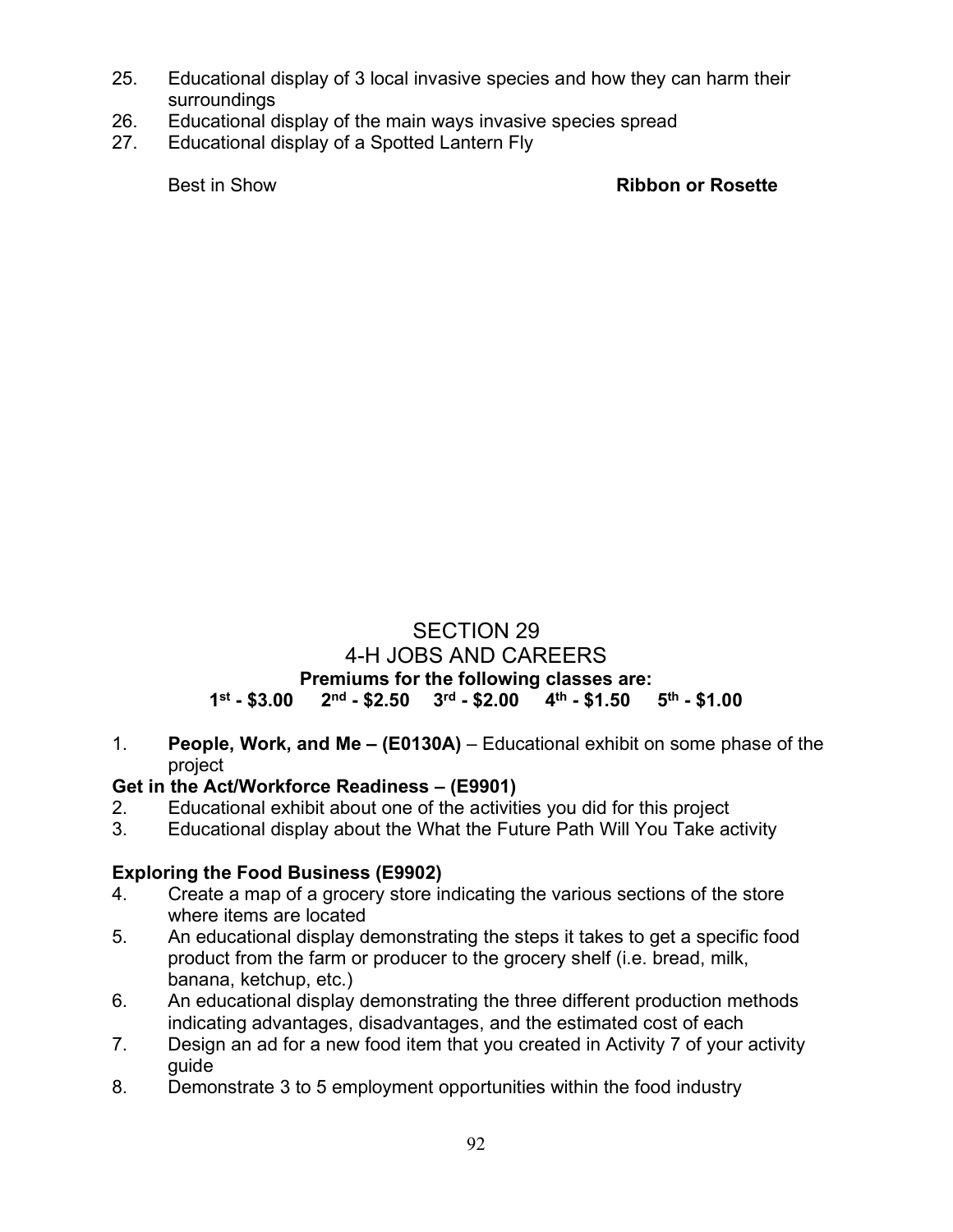25. Educational display of 3 local invasive species and how they can harm their surroundings
26. Educational display of the main ways invasive species spread
27. Educational display of a Spotted Lantern Fly

Best in Show **Ribbon or Rosette**

# SECTION 29
# 4-H JOBS AND CAREERS

**Premiums for the following classes are:**
**1st - $3.00 2nd - $2.50 3rd - $2.00 4th - $1.50 5th - $1.00**

1. **People, Work, and Me – (E0130A)** – Educational exhibit on some phase of the project

**Get in the Act/Workforce Readiness – (E9901)**

2. Educational exhibit about one of the activities you did for this project
3. Educational display about the What the Future Path Will You Take activity

**Exploring the Food Business (E9902)**

4. Create a map of a grocery store indicating the various sections of the store where items are located
5. An educational display demonstrating the steps it takes to get a specific food product from the farm or producer to the grocery shelf (i.e. bread, milk, banana, ketchup, etc.)
6. An educational display demonstrating the three different production methods indicating advantages, disadvantages, and the estimated cost of each
7. Design an ad for a new food item that you created in Activity 7 of your activity guide
8. Demonstrate 3 to 5 employment opportunities within the food industry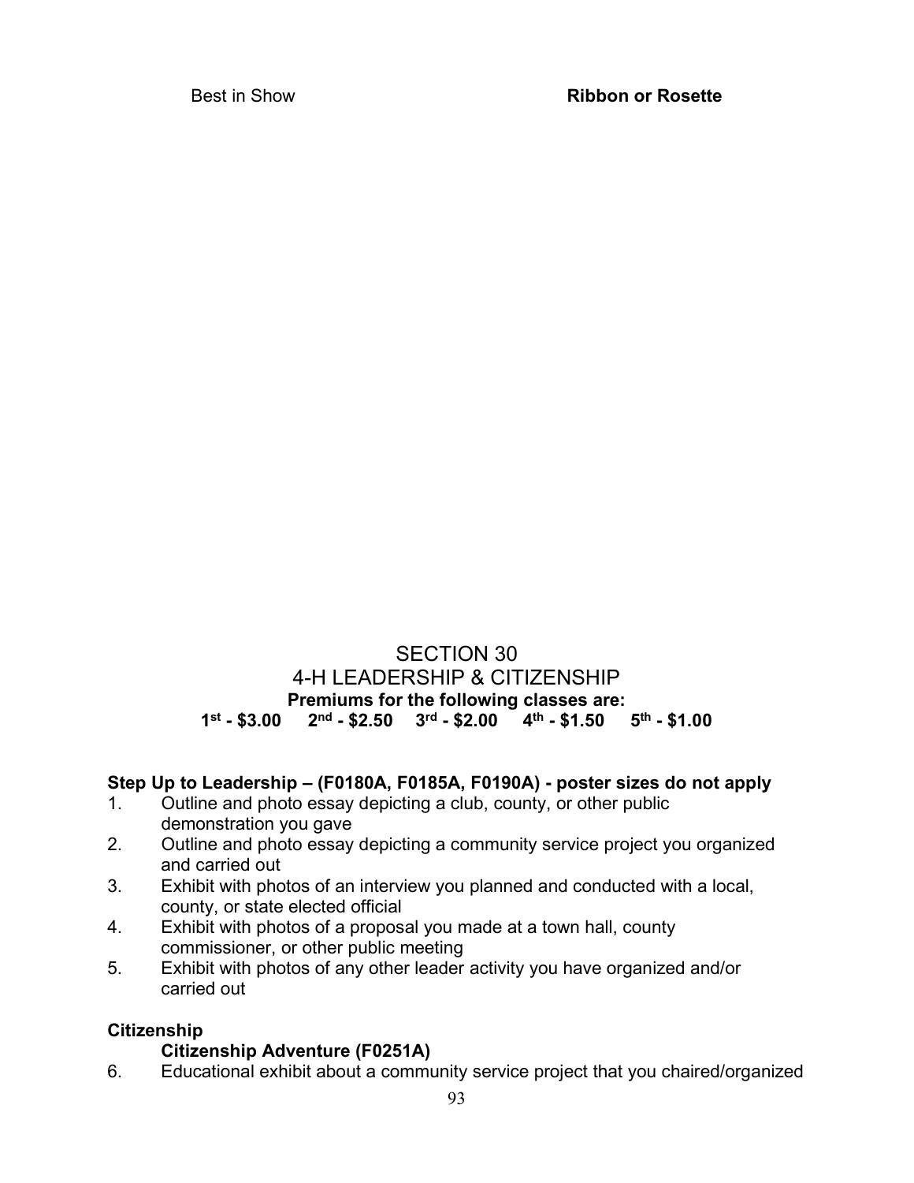Best in Show **Ribbon or Rosette**

# SECTION 30
# 4-H LEADERSHIP & CITIZENSHIP

**Premiums for the following classes are:**
**1st - $3.00   2nd - $2.50   3rd - $2.00   4th - $1.50   5th - $1.00**

**Step Up to Leadership – (F0180A, F0185A, F0190A) - poster sizes do not apply**

1. Outline and photo essay depicting a club, county, or other public demonstration you gave
2. Outline and photo essay depicting a community service project you organized and carried out
3. Exhibit with photos of an interview you planned and conducted with a local, county, or state elected official
4. Exhibit with photos of a proposal you made at a town hall, county commissioner, or other public meeting
5. Exhibit with photos of any other leader activity you have organized and/or carried out

**Citizenship**

**Citizenship Adventure (F0251A)**

6. Educational exhibit about a community service project that you chaired/organized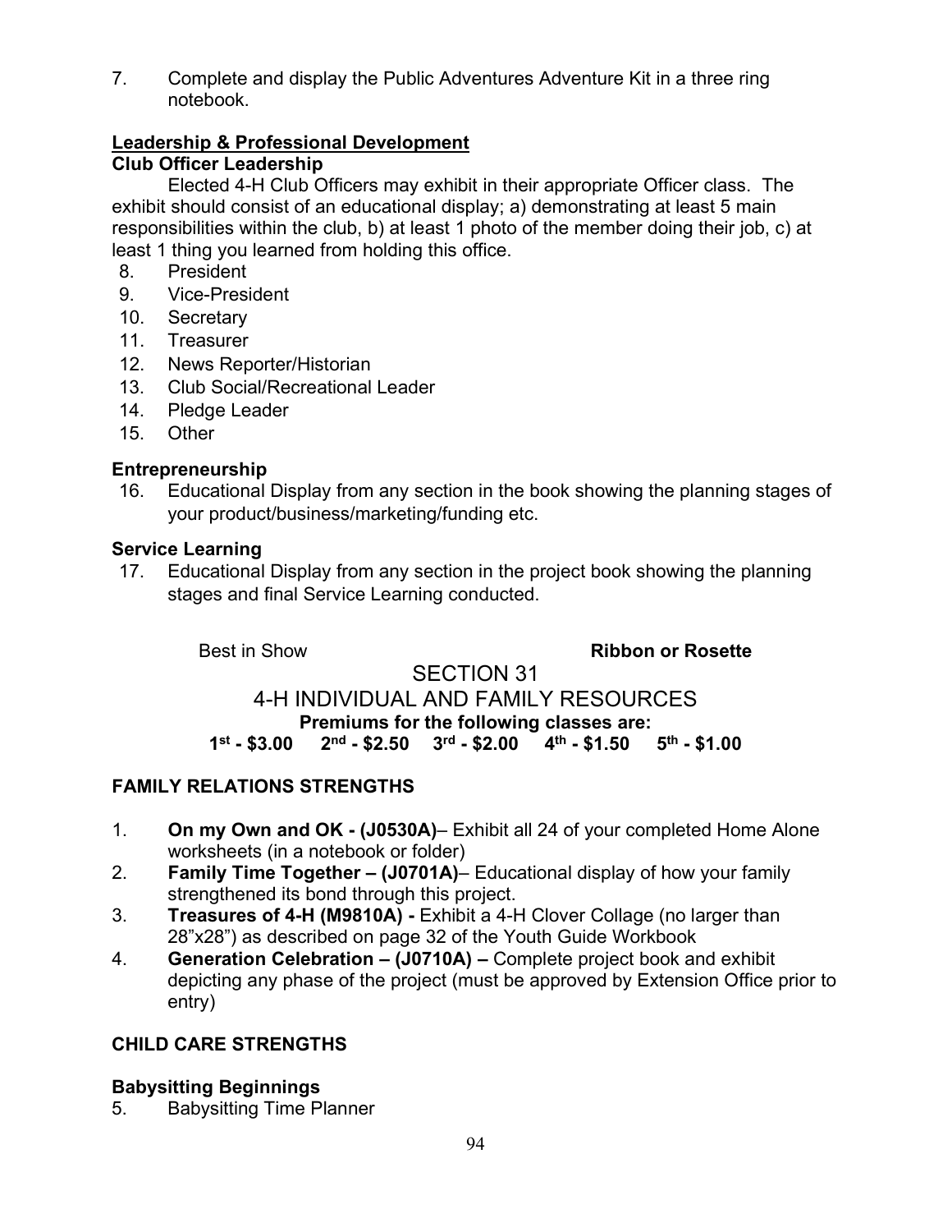7. Complete and display the Public Adventures Adventure Kit in a three ring notebook.

**Leadership & Professional Development**

**Club Officer Leadership**

Elected 4-H Club Officers may exhibit in their appropriate Officer class. The exhibit should consist of an educational display; a) demonstrating at least 5 main responsibilities within the club, b) at least 1 photo of the member doing their job, c) at least 1 thing you learned from holding this office.

8. President
9. Vice-President
10. Secretary
11. Treasurer
12. News Reporter/Historian
13. Club Social/Recreational Leader
14. Pledge Leader
15. Other

**Entrepreneurship**

16. Educational Display from any section in the book showing the planning stages of your product/business/marketing/funding etc.

**Service Learning**

17. Educational Display from any section in the project book showing the planning stages and final Service Learning conducted.

Best in Show **Ribbon or Rosette**

# SECTION 31

## 4-H INDIVIDUAL AND FAMILY RESOURCES

**Premiums for the following classes are:**

**1st - $3.00 2nd - $2.50 3rd - $2.00 4th - $1.50 5th - $1.00**

### FAMILY RELATIONS STRENGTHS

1. **On my Own and OK - (J0530A)**– Exhibit all 24 of your completed Home Alone worksheets (in a notebook or folder)
2. **Family Time Together – (J0701A)**– Educational display of how your family strengthened its bond through this project.
3. **Treasures of 4-H (M9810A) -** Exhibit a 4-H Clover Collage (no larger than 28"x28") as described on page 32 of the Youth Guide Workbook
4. **Generation Celebration – (J0710A) –** Complete project book and exhibit depicting any phase of the project (must be approved by Extension Office prior to entry)

### CHILD CARE STRENGTHS

**Babysitting Beginnings**

5. Babysitting Time Planner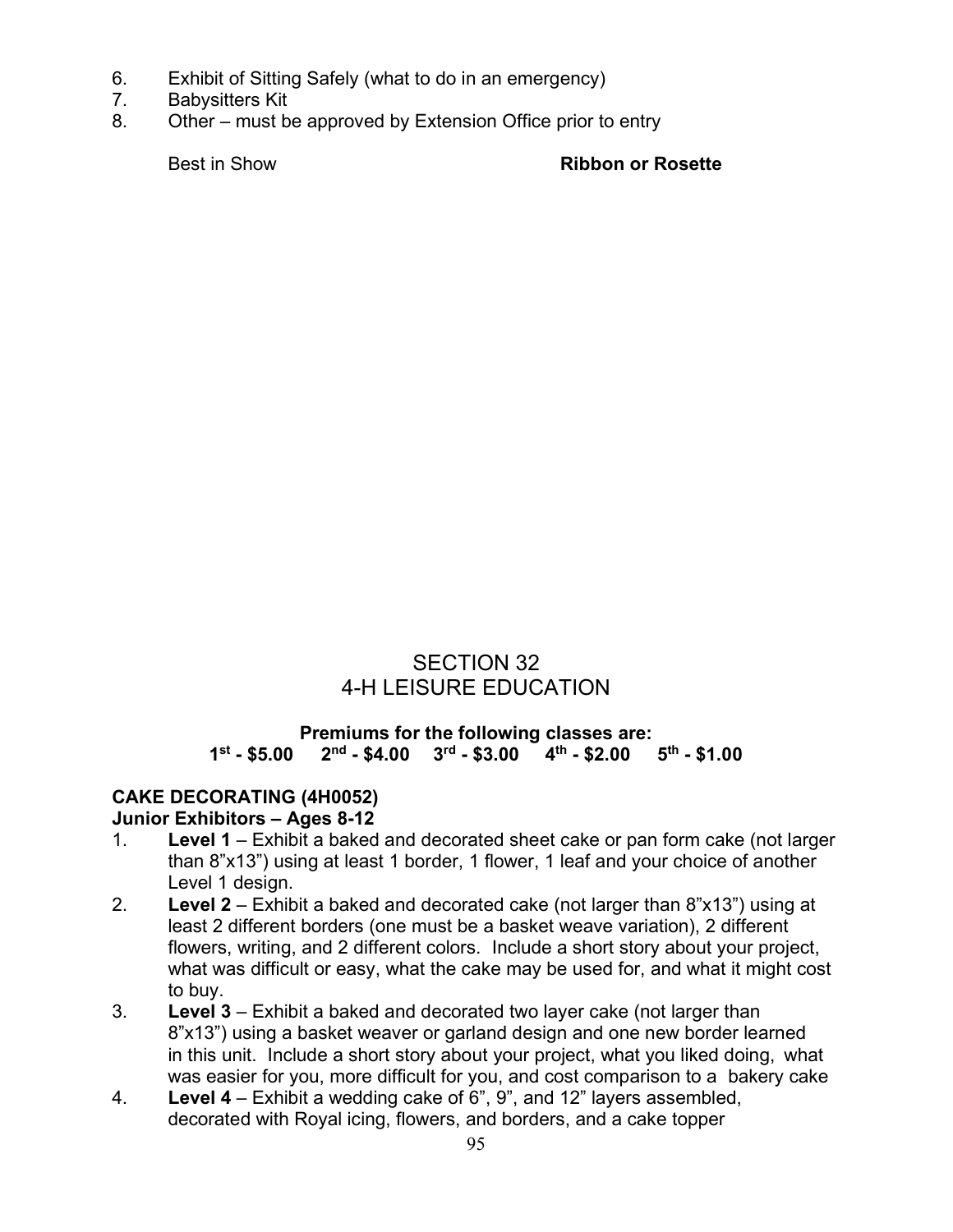6. Exhibit of Sitting Safely (what to do in an emergency)
7. Babysitters Kit
8. Other – must be approved by Extension Office prior to entry

Best in Show **Ribbon or Rosette**

# SECTION 32
# 4-H LEISURE EDUCATION

**Premiums for the following classes are:**
**1st - $5.00 2nd - $4.00 3rd - $3.00 4th - $2.00 5th - $1.00**

**CAKE DECORATING (4H0052)**
**Junior Exhibitors – Ages 8-12**

1. **Level 1** – Exhibit a baked and decorated sheet cake or pan form cake (not larger than 8"x13") using at least 1 border, 1 flower, 1 leaf and your choice of another Level 1 design.
2. **Level 2** – Exhibit a baked and decorated cake (not larger than 8"x13") using at least 2 different borders (one must be a basket weave variation), 2 different flowers, writing, and 2 different colors. Include a short story about your project, what was difficult or easy, what the cake may be used for, and what it might cost to buy.
3. **Level 3** – Exhibit a baked and decorated two layer cake (not larger than 8"x13") using a basket weaver or garland design and one new border learned in this unit. Include a short story about your project, what you liked doing, what was easier for you, more difficult for you, and cost comparison to a bakery cake
4. **Level 4** – Exhibit a wedding cake of 6", 9", and 12" layers assembled, decorated with Royal icing, flowers, and borders, and a cake topper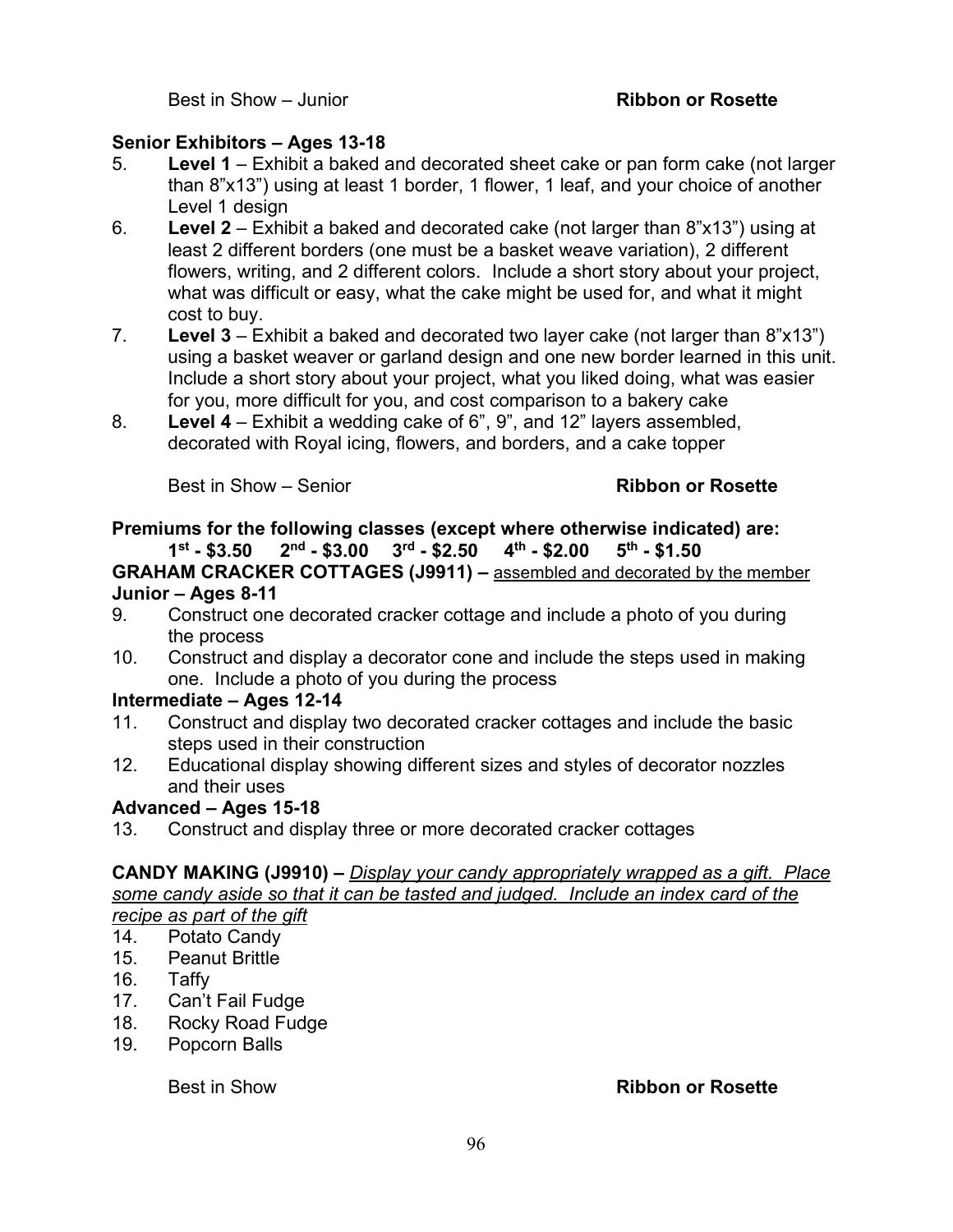Best in Show – Junior **Ribbon or Rosette**

**Senior Exhibitors – Ages 13-18**

5. **Level 1** – Exhibit a baked and decorated sheet cake or pan form cake (not larger than 8"x13") using at least 1 border, 1 flower, 1 leaf, and your choice of another Level 1 design
6. **Level 2** – Exhibit a baked and decorated cake (not larger than 8"x13") using at least 2 different borders (one must be a basket weave variation), 2 different flowers, writing, and 2 different colors. Include a short story about your project, what was difficult or easy, what the cake might be used for, and what it might cost to buy.
7. **Level 3** – Exhibit a baked and decorated two layer cake (not larger than 8"x13") using a basket weaver or garland design and one new border learned in this unit. Include a short story about your project, what you liked doing, what was easier for you, more difficult for you, and cost comparison to a bakery cake
8. **Level 4** – Exhibit a wedding cake of 6", 9", and 12" layers assembled, decorated with Royal icing, flowers, and borders, and a cake topper

Best in Show – Senior **Ribbon or Rosette**

**Premiums for the following classes (except where otherwise indicated) are:**
**1st - $3.50 2nd - $3.00 3rd - $2.50 4th - $2.00 5th - $1.50**

**GRAHAM CRACKER COTTAGES (J9911) –** assembled and decorated by the member

**Junior – Ages 8-11**

9. Construct one decorated cracker cottage and include a photo of you during the process
10. Construct and display a decorator cone and include the steps used in making one. Include a photo of you during the process

**Intermediate – Ages 12-14**

11. Construct and display two decorated cracker cottages and include the basic steps used in their construction
12. Educational display showing different sizes and styles of decorator nozzles and their uses

**Advanced – Ages 15-18**

13. Construct and display three or more decorated cracker cottages

**CANDY MAKING (J9910) –** *Display your candy appropriately wrapped as a gift. Place some candy aside so that it can be tasted and judged. Include an index card of the recipe as part of the gift*

14. Potato Candy
15. Peanut Brittle
16. Taffy
17. Can't Fail Fudge
18. Rocky Road Fudge
19. Popcorn Balls

Best in Show **Ribbon or Rosette**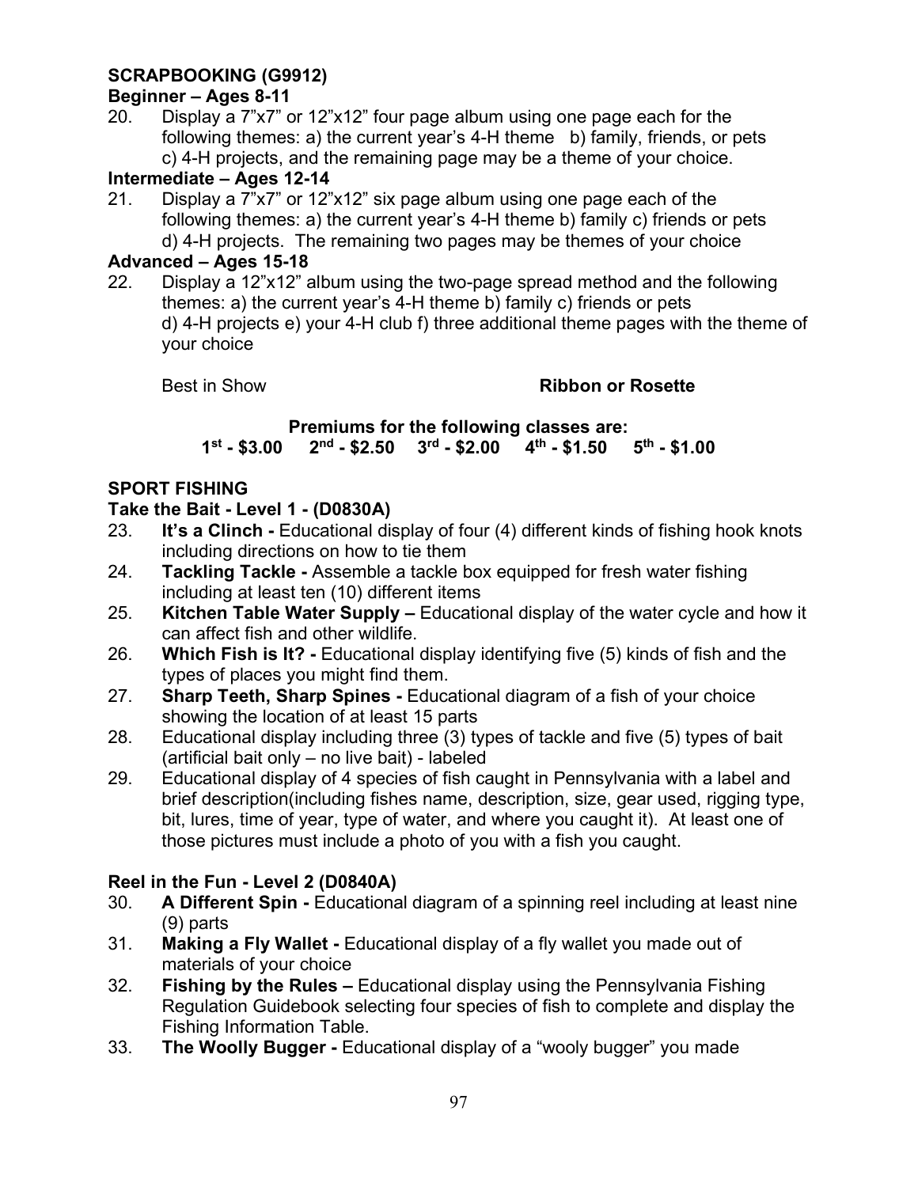**SCRAPBOOKING (G9912)**

**Beginner – Ages 8-11**

20. Display a 7"x7" or 12"x12" four page album using one page each for the following themes: a) the current year's 4-H theme b) family, friends, or pets c) 4-H projects, and the remaining page may be a theme of your choice.

**Intermediate – Ages 12-14**

21. Display a 7"x7" or 12"x12" six page album using one page each of the following themes: a) the current year's 4-H theme b) family c) friends or pets d) 4-H projects. The remaining two pages may be themes of your choice

**Advanced – Ages 15-18**

22. Display a 12"x12" album using the two-page spread method and the following themes: a) the current year's 4-H theme b) family c) friends or pets d) 4-H projects e) your 4-H club f) three additional theme pages with the theme of your choice

Best in Show **Ribbon or Rosette**

**Premiums for the following classes are:**
**1st - $3.00 2nd - $2.50 3rd - $2.00 4th - $1.50 5th - $1.00**

**SPORT FISHING**

**Take the Bait - Level 1 - (D0830A)**

23. **It's a Clinch -** Educational display of four (4) different kinds of fishing hook knots including directions on how to tie them
24. **Tackling Tackle -** Assemble a tackle box equipped for fresh water fishing including at least ten (10) different items
25. **Kitchen Table Water Supply –** Educational display of the water cycle and how it can affect fish and other wildlife.
26. **Which Fish is It? -** Educational display identifying five (5) kinds of fish and the types of places you might find them.
27. **Sharp Teeth, Sharp Spines -** Educational diagram of a fish of your choice showing the location of at least 15 parts
28. Educational display including three (3) types of tackle and five (5) types of bait (artificial bait only – no live bait) - labeled
29. Educational display of 4 species of fish caught in Pennsylvania with a label and brief description(including fishes name, description, size, gear used, rigging type, bit, lures, time of year, type of water, and where you caught it). At least one of those pictures must include a photo of you with a fish you caught.

**Reel in the Fun - Level 2 (D0840A)**

30. **A Different Spin -** Educational diagram of a spinning reel including at least nine (9) parts
31. **Making a Fly Wallet -** Educational display of a fly wallet you made out of materials of your choice
32. **Fishing by the Rules –** Educational display using the Pennsylvania Fishing Regulation Guidebook selecting four species of fish to complete and display the Fishing Information Table.
33. **The Woolly Bugger -** Educational display of a "wooly bugger" you made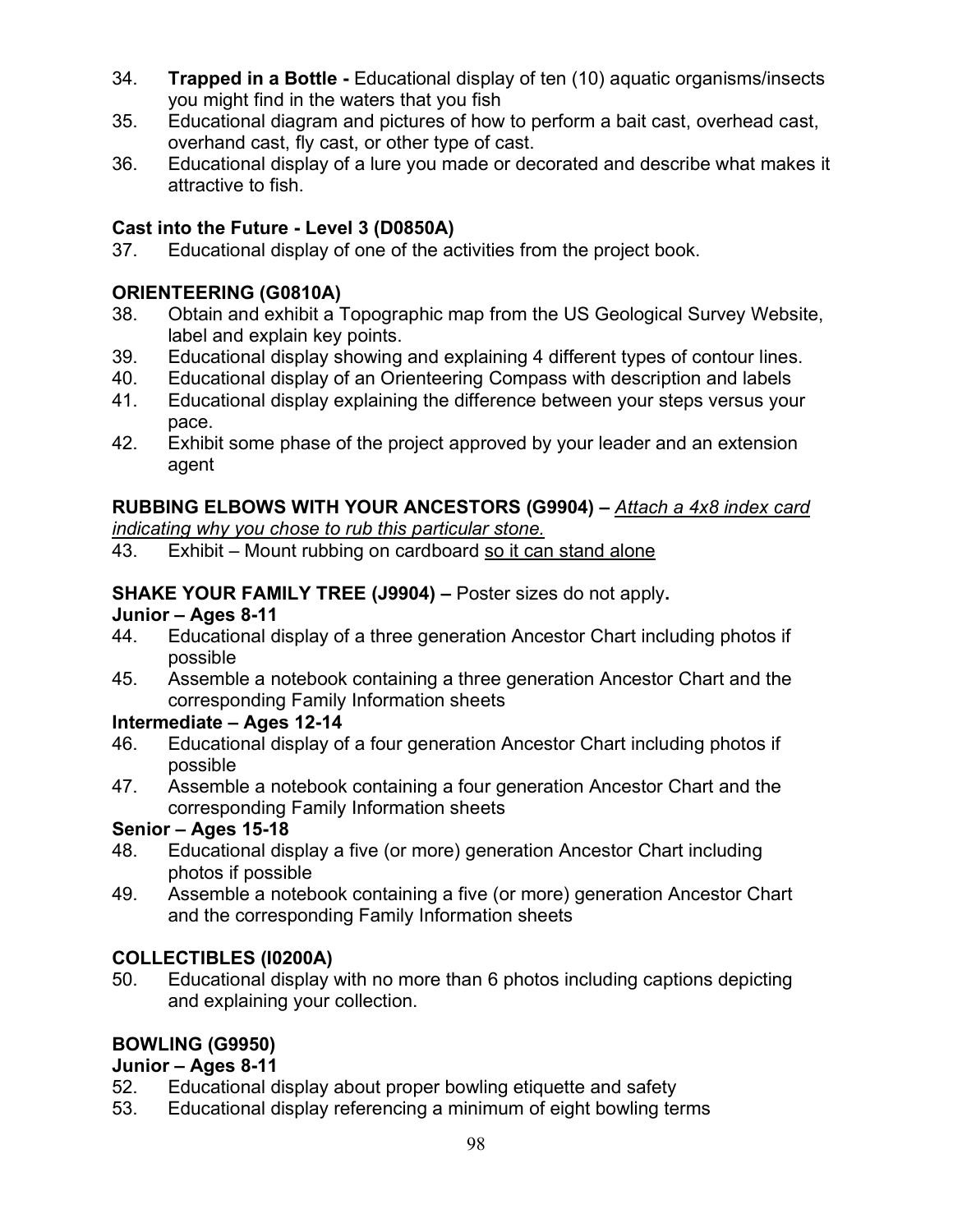34. **Trapped in a Bottle -** Educational display of ten (10) aquatic organisms/insects you might find in the waters that you fish
35. Educational diagram and pictures of how to perform a bait cast, overhead cast, overhand cast, fly cast, or other type of cast.
36. Educational display of a lure you made or decorated and describe what makes it attractive to fish.

**Cast into the Future - Level 3 (D0850A)**

37. Educational display of one of the activities from the project book.

**ORIENTEERING (G0810A)**

38. Obtain and exhibit a Topographic map from the US Geological Survey Website, label and explain key points.
39. Educational display showing and explaining 4 different types of contour lines.
40. Educational display of an Orienteering Compass with description and labels
41. Educational display explaining the difference between your steps versus your pace.
42. Exhibit some phase of the project approved by your leader and an extension agent

**RUBBING ELBOWS WITH YOUR ANCESTORS (G9904) –** <u>*Attach a 4x8 index card indicating why you chose to rub this particular stone.*</u>

43. Exhibit – Mount rubbing on cardboard <u>so it can stand alone</u>

**SHAKE YOUR FAMILY TREE (J9904) –** Poster sizes do not apply**.**

**Junior – Ages 8-11**

44. Educational display of a three generation Ancestor Chart including photos if possible
45. Assemble a notebook containing a three generation Ancestor Chart and the corresponding Family Information sheets

**Intermediate – Ages 12-14**

46. Educational display of a four generation Ancestor Chart including photos if possible
47. Assemble a notebook containing a four generation Ancestor Chart and the corresponding Family Information sheets

**Senior – Ages 15-18**

48. Educational display a five (or more) generation Ancestor Chart including photos if possible
49. Assemble a notebook containing a five (or more) generation Ancestor Chart and the corresponding Family Information sheets

**COLLECTIBLES (I0200A)**

50. Educational display with no more than 6 photos including captions depicting and explaining your collection.

**BOWLING (G9950)**

**Junior – Ages 8-11**

52. Educational display about proper bowling etiquette and safety
53. Educational display referencing a minimum of eight bowling terms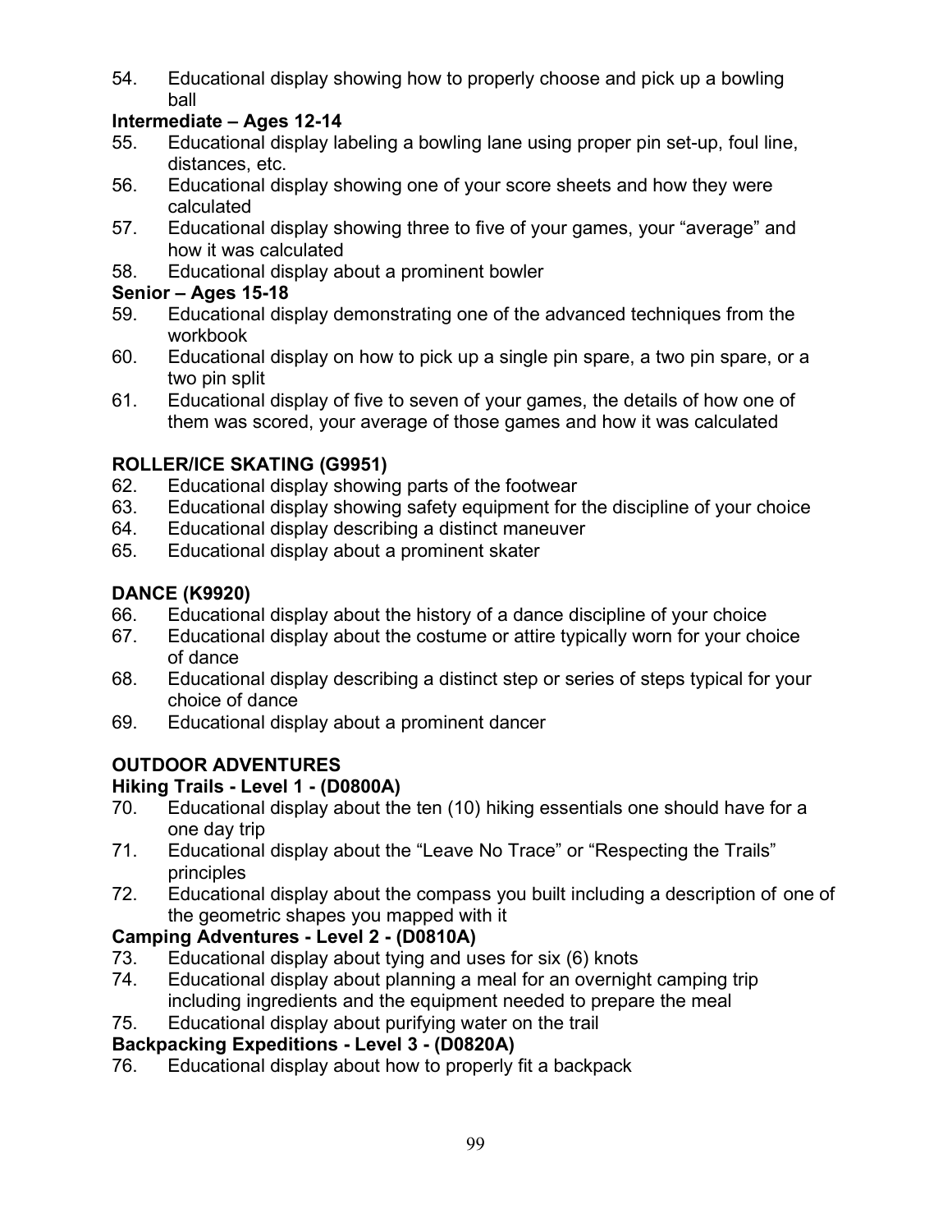54. Educational display showing how to properly choose and pick up a bowling ball

**Intermediate – Ages 12-14**

55. Educational display labeling a bowling lane using proper pin set-up, foul line, distances, etc.
56. Educational display showing one of your score sheets and how they were calculated
57. Educational display showing three to five of your games, your "average" and how it was calculated
58. Educational display about a prominent bowler

**Senior – Ages 15-18**

59. Educational display demonstrating one of the advanced techniques from the workbook
60. Educational display on how to pick up a single pin spare, a two pin spare, or a two pin split
61. Educational display of five to seven of your games, the details of how one of them was scored, your average of those games and how it was calculated

## ROLLER/ICE SKATING (G9951)

62. Educational display showing parts of the footwear
63. Educational display showing safety equipment for the discipline of your choice
64. Educational display describing a distinct maneuver
65. Educational display about a prominent skater

## DANCE (K9920)

66. Educational display about the history of a dance discipline of your choice
67. Educational display about the costume or attire typically worn for your choice of dance
68. Educational display describing a distinct step or series of steps typical for your choice of dance
69. Educational display about a prominent dancer

## OUTDOOR ADVENTURES

### Hiking Trails - Level 1 - (D0800A)

70. Educational display about the ten (10) hiking essentials one should have for a one day trip
71. Educational display about the "Leave No Trace" or "Respecting the Trails" principles
72. Educational display about the compass you built including a description of one of the geometric shapes you mapped with it

### Camping Adventures - Level 2 - (D0810A)

73. Educational display about tying and uses for six (6) knots
74. Educational display about planning a meal for an overnight camping trip including ingredients and the equipment needed to prepare the meal
75. Educational display about purifying water on the trail

### Backpacking Expeditions - Level 3 - (D0820A)

76. Educational display about how to properly fit a backpack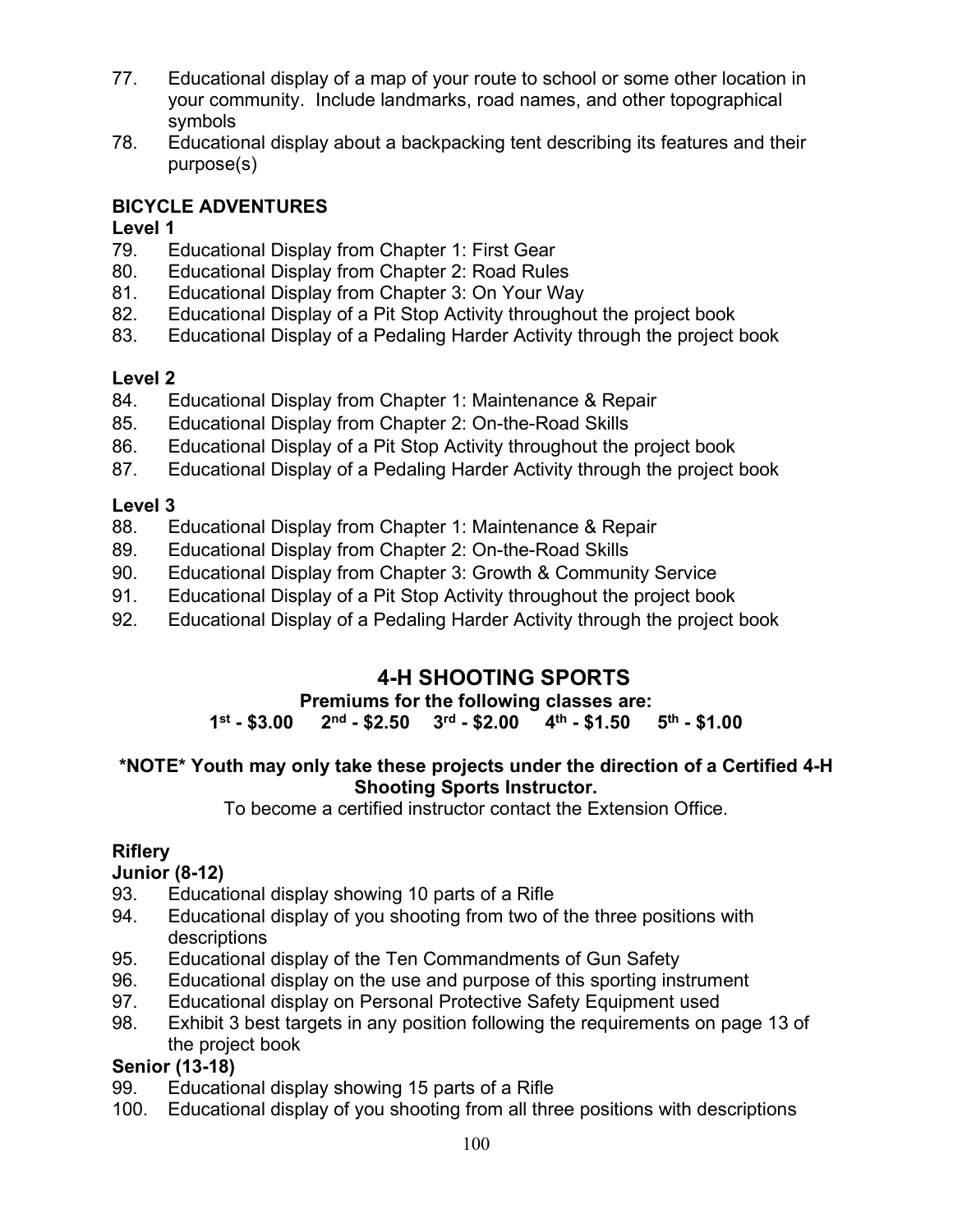77. Educational display of a map of your route to school or some other location in your community. Include landmarks, road names, and other topographical symbols
78. Educational display about a backpacking tent describing its features and their purpose(s)

**BICYCLE ADVENTURES**

**Level 1**

79. Educational Display from Chapter 1: First Gear
80. Educational Display from Chapter 2: Road Rules
81. Educational Display from Chapter 3: On Your Way
82. Educational Display of a Pit Stop Activity throughout the project book
83. Educational Display of a Pedaling Harder Activity through the project book

**Level 2**

84. Educational Display from Chapter 1: Maintenance & Repair
85. Educational Display from Chapter 2: On-the-Road Skills
86. Educational Display of a Pit Stop Activity throughout the project book
87. Educational Display of a Pedaling Harder Activity through the project book

**Level 3**

88. Educational Display from Chapter 1: Maintenance & Repair
89. Educational Display from Chapter 2: On-the-Road Skills
90. Educational Display from Chapter 3: Growth & Community Service
91. Educational Display of a Pit Stop Activity throughout the project book
92. Educational Display of a Pedaling Harder Activity through the project book

## 4-H SHOOTING SPORTS

**Premiums for the following classes are:**
**1st - $3.00 2nd - $2.50 3rd - $2.00 4th - $1.50 5th - $1.00**

**\*NOTE\* Youth may only take these projects under the direction of a Certified 4-H Shooting Sports Instructor.**

To become a certified instructor contact the Extension Office.

**Riflery**

**Junior (8-12)**

93. Educational display showing 10 parts of a Rifle
94. Educational display of you shooting from two of the three positions with descriptions
95. Educational display of the Ten Commandments of Gun Safety
96. Educational display on the use and purpose of this sporting instrument
97. Educational display on Personal Protective Safety Equipment used
98. Exhibit 3 best targets in any position following the requirements on page 13 of the project book

**Senior (13-18)**

99. Educational display showing 15 parts of a Rifle
100. Educational display of you shooting from all three positions with descriptions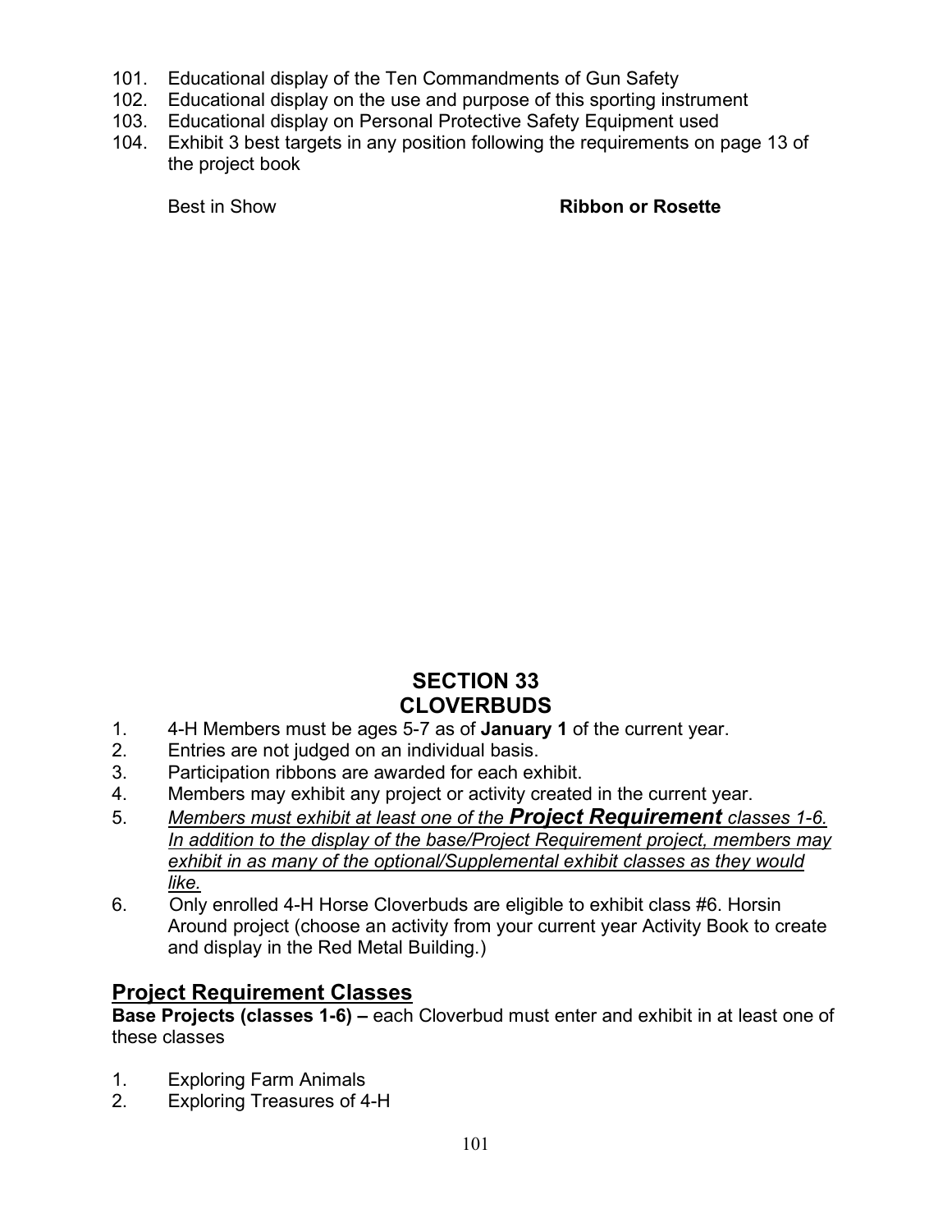101. Educational display of the Ten Commandments of Gun Safety
102. Educational display on the use and purpose of this sporting instrument
103. Educational display on Personal Protective Safety Equipment used
104. Exhibit 3 best targets in any position following the requirements on page 13 of the project book

Best in Show **Ribbon or Rosette**

## SECTION 33
## CLOVERBUDS

1. 4-H Members must be ages 5-7 as of **January 1** of the current year.
2. Entries are not judged on an individual basis.
3. Participation ribbons are awarded for each exhibit.
4. Members may exhibit any project or activity created in the current year.
5. <u>*Members must exhibit at least one of the **Project Requirement** classes 1-6. In addition to the display of the base/Project Requirement project, members may exhibit in as many of the optional/Supplemental exhibit classes as they would like.*</u>
6. Only enrolled 4-H Horse Cloverbuds are eligible to exhibit class #6. Horsin Around project (choose an activity from your current year Activity Book to create and display in the Red Metal Building.)

## <u>Project Requirement Classes</u>

**Base Projects (classes 1-6) –** each Cloverbud must enter and exhibit in at least one of these classes

1. Exploring Farm Animals
2. Exploring Treasures of 4-H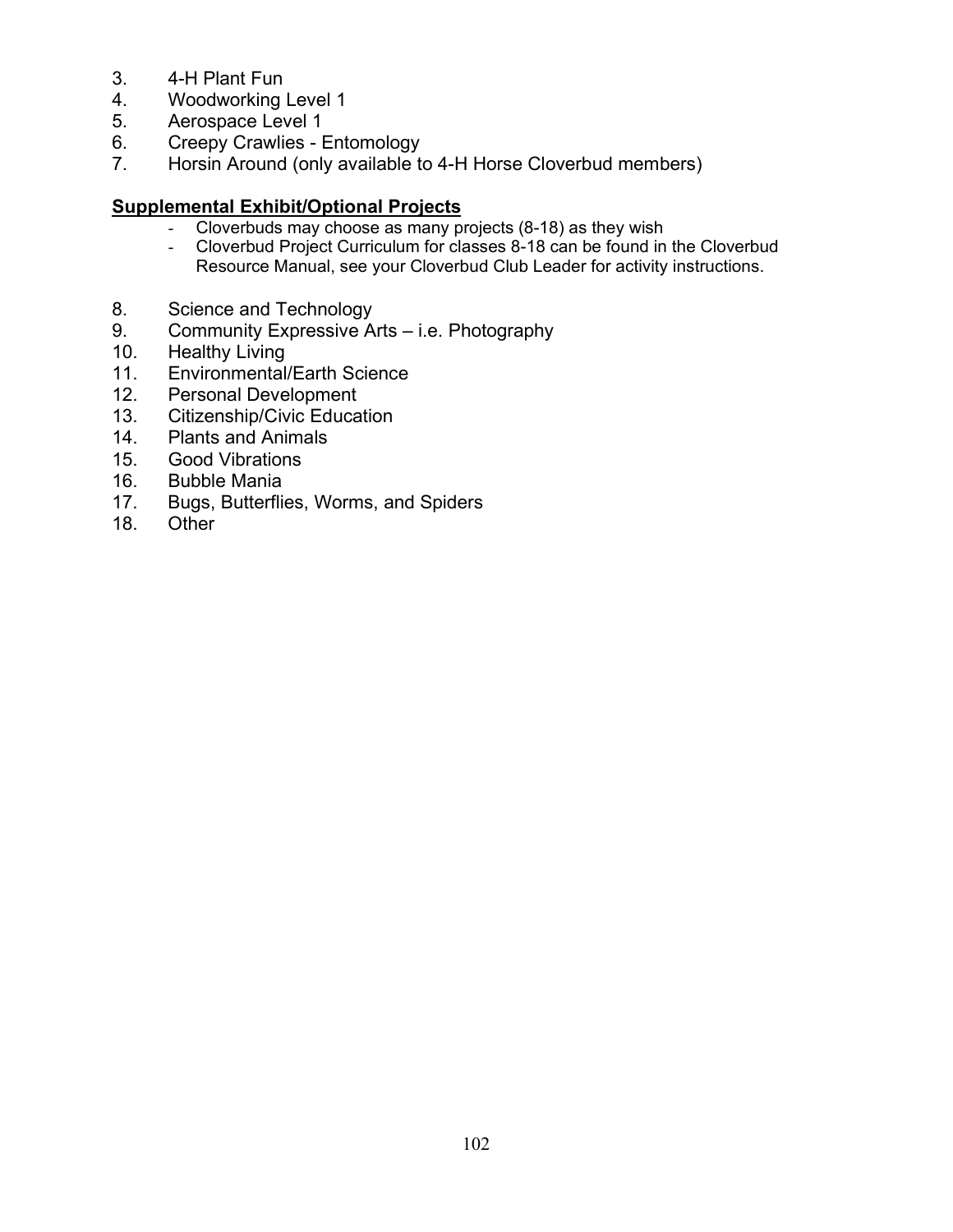3. 4-H Plant Fun
4. Woodworking Level 1
5. Aerospace Level 1
6. Creepy Crawlies - Entomology
7. Horsin Around (only available to 4-H Horse Cloverbud members)

**<u>Supplemental Exhibit/Optional Projects</u>**

- Cloverbuds may choose as many projects (8-18) as they wish
- Cloverbud Project Curriculum for classes 8-18 can be found in the Cloverbud Resource Manual, see your Cloverbud Club Leader for activity instructions.

8. Science and Technology
9. Community Expressive Arts – i.e. Photography
10. Healthy Living
11. Environmental/Earth Science
12. Personal Development
13. Citizenship/Civic Education
14. Plants and Animals
15. Good Vibrations
16. Bubble Mania
17. Bugs, Butterflies, Worms, and Spiders
18. Other